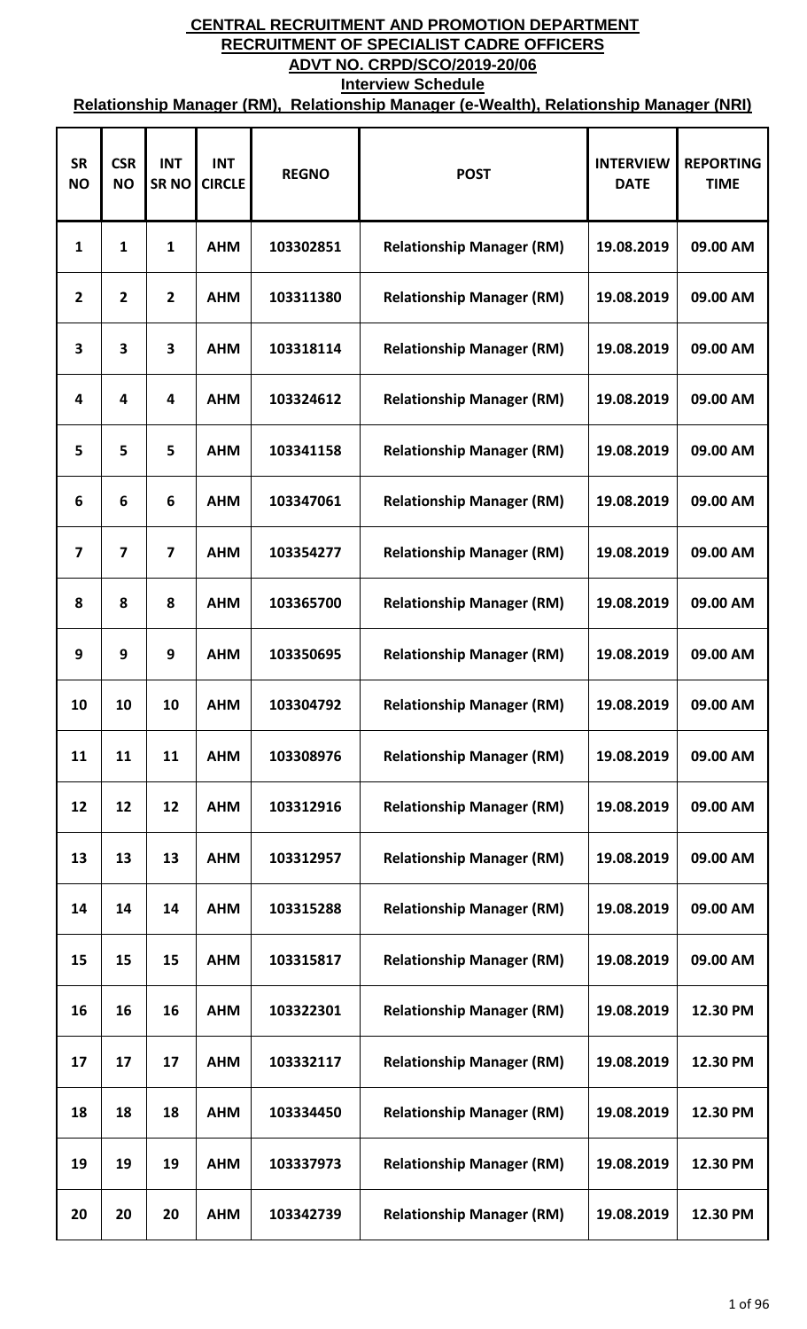# CENTRAL RECRUITMENT AND PROMOTION DEPARTMENT

## RECRUITMENT OF SPECIALIST CADRE OFFICERS

## ADVT NO. CRPD/SCO/2019-20/06

### Interview Schedule

### Relationship Manager (RM), Relationship Manager (e-Wealth), Relationship Manager (NRI)

| SR NO | CSR NO | INT SR NO | INT CIRCLE | REGNO | POST | INTERVIEW DATE | REPORTING TIME |
|---|---|---|---|---|---|---|---|
| 1 | 1 | 1 | AHM | 103302851 | Relationship Manager (RM) | 19.08.2019 | 09.00 AM |
| 2 | 2 | 2 | AHM | 103311380 | Relationship Manager (RM) | 19.08.2019 | 09.00 AM |
| 3 | 3 | 3 | AHM | 103318114 | Relationship Manager (RM) | 19.08.2019 | 09.00 AM |
| 4 | 4 | 4 | AHM | 103324612 | Relationship Manager (RM) | 19.08.2019 | 09.00 AM |
| 5 | 5 | 5 | AHM | 103341158 | Relationship Manager (RM) | 19.08.2019 | 09.00 AM |
| 6 | 6 | 6 | AHM | 103347061 | Relationship Manager (RM) | 19.08.2019 | 09.00 AM |
| 7 | 7 | 7 | AHM | 103354277 | Relationship Manager (RM) | 19.08.2019 | 09.00 AM |
| 8 | 8 | 8 | AHM | 103365700 | Relationship Manager (RM) | 19.08.2019 | 09.00 AM |
| 9 | 9 | 9 | AHM | 103350695 | Relationship Manager (RM) | 19.08.2019 | 09.00 AM |
| 10 | 10 | 10 | AHM | 103304792 | Relationship Manager (RM) | 19.08.2019 | 09.00 AM |
| 11 | 11 | 11 | AHM | 103308976 | Relationship Manager (RM) | 19.08.2019 | 09.00 AM |
| 12 | 12 | 12 | AHM | 103312916 | Relationship Manager (RM) | 19.08.2019 | 09.00 AM |
| 13 | 13 | 13 | AHM | 103312957 | Relationship Manager (RM) | 19.08.2019 | 09.00 AM |
| 14 | 14 | 14 | AHM | 103315288 | Relationship Manager (RM) | 19.08.2019 | 09.00 AM |
| 15 | 15 | 15 | AHM | 103315817 | Relationship Manager (RM) | 19.08.2019 | 09.00 AM |
| 16 | 16 | 16 | AHM | 103322301 | Relationship Manager (RM) | 19.08.2019 | 12.30 PM |
| 17 | 17 | 17 | AHM | 103332117 | Relationship Manager (RM) | 19.08.2019 | 12.30 PM |
| 18 | 18 | 18 | AHM | 103334450 | Relationship Manager (RM) | 19.08.2019 | 12.30 PM |
| 19 | 19 | 19 | AHM | 103337973 | Relationship Manager (RM) | 19.08.2019 | 12.30 PM |
| 20 | 20 | 20 | AHM | 103342739 | Relationship Manager (RM) | 19.08.2019 | 12.30 PM |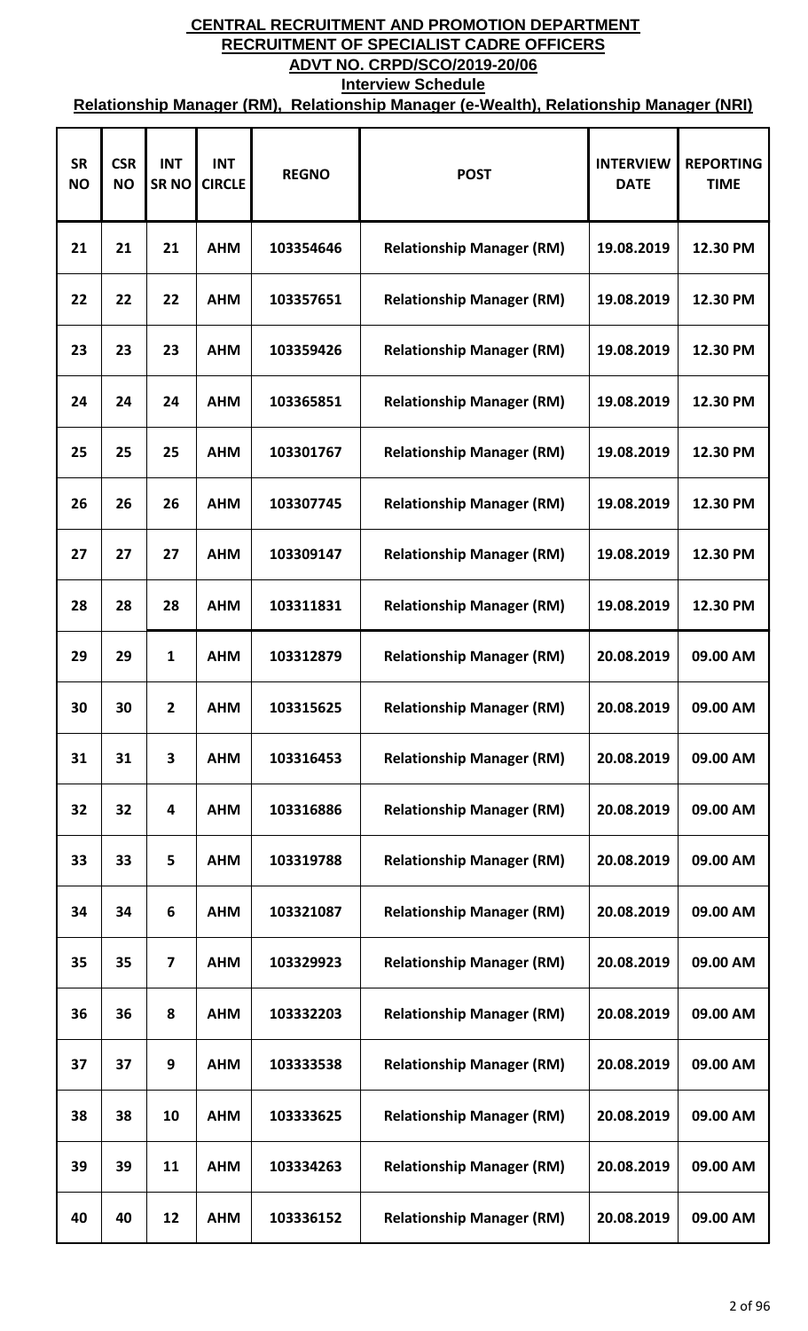# CENTRAL RECRUITMENT AND PROMOTION DEPARTMENT

## RECRUITMENT OF SPECIALIST CADRE OFFICERS

## ADVT NO. CRPD/SCO/2019-20/06

### Interview Schedule

### Relationship Manager (RM), Relationship Manager (e-Wealth), Relationship Manager (NRI)

| SR NO | CSR NO | INT SR NO | INT CIRCLE | REGNO | POST | INTERVIEW DATE | REPORTING TIME |
|---|---|---|---|---|---|---|---|
| 21 | 21 | 21 | AHM | 103354646 | Relationship Manager (RM) | 19.08.2019 | 12.30 PM |
| 22 | 22 | 22 | AHM | 103357651 | Relationship Manager (RM) | 19.08.2019 | 12.30 PM |
| 23 | 23 | 23 | AHM | 103359426 | Relationship Manager (RM) | 19.08.2019 | 12.30 PM |
| 24 | 24 | 24 | AHM | 103365851 | Relationship Manager (RM) | 19.08.2019 | 12.30 PM |
| 25 | 25 | 25 | AHM | 103301767 | Relationship Manager (RM) | 19.08.2019 | 12.30 PM |
| 26 | 26 | 26 | AHM | 103307745 | Relationship Manager (RM) | 19.08.2019 | 12.30 PM |
| 27 | 27 | 27 | AHM | 103309147 | Relationship Manager (RM) | 19.08.2019 | 12.30 PM |
| 28 | 28 | 28 | AHM | 103311831 | Relationship Manager (RM) | 19.08.2019 | 12.30 PM |
| 29 | 29 | 1 | AHM | 103312879 | Relationship Manager (RM) | 20.08.2019 | 09.00 AM |
| 30 | 30 | 2 | AHM | 103315625 | Relationship Manager (RM) | 20.08.2019 | 09.00 AM |
| 31 | 31 | 3 | AHM | 103316453 | Relationship Manager (RM) | 20.08.2019 | 09.00 AM |
| 32 | 32 | 4 | AHM | 103316886 | Relationship Manager (RM) | 20.08.2019 | 09.00 AM |
| 33 | 33 | 5 | AHM | 103319788 | Relationship Manager (RM) | 20.08.2019 | 09.00 AM |
| 34 | 34 | 6 | AHM | 103321087 | Relationship Manager (RM) | 20.08.2019 | 09.00 AM |
| 35 | 35 | 7 | AHM | 103329923 | Relationship Manager (RM) | 20.08.2019 | 09.00 AM |
| 36 | 36 | 8 | AHM | 103332203 | Relationship Manager (RM) | 20.08.2019 | 09.00 AM |
| 37 | 37 | 9 | AHM | 103333538 | Relationship Manager (RM) | 20.08.2019 | 09.00 AM |
| 38 | 38 | 10 | AHM | 103333625 | Relationship Manager (RM) | 20.08.2019 | 09.00 AM |
| 39 | 39 | 11 | AHM | 103334263 | Relationship Manager (RM) | 20.08.2019 | 09.00 AM |
| 40 | 40 | 12 | AHM | 103336152 | Relationship Manager (RM) | 20.08.2019 | 09.00 AM |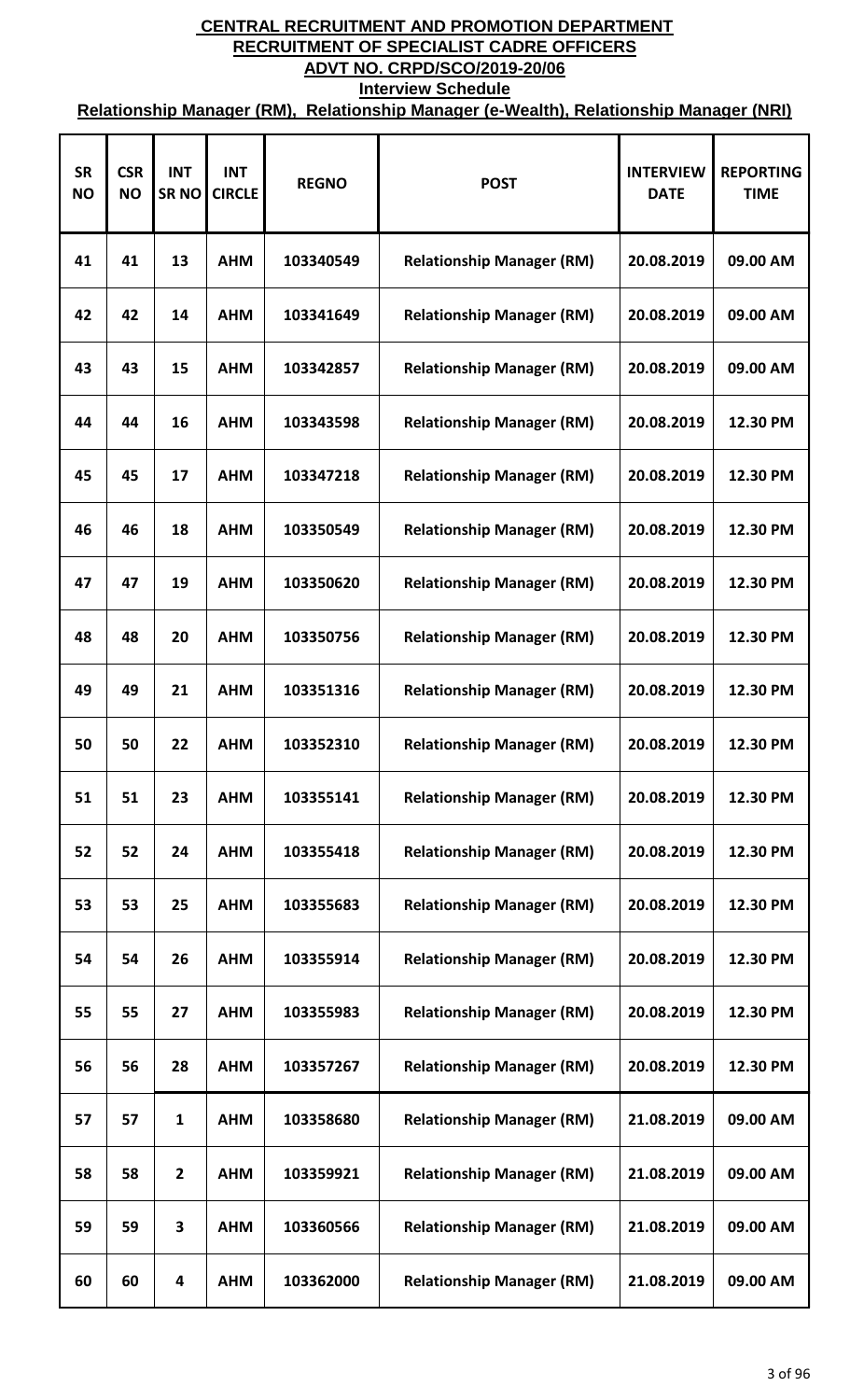**CENTRAL RECRUITMENT AND PROMOTION DEPARTMENT**
**RECRUITMENT OF SPECIALIST CADRE OFFICERS**
**ADVT NO. CRPD/SCO/2019-20/06**
**Interview Schedule**
**Relationship Manager (RM), Relationship Manager (e-Wealth), Relationship Manager (NRI)**

| SR NO | CSR NO | INT SR NO | INT CIRCLE | REGNO | POST | INTERVIEW DATE | REPORTING TIME |
|---|---|---|---|---|---|---|---|
| 41 | 41 | 13 | AHM | 103340549 | Relationship Manager (RM) | 20.08.2019 | 09.00 AM |
| 42 | 42 | 14 | AHM | 103341649 | Relationship Manager (RM) | 20.08.2019 | 09.00 AM |
| 43 | 43 | 15 | AHM | 103342857 | Relationship Manager (RM) | 20.08.2019 | 09.00 AM |
| 44 | 44 | 16 | AHM | 103343598 | Relationship Manager (RM) | 20.08.2019 | 12.30 PM |
| 45 | 45 | 17 | AHM | 103347218 | Relationship Manager (RM) | 20.08.2019 | 12.30 PM |
| 46 | 46 | 18 | AHM | 103350549 | Relationship Manager (RM) | 20.08.2019 | 12.30 PM |
| 47 | 47 | 19 | AHM | 103350620 | Relationship Manager (RM) | 20.08.2019 | 12.30 PM |
| 48 | 48 | 20 | AHM | 103350756 | Relationship Manager (RM) | 20.08.2019 | 12.30 PM |
| 49 | 49 | 21 | AHM | 103351316 | Relationship Manager (RM) | 20.08.2019 | 12.30 PM |
| 50 | 50 | 22 | AHM | 103352310 | Relationship Manager (RM) | 20.08.2019 | 12.30 PM |
| 51 | 51 | 23 | AHM | 103355141 | Relationship Manager (RM) | 20.08.2019 | 12.30 PM |
| 52 | 52 | 24 | AHM | 103355418 | Relationship Manager (RM) | 20.08.2019 | 12.30 PM |
| 53 | 53 | 25 | AHM | 103355683 | Relationship Manager (RM) | 20.08.2019 | 12.30 PM |
| 54 | 54 | 26 | AHM | 103355914 | Relationship Manager (RM) | 20.08.2019 | 12.30 PM |
| 55 | 55 | 27 | AHM | 103355983 | Relationship Manager (RM) | 20.08.2019 | 12.30 PM |
| 56 | 56 | 28 | AHM | 103357267 | Relationship Manager (RM) | 20.08.2019 | 12.30 PM |
| 57 | 57 | 1 | AHM | 103358680 | Relationship Manager (RM) | 21.08.2019 | 09.00 AM |
| 58 | 58 | 2 | AHM | 103359921 | Relationship Manager (RM) | 21.08.2019 | 09.00 AM |
| 59 | 59 | 3 | AHM | 103360566 | Relationship Manager (RM) | 21.08.2019 | 09.00 AM |
| 60 | 60 | 4 | AHM | 103362000 | Relationship Manager (RM) | 21.08.2019 | 09.00 AM |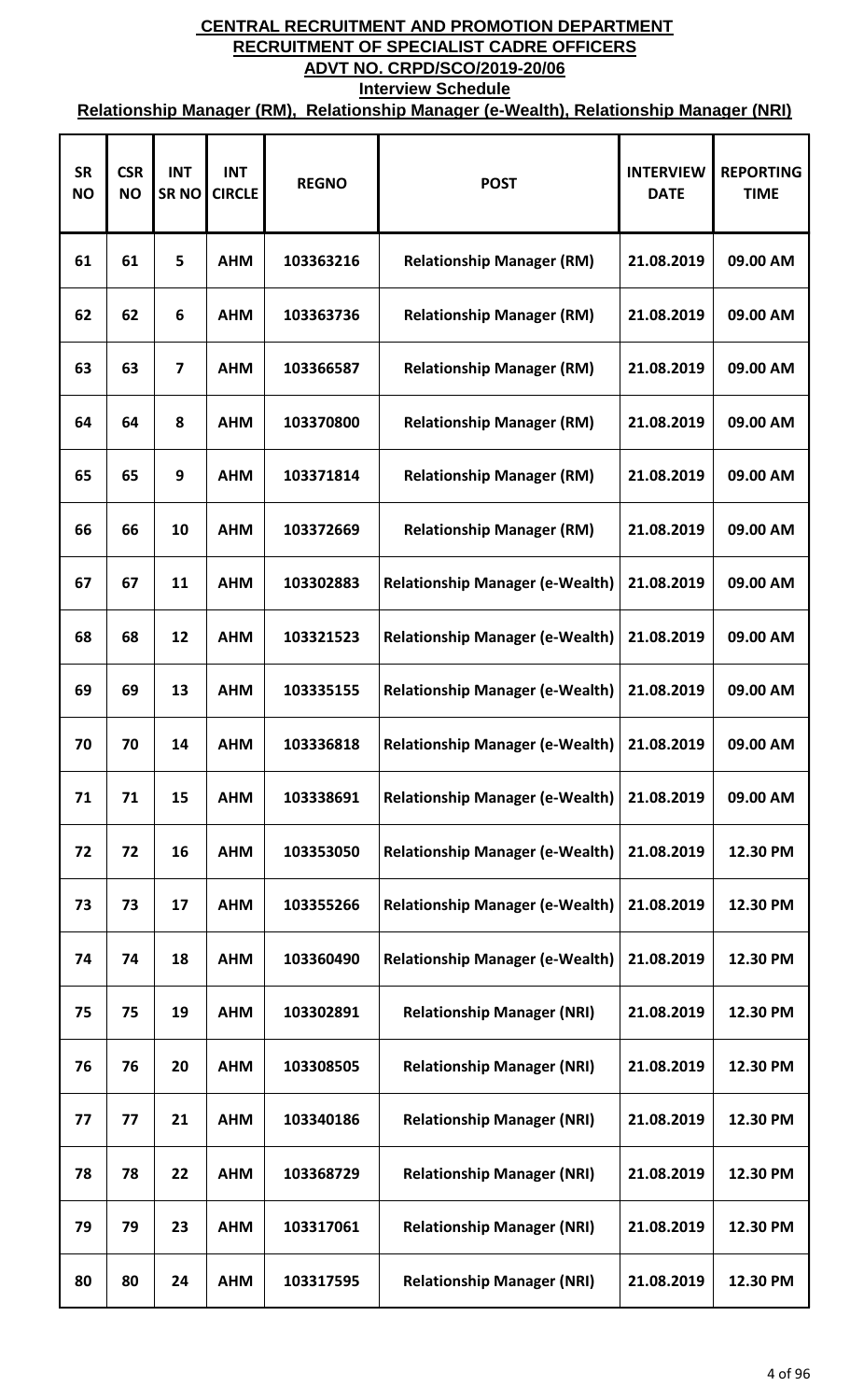# CENTRAL RECRUITMENT AND PROMOTION DEPARTMENT

## RECRUITMENT OF SPECIALIST CADRE OFFICERS

## ADVT NO. CRPD/SCO/2019-20/06

### Interview Schedule

**Relationship Manager (RM), Relationship Manager (e-Wealth), Relationship Manager (NRI)**

| SR NO | CSR NO | INT SR NO | INT CIRCLE | REGNO | POST | INTERVIEW DATE | REPORTING TIME |
|---|---|---|---|---|---|---|---|
| 61 | 61 | 5 | AHM | 103363216 | Relationship Manager (RM) | 21.08.2019 | 09.00 AM |
| 62 | 62 | 6 | AHM | 103363736 | Relationship Manager (RM) | 21.08.2019 | 09.00 AM |
| 63 | 63 | 7 | AHM | 103366587 | Relationship Manager (RM) | 21.08.2019 | 09.00 AM |
| 64 | 64 | 8 | AHM | 103370800 | Relationship Manager (RM) | 21.08.2019 | 09.00 AM |
| 65 | 65 | 9 | AHM | 103371814 | Relationship Manager (RM) | 21.08.2019 | 09.00 AM |
| 66 | 66 | 10 | AHM | 103372669 | Relationship Manager (RM) | 21.08.2019 | 09.00 AM |
| 67 | 67 | 11 | AHM | 103302883 | Relationship Manager (e-Wealth) | 21.08.2019 | 09.00 AM |
| 68 | 68 | 12 | AHM | 103321523 | Relationship Manager (e-Wealth) | 21.08.2019 | 09.00 AM |
| 69 | 69 | 13 | AHM | 103335155 | Relationship Manager (e-Wealth) | 21.08.2019 | 09.00 AM |
| 70 | 70 | 14 | AHM | 103336818 | Relationship Manager (e-Wealth) | 21.08.2019 | 09.00 AM |
| 71 | 71 | 15 | AHM | 103338691 | Relationship Manager (e-Wealth) | 21.08.2019 | 09.00 AM |
| 72 | 72 | 16 | AHM | 103353050 | Relationship Manager (e-Wealth) | 21.08.2019 | 12.30 PM |
| 73 | 73 | 17 | AHM | 103355266 | Relationship Manager (e-Wealth) | 21.08.2019 | 12.30 PM |
| 74 | 74 | 18 | AHM | 103360490 | Relationship Manager (e-Wealth) | 21.08.2019 | 12.30 PM |
| 75 | 75 | 19 | AHM | 103302891 | Relationship Manager (NRI) | 21.08.2019 | 12.30 PM |
| 76 | 76 | 20 | AHM | 103308505 | Relationship Manager (NRI) | 21.08.2019 | 12.30 PM |
| 77 | 77 | 21 | AHM | 103340186 | Relationship Manager (NRI) | 21.08.2019 | 12.30 PM |
| 78 | 78 | 22 | AHM | 103368729 | Relationship Manager (NRI) | 21.08.2019 | 12.30 PM |
| 79 | 79 | 23 | AHM | 103317061 | Relationship Manager (NRI) | 21.08.2019 | 12.30 PM |
| 80 | 80 | 24 | AHM | 103317595 | Relationship Manager (NRI) | 21.08.2019 | 12.30 PM |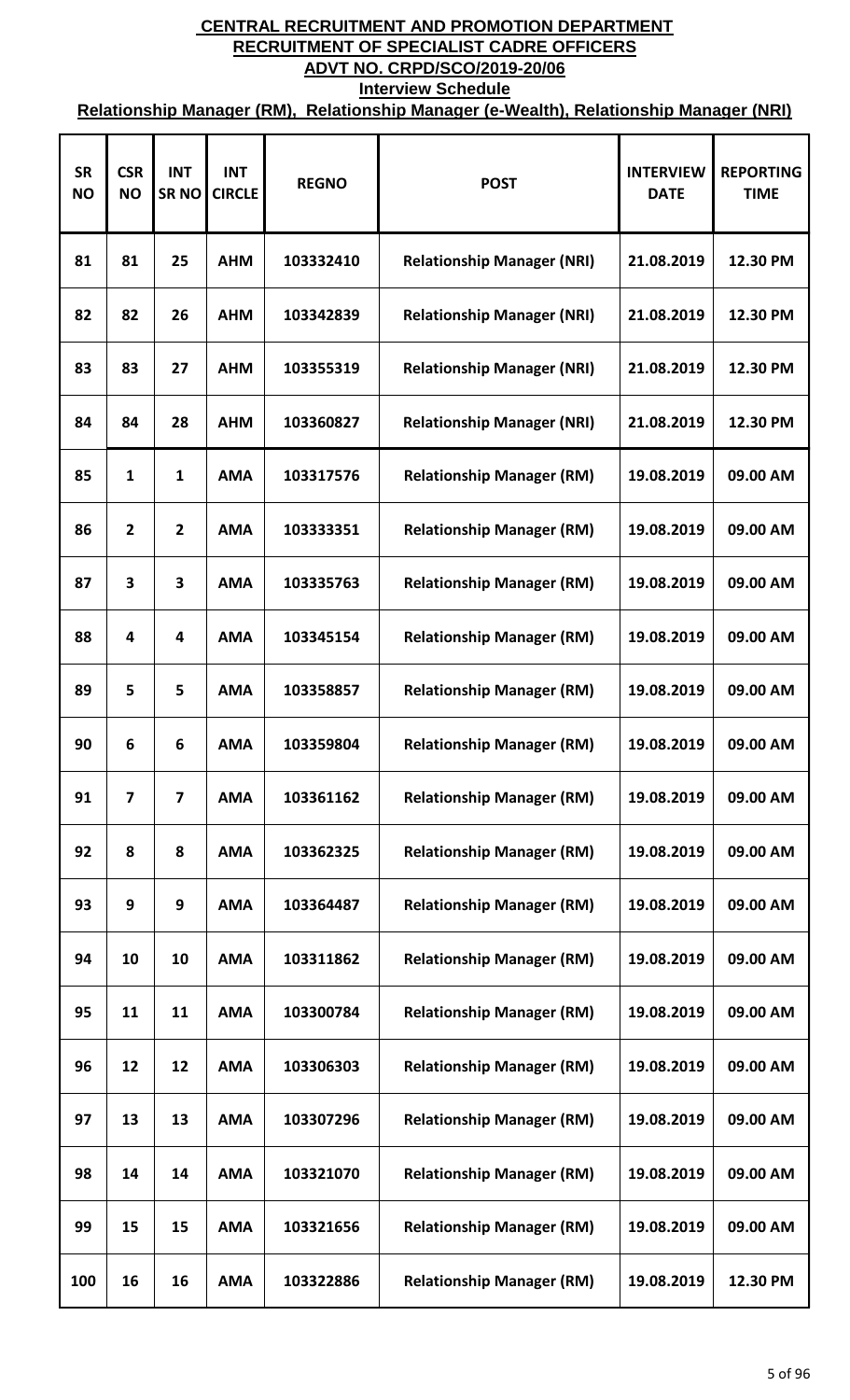**CENTRAL RECRUITMENT AND PROMOTION DEPARTMENT**

**RECRUITMENT OF SPECIALIST CADRE OFFICERS**

**ADVT NO. CRPD/SCO/2019-20/06**

**Interview Schedule**

**Relationship Manager (RM), Relationship Manager (e-Wealth), Relationship Manager (NRI)**

| SR NO | CSR NO | INT SR NO | INT CIRCLE | REGNO | POST | INTERVIEW DATE | REPORTING TIME |
|---|---|---|---|---|---|---|---|
| 81 | 81 | 25 | AHM | 103332410 | Relationship Manager (NRI) | 21.08.2019 | 12.30 PM |
| 82 | 82 | 26 | AHM | 103342839 | Relationship Manager (NRI) | 21.08.2019 | 12.30 PM |
| 83 | 83 | 27 | AHM | 103355319 | Relationship Manager (NRI) | 21.08.2019 | 12.30 PM |
| 84 | 84 | 28 | AHM | 103360827 | Relationship Manager (NRI) | 21.08.2019 | 12.30 PM |
| 85 | 1 | 1 | AMA | 103317576 | Relationship Manager (RM) | 19.08.2019 | 09.00 AM |
| 86 | 2 | 2 | AMA | 103333351 | Relationship Manager (RM) | 19.08.2019 | 09.00 AM |
| 87 | 3 | 3 | AMA | 103335763 | Relationship Manager (RM) | 19.08.2019 | 09.00 AM |
| 88 | 4 | 4 | AMA | 103345154 | Relationship Manager (RM) | 19.08.2019 | 09.00 AM |
| 89 | 5 | 5 | AMA | 103358857 | Relationship Manager (RM) | 19.08.2019 | 09.00 AM |
| 90 | 6 | 6 | AMA | 103359804 | Relationship Manager (RM) | 19.08.2019 | 09.00 AM |
| 91 | 7 | 7 | AMA | 103361162 | Relationship Manager (RM) | 19.08.2019 | 09.00 AM |
| 92 | 8 | 8 | AMA | 103362325 | Relationship Manager (RM) | 19.08.2019 | 09.00 AM |
| 93 | 9 | 9 | AMA | 103364487 | Relationship Manager (RM) | 19.08.2019 | 09.00 AM |
| 94 | 10 | 10 | AMA | 103311862 | Relationship Manager (RM) | 19.08.2019 | 09.00 AM |
| 95 | 11 | 11 | AMA | 103300784 | Relationship Manager (RM) | 19.08.2019 | 09.00 AM |
| 96 | 12 | 12 | AMA | 103306303 | Relationship Manager (RM) | 19.08.2019 | 09.00 AM |
| 97 | 13 | 13 | AMA | 103307296 | Relationship Manager (RM) | 19.08.2019 | 09.00 AM |
| 98 | 14 | 14 | AMA | 103321070 | Relationship Manager (RM) | 19.08.2019 | 09.00 AM |
| 99 | 15 | 15 | AMA | 103321656 | Relationship Manager (RM) | 19.08.2019 | 09.00 AM |
| 100 | 16 | 16 | AMA | 103322886 | Relationship Manager (RM) | 19.08.2019 | 12.30 PM |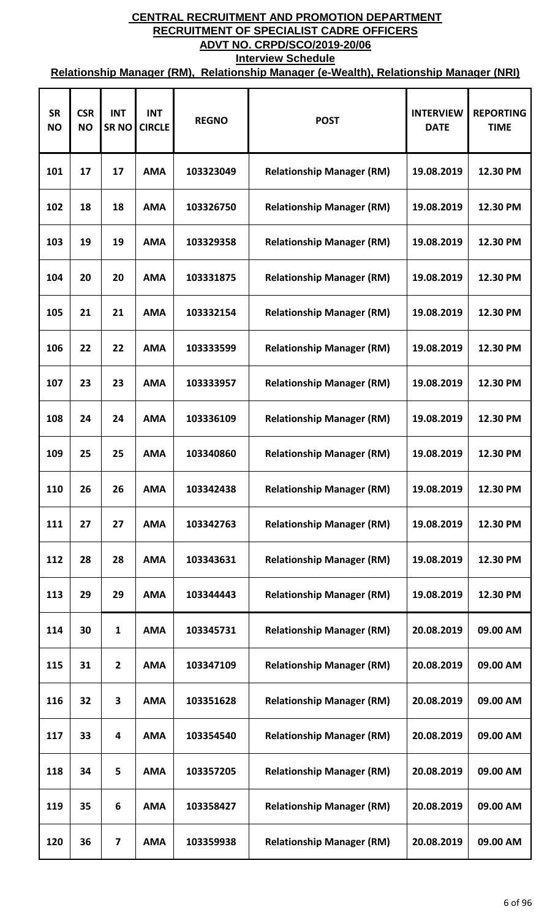# CENTRAL RECRUITMENT AND PROMOTION DEPARTMENT

## RECRUITMENT OF SPECIALIST CADRE OFFICERS

## ADVT NO. CRPD/SCO/2019-20/06

### Interview Schedule

### Relationship Manager (RM), Relationship Manager (e-Wealth), Relationship Manager (NRI)

| SR NO | CSR NO | INT SR NO | INT CIRCLE | REGNO | POST | INTERVIEW DATE | REPORTING TIME |
|---|---|---|---|---|---|---|---|
| 101 | 17 | 17 | AMA | 103323049 | Relationship Manager (RM) | 19.08.2019 | 12.30 PM |
| 102 | 18 | 18 | AMA | 103326750 | Relationship Manager (RM) | 19.08.2019 | 12.30 PM |
| 103 | 19 | 19 | AMA | 103329358 | Relationship Manager (RM) | 19.08.2019 | 12.30 PM |
| 104 | 20 | 20 | AMA | 103331875 | Relationship Manager (RM) | 19.08.2019 | 12.30 PM |
| 105 | 21 | 21 | AMA | 103332154 | Relationship Manager (RM) | 19.08.2019 | 12.30 PM |
| 106 | 22 | 22 | AMA | 103333599 | Relationship Manager (RM) | 19.08.2019 | 12.30 PM |
| 107 | 23 | 23 | AMA | 103333957 | Relationship Manager (RM) | 19.08.2019 | 12.30 PM |
| 108 | 24 | 24 | AMA | 103336109 | Relationship Manager (RM) | 19.08.2019 | 12.30 PM |
| 109 | 25 | 25 | AMA | 103340860 | Relationship Manager (RM) | 19.08.2019 | 12.30 PM |
| 110 | 26 | 26 | AMA | 103342438 | Relationship Manager (RM) | 19.08.2019 | 12.30 PM |
| 111 | 27 | 27 | AMA | 103342763 | Relationship Manager (RM) | 19.08.2019 | 12.30 PM |
| 112 | 28 | 28 | AMA | 103343631 | Relationship Manager (RM) | 19.08.2019 | 12.30 PM |
| 113 | 29 | 29 | AMA | 103344443 | Relationship Manager (RM) | 19.08.2019 | 12.30 PM |
| 114 | 30 | 1 | AMA | 103345731 | Relationship Manager (RM) | 20.08.2019 | 09.00 AM |
| 115 | 31 | 2 | AMA | 103347109 | Relationship Manager (RM) | 20.08.2019 | 09.00 AM |
| 116 | 32 | 3 | AMA | 103351628 | Relationship Manager (RM) | 20.08.2019 | 09.00 AM |
| 117 | 33 | 4 | AMA | 103354540 | Relationship Manager (RM) | 20.08.2019 | 09.00 AM |
| 118 | 34 | 5 | AMA | 103357205 | Relationship Manager (RM) | 20.08.2019 | 09.00 AM |
| 119 | 35 | 6 | AMA | 103358427 | Relationship Manager (RM) | 20.08.2019 | 09.00 AM |
| 120 | 36 | 7 | AMA | 103359938 | Relationship Manager (RM) | 20.08.2019 | 09.00 AM |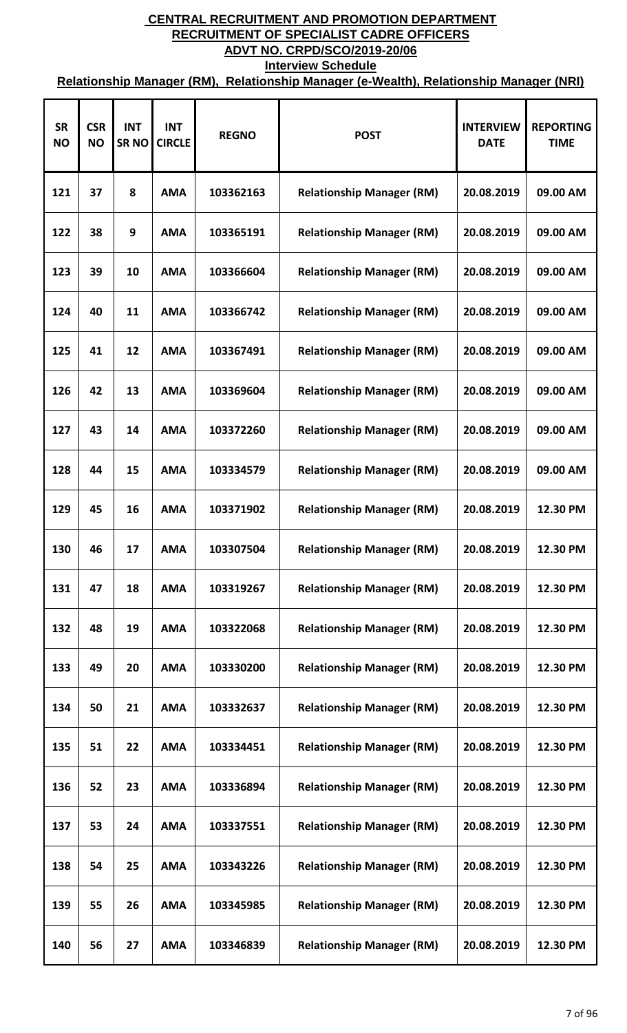# CENTRAL RECRUITMENT AND PROMOTION DEPARTMENT

## RECRUITMENT OF SPECIALIST CADRE OFFICERS

## ADVT NO. CRPD/SCO/2019-20/06

### Interview Schedule

### Relationship Manager (RM), Relationship Manager (e-Wealth), Relationship Manager (NRI)

| SR NO | CSR NO | INT SR NO | INT CIRCLE | REGNO | POST | INTERVIEW DATE | REPORTING TIME |
|---|---|---|---|---|---|---|---|
| 121 | 37 | 8 | AMA | 103362163 | Relationship Manager (RM) | 20.08.2019 | 09.00 AM |
| 122 | 38 | 9 | AMA | 103365191 | Relationship Manager (RM) | 20.08.2019 | 09.00 AM |
| 123 | 39 | 10 | AMA | 103366604 | Relationship Manager (RM) | 20.08.2019 | 09.00 AM |
| 124 | 40 | 11 | AMA | 103366742 | Relationship Manager (RM) | 20.08.2019 | 09.00 AM |
| 125 | 41 | 12 | AMA | 103367491 | Relationship Manager (RM) | 20.08.2019 | 09.00 AM |
| 126 | 42 | 13 | AMA | 103369604 | Relationship Manager (RM) | 20.08.2019 | 09.00 AM |
| 127 | 43 | 14 | AMA | 103372260 | Relationship Manager (RM) | 20.08.2019 | 09.00 AM |
| 128 | 44 | 15 | AMA | 103334579 | Relationship Manager (RM) | 20.08.2019 | 09.00 AM |
| 129 | 45 | 16 | AMA | 103371902 | Relationship Manager (RM) | 20.08.2019 | 12.30 PM |
| 130 | 46 | 17 | AMA | 103307504 | Relationship Manager (RM) | 20.08.2019 | 12.30 PM |
| 131 | 47 | 18 | AMA | 103319267 | Relationship Manager (RM) | 20.08.2019 | 12.30 PM |
| 132 | 48 | 19 | AMA | 103322068 | Relationship Manager (RM) | 20.08.2019 | 12.30 PM |
| 133 | 49 | 20 | AMA | 103330200 | Relationship Manager (RM) | 20.08.2019 | 12.30 PM |
| 134 | 50 | 21 | AMA | 103332637 | Relationship Manager (RM) | 20.08.2019 | 12.30 PM |
| 135 | 51 | 22 | AMA | 103334451 | Relationship Manager (RM) | 20.08.2019 | 12.30 PM |
| 136 | 52 | 23 | AMA | 103336894 | Relationship Manager (RM) | 20.08.2019 | 12.30 PM |
| 137 | 53 | 24 | AMA | 103337551 | Relationship Manager (RM) | 20.08.2019 | 12.30 PM |
| 138 | 54 | 25 | AMA | 103343226 | Relationship Manager (RM) | 20.08.2019 | 12.30 PM |
| 139 | 55 | 26 | AMA | 103345985 | Relationship Manager (RM) | 20.08.2019 | 12.30 PM |
| 140 | 56 | 27 | AMA | 103346839 | Relationship Manager (RM) | 20.08.2019 | 12.30 PM |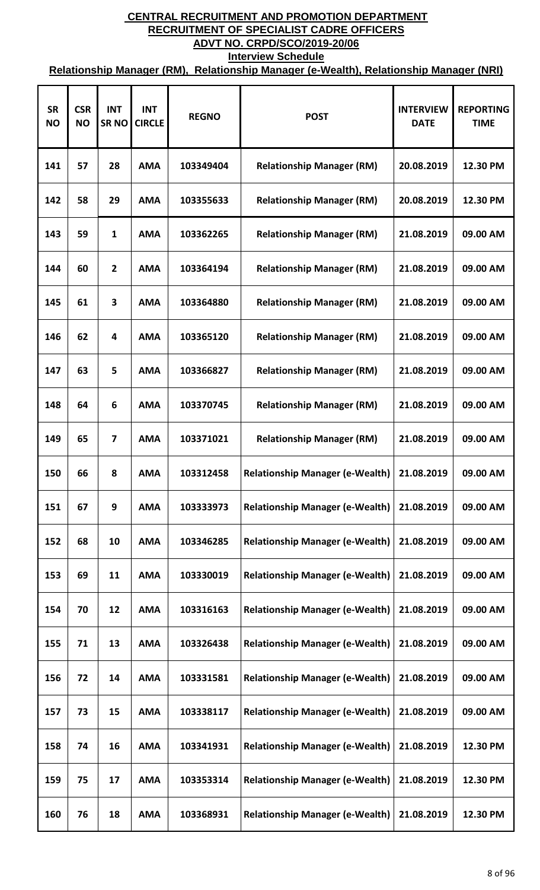# CENTRAL RECRUITMENT AND PROMOTION DEPARTMENT

## RECRUITMENT OF SPECIALIST CADRE OFFICERS

## ADVT NO. CRPD/SCO/2019-20/06

### Interview Schedule

### Relationship Manager (RM), Relationship Manager (e-Wealth), Relationship Manager (NRI)

| SR NO | CSR NO | INT SR NO | INT CIRCLE | REGNO | POST | INTERVIEW DATE | REPORTING TIME |
|---|---|---|---|---|---|---|---|
| 141 | 57 | 28 | AMA | 103349404 | Relationship Manager (RM) | 20.08.2019 | 12.30 PM |
| 142 | 58 | 29 | AMA | 103355633 | Relationship Manager (RM) | 20.08.2019 | 12.30 PM |
| 143 | 59 | 1 | AMA | 103362265 | Relationship Manager (RM) | 21.08.2019 | 09.00 AM |
| 144 | 60 | 2 | AMA | 103364194 | Relationship Manager (RM) | 21.08.2019 | 09.00 AM |
| 145 | 61 | 3 | AMA | 103364880 | Relationship Manager (RM) | 21.08.2019 | 09.00 AM |
| 146 | 62 | 4 | AMA | 103365120 | Relationship Manager (RM) | 21.08.2019 | 09.00 AM |
| 147 | 63 | 5 | AMA | 103366827 | Relationship Manager (RM) | 21.08.2019 | 09.00 AM |
| 148 | 64 | 6 | AMA | 103370745 | Relationship Manager (RM) | 21.08.2019 | 09.00 AM |
| 149 | 65 | 7 | AMA | 103371021 | Relationship Manager (RM) | 21.08.2019 | 09.00 AM |
| 150 | 66 | 8 | AMA | 103312458 | Relationship Manager (e-Wealth) | 21.08.2019 | 09.00 AM |
| 151 | 67 | 9 | AMA | 103333973 | Relationship Manager (e-Wealth) | 21.08.2019 | 09.00 AM |
| 152 | 68 | 10 | AMA | 103346285 | Relationship Manager (e-Wealth) | 21.08.2019 | 09.00 AM |
| 153 | 69 | 11 | AMA | 103330019 | Relationship Manager (e-Wealth) | 21.08.2019 | 09.00 AM |
| 154 | 70 | 12 | AMA | 103316163 | Relationship Manager (e-Wealth) | 21.08.2019 | 09.00 AM |
| 155 | 71 | 13 | AMA | 103326438 | Relationship Manager (e-Wealth) | 21.08.2019 | 09.00 AM |
| 156 | 72 | 14 | AMA | 103331581 | Relationship Manager (e-Wealth) | 21.08.2019 | 09.00 AM |
| 157 | 73 | 15 | AMA | 103338117 | Relationship Manager (e-Wealth) | 21.08.2019 | 09.00 AM |
| 158 | 74 | 16 | AMA | 103341931 | Relationship Manager (e-Wealth) | 21.08.2019 | 12.30 PM |
| 159 | 75 | 17 | AMA | 103353314 | Relationship Manager (e-Wealth) | 21.08.2019 | 12.30 PM |
| 160 | 76 | 18 | AMA | 103368931 | Relationship Manager (e-Wealth) | 21.08.2019 | 12.30 PM |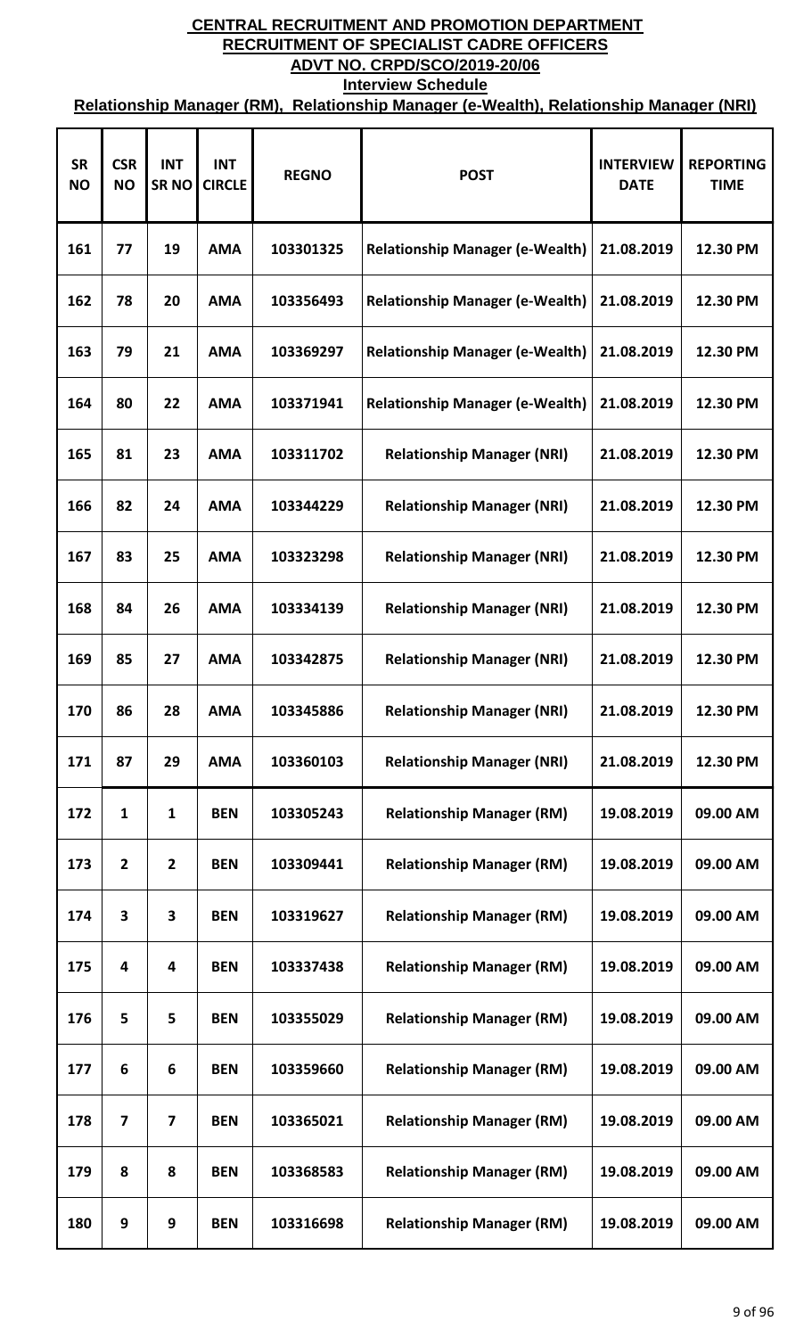**CENTRAL RECRUITMENT AND PROMOTION DEPARTMENT**

**RECRUITMENT OF SPECIALIST CADRE OFFICERS**

**ADVT NO. CRPD/SCO/2019-20/06**

**Interview Schedule**

**Relationship Manager (RM), Relationship Manager (e-Wealth), Relationship Manager (NRI)**

| SR NO | CSR NO | INT SR NO | INT CIRCLE | REGNO | POST | INTERVIEW DATE | REPORTING TIME |
|---|---|---|---|---|---|---|---|
| 161 | 77 | 19 | AMA | 103301325 | Relationship Manager (e-Wealth) | 21.08.2019 | 12.30 PM |
| 162 | 78 | 20 | AMA | 103356493 | Relationship Manager (e-Wealth) | 21.08.2019 | 12.30 PM |
| 163 | 79 | 21 | AMA | 103369297 | Relationship Manager (e-Wealth) | 21.08.2019 | 12.30 PM |
| 164 | 80 | 22 | AMA | 103371941 | Relationship Manager (e-Wealth) | 21.08.2019 | 12.30 PM |
| 165 | 81 | 23 | AMA | 103311702 | Relationship Manager (NRI) | 21.08.2019 | 12.30 PM |
| 166 | 82 | 24 | AMA | 103344229 | Relationship Manager (NRI) | 21.08.2019 | 12.30 PM |
| 167 | 83 | 25 | AMA | 103323298 | Relationship Manager (NRI) | 21.08.2019 | 12.30 PM |
| 168 | 84 | 26 | AMA | 103334139 | Relationship Manager (NRI) | 21.08.2019 | 12.30 PM |
| 169 | 85 | 27 | AMA | 103342875 | Relationship Manager (NRI) | 21.08.2019 | 12.30 PM |
| 170 | 86 | 28 | AMA | 103345886 | Relationship Manager (NRI) | 21.08.2019 | 12.30 PM |
| 171 | 87 | 29 | AMA | 103360103 | Relationship Manager (NRI) | 21.08.2019 | 12.30 PM |
| 172 | 1 | 1 | BEN | 103305243 | Relationship Manager (RM) | 19.08.2019 | 09.00 AM |
| 173 | 2 | 2 | BEN | 103309441 | Relationship Manager (RM) | 19.08.2019 | 09.00 AM |
| 174 | 3 | 3 | BEN | 103319627 | Relationship Manager (RM) | 19.08.2019 | 09.00 AM |
| 175 | 4 | 4 | BEN | 103337438 | Relationship Manager (RM) | 19.08.2019 | 09.00 AM |
| 176 | 5 | 5 | BEN | 103355029 | Relationship Manager (RM) | 19.08.2019 | 09.00 AM |
| 177 | 6 | 6 | BEN | 103359660 | Relationship Manager (RM) | 19.08.2019 | 09.00 AM |
| 178 | 7 | 7 | BEN | 103365021 | Relationship Manager (RM) | 19.08.2019 | 09.00 AM |
| 179 | 8 | 8 | BEN | 103368583 | Relationship Manager (RM) | 19.08.2019 | 09.00 AM |
| 180 | 9 | 9 | BEN | 103316698 | Relationship Manager (RM) | 19.08.2019 | 09.00 AM |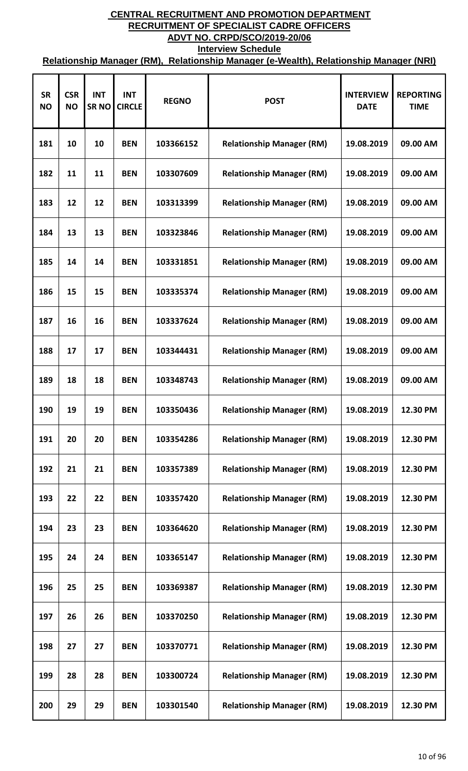# CENTRAL RECRUITMENT AND PROMOTION DEPARTMENT
## RECRUITMENT OF SPECIALIST CADRE OFFICERS
## ADVT NO. CRPD/SCO/2019-20/06
### Interview Schedule
### Relationship Manager (RM), Relationship Manager (e-Wealth), Relationship Manager (NRI)

| SR NO | CSR NO | INT SR NO | INT CIRCLE | REGNO | POST | INTERVIEW DATE | REPORTING TIME |
|---|---|---|---|---|---|---|---|
| 181 | 10 | 10 | BEN | 103366152 | Relationship Manager (RM) | 19.08.2019 | 09.00 AM |
| 182 | 11 | 11 | BEN | 103307609 | Relationship Manager (RM) | 19.08.2019 | 09.00 AM |
| 183 | 12 | 12 | BEN | 103313399 | Relationship Manager (RM) | 19.08.2019 | 09.00 AM |
| 184 | 13 | 13 | BEN | 103323846 | Relationship Manager (RM) | 19.08.2019 | 09.00 AM |
| 185 | 14 | 14 | BEN | 103331851 | Relationship Manager (RM) | 19.08.2019 | 09.00 AM |
| 186 | 15 | 15 | BEN | 103335374 | Relationship Manager (RM) | 19.08.2019 | 09.00 AM |
| 187 | 16 | 16 | BEN | 103337624 | Relationship Manager (RM) | 19.08.2019 | 09.00 AM |
| 188 | 17 | 17 | BEN | 103344431 | Relationship Manager (RM) | 19.08.2019 | 09.00 AM |
| 189 | 18 | 18 | BEN | 103348743 | Relationship Manager (RM) | 19.08.2019 | 09.00 AM |
| 190 | 19 | 19 | BEN | 103350436 | Relationship Manager (RM) | 19.08.2019 | 12.30 PM |
| 191 | 20 | 20 | BEN | 103354286 | Relationship Manager (RM) | 19.08.2019 | 12.30 PM |
| 192 | 21 | 21 | BEN | 103357389 | Relationship Manager (RM) | 19.08.2019 | 12.30 PM |
| 193 | 22 | 22 | BEN | 103357420 | Relationship Manager (RM) | 19.08.2019 | 12.30 PM |
| 194 | 23 | 23 | BEN | 103364620 | Relationship Manager (RM) | 19.08.2019 | 12.30 PM |
| 195 | 24 | 24 | BEN | 103365147 | Relationship Manager (RM) | 19.08.2019 | 12.30 PM |
| 196 | 25 | 25 | BEN | 103369387 | Relationship Manager (RM) | 19.08.2019 | 12.30 PM |
| 197 | 26 | 26 | BEN | 103370250 | Relationship Manager (RM) | 19.08.2019 | 12.30 PM |
| 198 | 27 | 27 | BEN | 103370771 | Relationship Manager (RM) | 19.08.2019 | 12.30 PM |
| 199 | 28 | 28 | BEN | 103300724 | Relationship Manager (RM) | 19.08.2019 | 12.30 PM |
| 200 | 29 | 29 | BEN | 103301540 | Relationship Manager (RM) | 19.08.2019 | 12.30 PM |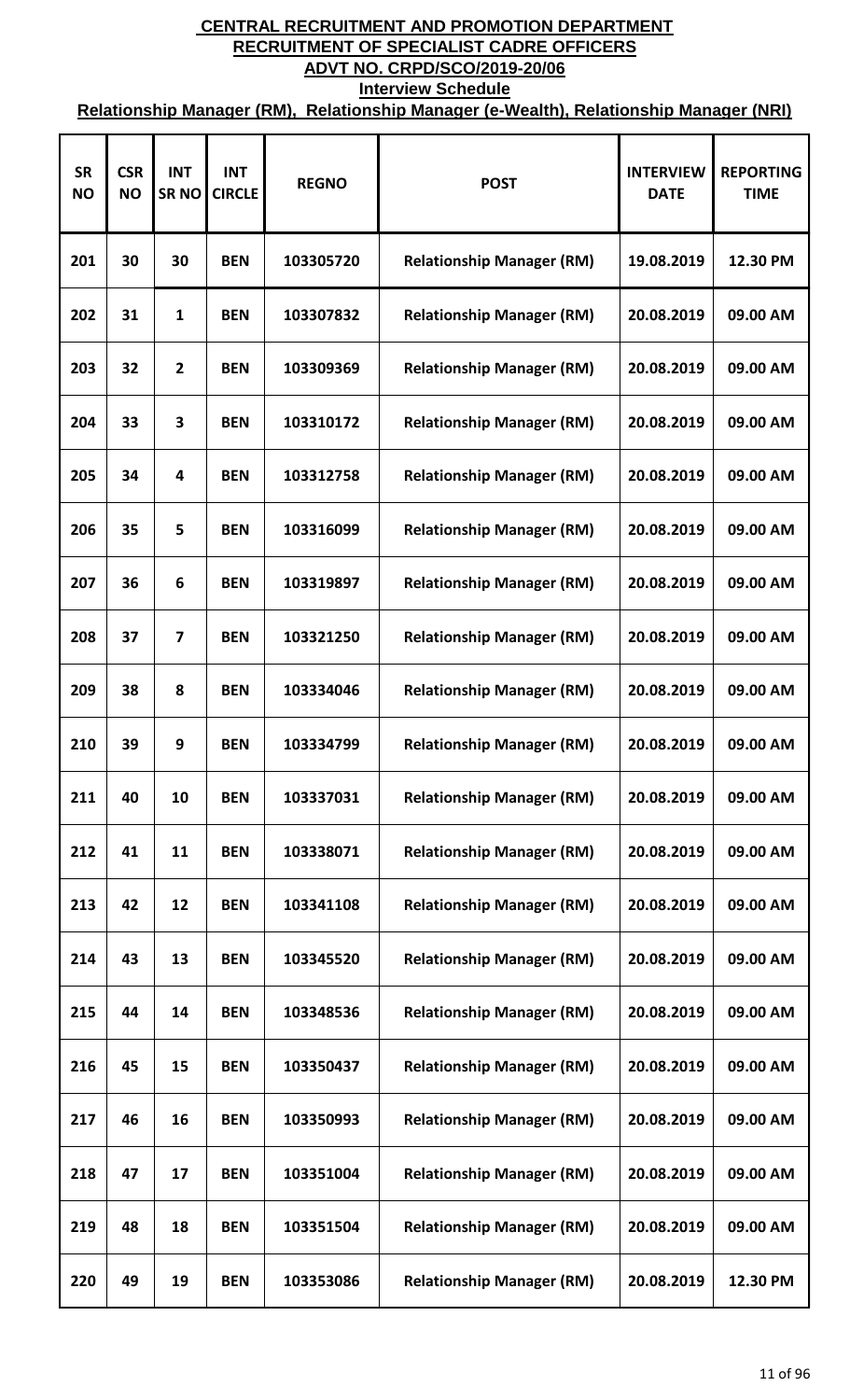# CENTRAL RECRUITMENT AND PROMOTION DEPARTMENT
## RECRUITMENT OF SPECIALIST CADRE OFFICERS
## ADVT NO. CRPD/SCO/2019-20/06
### Interview Schedule
### Relationship Manager (RM), Relationship Manager (e-Wealth), Relationship Manager (NRI)

| SR NO | CSR NO | INT SR NO | INT CIRCLE | REGNO | POST | INTERVIEW DATE | REPORTING TIME |
|---|---|---|---|---|---|---|---|
| 201 | 30 | 30 | BEN | 103305720 | Relationship Manager (RM) | 19.08.2019 | 12.30 PM |
| 202 | 31 | 1 | BEN | 103307832 | Relationship Manager (RM) | 20.08.2019 | 09.00 AM |
| 203 | 32 | 2 | BEN | 103309369 | Relationship Manager (RM) | 20.08.2019 | 09.00 AM |
| 204 | 33 | 3 | BEN | 103310172 | Relationship Manager (RM) | 20.08.2019 | 09.00 AM |
| 205 | 34 | 4 | BEN | 103312758 | Relationship Manager (RM) | 20.08.2019 | 09.00 AM |
| 206 | 35 | 5 | BEN | 103316099 | Relationship Manager (RM) | 20.08.2019 | 09.00 AM |
| 207 | 36 | 6 | BEN | 103319897 | Relationship Manager (RM) | 20.08.2019 | 09.00 AM |
| 208 | 37 | 7 | BEN | 103321250 | Relationship Manager (RM) | 20.08.2019 | 09.00 AM |
| 209 | 38 | 8 | BEN | 103334046 | Relationship Manager (RM) | 20.08.2019 | 09.00 AM |
| 210 | 39 | 9 | BEN | 103334799 | Relationship Manager (RM) | 20.08.2019 | 09.00 AM |
| 211 | 40 | 10 | BEN | 103337031 | Relationship Manager (RM) | 20.08.2019 | 09.00 AM |
| 212 | 41 | 11 | BEN | 103338071 | Relationship Manager (RM) | 20.08.2019 | 09.00 AM |
| 213 | 42 | 12 | BEN | 103341108 | Relationship Manager (RM) | 20.08.2019 | 09.00 AM |
| 214 | 43 | 13 | BEN | 103345520 | Relationship Manager (RM) | 20.08.2019 | 09.00 AM |
| 215 | 44 | 14 | BEN | 103348536 | Relationship Manager (RM) | 20.08.2019 | 09.00 AM |
| 216 | 45 | 15 | BEN | 103350437 | Relationship Manager (RM) | 20.08.2019 | 09.00 AM |
| 217 | 46 | 16 | BEN | 103350993 | Relationship Manager (RM) | 20.08.2019 | 09.00 AM |
| 218 | 47 | 17 | BEN | 103351004 | Relationship Manager (RM) | 20.08.2019 | 09.00 AM |
| 219 | 48 | 18 | BEN | 103351504 | Relationship Manager (RM) | 20.08.2019 | 09.00 AM |
| 220 | 49 | 19 | BEN | 103353086 | Relationship Manager (RM) | 20.08.2019 | 12.30 PM |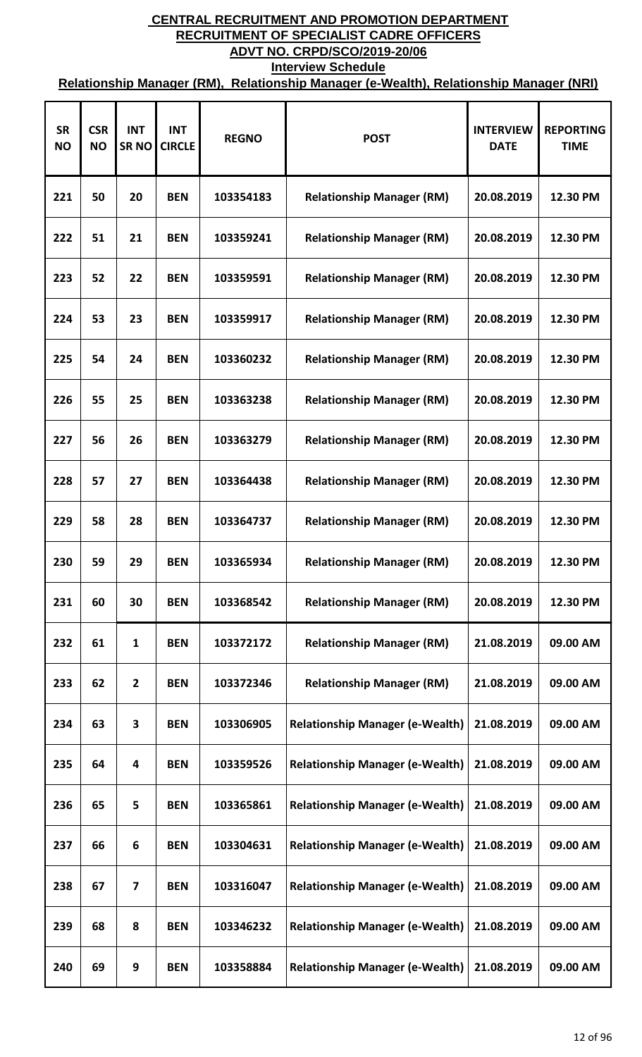**CENTRAL RECRUITMENT AND PROMOTION DEPARTMENT**
**RECRUITMENT OF SPECIALIST CADRE OFFICERS**
**ADVT NO. CRPD/SCO/2019-20/06**
**Interview Schedule**
**Relationship Manager (RM), Relationship Manager (e-Wealth), Relationship Manager (NRI)**

| SR NO | CSR NO | INT SR NO | INT CIRCLE | REGNO | POST | INTERVIEW DATE | REPORTING TIME |
|---|---|---|---|---|---|---|---|
| 221 | 50 | 20 | BEN | 103354183 | Relationship Manager (RM) | 20.08.2019 | 12.30 PM |
| 222 | 51 | 21 | BEN | 103359241 | Relationship Manager (RM) | 20.08.2019 | 12.30 PM |
| 223 | 52 | 22 | BEN | 103359591 | Relationship Manager (RM) | 20.08.2019 | 12.30 PM |
| 224 | 53 | 23 | BEN | 103359917 | Relationship Manager (RM) | 20.08.2019 | 12.30 PM |
| 225 | 54 | 24 | BEN | 103360232 | Relationship Manager (RM) | 20.08.2019 | 12.30 PM |
| 226 | 55 | 25 | BEN | 103363238 | Relationship Manager (RM) | 20.08.2019 | 12.30 PM |
| 227 | 56 | 26 | BEN | 103363279 | Relationship Manager (RM) | 20.08.2019 | 12.30 PM |
| 228 | 57 | 27 | BEN | 103364438 | Relationship Manager (RM) | 20.08.2019 | 12.30 PM |
| 229 | 58 | 28 | BEN | 103364737 | Relationship Manager (RM) | 20.08.2019 | 12.30 PM |
| 230 | 59 | 29 | BEN | 103365934 | Relationship Manager (RM) | 20.08.2019 | 12.30 PM |
| 231 | 60 | 30 | BEN | 103368542 | Relationship Manager (RM) | 20.08.2019 | 12.30 PM |
| 232 | 61 | 1 | BEN | 103372172 | Relationship Manager (RM) | 21.08.2019 | 09.00 AM |
| 233 | 62 | 2 | BEN | 103372346 | Relationship Manager (RM) | 21.08.2019 | 09.00 AM |
| 234 | 63 | 3 | BEN | 103306905 | Relationship Manager (e-Wealth) | 21.08.2019 | 09.00 AM |
| 235 | 64 | 4 | BEN | 103359526 | Relationship Manager (e-Wealth) | 21.08.2019 | 09.00 AM |
| 236 | 65 | 5 | BEN | 103365861 | Relationship Manager (e-Wealth) | 21.08.2019 | 09.00 AM |
| 237 | 66 | 6 | BEN | 103304631 | Relationship Manager (e-Wealth) | 21.08.2019 | 09.00 AM |
| 238 | 67 | 7 | BEN | 103316047 | Relationship Manager (e-Wealth) | 21.08.2019 | 09.00 AM |
| 239 | 68 | 8 | BEN | 103346232 | Relationship Manager (e-Wealth) | 21.08.2019 | 09.00 AM |
| 240 | 69 | 9 | BEN | 103358884 | Relationship Manager (e-Wealth) | 21.08.2019 | 09.00 AM |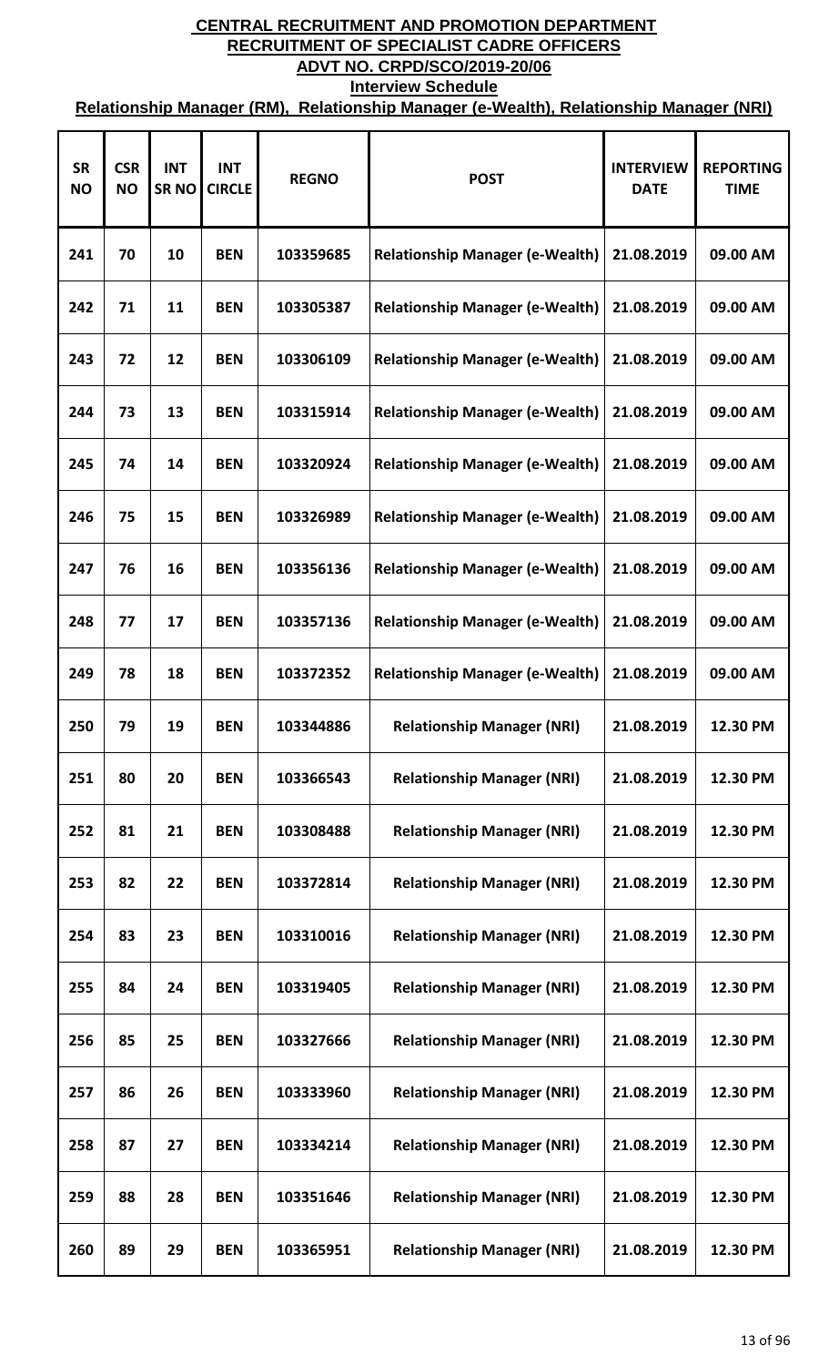# CENTRAL RECRUITMENT AND PROMOTION DEPARTMENT

## RECRUITMENT OF SPECIALIST CADRE OFFICERS

## ADVT NO. CRPD/SCO/2019-20/06

### Interview Schedule

### Relationship Manager (RM), Relationship Manager (e-Wealth), Relationship Manager (NRI)

| SR NO | CSR NO | INT SR NO | INT CIRCLE | REGNO | POST | INTERVIEW DATE | REPORTING TIME |
|---|---|---|---|---|---|---|---|
| 241 | 70 | 10 | BEN | 103359685 | Relationship Manager (e-Wealth) | 21.08.2019 | 09.00 AM |
| 242 | 71 | 11 | BEN | 103305387 | Relationship Manager (e-Wealth) | 21.08.2019 | 09.00 AM |
| 243 | 72 | 12 | BEN | 103306109 | Relationship Manager (e-Wealth) | 21.08.2019 | 09.00 AM |
| 244 | 73 | 13 | BEN | 103315914 | Relationship Manager (e-Wealth) | 21.08.2019 | 09.00 AM |
| 245 | 74 | 14 | BEN | 103320924 | Relationship Manager (e-Wealth) | 21.08.2019 | 09.00 AM |
| 246 | 75 | 15 | BEN | 103326989 | Relationship Manager (e-Wealth) | 21.08.2019 | 09.00 AM |
| 247 | 76 | 16 | BEN | 103356136 | Relationship Manager (e-Wealth) | 21.08.2019 | 09.00 AM |
| 248 | 77 | 17 | BEN | 103357136 | Relationship Manager (e-Wealth) | 21.08.2019 | 09.00 AM |
| 249 | 78 | 18 | BEN | 103372352 | Relationship Manager (e-Wealth) | 21.08.2019 | 09.00 AM |
| 250 | 79 | 19 | BEN | 103344886 | Relationship Manager (NRI) | 21.08.2019 | 12.30 PM |
| 251 | 80 | 20 | BEN | 103366543 | Relationship Manager (NRI) | 21.08.2019 | 12.30 PM |
| 252 | 81 | 21 | BEN | 103308488 | Relationship Manager (NRI) | 21.08.2019 | 12.30 PM |
| 253 | 82 | 22 | BEN | 103372814 | Relationship Manager (NRI) | 21.08.2019 | 12.30 PM |
| 254 | 83 | 23 | BEN | 103310016 | Relationship Manager (NRI) | 21.08.2019 | 12.30 PM |
| 255 | 84 | 24 | BEN | 103319405 | Relationship Manager (NRI) | 21.08.2019 | 12.30 PM |
| 256 | 85 | 25 | BEN | 103327666 | Relationship Manager (NRI) | 21.08.2019 | 12.30 PM |
| 257 | 86 | 26 | BEN | 103333960 | Relationship Manager (NRI) | 21.08.2019 | 12.30 PM |
| 258 | 87 | 27 | BEN | 103334214 | Relationship Manager (NRI) | 21.08.2019 | 12.30 PM |
| 259 | 88 | 28 | BEN | 103351646 | Relationship Manager (NRI) | 21.08.2019 | 12.30 PM |
| 260 | 89 | 29 | BEN | 103365951 | Relationship Manager (NRI) | 21.08.2019 | 12.30 PM |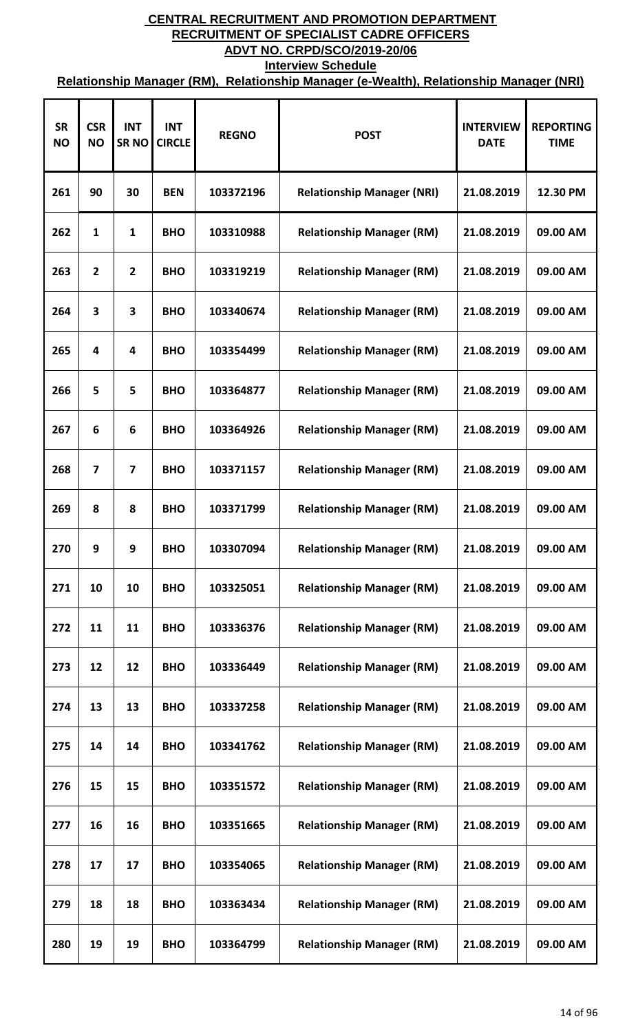**CENTRAL RECRUITMENT AND PROMOTION DEPARTMENT**

**RECRUITMENT OF SPECIALIST CADRE OFFICERS**

**ADVT NO. CRPD/SCO/2019-20/06**

**Interview Schedule**

**Relationship Manager (RM), Relationship Manager (e-Wealth), Relationship Manager (NRI)**

| SR NO | CSR NO | INT SR NO | INT CIRCLE | REGNO | POST | INTERVIEW DATE | REPORTING TIME |
|---|---|---|---|---|---|---|---|
| 261 | 90 | 30 | BEN | 103372196 | Relationship Manager (NRI) | 21.08.2019 | 12.30 PM |
| 262 | 1 | 1 | BHO | 103310988 | Relationship Manager (RM) | 21.08.2019 | 09.00 AM |
| 263 | 2 | 2 | BHO | 103319219 | Relationship Manager (RM) | 21.08.2019 | 09.00 AM |
| 264 | 3 | 3 | BHO | 103340674 | Relationship Manager (RM) | 21.08.2019 | 09.00 AM |
| 265 | 4 | 4 | BHO | 103354499 | Relationship Manager (RM) | 21.08.2019 | 09.00 AM |
| 266 | 5 | 5 | BHO | 103364877 | Relationship Manager (RM) | 21.08.2019 | 09.00 AM |
| 267 | 6 | 6 | BHO | 103364926 | Relationship Manager (RM) | 21.08.2019 | 09.00 AM |
| 268 | 7 | 7 | BHO | 103371157 | Relationship Manager (RM) | 21.08.2019 | 09.00 AM |
| 269 | 8 | 8 | BHO | 103371799 | Relationship Manager (RM) | 21.08.2019 | 09.00 AM |
| 270 | 9 | 9 | BHO | 103307094 | Relationship Manager (RM) | 21.08.2019 | 09.00 AM |
| 271 | 10 | 10 | BHO | 103325051 | Relationship Manager (RM) | 21.08.2019 | 09.00 AM |
| 272 | 11 | 11 | BHO | 103336376 | Relationship Manager (RM) | 21.08.2019 | 09.00 AM |
| 273 | 12 | 12 | BHO | 103336449 | Relationship Manager (RM) | 21.08.2019 | 09.00 AM |
| 274 | 13 | 13 | BHO | 103337258 | Relationship Manager (RM) | 21.08.2019 | 09.00 AM |
| 275 | 14 | 14 | BHO | 103341762 | Relationship Manager (RM) | 21.08.2019 | 09.00 AM |
| 276 | 15 | 15 | BHO | 103351572 | Relationship Manager (RM) | 21.08.2019 | 09.00 AM |
| 277 | 16 | 16 | BHO | 103351665 | Relationship Manager (RM) | 21.08.2019 | 09.00 AM |
| 278 | 17 | 17 | BHO | 103354065 | Relationship Manager (RM) | 21.08.2019 | 09.00 AM |
| 279 | 18 | 18 | BHO | 103363434 | Relationship Manager (RM) | 21.08.2019 | 09.00 AM |
| 280 | 19 | 19 | BHO | 103364799 | Relationship Manager (RM) | 21.08.2019 | 09.00 AM |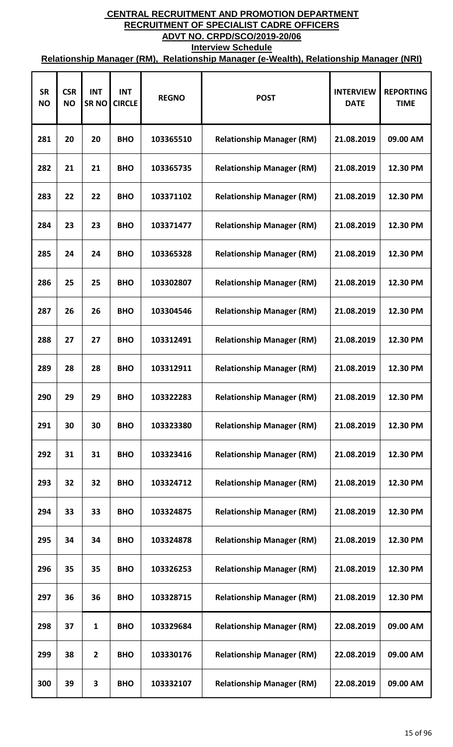# CENTRAL RECRUITMENT AND PROMOTION DEPARTMENT
## RECRUITMENT OF SPECIALIST CADRE OFFICERS
## ADVT NO. CRPD/SCO/2019-20/06
### Interview Schedule
### Relationship Manager (RM), Relationship Manager (e-Wealth), Relationship Manager (NRI)

| SR NO | CSR NO | INT SR NO | INT CIRCLE | REGNO | POST | INTERVIEW DATE | REPORTING TIME |
|---|---|---|---|---|---|---|---|
| 281 | 20 | 20 | BHO | 103365510 | Relationship Manager (RM) | 21.08.2019 | 09.00 AM |
| 282 | 21 | 21 | BHO | 103365735 | Relationship Manager (RM) | 21.08.2019 | 12.30 PM |
| 283 | 22 | 22 | BHO | 103371102 | Relationship Manager (RM) | 21.08.2019 | 12.30 PM |
| 284 | 23 | 23 | BHO | 103371477 | Relationship Manager (RM) | 21.08.2019 | 12.30 PM |
| 285 | 24 | 24 | BHO | 103365328 | Relationship Manager (RM) | 21.08.2019 | 12.30 PM |
| 286 | 25 | 25 | BHO | 103302807 | Relationship Manager (RM) | 21.08.2019 | 12.30 PM |
| 287 | 26 | 26 | BHO | 103304546 | Relationship Manager (RM) | 21.08.2019 | 12.30 PM |
| 288 | 27 | 27 | BHO | 103312491 | Relationship Manager (RM) | 21.08.2019 | 12.30 PM |
| 289 | 28 | 28 | BHO | 103312911 | Relationship Manager (RM) | 21.08.2019 | 12.30 PM |
| 290 | 29 | 29 | BHO | 103322283 | Relationship Manager (RM) | 21.08.2019 | 12.30 PM |
| 291 | 30 | 30 | BHO | 103323380 | Relationship Manager (RM) | 21.08.2019 | 12.30 PM |
| 292 | 31 | 31 | BHO | 103323416 | Relationship Manager (RM) | 21.08.2019 | 12.30 PM |
| 293 | 32 | 32 | BHO | 103324712 | Relationship Manager (RM) | 21.08.2019 | 12.30 PM |
| 294 | 33 | 33 | BHO | 103324875 | Relationship Manager (RM) | 21.08.2019 | 12.30 PM |
| 295 | 34 | 34 | BHO | 103324878 | Relationship Manager (RM) | 21.08.2019 | 12.30 PM |
| 296 | 35 | 35 | BHO | 103326253 | Relationship Manager (RM) | 21.08.2019 | 12.30 PM |
| 297 | 36 | 36 | BHO | 103328715 | Relationship Manager (RM) | 21.08.2019 | 12.30 PM |
| 298 | 37 | 1 | BHO | 103329684 | Relationship Manager (RM) | 22.08.2019 | 09.00 AM |
| 299 | 38 | 2 | BHO | 103330176 | Relationship Manager (RM) | 22.08.2019 | 09.00 AM |
| 300 | 39 | 3 | BHO | 103332107 | Relationship Manager (RM) | 22.08.2019 | 09.00 AM |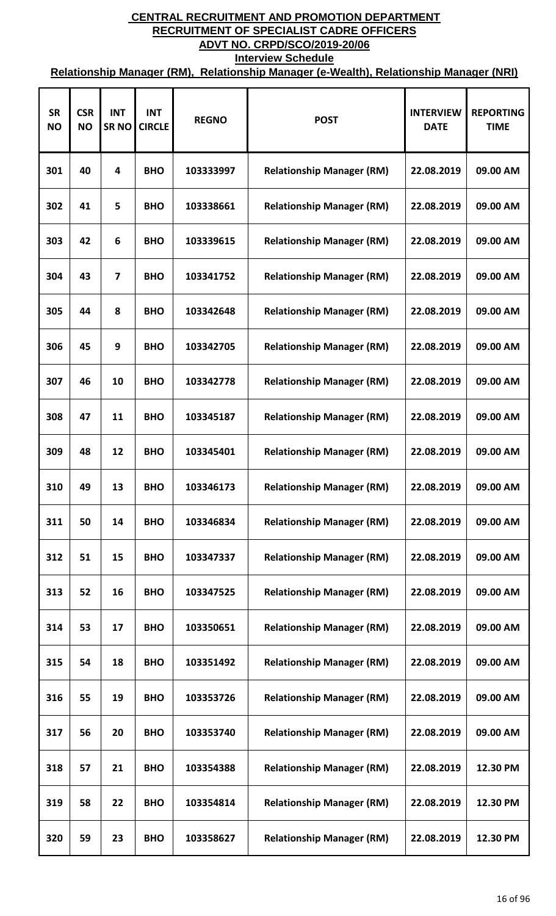**CENTRAL RECRUITMENT AND PROMOTION DEPARTMENT**

**RECRUITMENT OF SPECIALIST CADRE OFFICERS**

**ADVT NO. CRPD/SCO/2019-20/06**

**Interview Schedule**

**Relationship Manager (RM), Relationship Manager (e-Wealth), Relationship Manager (NRI)**

| SR NO | CSR NO | INT SR NO | INT CIRCLE | REGNO | POST | INTERVIEW DATE | REPORTING TIME |
|---|---|---|---|---|---|---|---|
| 301 | 40 | 4 | BHO | 103333997 | Relationship Manager (RM) | 22.08.2019 | 09.00 AM |
| 302 | 41 | 5 | BHO | 103338661 | Relationship Manager (RM) | 22.08.2019 | 09.00 AM |
| 303 | 42 | 6 | BHO | 103339615 | Relationship Manager (RM) | 22.08.2019 | 09.00 AM |
| 304 | 43 | 7 | BHO | 103341752 | Relationship Manager (RM) | 22.08.2019 | 09.00 AM |
| 305 | 44 | 8 | BHO | 103342648 | Relationship Manager (RM) | 22.08.2019 | 09.00 AM |
| 306 | 45 | 9 | BHO | 103342705 | Relationship Manager (RM) | 22.08.2019 | 09.00 AM |
| 307 | 46 | 10 | BHO | 103342778 | Relationship Manager (RM) | 22.08.2019 | 09.00 AM |
| 308 | 47 | 11 | BHO | 103345187 | Relationship Manager (RM) | 22.08.2019 | 09.00 AM |
| 309 | 48 | 12 | BHO | 103345401 | Relationship Manager (RM) | 22.08.2019 | 09.00 AM |
| 310 | 49 | 13 | BHO | 103346173 | Relationship Manager (RM) | 22.08.2019 | 09.00 AM |
| 311 | 50 | 14 | BHO | 103346834 | Relationship Manager (RM) | 22.08.2019 | 09.00 AM |
| 312 | 51 | 15 | BHO | 103347337 | Relationship Manager (RM) | 22.08.2019 | 09.00 AM |
| 313 | 52 | 16 | BHO | 103347525 | Relationship Manager (RM) | 22.08.2019 | 09.00 AM |
| 314 | 53 | 17 | BHO | 103350651 | Relationship Manager (RM) | 22.08.2019 | 09.00 AM |
| 315 | 54 | 18 | BHO | 103351492 | Relationship Manager (RM) | 22.08.2019 | 09.00 AM |
| 316 | 55 | 19 | BHO | 103353726 | Relationship Manager (RM) | 22.08.2019 | 09.00 AM |
| 317 | 56 | 20 | BHO | 103353740 | Relationship Manager (RM) | 22.08.2019 | 09.00 AM |
| 318 | 57 | 21 | BHO | 103354388 | Relationship Manager (RM) | 22.08.2019 | 12.30 PM |
| 319 | 58 | 22 | BHO | 103354814 | Relationship Manager (RM) | 22.08.2019 | 12.30 PM |
| 320 | 59 | 23 | BHO | 103358627 | Relationship Manager (RM) | 22.08.2019 | 12.30 PM |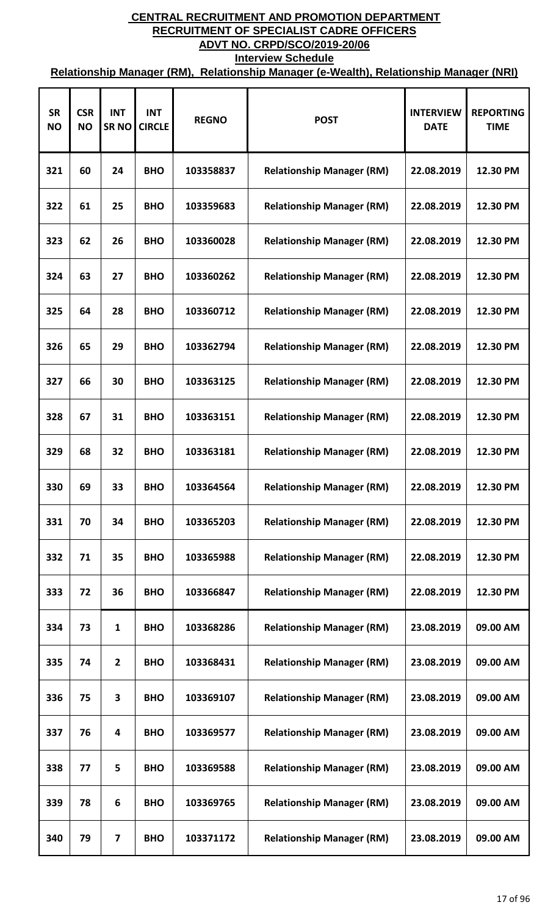# CENTRAL RECRUITMENT AND PROMOTION DEPARTMENT

## RECRUITMENT OF SPECIALIST CADRE OFFICERS

## ADVT NO. CRPD/SCO/2019-20/06

### Interview Schedule

### Relationship Manager (RM), Relationship Manager (e-Wealth), Relationship Manager (NRI)

| SR NO | CSR NO | INT SR NO | INT CIRCLE | REGNO | POST | INTERVIEW DATE | REPORTING TIME |
|---|---|---|---|---|---|---|---|
| 321 | 60 | 24 | BHO | 103358837 | Relationship Manager (RM) | 22.08.2019 | 12.30 PM |
| 322 | 61 | 25 | BHO | 103359683 | Relationship Manager (RM) | 22.08.2019 | 12.30 PM |
| 323 | 62 | 26 | BHO | 103360028 | Relationship Manager (RM) | 22.08.2019 | 12.30 PM |
| 324 | 63 | 27 | BHO | 103360262 | Relationship Manager (RM) | 22.08.2019 | 12.30 PM |
| 325 | 64 | 28 | BHO | 103360712 | Relationship Manager (RM) | 22.08.2019 | 12.30 PM |
| 326 | 65 | 29 | BHO | 103362794 | Relationship Manager (RM) | 22.08.2019 | 12.30 PM |
| 327 | 66 | 30 | BHO | 103363125 | Relationship Manager (RM) | 22.08.2019 | 12.30 PM |
| 328 | 67 | 31 | BHO | 103363151 | Relationship Manager (RM) | 22.08.2019 | 12.30 PM |
| 329 | 68 | 32 | BHO | 103363181 | Relationship Manager (RM) | 22.08.2019 | 12.30 PM |
| 330 | 69 | 33 | BHO | 103364564 | Relationship Manager (RM) | 22.08.2019 | 12.30 PM |
| 331 | 70 | 34 | BHO | 103365203 | Relationship Manager (RM) | 22.08.2019 | 12.30 PM |
| 332 | 71 | 35 | BHO | 103365988 | Relationship Manager (RM) | 22.08.2019 | 12.30 PM |
| 333 | 72 | 36 | BHO | 103366847 | Relationship Manager (RM) | 22.08.2019 | 12.30 PM |
| 334 | 73 | 1 | BHO | 103368286 | Relationship Manager (RM) | 23.08.2019 | 09.00 AM |
| 335 | 74 | 2 | BHO | 103368431 | Relationship Manager (RM) | 23.08.2019 | 09.00 AM |
| 336 | 75 | 3 | BHO | 103369107 | Relationship Manager (RM) | 23.08.2019 | 09.00 AM |
| 337 | 76 | 4 | BHO | 103369577 | Relationship Manager (RM) | 23.08.2019 | 09.00 AM |
| 338 | 77 | 5 | BHO | 103369588 | Relationship Manager (RM) | 23.08.2019 | 09.00 AM |
| 339 | 78 | 6 | BHO | 103369765 | Relationship Manager (RM) | 23.08.2019 | 09.00 AM |
| 340 | 79 | 7 | BHO | 103371172 | Relationship Manager (RM) | 23.08.2019 | 09.00 AM |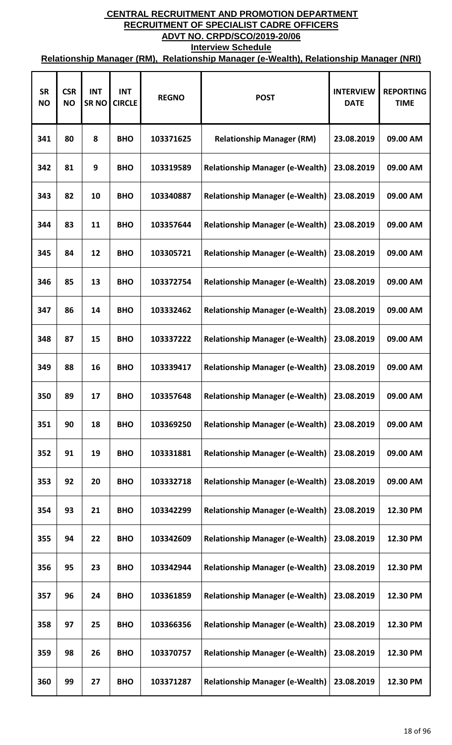**CENTRAL RECRUITMENT AND PROMOTION DEPARTMENT**

**RECRUITMENT OF SPECIALIST CADRE OFFICERS**

**ADVT NO. CRPD/SCO/2019-20/06**

**Interview Schedule**

**Relationship Manager (RM), Relationship Manager (e-Wealth), Relationship Manager (NRI)**

| SR NO | CSR NO | INT SR NO | INT CIRCLE | REGNO | POST | INTERVIEW DATE | REPORTING TIME |
|---|---|---|---|---|---|---|---|
| 341 | 80 | 8 | BHO | 103371625 | Relationship Manager (RM) | 23.08.2019 | 09.00 AM |
| 342 | 81 | 9 | BHO | 103319589 | Relationship Manager (e-Wealth) | 23.08.2019 | 09.00 AM |
| 343 | 82 | 10 | BHO | 103340887 | Relationship Manager (e-Wealth) | 23.08.2019 | 09.00 AM |
| 344 | 83 | 11 | BHO | 103357644 | Relationship Manager (e-Wealth) | 23.08.2019 | 09.00 AM |
| 345 | 84 | 12 | BHO | 103305721 | Relationship Manager (e-Wealth) | 23.08.2019 | 09.00 AM |
| 346 | 85 | 13 | BHO | 103372754 | Relationship Manager (e-Wealth) | 23.08.2019 | 09.00 AM |
| 347 | 86 | 14 | BHO | 103332462 | Relationship Manager (e-Wealth) | 23.08.2019 | 09.00 AM |
| 348 | 87 | 15 | BHO | 103337222 | Relationship Manager (e-Wealth) | 23.08.2019 | 09.00 AM |
| 349 | 88 | 16 | BHO | 103339417 | Relationship Manager (e-Wealth) | 23.08.2019 | 09.00 AM |
| 350 | 89 | 17 | BHO | 103357648 | Relationship Manager (e-Wealth) | 23.08.2019 | 09.00 AM |
| 351 | 90 | 18 | BHO | 103369250 | Relationship Manager (e-Wealth) | 23.08.2019 | 09.00 AM |
| 352 | 91 | 19 | BHO | 103331881 | Relationship Manager (e-Wealth) | 23.08.2019 | 09.00 AM |
| 353 | 92 | 20 | BHO | 103332718 | Relationship Manager (e-Wealth) | 23.08.2019 | 09.00 AM |
| 354 | 93 | 21 | BHO | 103342299 | Relationship Manager (e-Wealth) | 23.08.2019 | 12.30 PM |
| 355 | 94 | 22 | BHO | 103342609 | Relationship Manager (e-Wealth) | 23.08.2019 | 12.30 PM |
| 356 | 95 | 23 | BHO | 103342944 | Relationship Manager (e-Wealth) | 23.08.2019 | 12.30 PM |
| 357 | 96 | 24 | BHO | 103361859 | Relationship Manager (e-Wealth) | 23.08.2019 | 12.30 PM |
| 358 | 97 | 25 | BHO | 103366356 | Relationship Manager (e-Wealth) | 23.08.2019 | 12.30 PM |
| 359 | 98 | 26 | BHO | 103370757 | Relationship Manager (e-Wealth) | 23.08.2019 | 12.30 PM |
| 360 | 99 | 27 | BHO | 103371287 | Relationship Manager (e-Wealth) | 23.08.2019 | 12.30 PM |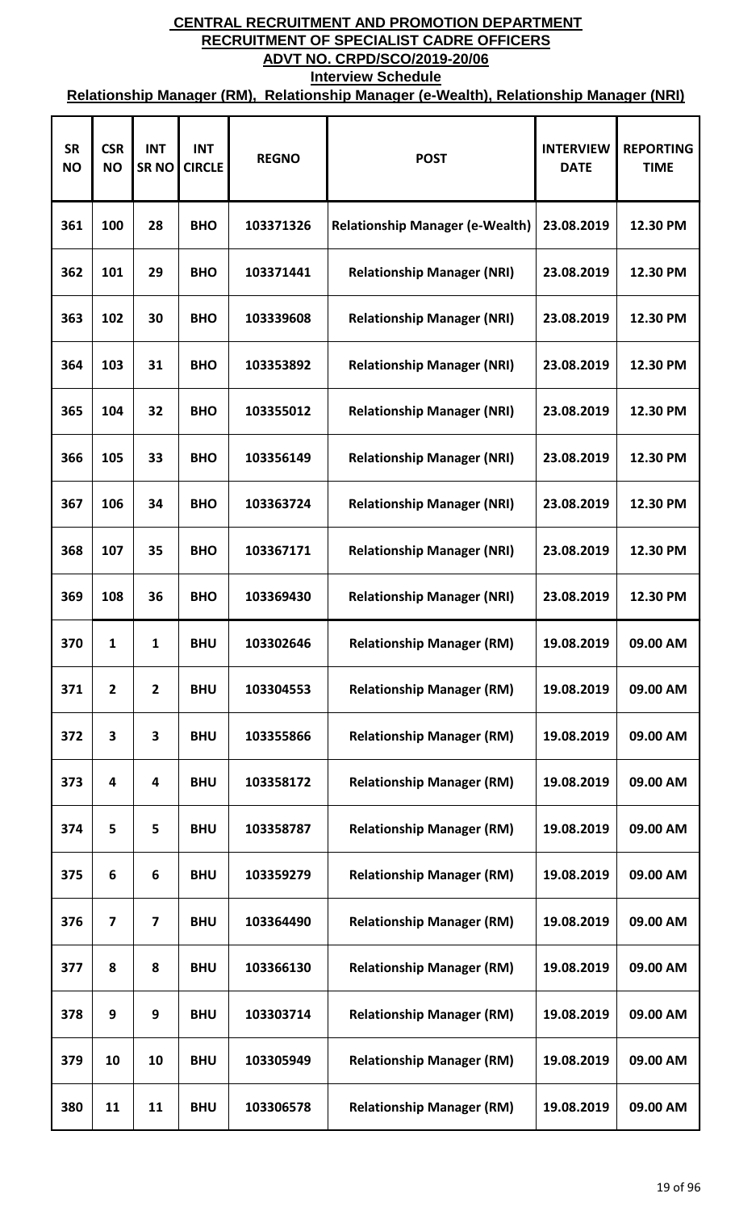# CENTRAL RECRUITMENT AND PROMOTION DEPARTMENT
## RECRUITMENT OF SPECIALIST CADRE OFFICERS
## ADVT NO. CRPD/SCO/2019-20/06
### Interview Schedule
### Relationship Manager (RM), Relationship Manager (e-Wealth), Relationship Manager (NRI)

| SR NO | CSR NO | INT SR NO | INT CIRCLE | REGNO | POST | INTERVIEW DATE | REPORTING TIME |
|---|---|---|---|---|---|---|---|
| 361 | 100 | 28 | BHO | 103371326 | Relationship Manager (e-Wealth) | 23.08.2019 | 12.30 PM |
| 362 | 101 | 29 | BHO | 103371441 | Relationship Manager (NRI) | 23.08.2019 | 12.30 PM |
| 363 | 102 | 30 | BHO | 103339608 | Relationship Manager (NRI) | 23.08.2019 | 12.30 PM |
| 364 | 103 | 31 | BHO | 103353892 | Relationship Manager (NRI) | 23.08.2019 | 12.30 PM |
| 365 | 104 | 32 | BHO | 103355012 | Relationship Manager (NRI) | 23.08.2019 | 12.30 PM |
| 366 | 105 | 33 | BHO | 103356149 | Relationship Manager (NRI) | 23.08.2019 | 12.30 PM |
| 367 | 106 | 34 | BHO | 103363724 | Relationship Manager (NRI) | 23.08.2019 | 12.30 PM |
| 368 | 107 | 35 | BHO | 103367171 | Relationship Manager (NRI) | 23.08.2019 | 12.30 PM |
| 369 | 108 | 36 | BHO | 103369430 | Relationship Manager (NRI) | 23.08.2019 | 12.30 PM |
| 370 | 1 | 1 | BHU | 103302646 | Relationship Manager (RM) | 19.08.2019 | 09.00 AM |
| 371 | 2 | 2 | BHU | 103304553 | Relationship Manager (RM) | 19.08.2019 | 09.00 AM |
| 372 | 3 | 3 | BHU | 103355866 | Relationship Manager (RM) | 19.08.2019 | 09.00 AM |
| 373 | 4 | 4 | BHU | 103358172 | Relationship Manager (RM) | 19.08.2019 | 09.00 AM |
| 374 | 5 | 5 | BHU | 103358787 | Relationship Manager (RM) | 19.08.2019 | 09.00 AM |
| 375 | 6 | 6 | BHU | 103359279 | Relationship Manager (RM) | 19.08.2019 | 09.00 AM |
| 376 | 7 | 7 | BHU | 103364490 | Relationship Manager (RM) | 19.08.2019 | 09.00 AM |
| 377 | 8 | 8 | BHU | 103366130 | Relationship Manager (RM) | 19.08.2019 | 09.00 AM |
| 378 | 9 | 9 | BHU | 103303714 | Relationship Manager (RM) | 19.08.2019 | 09.00 AM |
| 379 | 10 | 10 | BHU | 103305949 | Relationship Manager (RM) | 19.08.2019 | 09.00 AM |
| 380 | 11 | 11 | BHU | 103306578 | Relationship Manager (RM) | 19.08.2019 | 09.00 AM |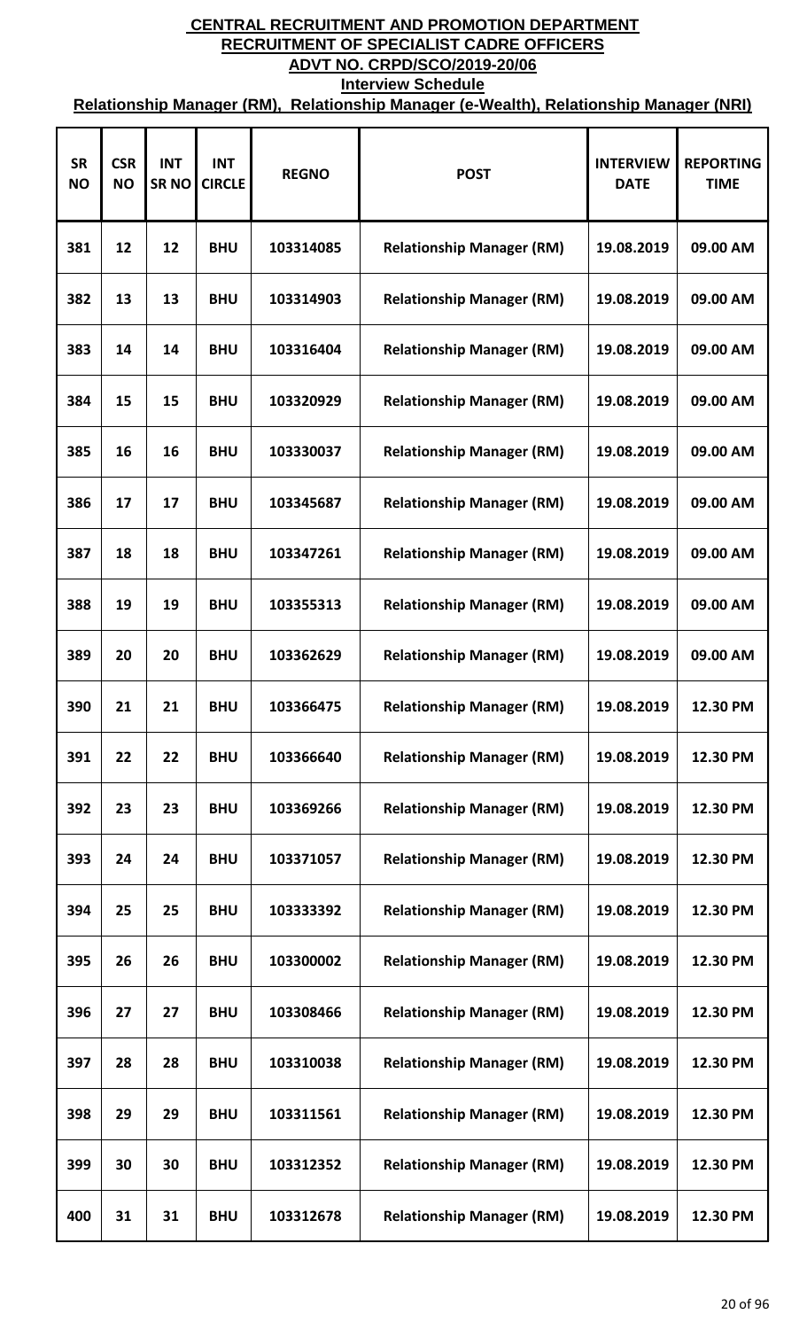**CENTRAL RECRUITMENT AND PROMOTION DEPARTMENT**

**RECRUITMENT OF SPECIALIST CADRE OFFICERS**

**ADVT NO. CRPD/SCO/2019-20/06**

**Interview Schedule**

**Relationship Manager (RM), Relationship Manager (e-Wealth), Relationship Manager (NRI)**

| SR NO | CSR NO | INT SR NO | INT CIRCLE | REGNO | POST | INTERVIEW DATE | REPORTING TIME |
|---|---|---|---|---|---|---|---|
| 381 | 12 | 12 | BHU | 103314085 | Relationship Manager (RM) | 19.08.2019 | 09.00 AM |
| 382 | 13 | 13 | BHU | 103314903 | Relationship Manager (RM) | 19.08.2019 | 09.00 AM |
| 383 | 14 | 14 | BHU | 103316404 | Relationship Manager (RM) | 19.08.2019 | 09.00 AM |
| 384 | 15 | 15 | BHU | 103320929 | Relationship Manager (RM) | 19.08.2019 | 09.00 AM |
| 385 | 16 | 16 | BHU | 103330037 | Relationship Manager (RM) | 19.08.2019 | 09.00 AM |
| 386 | 17 | 17 | BHU | 103345687 | Relationship Manager (RM) | 19.08.2019 | 09.00 AM |
| 387 | 18 | 18 | BHU | 103347261 | Relationship Manager (RM) | 19.08.2019 | 09.00 AM |
| 388 | 19 | 19 | BHU | 103355313 | Relationship Manager (RM) | 19.08.2019 | 09.00 AM |
| 389 | 20 | 20 | BHU | 103362629 | Relationship Manager (RM) | 19.08.2019 | 09.00 AM |
| 390 | 21 | 21 | BHU | 103366475 | Relationship Manager (RM) | 19.08.2019 | 12.30 PM |
| 391 | 22 | 22 | BHU | 103366640 | Relationship Manager (RM) | 19.08.2019 | 12.30 PM |
| 392 | 23 | 23 | BHU | 103369266 | Relationship Manager (RM) | 19.08.2019 | 12.30 PM |
| 393 | 24 | 24 | BHU | 103371057 | Relationship Manager (RM) | 19.08.2019 | 12.30 PM |
| 394 | 25 | 25 | BHU | 103333392 | Relationship Manager (RM) | 19.08.2019 | 12.30 PM |
| 395 | 26 | 26 | BHU | 103300002 | Relationship Manager (RM) | 19.08.2019 | 12.30 PM |
| 396 | 27 | 27 | BHU | 103308466 | Relationship Manager (RM) | 19.08.2019 | 12.30 PM |
| 397 | 28 | 28 | BHU | 103310038 | Relationship Manager (RM) | 19.08.2019 | 12.30 PM |
| 398 | 29 | 29 | BHU | 103311561 | Relationship Manager (RM) | 19.08.2019 | 12.30 PM |
| 399 | 30 | 30 | BHU | 103312352 | Relationship Manager (RM) | 19.08.2019 | 12.30 PM |
| 400 | 31 | 31 | BHU | 103312678 | Relationship Manager (RM) | 19.08.2019 | 12.30 PM |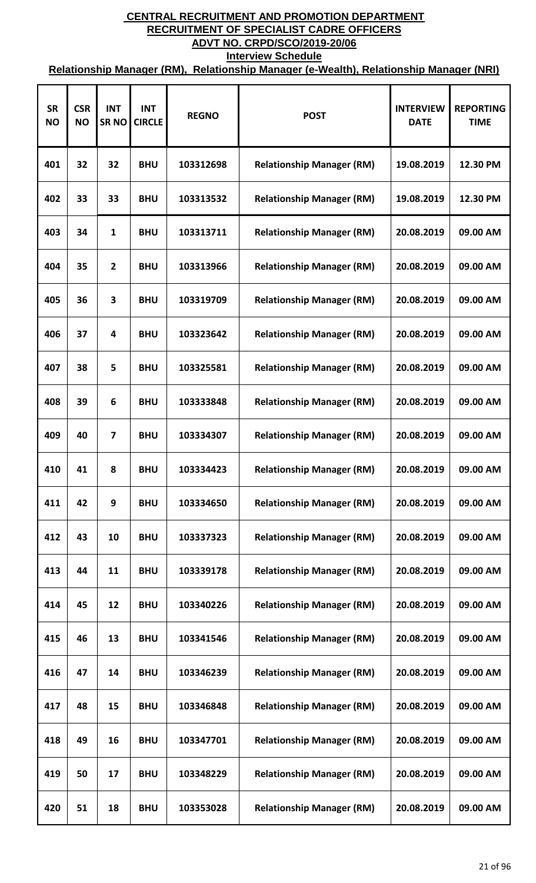# CENTRAL RECRUITMENT AND PROMOTION DEPARTMENT

## RECRUITMENT OF SPECIALIST CADRE OFFICERS

## ADVT NO. CRPD/SCO/2019-20/06

### Interview Schedule

### Relationship Manager (RM), Relationship Manager (e-Wealth), Relationship Manager (NRI)

| SR NO | CSR NO | INT SR NO | INT CIRCLE | REGNO | POST | INTERVIEW DATE | REPORTING TIME |
|---|---|---|---|---|---|---|---|
| 401 | 32 | 32 | BHU | 103312698 | Relationship Manager (RM) | 19.08.2019 | 12.30 PM |
| 402 | 33 | 33 | BHU | 103313532 | Relationship Manager (RM) | 19.08.2019 | 12.30 PM |
| 403 | 34 | 1 | BHU | 103313711 | Relationship Manager (RM) | 20.08.2019 | 09.00 AM |
| 404 | 35 | 2 | BHU | 103313966 | Relationship Manager (RM) | 20.08.2019 | 09.00 AM |
| 405 | 36 | 3 | BHU | 103319709 | Relationship Manager (RM) | 20.08.2019 | 09.00 AM |
| 406 | 37 | 4 | BHU | 103323642 | Relationship Manager (RM) | 20.08.2019 | 09.00 AM |
| 407 | 38 | 5 | BHU | 103325581 | Relationship Manager (RM) | 20.08.2019 | 09.00 AM |
| 408 | 39 | 6 | BHU | 103333848 | Relationship Manager (RM) | 20.08.2019 | 09.00 AM |
| 409 | 40 | 7 | BHU | 103334307 | Relationship Manager (RM) | 20.08.2019 | 09.00 AM |
| 410 | 41 | 8 | BHU | 103334423 | Relationship Manager (RM) | 20.08.2019 | 09.00 AM |
| 411 | 42 | 9 | BHU | 103334650 | Relationship Manager (RM) | 20.08.2019 | 09.00 AM |
| 412 | 43 | 10 | BHU | 103337323 | Relationship Manager (RM) | 20.08.2019 | 09.00 AM |
| 413 | 44 | 11 | BHU | 103339178 | Relationship Manager (RM) | 20.08.2019 | 09.00 AM |
| 414 | 45 | 12 | BHU | 103340226 | Relationship Manager (RM) | 20.08.2019 | 09.00 AM |
| 415 | 46 | 13 | BHU | 103341546 | Relationship Manager (RM) | 20.08.2019 | 09.00 AM |
| 416 | 47 | 14 | BHU | 103346239 | Relationship Manager (RM) | 20.08.2019 | 09.00 AM |
| 417 | 48 | 15 | BHU | 103346848 | Relationship Manager (RM) | 20.08.2019 | 09.00 AM |
| 418 | 49 | 16 | BHU | 103347701 | Relationship Manager (RM) | 20.08.2019 | 09.00 AM |
| 419 | 50 | 17 | BHU | 103348229 | Relationship Manager (RM) | 20.08.2019 | 09.00 AM |
| 420 | 51 | 18 | BHU | 103353028 | Relationship Manager (RM) | 20.08.2019 | 09.00 AM |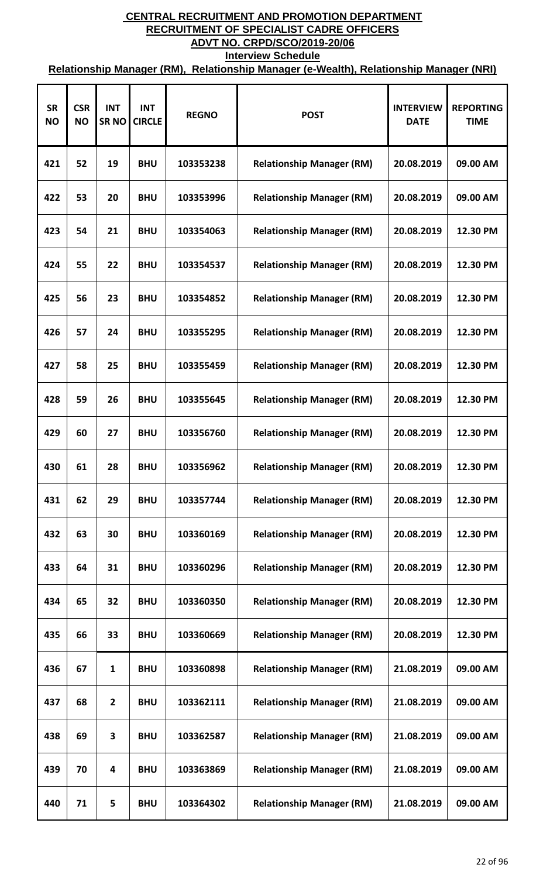# CENTRAL RECRUITMENT AND PROMOTION DEPARTMENT
## RECRUITMENT OF SPECIALIST CADRE OFFICERS
## ADVT NO. CRPD/SCO/2019-20/06
### Interview Schedule
### Relationship Manager (RM), Relationship Manager (e-Wealth), Relationship Manager (NRI)

| SR NO | CSR NO | INT SR NO | INT CIRCLE | REGNO | POST | INTERVIEW DATE | REPORTING TIME |
|---|---|---|---|---|---|---|---|
| 421 | 52 | 19 | BHU | 103353238 | Relationship Manager (RM) | 20.08.2019 | 09.00 AM |
| 422 | 53 | 20 | BHU | 103353996 | Relationship Manager (RM) | 20.08.2019 | 09.00 AM |
| 423 | 54 | 21 | BHU | 103354063 | Relationship Manager (RM) | 20.08.2019 | 12.30 PM |
| 424 | 55 | 22 | BHU | 103354537 | Relationship Manager (RM) | 20.08.2019 | 12.30 PM |
| 425 | 56 | 23 | BHU | 103354852 | Relationship Manager (RM) | 20.08.2019 | 12.30 PM |
| 426 | 57 | 24 | BHU | 103355295 | Relationship Manager (RM) | 20.08.2019 | 12.30 PM |
| 427 | 58 | 25 | BHU | 103355459 | Relationship Manager (RM) | 20.08.2019 | 12.30 PM |
| 428 | 59 | 26 | BHU | 103355645 | Relationship Manager (RM) | 20.08.2019 | 12.30 PM |
| 429 | 60 | 27 | BHU | 103356760 | Relationship Manager (RM) | 20.08.2019 | 12.30 PM |
| 430 | 61 | 28 | BHU | 103356962 | Relationship Manager (RM) | 20.08.2019 | 12.30 PM |
| 431 | 62 | 29 | BHU | 103357744 | Relationship Manager (RM) | 20.08.2019 | 12.30 PM |
| 432 | 63 | 30 | BHU | 103360169 | Relationship Manager (RM) | 20.08.2019 | 12.30 PM |
| 433 | 64 | 31 | BHU | 103360296 | Relationship Manager (RM) | 20.08.2019 | 12.30 PM |
| 434 | 65 | 32 | BHU | 103360350 | Relationship Manager (RM) | 20.08.2019 | 12.30 PM |
| 435 | 66 | 33 | BHU | 103360669 | Relationship Manager (RM) | 20.08.2019 | 12.30 PM |
| 436 | 67 | 1 | BHU | 103360898 | Relationship Manager (RM) | 21.08.2019 | 09.00 AM |
| 437 | 68 | 2 | BHU | 103362111 | Relationship Manager (RM) | 21.08.2019 | 09.00 AM |
| 438 | 69 | 3 | BHU | 103362587 | Relationship Manager (RM) | 21.08.2019 | 09.00 AM |
| 439 | 70 | 4 | BHU | 103363869 | Relationship Manager (RM) | 21.08.2019 | 09.00 AM |
| 440 | 71 | 5 | BHU | 103364302 | Relationship Manager (RM) | 21.08.2019 | 09.00 AM |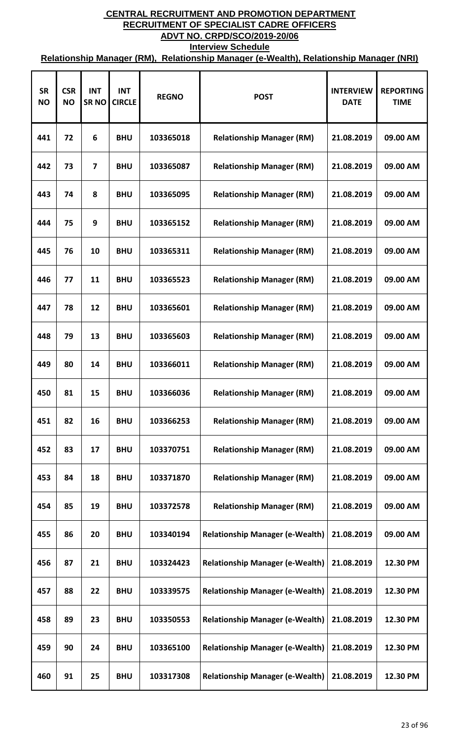# CENTRAL RECRUITMENT AND PROMOTION DEPARTMENT

## RECRUITMENT OF SPECIALIST CADRE OFFICERS

## ADVT NO. CRPD/SCO/2019-20/06

### Interview Schedule

### Relationship Manager (RM), Relationship Manager (e-Wealth), Relationship Manager (NRI)

| SR NO | CSR NO | INT SR NO | INT CIRCLE | REGNO | POST | INTERVIEW DATE | REPORTING TIME |
|---|---|---|---|---|---|---|---|
| 441 | 72 | 6 | BHU | 103365018 | Relationship Manager (RM) | 21.08.2019 | 09.00 AM |
| 442 | 73 | 7 | BHU | 103365087 | Relationship Manager (RM) | 21.08.2019 | 09.00 AM |
| 443 | 74 | 8 | BHU | 103365095 | Relationship Manager (RM) | 21.08.2019 | 09.00 AM |
| 444 | 75 | 9 | BHU | 103365152 | Relationship Manager (RM) | 21.08.2019 | 09.00 AM |
| 445 | 76 | 10 | BHU | 103365311 | Relationship Manager (RM) | 21.08.2019 | 09.00 AM |
| 446 | 77 | 11 | BHU | 103365523 | Relationship Manager (RM) | 21.08.2019 | 09.00 AM |
| 447 | 78 | 12 | BHU | 103365601 | Relationship Manager (RM) | 21.08.2019 | 09.00 AM |
| 448 | 79 | 13 | BHU | 103365603 | Relationship Manager (RM) | 21.08.2019 | 09.00 AM |
| 449 | 80 | 14 | BHU | 103366011 | Relationship Manager (RM) | 21.08.2019 | 09.00 AM |
| 450 | 81 | 15 | BHU | 103366036 | Relationship Manager (RM) | 21.08.2019 | 09.00 AM |
| 451 | 82 | 16 | BHU | 103366253 | Relationship Manager (RM) | 21.08.2019 | 09.00 AM |
| 452 | 83 | 17 | BHU | 103370751 | Relationship Manager (RM) | 21.08.2019 | 09.00 AM |
| 453 | 84 | 18 | BHU | 103371870 | Relationship Manager (RM) | 21.08.2019 | 09.00 AM |
| 454 | 85 | 19 | BHU | 103372578 | Relationship Manager (RM) | 21.08.2019 | 09.00 AM |
| 455 | 86 | 20 | BHU | 103340194 | Relationship Manager (e-Wealth) | 21.08.2019 | 09.00 AM |
| 456 | 87 | 21 | BHU | 103324423 | Relationship Manager (e-Wealth) | 21.08.2019 | 12.30 PM |
| 457 | 88 | 22 | BHU | 103339575 | Relationship Manager (e-Wealth) | 21.08.2019 | 12.30 PM |
| 458 | 89 | 23 | BHU | 103350553 | Relationship Manager (e-Wealth) | 21.08.2019 | 12.30 PM |
| 459 | 90 | 24 | BHU | 103365100 | Relationship Manager (e-Wealth) | 21.08.2019 | 12.30 PM |
| 460 | 91 | 25 | BHU | 103317308 | Relationship Manager (e-Wealth) | 21.08.2019 | 12.30 PM |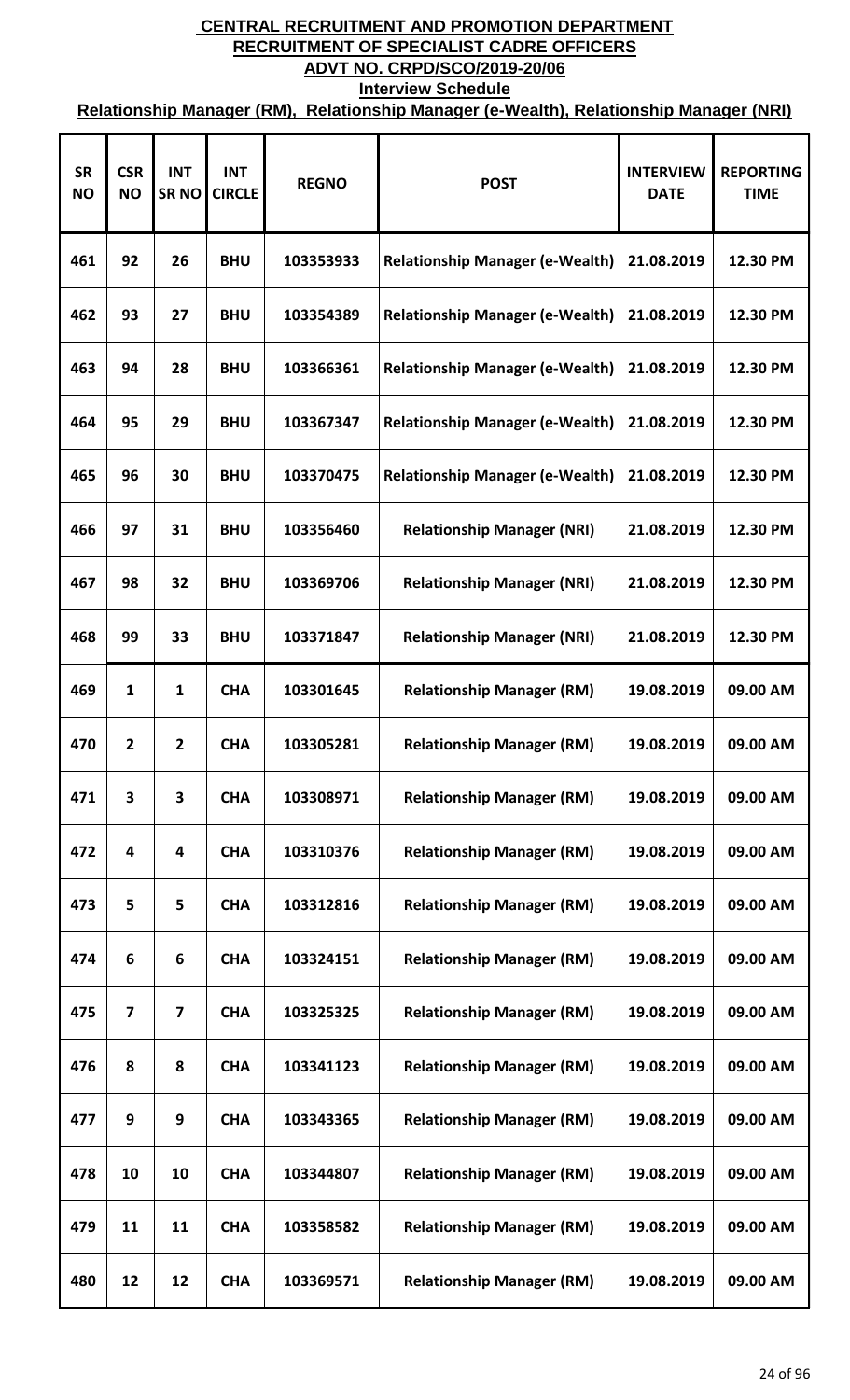# CENTRAL RECRUITMENT AND PROMOTION DEPARTMENT

## RECRUITMENT OF SPECIALIST CADRE OFFICERS

## ADVT NO. CRPD/SCO/2019-20/06

### Interview Schedule

### Relationship Manager (RM), Relationship Manager (e-Wealth), Relationship Manager (NRI)

| SR NO | CSR NO | INT SR NO | INT CIRCLE | REGNO | POST | INTERVIEW DATE | REPORTING TIME |
|---|---|---|---|---|---|---|---|
| 461 | 92 | 26 | BHU | 103353933 | Relationship Manager (e-Wealth) | 21.08.2019 | 12.30 PM |
| 462 | 93 | 27 | BHU | 103354389 | Relationship Manager (e-Wealth) | 21.08.2019 | 12.30 PM |
| 463 | 94 | 28 | BHU | 103366361 | Relationship Manager (e-Wealth) | 21.08.2019 | 12.30 PM |
| 464 | 95 | 29 | BHU | 103367347 | Relationship Manager (e-Wealth) | 21.08.2019 | 12.30 PM |
| 465 | 96 | 30 | BHU | 103370475 | Relationship Manager (e-Wealth) | 21.08.2019 | 12.30 PM |
| 466 | 97 | 31 | BHU | 103356460 | Relationship Manager (NRI) | 21.08.2019 | 12.30 PM |
| 467 | 98 | 32 | BHU | 103369706 | Relationship Manager (NRI) | 21.08.2019 | 12.30 PM |
| 468 | 99 | 33 | BHU | 103371847 | Relationship Manager (NRI) | 21.08.2019 | 12.30 PM |
| 469 | 1 | 1 | CHA | 103301645 | Relationship Manager (RM) | 19.08.2019 | 09.00 AM |
| 470 | 2 | 2 | CHA | 103305281 | Relationship Manager (RM) | 19.08.2019 | 09.00 AM |
| 471 | 3 | 3 | CHA | 103308971 | Relationship Manager (RM) | 19.08.2019 | 09.00 AM |
| 472 | 4 | 4 | CHA | 103310376 | Relationship Manager (RM) | 19.08.2019 | 09.00 AM |
| 473 | 5 | 5 | CHA | 103312816 | Relationship Manager (RM) | 19.08.2019 | 09.00 AM |
| 474 | 6 | 6 | CHA | 103324151 | Relationship Manager (RM) | 19.08.2019 | 09.00 AM |
| 475 | 7 | 7 | CHA | 103325325 | Relationship Manager (RM) | 19.08.2019 | 09.00 AM |
| 476 | 8 | 8 | CHA | 103341123 | Relationship Manager (RM) | 19.08.2019 | 09.00 AM |
| 477 | 9 | 9 | CHA | 103343365 | Relationship Manager (RM) | 19.08.2019 | 09.00 AM |
| 478 | 10 | 10 | CHA | 103344807 | Relationship Manager (RM) | 19.08.2019 | 09.00 AM |
| 479 | 11 | 11 | CHA | 103358582 | Relationship Manager (RM) | 19.08.2019 | 09.00 AM |
| 480 | 12 | 12 | CHA | 103369571 | Relationship Manager (RM) | 19.08.2019 | 09.00 AM |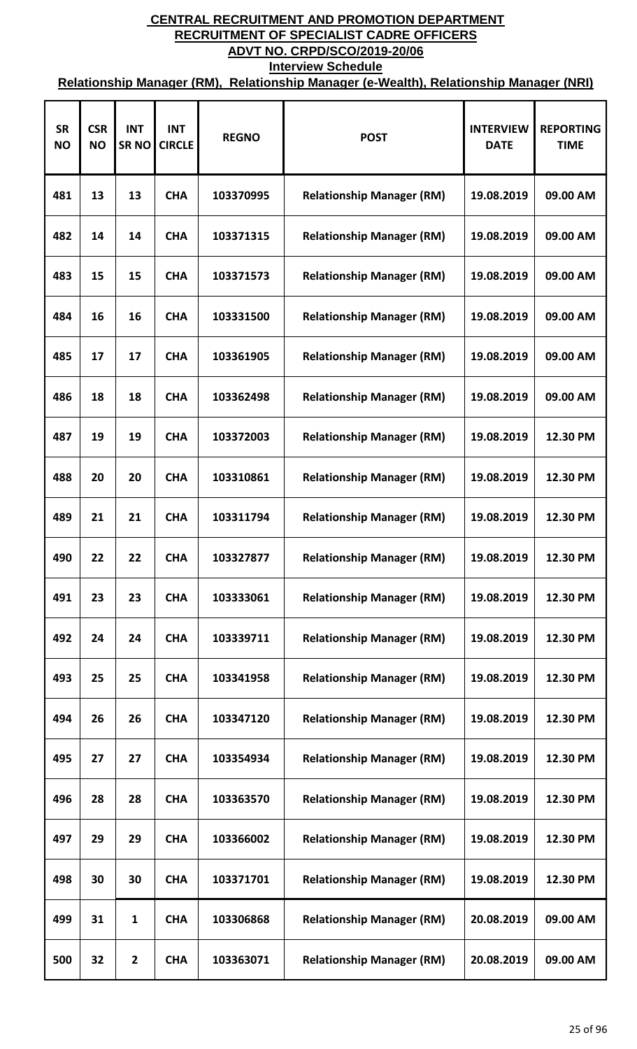# CENTRAL RECRUITMENT AND PROMOTION DEPARTMENT

## RECRUITMENT OF SPECIALIST CADRE OFFICERS

## ADVT NO. CRPD/SCO/2019-20/06

### Interview Schedule

### Relationship Manager (RM), Relationship Manager (e-Wealth), Relationship Manager (NRI)

| SR NO | CSR NO | INT SR NO | INT CIRCLE | REGNO | POST | INTERVIEW DATE | REPORTING TIME |
|---|---|---|---|---|---|---|---|
| 481 | 13 | 13 | CHA | 103370995 | Relationship Manager (RM) | 19.08.2019 | 09.00 AM |
| 482 | 14 | 14 | CHA | 103371315 | Relationship Manager (RM) | 19.08.2019 | 09.00 AM |
| 483 | 15 | 15 | CHA | 103371573 | Relationship Manager (RM) | 19.08.2019 | 09.00 AM |
| 484 | 16 | 16 | CHA | 103331500 | Relationship Manager (RM) | 19.08.2019 | 09.00 AM |
| 485 | 17 | 17 | CHA | 103361905 | Relationship Manager (RM) | 19.08.2019 | 09.00 AM |
| 486 | 18 | 18 | CHA | 103362498 | Relationship Manager (RM) | 19.08.2019 | 09.00 AM |
| 487 | 19 | 19 | CHA | 103372003 | Relationship Manager (RM) | 19.08.2019 | 12.30 PM |
| 488 | 20 | 20 | CHA | 103310861 | Relationship Manager (RM) | 19.08.2019 | 12.30 PM |
| 489 | 21 | 21 | CHA | 103311794 | Relationship Manager (RM) | 19.08.2019 | 12.30 PM |
| 490 | 22 | 22 | CHA | 103327877 | Relationship Manager (RM) | 19.08.2019 | 12.30 PM |
| 491 | 23 | 23 | CHA | 103333061 | Relationship Manager (RM) | 19.08.2019 | 12.30 PM |
| 492 | 24 | 24 | CHA | 103339711 | Relationship Manager (RM) | 19.08.2019 | 12.30 PM |
| 493 | 25 | 25 | CHA | 103341958 | Relationship Manager (RM) | 19.08.2019 | 12.30 PM |
| 494 | 26 | 26 | CHA | 103347120 | Relationship Manager (RM) | 19.08.2019 | 12.30 PM |
| 495 | 27 | 27 | CHA | 103354934 | Relationship Manager (RM) | 19.08.2019 | 12.30 PM |
| 496 | 28 | 28 | CHA | 103363570 | Relationship Manager (RM) | 19.08.2019 | 12.30 PM |
| 497 | 29 | 29 | CHA | 103366002 | Relationship Manager (RM) | 19.08.2019 | 12.30 PM |
| 498 | 30 | 30 | CHA | 103371701 | Relationship Manager (RM) | 19.08.2019 | 12.30 PM |
| 499 | 31 | 1 | CHA | 103306868 | Relationship Manager (RM) | 20.08.2019 | 09.00 AM |
| 500 | 32 | 2 | CHA | 103363071 | Relationship Manager (RM) | 20.08.2019 | 09.00 AM |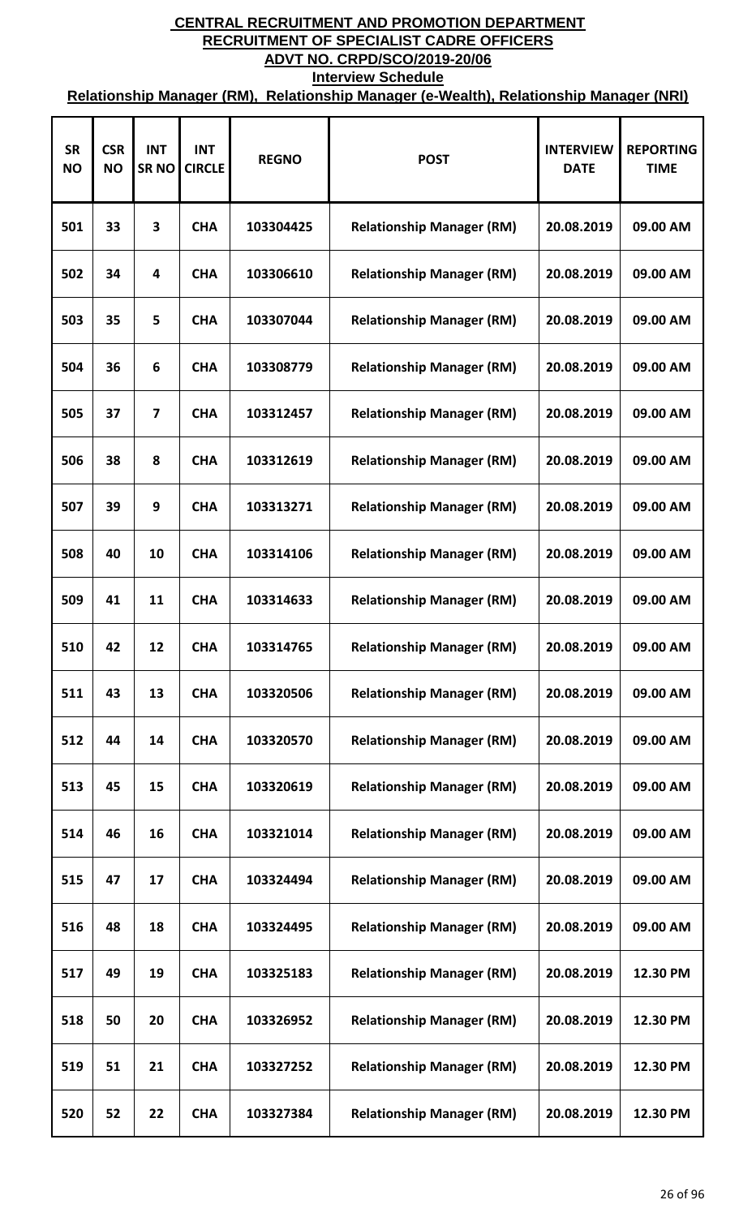# CENTRAL RECRUITMENT AND PROMOTION DEPARTMENT

## RECRUITMENT OF SPECIALIST CADRE OFFICERS

## ADVT NO. CRPD/SCO/2019-20/06

### Interview Schedule

### Relationship Manager (RM), Relationship Manager (e-Wealth), Relationship Manager (NRI)

| SR NO | CSR NO | INT SR NO | INT CIRCLE | REGNO | POST | INTERVIEW DATE | REPORTING TIME |
|---|---|---|---|---|---|---|---|
| 501 | 33 | 3 | CHA | 103304425 | Relationship Manager (RM) | 20.08.2019 | 09.00 AM |
| 502 | 34 | 4 | CHA | 103306610 | Relationship Manager (RM) | 20.08.2019 | 09.00 AM |
| 503 | 35 | 5 | CHA | 103307044 | Relationship Manager (RM) | 20.08.2019 | 09.00 AM |
| 504 | 36 | 6 | CHA | 103308779 | Relationship Manager (RM) | 20.08.2019 | 09.00 AM |
| 505 | 37 | 7 | CHA | 103312457 | Relationship Manager (RM) | 20.08.2019 | 09.00 AM |
| 506 | 38 | 8 | CHA | 103312619 | Relationship Manager (RM) | 20.08.2019 | 09.00 AM |
| 507 | 39 | 9 | CHA | 103313271 | Relationship Manager (RM) | 20.08.2019 | 09.00 AM |
| 508 | 40 | 10 | CHA | 103314106 | Relationship Manager (RM) | 20.08.2019 | 09.00 AM |
| 509 | 41 | 11 | CHA | 103314633 | Relationship Manager (RM) | 20.08.2019 | 09.00 AM |
| 510 | 42 | 12 | CHA | 103314765 | Relationship Manager (RM) | 20.08.2019 | 09.00 AM |
| 511 | 43 | 13 | CHA | 103320506 | Relationship Manager (RM) | 20.08.2019 | 09.00 AM |
| 512 | 44 | 14 | CHA | 103320570 | Relationship Manager (RM) | 20.08.2019 | 09.00 AM |
| 513 | 45 | 15 | CHA | 103320619 | Relationship Manager (RM) | 20.08.2019 | 09.00 AM |
| 514 | 46 | 16 | CHA | 103321014 | Relationship Manager (RM) | 20.08.2019 | 09.00 AM |
| 515 | 47 | 17 | CHA | 103324494 | Relationship Manager (RM) | 20.08.2019 | 09.00 AM |
| 516 | 48 | 18 | CHA | 103324495 | Relationship Manager (RM) | 20.08.2019 | 09.00 AM |
| 517 | 49 | 19 | CHA | 103325183 | Relationship Manager (RM) | 20.08.2019 | 12.30 PM |
| 518 | 50 | 20 | CHA | 103326952 | Relationship Manager (RM) | 20.08.2019 | 12.30 PM |
| 519 | 51 | 21 | CHA | 103327252 | Relationship Manager (RM) | 20.08.2019 | 12.30 PM |
| 520 | 52 | 22 | CHA | 103327384 | Relationship Manager (RM) | 20.08.2019 | 12.30 PM |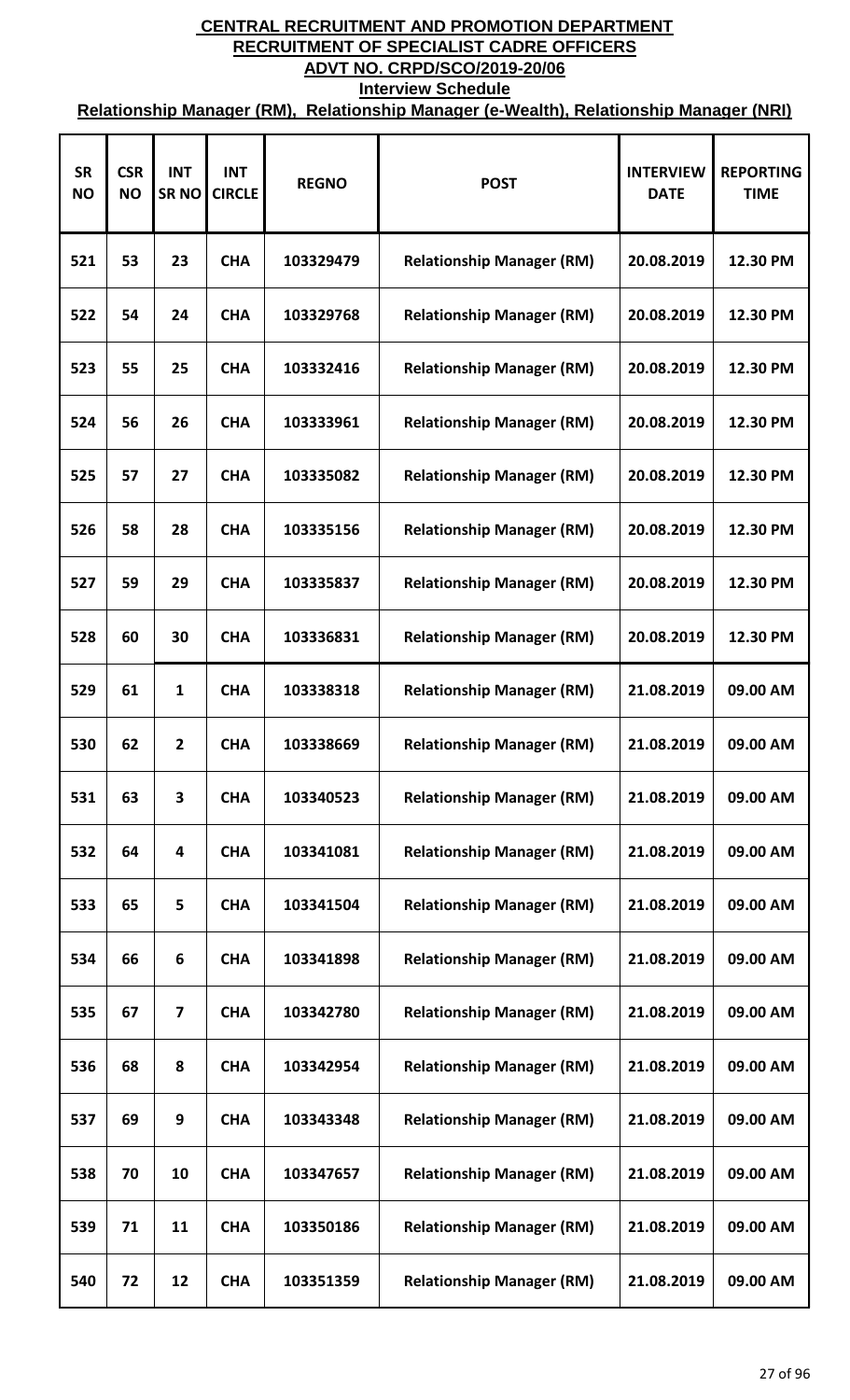**CENTRAL RECRUITMENT AND PROMOTION DEPARTMENT**
**RECRUITMENT OF SPECIALIST CADRE OFFICERS**
**ADVT NO. CRPD/SCO/2019-20/06**
**Interview Schedule**
**Relationship Manager (RM), Relationship Manager (e-Wealth), Relationship Manager (NRI)**

| SR NO | CSR NO | INT SR NO | INT CIRCLE | REGNO | POST | INTERVIEW DATE | REPORTING TIME |
|---|---|---|---|---|---|---|---|
| 521 | 53 | 23 | CHA | 103329479 | Relationship Manager (RM) | 20.08.2019 | 12.30 PM |
| 522 | 54 | 24 | CHA | 103329768 | Relationship Manager (RM) | 20.08.2019 | 12.30 PM |
| 523 | 55 | 25 | CHA | 103332416 | Relationship Manager (RM) | 20.08.2019 | 12.30 PM |
| 524 | 56 | 26 | CHA | 103333961 | Relationship Manager (RM) | 20.08.2019 | 12.30 PM |
| 525 | 57 | 27 | CHA | 103335082 | Relationship Manager (RM) | 20.08.2019 | 12.30 PM |
| 526 | 58 | 28 | CHA | 103335156 | Relationship Manager (RM) | 20.08.2019 | 12.30 PM |
| 527 | 59 | 29 | CHA | 103335837 | Relationship Manager (RM) | 20.08.2019 | 12.30 PM |
| 528 | 60 | 30 | CHA | 103336831 | Relationship Manager (RM) | 20.08.2019 | 12.30 PM |
| 529 | 61 | 1 | CHA | 103338318 | Relationship Manager (RM) | 21.08.2019 | 09.00 AM |
| 530 | 62 | 2 | CHA | 103338669 | Relationship Manager (RM) | 21.08.2019 | 09.00 AM |
| 531 | 63 | 3 | CHA | 103340523 | Relationship Manager (RM) | 21.08.2019 | 09.00 AM |
| 532 | 64 | 4 | CHA | 103341081 | Relationship Manager (RM) | 21.08.2019 | 09.00 AM |
| 533 | 65 | 5 | CHA | 103341504 | Relationship Manager (RM) | 21.08.2019 | 09.00 AM |
| 534 | 66 | 6 | CHA | 103341898 | Relationship Manager (RM) | 21.08.2019 | 09.00 AM |
| 535 | 67 | 7 | CHA | 103342780 | Relationship Manager (RM) | 21.08.2019 | 09.00 AM |
| 536 | 68 | 8 | CHA | 103342954 | Relationship Manager (RM) | 21.08.2019 | 09.00 AM |
| 537 | 69 | 9 | CHA | 103343348 | Relationship Manager (RM) | 21.08.2019 | 09.00 AM |
| 538 | 70 | 10 | CHA | 103347657 | Relationship Manager (RM) | 21.08.2019 | 09.00 AM |
| 539 | 71 | 11 | CHA | 103350186 | Relationship Manager (RM) | 21.08.2019 | 09.00 AM |
| 540 | 72 | 12 | CHA | 103351359 | Relationship Manager (RM) | 21.08.2019 | 09.00 AM |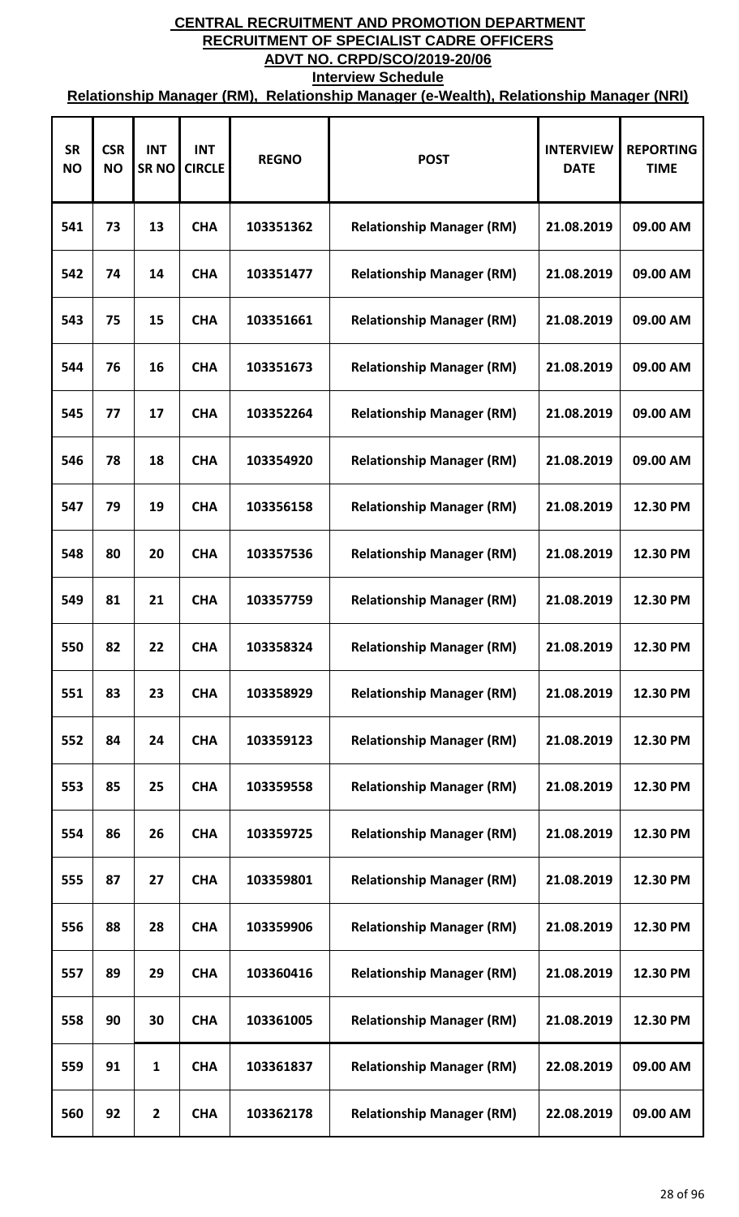# CENTRAL RECRUITMENT AND PROMOTION DEPARTMENT

## RECRUITMENT OF SPECIALIST CADRE OFFICERS

## ADVT NO. CRPD/SCO/2019-20/06

### Interview Schedule

### Relationship Manager (RM), Relationship Manager (e-Wealth), Relationship Manager (NRI)

| SR NO | CSR NO | INT SR NO | INT CIRCLE | REGNO | POST | INTERVIEW DATE | REPORTING TIME |
|---|---|---|---|---|---|---|---|
| 541 | 73 | 13 | CHA | 103351362 | Relationship Manager (RM) | 21.08.2019 | 09.00 AM |
| 542 | 74 | 14 | CHA | 103351477 | Relationship Manager (RM) | 21.08.2019 | 09.00 AM |
| 543 | 75 | 15 | CHA | 103351661 | Relationship Manager (RM) | 21.08.2019 | 09.00 AM |
| 544 | 76 | 16 | CHA | 103351673 | Relationship Manager (RM) | 21.08.2019 | 09.00 AM |
| 545 | 77 | 17 | CHA | 103352264 | Relationship Manager (RM) | 21.08.2019 | 09.00 AM |
| 546 | 78 | 18 | CHA | 103354920 | Relationship Manager (RM) | 21.08.2019 | 09.00 AM |
| 547 | 79 | 19 | CHA | 103356158 | Relationship Manager (RM) | 21.08.2019 | 12.30 PM |
| 548 | 80 | 20 | CHA | 103357536 | Relationship Manager (RM) | 21.08.2019 | 12.30 PM |
| 549 | 81 | 21 | CHA | 103357759 | Relationship Manager (RM) | 21.08.2019 | 12.30 PM |
| 550 | 82 | 22 | CHA | 103358324 | Relationship Manager (RM) | 21.08.2019 | 12.30 PM |
| 551 | 83 | 23 | CHA | 103358929 | Relationship Manager (RM) | 21.08.2019 | 12.30 PM |
| 552 | 84 | 24 | CHA | 103359123 | Relationship Manager (RM) | 21.08.2019 | 12.30 PM |
| 553 | 85 | 25 | CHA | 103359558 | Relationship Manager (RM) | 21.08.2019 | 12.30 PM |
| 554 | 86 | 26 | CHA | 103359725 | Relationship Manager (RM) | 21.08.2019 | 12.30 PM |
| 555 | 87 | 27 | CHA | 103359801 | Relationship Manager (RM) | 21.08.2019 | 12.30 PM |
| 556 | 88 | 28 | CHA | 103359906 | Relationship Manager (RM) | 21.08.2019 | 12.30 PM |
| 557 | 89 | 29 | CHA | 103360416 | Relationship Manager (RM) | 21.08.2019 | 12.30 PM |
| 558 | 90 | 30 | CHA | 103361005 | Relationship Manager (RM) | 21.08.2019 | 12.30 PM |
| 559 | 91 | 1 | CHA | 103361837 | Relationship Manager (RM) | 22.08.2019 | 09.00 AM |
| 560 | 92 | 2 | CHA | 103362178 | Relationship Manager (RM) | 22.08.2019 | 09.00 AM |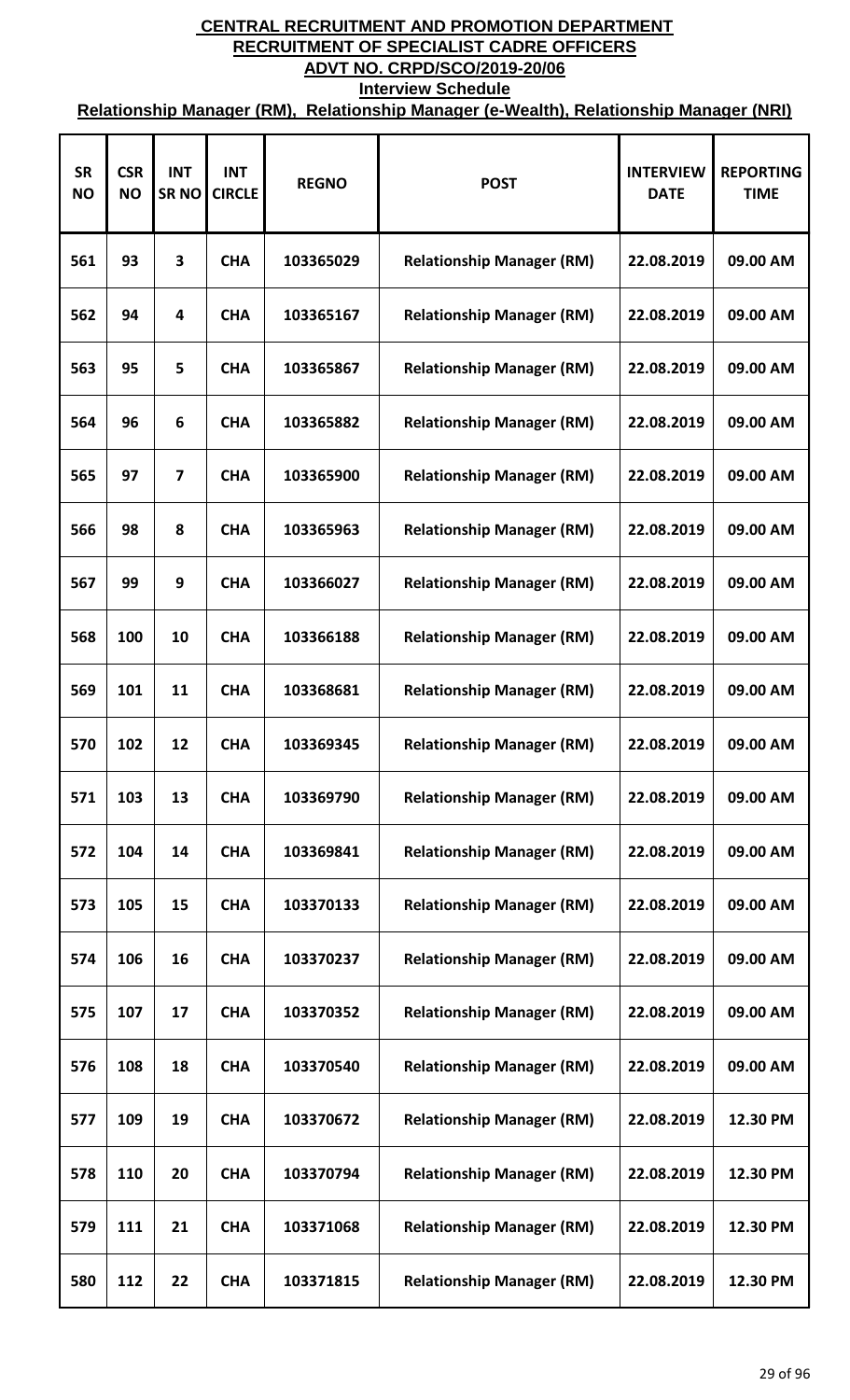# CENTRAL RECRUITMENT AND PROMOTION DEPARTMENT

## RECRUITMENT OF SPECIALIST CADRE OFFICERS

## ADVT NO. CRPD/SCO/2019-20/06

### Interview Schedule

### Relationship Manager (RM), Relationship Manager (e-Wealth), Relationship Manager (NRI)

| SR NO | CSR NO | INT SR NO | INT CIRCLE | REGNO | POST | INTERVIEW DATE | REPORTING TIME |
|---|---|---|---|---|---|---|---|
| 561 | 93 | 3 | CHA | 103365029 | Relationship Manager (RM) | 22.08.2019 | 09.00 AM |
| 562 | 94 | 4 | CHA | 103365167 | Relationship Manager (RM) | 22.08.2019 | 09.00 AM |
| 563 | 95 | 5 | CHA | 103365867 | Relationship Manager (RM) | 22.08.2019 | 09.00 AM |
| 564 | 96 | 6 | CHA | 103365882 | Relationship Manager (RM) | 22.08.2019 | 09.00 AM |
| 565 | 97 | 7 | CHA | 103365900 | Relationship Manager (RM) | 22.08.2019 | 09.00 AM |
| 566 | 98 | 8 | CHA | 103365963 | Relationship Manager (RM) | 22.08.2019 | 09.00 AM |
| 567 | 99 | 9 | CHA | 103366027 | Relationship Manager (RM) | 22.08.2019 | 09.00 AM |
| 568 | 100 | 10 | CHA | 103366188 | Relationship Manager (RM) | 22.08.2019 | 09.00 AM |
| 569 | 101 | 11 | CHA | 103368681 | Relationship Manager (RM) | 22.08.2019 | 09.00 AM |
| 570 | 102 | 12 | CHA | 103369345 | Relationship Manager (RM) | 22.08.2019 | 09.00 AM |
| 571 | 103 | 13 | CHA | 103369790 | Relationship Manager (RM) | 22.08.2019 | 09.00 AM |
| 572 | 104 | 14 | CHA | 103369841 | Relationship Manager (RM) | 22.08.2019 | 09.00 AM |
| 573 | 105 | 15 | CHA | 103370133 | Relationship Manager (RM) | 22.08.2019 | 09.00 AM |
| 574 | 106 | 16 | CHA | 103370237 | Relationship Manager (RM) | 22.08.2019 | 09.00 AM |
| 575 | 107 | 17 | CHA | 103370352 | Relationship Manager (RM) | 22.08.2019 | 09.00 AM |
| 576 | 108 | 18 | CHA | 103370540 | Relationship Manager (RM) | 22.08.2019 | 09.00 AM |
| 577 | 109 | 19 | CHA | 103370672 | Relationship Manager (RM) | 22.08.2019 | 12.30 PM |
| 578 | 110 | 20 | CHA | 103370794 | Relationship Manager (RM) | 22.08.2019 | 12.30 PM |
| 579 | 111 | 21 | CHA | 103371068 | Relationship Manager (RM) | 22.08.2019 | 12.30 PM |
| 580 | 112 | 22 | CHA | 103371815 | Relationship Manager (RM) | 22.08.2019 | 12.30 PM |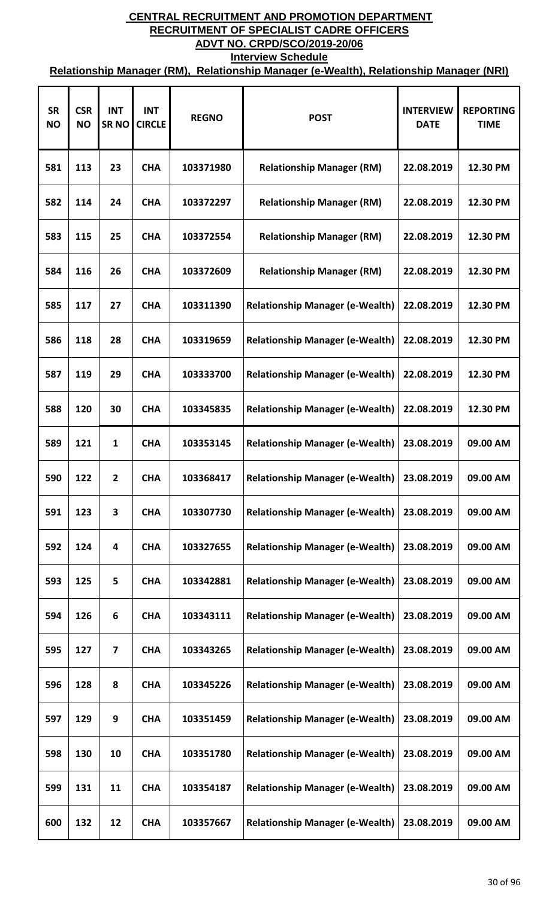# CENTRAL RECRUITMENT AND PROMOTION DEPARTMENT

## RECRUITMENT OF SPECIALIST CADRE OFFICERS

## ADVT NO. CRPD/SCO/2019-20/06

### Interview Schedule

**Relationship Manager (RM), Relationship Manager (e-Wealth), Relationship Manager (NRI)**

| SR NO | CSR NO | INT SR NO | INT CIRCLE | REGNO | POST | INTERVIEW DATE | REPORTING TIME |
|---|---|---|---|---|---|---|---|
| 581 | 113 | 23 | CHA | 103371980 | Relationship Manager (RM) | 22.08.2019 | 12.30 PM |
| 582 | 114 | 24 | CHA | 103372297 | Relationship Manager (RM) | 22.08.2019 | 12.30 PM |
| 583 | 115 | 25 | CHA | 103372554 | Relationship Manager (RM) | 22.08.2019 | 12.30 PM |
| 584 | 116 | 26 | CHA | 103372609 | Relationship Manager (RM) | 22.08.2019 | 12.30 PM |
| 585 | 117 | 27 | CHA | 103311390 | Relationship Manager (e-Wealth) | 22.08.2019 | 12.30 PM |
| 586 | 118 | 28 | CHA | 103319659 | Relationship Manager (e-Wealth) | 22.08.2019 | 12.30 PM |
| 587 | 119 | 29 | CHA | 103333700 | Relationship Manager (e-Wealth) | 22.08.2019 | 12.30 PM |
| 588 | 120 | 30 | CHA | 103345835 | Relationship Manager (e-Wealth) | 22.08.2019 | 12.30 PM |
| 589 | 121 | 1 | CHA | 103353145 | Relationship Manager (e-Wealth) | 23.08.2019 | 09.00 AM |
| 590 | 122 | 2 | CHA | 103368417 | Relationship Manager (e-Wealth) | 23.08.2019 | 09.00 AM |
| 591 | 123 | 3 | CHA | 103307730 | Relationship Manager (e-Wealth) | 23.08.2019 | 09.00 AM |
| 592 | 124 | 4 | CHA | 103327655 | Relationship Manager (e-Wealth) | 23.08.2019 | 09.00 AM |
| 593 | 125 | 5 | CHA | 103342881 | Relationship Manager (e-Wealth) | 23.08.2019 | 09.00 AM |
| 594 | 126 | 6 | CHA | 103343111 | Relationship Manager (e-Wealth) | 23.08.2019 | 09.00 AM |
| 595 | 127 | 7 | CHA | 103343265 | Relationship Manager (e-Wealth) | 23.08.2019 | 09.00 AM |
| 596 | 128 | 8 | CHA | 103345226 | Relationship Manager (e-Wealth) | 23.08.2019 | 09.00 AM |
| 597 | 129 | 9 | CHA | 103351459 | Relationship Manager (e-Wealth) | 23.08.2019 | 09.00 AM |
| 598 | 130 | 10 | CHA | 103351780 | Relationship Manager (e-Wealth) | 23.08.2019 | 09.00 AM |
| 599 | 131 | 11 | CHA | 103354187 | Relationship Manager (e-Wealth) | 23.08.2019 | 09.00 AM |
| 600 | 132 | 12 | CHA | 103357667 | Relationship Manager (e-Wealth) | 23.08.2019 | 09.00 AM |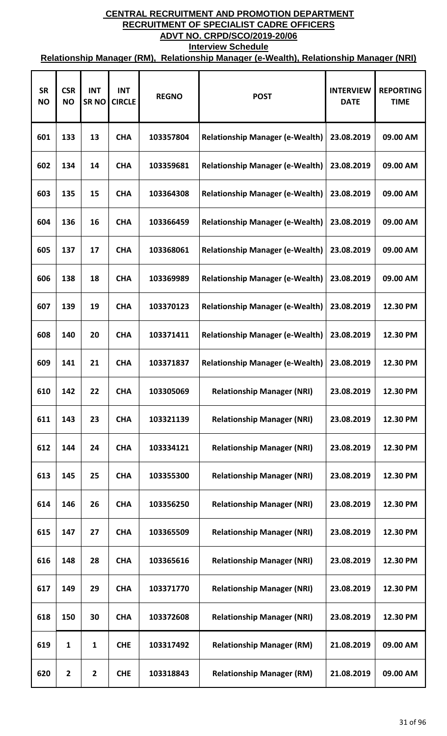# CENTRAL RECRUITMENT AND PROMOTION DEPARTMENT
## RECRUITMENT OF SPECIALIST CADRE OFFICERS
## ADVT NO. CRPD/SCO/2019-20/06
### Interview Schedule
### Relationship Manager (RM), Relationship Manager (e-Wealth), Relationship Manager (NRI)

| SR NO | CSR NO | INT SR NO | INT CIRCLE | REGNO | POST | INTERVIEW DATE | REPORTING TIME |
|---|---|---|---|---|---|---|---|
| 601 | 133 | 13 | CHA | 103357804 | Relationship Manager (e-Wealth) | 23.08.2019 | 09.00 AM |
| 602 | 134 | 14 | CHA | 103359681 | Relationship Manager (e-Wealth) | 23.08.2019 | 09.00 AM |
| 603 | 135 | 15 | CHA | 103364308 | Relationship Manager (e-Wealth) | 23.08.2019 | 09.00 AM |
| 604 | 136 | 16 | CHA | 103366459 | Relationship Manager (e-Wealth) | 23.08.2019 | 09.00 AM |
| 605 | 137 | 17 | CHA | 103368061 | Relationship Manager (e-Wealth) | 23.08.2019 | 09.00 AM |
| 606 | 138 | 18 | CHA | 103369989 | Relationship Manager (e-Wealth) | 23.08.2019 | 09.00 AM |
| 607 | 139 | 19 | CHA | 103370123 | Relationship Manager (e-Wealth) | 23.08.2019 | 12.30 PM |
| 608 | 140 | 20 | CHA | 103371411 | Relationship Manager (e-Wealth) | 23.08.2019 | 12.30 PM |
| 609 | 141 | 21 | CHA | 103371837 | Relationship Manager (e-Wealth) | 23.08.2019 | 12.30 PM |
| 610 | 142 | 22 | CHA | 103305069 | Relationship Manager (NRI) | 23.08.2019 | 12.30 PM |
| 611 | 143 | 23 | CHA | 103321139 | Relationship Manager (NRI) | 23.08.2019 | 12.30 PM |
| 612 | 144 | 24 | CHA | 103334121 | Relationship Manager (NRI) | 23.08.2019 | 12.30 PM |
| 613 | 145 | 25 | CHA | 103355300 | Relationship Manager (NRI) | 23.08.2019 | 12.30 PM |
| 614 | 146 | 26 | CHA | 103356250 | Relationship Manager (NRI) | 23.08.2019 | 12.30 PM |
| 615 | 147 | 27 | CHA | 103365509 | Relationship Manager (NRI) | 23.08.2019 | 12.30 PM |
| 616 | 148 | 28 | CHA | 103365616 | Relationship Manager (NRI) | 23.08.2019 | 12.30 PM |
| 617 | 149 | 29 | CHA | 103371770 | Relationship Manager (NRI) | 23.08.2019 | 12.30 PM |
| 618 | 150 | 30 | CHA | 103372608 | Relationship Manager (NRI) | 23.08.2019 | 12.30 PM |
| 619 | 1 | 1 | CHE | 103317492 | Relationship Manager (RM) | 21.08.2019 | 09.00 AM |
| 620 | 2 | 2 | CHE | 103318843 | Relationship Manager (RM) | 21.08.2019 | 09.00 AM |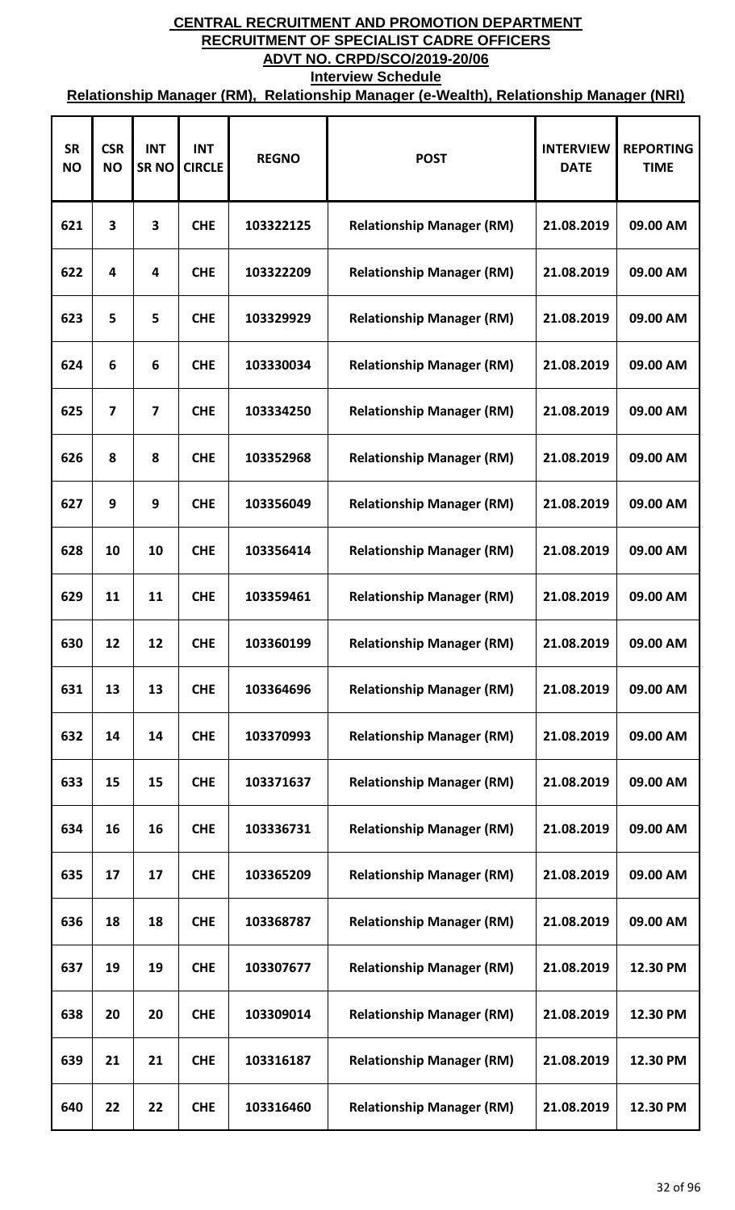# CENTRAL RECRUITMENT AND PROMOTION DEPARTMENT

## RECRUITMENT OF SPECIALIST CADRE OFFICERS

## ADVT NO. CRPD/SCO/2019-20/06

### Interview Schedule

### Relationship Manager (RM), Relationship Manager (e-Wealth), Relationship Manager (NRI)

| SR NO | CSR NO | INT SR NO | INT CIRCLE | REGNO | POST | INTERVIEW DATE | REPORTING TIME |
|---|---|---|---|---|---|---|---|
| 621 | 3 | 3 | CHE | 103322125 | Relationship Manager (RM) | 21.08.2019 | 09.00 AM |
| 622 | 4 | 4 | CHE | 103322209 | Relationship Manager (RM) | 21.08.2019 | 09.00 AM |
| 623 | 5 | 5 | CHE | 103329929 | Relationship Manager (RM) | 21.08.2019 | 09.00 AM |
| 624 | 6 | 6 | CHE | 103330034 | Relationship Manager (RM) | 21.08.2019 | 09.00 AM |
| 625 | 7 | 7 | CHE | 103334250 | Relationship Manager (RM) | 21.08.2019 | 09.00 AM |
| 626 | 8 | 8 | CHE | 103352968 | Relationship Manager (RM) | 21.08.2019 | 09.00 AM |
| 627 | 9 | 9 | CHE | 103356049 | Relationship Manager (RM) | 21.08.2019 | 09.00 AM |
| 628 | 10 | 10 | CHE | 103356414 | Relationship Manager (RM) | 21.08.2019 | 09.00 AM |
| 629 | 11 | 11 | CHE | 103359461 | Relationship Manager (RM) | 21.08.2019 | 09.00 AM |
| 630 | 12 | 12 | CHE | 103360199 | Relationship Manager (RM) | 21.08.2019 | 09.00 AM |
| 631 | 13 | 13 | CHE | 103364696 | Relationship Manager (RM) | 21.08.2019 | 09.00 AM |
| 632 | 14 | 14 | CHE | 103370993 | Relationship Manager (RM) | 21.08.2019 | 09.00 AM |
| 633 | 15 | 15 | CHE | 103371637 | Relationship Manager (RM) | 21.08.2019 | 09.00 AM |
| 634 | 16 | 16 | CHE | 103336731 | Relationship Manager (RM) | 21.08.2019 | 09.00 AM |
| 635 | 17 | 17 | CHE | 103365209 | Relationship Manager (RM) | 21.08.2019 | 09.00 AM |
| 636 | 18 | 18 | CHE | 103368787 | Relationship Manager (RM) | 21.08.2019 | 09.00 AM |
| 637 | 19 | 19 | CHE | 103307677 | Relationship Manager (RM) | 21.08.2019 | 12.30 PM |
| 638 | 20 | 20 | CHE | 103309014 | Relationship Manager (RM) | 21.08.2019 | 12.30 PM |
| 639 | 21 | 21 | CHE | 103316187 | Relationship Manager (RM) | 21.08.2019 | 12.30 PM |
| 640 | 22 | 22 | CHE | 103316460 | Relationship Manager (RM) | 21.08.2019 | 12.30 PM |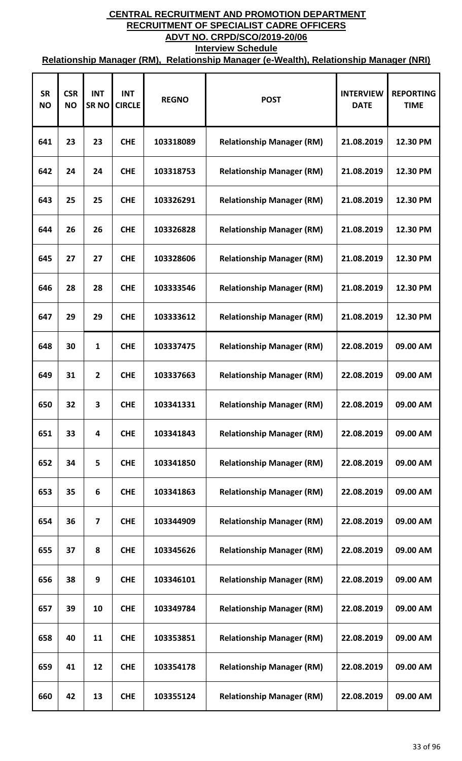# CENTRAL RECRUITMENT AND PROMOTION DEPARTMENT

## RECRUITMENT OF SPECIALIST CADRE OFFICERS

## ADVT NO. CRPD/SCO/2019-20/06

### Interview Schedule

### Relationship Manager (RM), Relationship Manager (e-Wealth), Relationship Manager (NRI)

| SR NO | CSR NO | INT SR NO | INT CIRCLE | REGNO | POST | INTERVIEW DATE | REPORTING TIME |
|---|---|---|---|---|---|---|---|
| 641 | 23 | 23 | CHE | 103318089 | Relationship Manager (RM) | 21.08.2019 | 12.30 PM |
| 642 | 24 | 24 | CHE | 103318753 | Relationship Manager (RM) | 21.08.2019 | 12.30 PM |
| 643 | 25 | 25 | CHE | 103326291 | Relationship Manager (RM) | 21.08.2019 | 12.30 PM |
| 644 | 26 | 26 | CHE | 103326828 | Relationship Manager (RM) | 21.08.2019 | 12.30 PM |
| 645 | 27 | 27 | CHE | 103328606 | Relationship Manager (RM) | 21.08.2019 | 12.30 PM |
| 646 | 28 | 28 | CHE | 103333546 | Relationship Manager (RM) | 21.08.2019 | 12.30 PM |
| 647 | 29 | 29 | CHE | 103333612 | Relationship Manager (RM) | 21.08.2019 | 12.30 PM |
| 648 | 30 | 1 | CHE | 103337475 | Relationship Manager (RM) | 22.08.2019 | 09.00 AM |
| 649 | 31 | 2 | CHE | 103337663 | Relationship Manager (RM) | 22.08.2019 | 09.00 AM |
| 650 | 32 | 3 | CHE | 103341331 | Relationship Manager (RM) | 22.08.2019 | 09.00 AM |
| 651 | 33 | 4 | CHE | 103341843 | Relationship Manager (RM) | 22.08.2019 | 09.00 AM |
| 652 | 34 | 5 | CHE | 103341850 | Relationship Manager (RM) | 22.08.2019 | 09.00 AM |
| 653 | 35 | 6 | CHE | 103341863 | Relationship Manager (RM) | 22.08.2019 | 09.00 AM |
| 654 | 36 | 7 | CHE | 103344909 | Relationship Manager (RM) | 22.08.2019 | 09.00 AM |
| 655 | 37 | 8 | CHE | 103345626 | Relationship Manager (RM) | 22.08.2019 | 09.00 AM |
| 656 | 38 | 9 | CHE | 103346101 | Relationship Manager (RM) | 22.08.2019 | 09.00 AM |
| 657 | 39 | 10 | CHE | 103349784 | Relationship Manager (RM) | 22.08.2019 | 09.00 AM |
| 658 | 40 | 11 | CHE | 103353851 | Relationship Manager (RM) | 22.08.2019 | 09.00 AM |
| 659 | 41 | 12 | CHE | 103354178 | Relationship Manager (RM) | 22.08.2019 | 09.00 AM |
| 660 | 42 | 13 | CHE | 103355124 | Relationship Manager (RM) | 22.08.2019 | 09.00 AM |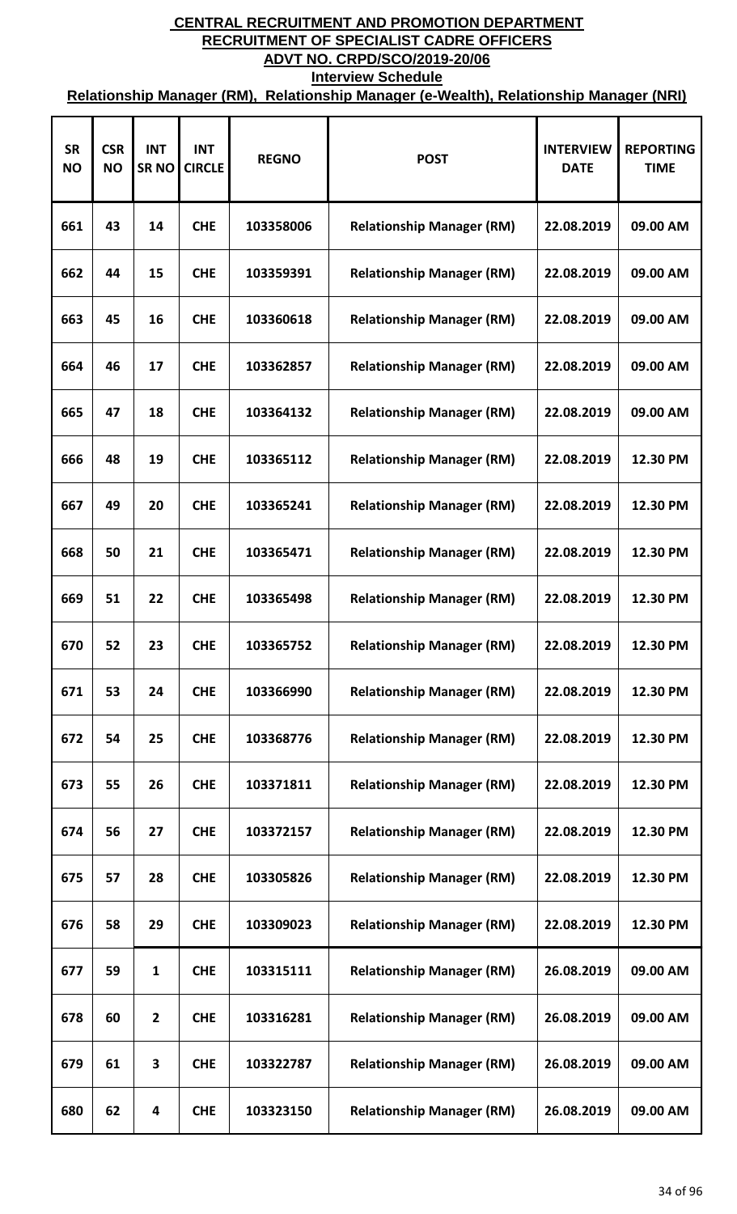# CENTRAL RECRUITMENT AND PROMOTION DEPARTMENT

## RECRUITMENT OF SPECIALIST CADRE OFFICERS

## ADVT NO. CRPD/SCO/2019-20/06

### Interview Schedule

### Relationship Manager (RM), Relationship Manager (e-Wealth), Relationship Manager (NRI)

| SR NO | CSR NO | INT SR NO | INT CIRCLE | REGNO | POST | INTERVIEW DATE | REPORTING TIME |
|---|---|---|---|---|---|---|---|
| 661 | 43 | 14 | CHE | 103358006 | Relationship Manager (RM) | 22.08.2019 | 09.00 AM |
| 662 | 44 | 15 | CHE | 103359391 | Relationship Manager (RM) | 22.08.2019 | 09.00 AM |
| 663 | 45 | 16 | CHE | 103360618 | Relationship Manager (RM) | 22.08.2019 | 09.00 AM |
| 664 | 46 | 17 | CHE | 103362857 | Relationship Manager (RM) | 22.08.2019 | 09.00 AM |
| 665 | 47 | 18 | CHE | 103364132 | Relationship Manager (RM) | 22.08.2019 | 09.00 AM |
| 666 | 48 | 19 | CHE | 103365112 | Relationship Manager (RM) | 22.08.2019 | 12.30 PM |
| 667 | 49 | 20 | CHE | 103365241 | Relationship Manager (RM) | 22.08.2019 | 12.30 PM |
| 668 | 50 | 21 | CHE | 103365471 | Relationship Manager (RM) | 22.08.2019 | 12.30 PM |
| 669 | 51 | 22 | CHE | 103365498 | Relationship Manager (RM) | 22.08.2019 | 12.30 PM |
| 670 | 52 | 23 | CHE | 103365752 | Relationship Manager (RM) | 22.08.2019 | 12.30 PM |
| 671 | 53 | 24 | CHE | 103366990 | Relationship Manager (RM) | 22.08.2019 | 12.30 PM |
| 672 | 54 | 25 | CHE | 103368776 | Relationship Manager (RM) | 22.08.2019 | 12.30 PM |
| 673 | 55 | 26 | CHE | 103371811 | Relationship Manager (RM) | 22.08.2019 | 12.30 PM |
| 674 | 56 | 27 | CHE | 103372157 | Relationship Manager (RM) | 22.08.2019 | 12.30 PM |
| 675 | 57 | 28 | CHE | 103305826 | Relationship Manager (RM) | 22.08.2019 | 12.30 PM |
| 676 | 58 | 29 | CHE | 103309023 | Relationship Manager (RM) | 22.08.2019 | 12.30 PM |
| 677 | 59 | 1 | CHE | 103315111 | Relationship Manager (RM) | 26.08.2019 | 09.00 AM |
| 678 | 60 | 2 | CHE | 103316281 | Relationship Manager (RM) | 26.08.2019 | 09.00 AM |
| 679 | 61 | 3 | CHE | 103322787 | Relationship Manager (RM) | 26.08.2019 | 09.00 AM |
| 680 | 62 | 4 | CHE | 103323150 | Relationship Manager (RM) | 26.08.2019 | 09.00 AM |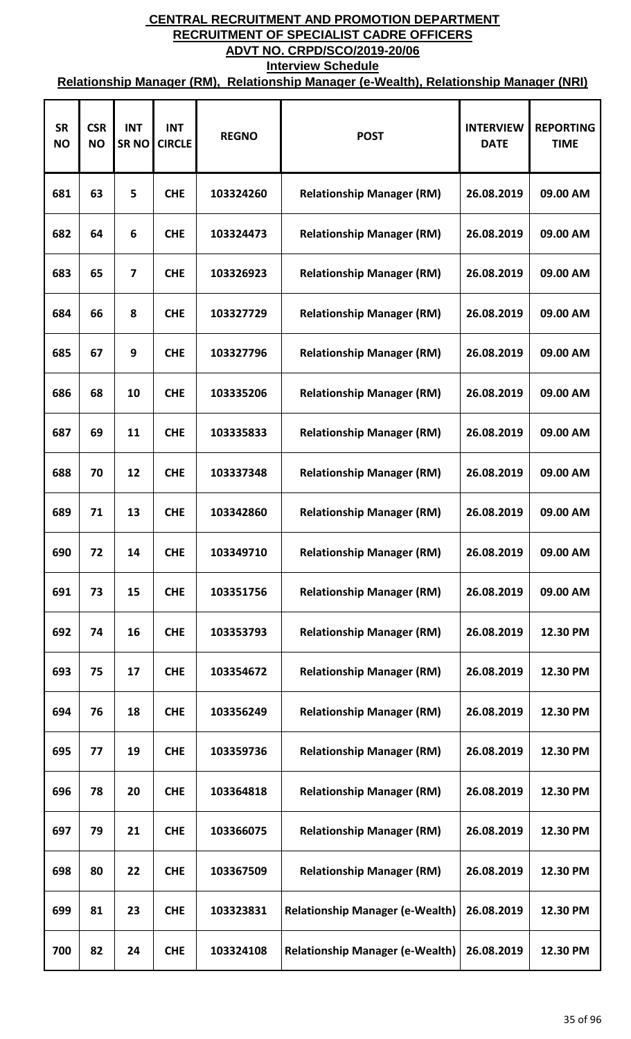# CENTRAL RECRUITMENT AND PROMOTION DEPARTMENT

## RECRUITMENT OF SPECIALIST CADRE OFFICERS

## ADVT NO. CRPD/SCO/2019-20/06

### Interview Schedule

### Relationship Manager (RM), Relationship Manager (e-Wealth), Relationship Manager (NRI)

| SR NO | CSR NO | INT SR NO | INT CIRCLE | REGNO | POST | INTERVIEW DATE | REPORTING TIME |
|---|---|---|---|---|---|---|---|
| 681 | 63 | 5 | CHE | 103324260 | Relationship Manager (RM) | 26.08.2019 | 09.00 AM |
| 682 | 64 | 6 | CHE | 103324473 | Relationship Manager (RM) | 26.08.2019 | 09.00 AM |
| 683 | 65 | 7 | CHE | 103326923 | Relationship Manager (RM) | 26.08.2019 | 09.00 AM |
| 684 | 66 | 8 | CHE | 103327729 | Relationship Manager (RM) | 26.08.2019 | 09.00 AM |
| 685 | 67 | 9 | CHE | 103327796 | Relationship Manager (RM) | 26.08.2019 | 09.00 AM |
| 686 | 68 | 10 | CHE | 103335206 | Relationship Manager (RM) | 26.08.2019 | 09.00 AM |
| 687 | 69 | 11 | CHE | 103335833 | Relationship Manager (RM) | 26.08.2019 | 09.00 AM |
| 688 | 70 | 12 | CHE | 103337348 | Relationship Manager (RM) | 26.08.2019 | 09.00 AM |
| 689 | 71 | 13 | CHE | 103342860 | Relationship Manager (RM) | 26.08.2019 | 09.00 AM |
| 690 | 72 | 14 | CHE | 103349710 | Relationship Manager (RM) | 26.08.2019 | 09.00 AM |
| 691 | 73 | 15 | CHE | 103351756 | Relationship Manager (RM) | 26.08.2019 | 09.00 AM |
| 692 | 74 | 16 | CHE | 103353793 | Relationship Manager (RM) | 26.08.2019 | 12.30 PM |
| 693 | 75 | 17 | CHE | 103354672 | Relationship Manager (RM) | 26.08.2019 | 12.30 PM |
| 694 | 76 | 18 | CHE | 103356249 | Relationship Manager (RM) | 26.08.2019 | 12.30 PM |
| 695 | 77 | 19 | CHE | 103359736 | Relationship Manager (RM) | 26.08.2019 | 12.30 PM |
| 696 | 78 | 20 | CHE | 103364818 | Relationship Manager (RM) | 26.08.2019 | 12.30 PM |
| 697 | 79 | 21 | CHE | 103366075 | Relationship Manager (RM) | 26.08.2019 | 12.30 PM |
| 698 | 80 | 22 | CHE | 103367509 | Relationship Manager (RM) | 26.08.2019 | 12.30 PM |
| 699 | 81 | 23 | CHE | 103323831 | Relationship Manager (e-Wealth) | 26.08.2019 | 12.30 PM |
| 700 | 82 | 24 | CHE | 103324108 | Relationship Manager (e-Wealth) | 26.08.2019 | 12.30 PM |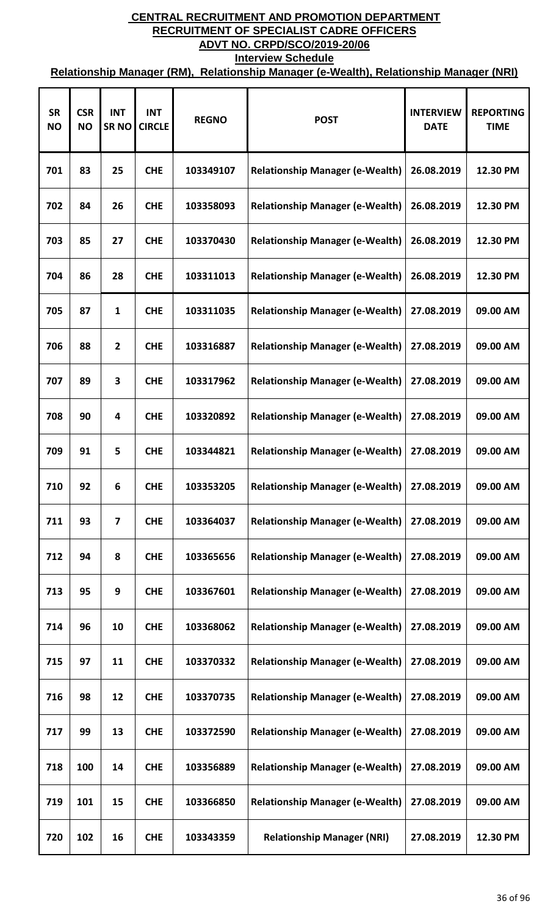# CENTRAL RECRUITMENT AND PROMOTION DEPARTMENT

## RECRUITMENT OF SPECIALIST CADRE OFFICERS

## ADVT NO. CRPD/SCO/2019-20/06

### Interview Schedule

### Relationship Manager (RM), Relationship Manager (e-Wealth), Relationship Manager (NRI)

| SR NO | CSR NO | INT SR NO | INT CIRCLE | REGNO | POST | INTERVIEW DATE | REPORTING TIME |
|---|---|---|---|---|---|---|---|
| 701 | 83 | 25 | CHE | 103349107 | Relationship Manager (e-Wealth) | 26.08.2019 | 12.30 PM |
| 702 | 84 | 26 | CHE | 103358093 | Relationship Manager (e-Wealth) | 26.08.2019 | 12.30 PM |
| 703 | 85 | 27 | CHE | 103370430 | Relationship Manager (e-Wealth) | 26.08.2019 | 12.30 PM |
| 704 | 86 | 28 | CHE | 103311013 | Relationship Manager (e-Wealth) | 26.08.2019 | 12.30 PM |
| 705 | 87 | 1 | CHE | 103311035 | Relationship Manager (e-Wealth) | 27.08.2019 | 09.00 AM |
| 706 | 88 | 2 | CHE | 103316887 | Relationship Manager (e-Wealth) | 27.08.2019 | 09.00 AM |
| 707 | 89 | 3 | CHE | 103317962 | Relationship Manager (e-Wealth) | 27.08.2019 | 09.00 AM |
| 708 | 90 | 4 | CHE | 103320892 | Relationship Manager (e-Wealth) | 27.08.2019 | 09.00 AM |
| 709 | 91 | 5 | CHE | 103344821 | Relationship Manager (e-Wealth) | 27.08.2019 | 09.00 AM |
| 710 | 92 | 6 | CHE | 103353205 | Relationship Manager (e-Wealth) | 27.08.2019 | 09.00 AM |
| 711 | 93 | 7 | CHE | 103364037 | Relationship Manager (e-Wealth) | 27.08.2019 | 09.00 AM |
| 712 | 94 | 8 | CHE | 103365656 | Relationship Manager (e-Wealth) | 27.08.2019 | 09.00 AM |
| 713 | 95 | 9 | CHE | 103367601 | Relationship Manager (e-Wealth) | 27.08.2019 | 09.00 AM |
| 714 | 96 | 10 | CHE | 103368062 | Relationship Manager (e-Wealth) | 27.08.2019 | 09.00 AM |
| 715 | 97 | 11 | CHE | 103370332 | Relationship Manager (e-Wealth) | 27.08.2019 | 09.00 AM |
| 716 | 98 | 12 | CHE | 103370735 | Relationship Manager (e-Wealth) | 27.08.2019 | 09.00 AM |
| 717 | 99 | 13 | CHE | 103372590 | Relationship Manager (e-Wealth) | 27.08.2019 | 09.00 AM |
| 718 | 100 | 14 | CHE | 103356889 | Relationship Manager (e-Wealth) | 27.08.2019 | 09.00 AM |
| 719 | 101 | 15 | CHE | 103366850 | Relationship Manager (e-Wealth) | 27.08.2019 | 09.00 AM |
| 720 | 102 | 16 | CHE | 103343359 | Relationship Manager (NRI) | 27.08.2019 | 12.30 PM |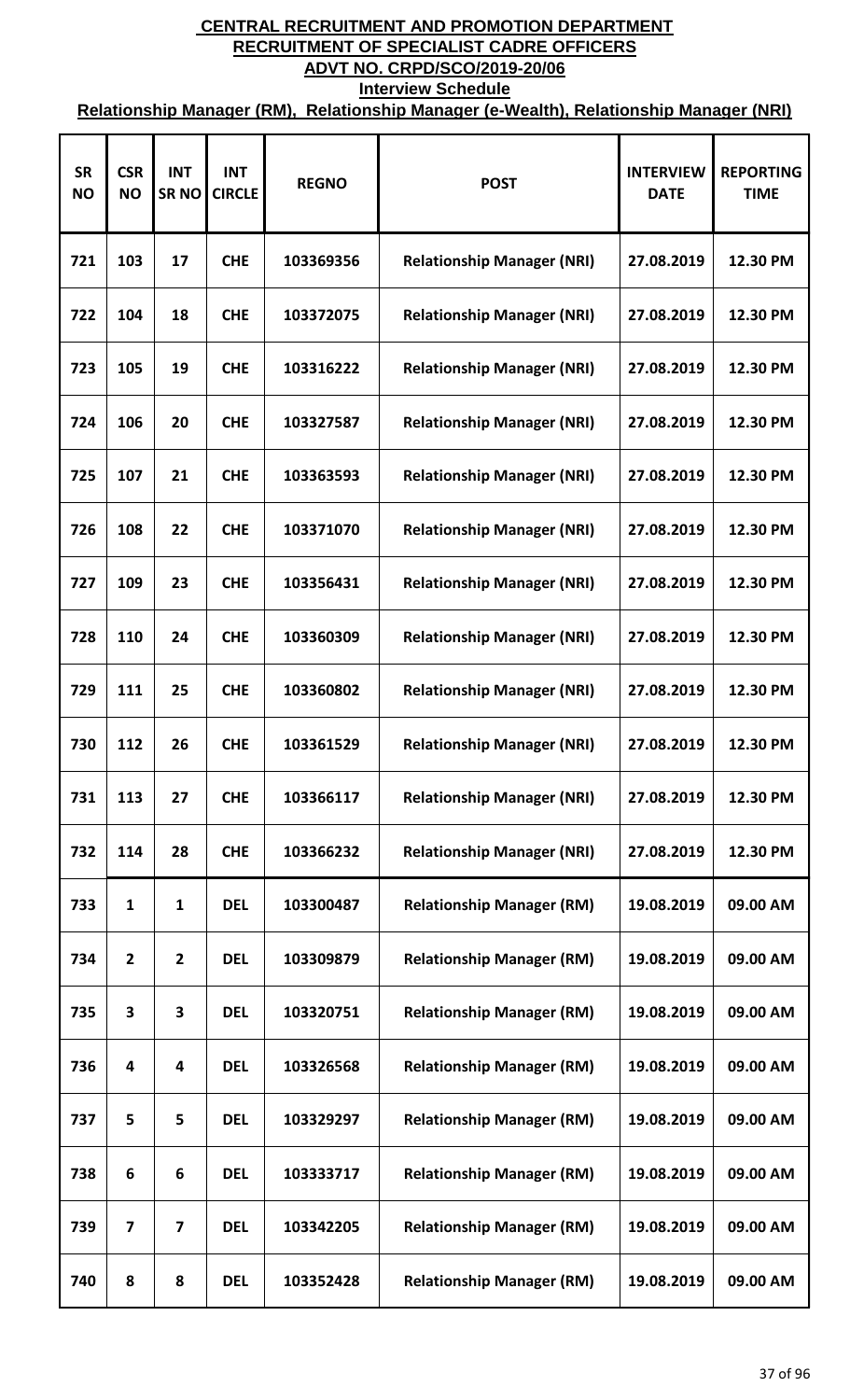**CENTRAL RECRUITMENT AND PROMOTION DEPARTMENT**
**RECRUITMENT OF SPECIALIST CADRE OFFICERS**
**ADVT NO. CRPD/SCO/2019-20/06**
**Interview Schedule**
**Relationship Manager (RM), Relationship Manager (e-Wealth), Relationship Manager (NRI)**

| SR NO | CSR NO | INT SR NO | INT CIRCLE | REGNO | POST | INTERVIEW DATE | REPORTING TIME |
|---|---|---|---|---|---|---|---|
| 721 | 103 | 17 | CHE | 103369356 | Relationship Manager (NRI) | 27.08.2019 | 12.30 PM |
| 722 | 104 | 18 | CHE | 103372075 | Relationship Manager (NRI) | 27.08.2019 | 12.30 PM |
| 723 | 105 | 19 | CHE | 103316222 | Relationship Manager (NRI) | 27.08.2019 | 12.30 PM |
| 724 | 106 | 20 | CHE | 103327587 | Relationship Manager (NRI) | 27.08.2019 | 12.30 PM |
| 725 | 107 | 21 | CHE | 103363593 | Relationship Manager (NRI) | 27.08.2019 | 12.30 PM |
| 726 | 108 | 22 | CHE | 103371070 | Relationship Manager (NRI) | 27.08.2019 | 12.30 PM |
| 727 | 109 | 23 | CHE | 103356431 | Relationship Manager (NRI) | 27.08.2019 | 12.30 PM |
| 728 | 110 | 24 | CHE | 103360309 | Relationship Manager (NRI) | 27.08.2019 | 12.30 PM |
| 729 | 111 | 25 | CHE | 103360802 | Relationship Manager (NRI) | 27.08.2019 | 12.30 PM |
| 730 | 112 | 26 | CHE | 103361529 | Relationship Manager (NRI) | 27.08.2019 | 12.30 PM |
| 731 | 113 | 27 | CHE | 103366117 | Relationship Manager (NRI) | 27.08.2019 | 12.30 PM |
| 732 | 114 | 28 | CHE | 103366232 | Relationship Manager (NRI) | 27.08.2019 | 12.30 PM |
| 733 | 1 | 1 | DEL | 103300487 | Relationship Manager (RM) | 19.08.2019 | 09.00 AM |
| 734 | 2 | 2 | DEL | 103309879 | Relationship Manager (RM) | 19.08.2019 | 09.00 AM |
| 735 | 3 | 3 | DEL | 103320751 | Relationship Manager (RM) | 19.08.2019 | 09.00 AM |
| 736 | 4 | 4 | DEL | 103326568 | Relationship Manager (RM) | 19.08.2019 | 09.00 AM |
| 737 | 5 | 5 | DEL | 103329297 | Relationship Manager (RM) | 19.08.2019 | 09.00 AM |
| 738 | 6 | 6 | DEL | 103333717 | Relationship Manager (RM) | 19.08.2019 | 09.00 AM |
| 739 | 7 | 7 | DEL | 103342205 | Relationship Manager (RM) | 19.08.2019 | 09.00 AM |
| 740 | 8 | 8 | DEL | 103352428 | Relationship Manager (RM) | 19.08.2019 | 09.00 AM |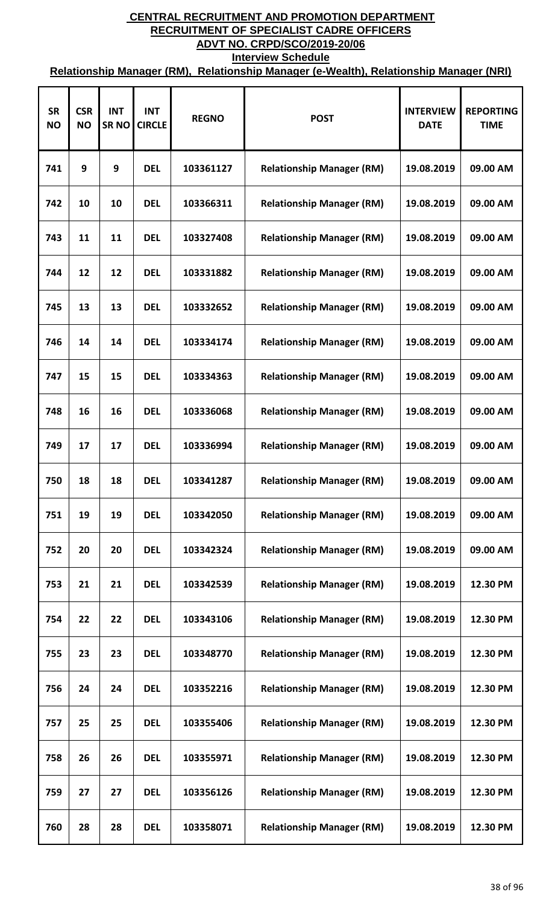# CENTRAL RECRUITMENT AND PROMOTION DEPARTMENT
## RECRUITMENT OF SPECIALIST CADRE OFFICERS
## ADVT NO. CRPD/SCO/2019-20/06
### Interview Schedule
### Relationship Manager (RM), Relationship Manager (e-Wealth), Relationship Manager (NRI)

| SR NO | CSR NO | INT SR NO | INT CIRCLE | REGNO | POST | INTERVIEW DATE | REPORTING TIME |
|---|---|---|---|---|---|---|---|
| 741 | 9 | 9 | DEL | 103361127 | Relationship Manager (RM) | 19.08.2019 | 09.00 AM |
| 742 | 10 | 10 | DEL | 103366311 | Relationship Manager (RM) | 19.08.2019 | 09.00 AM |
| 743 | 11 | 11 | DEL | 103327408 | Relationship Manager (RM) | 19.08.2019 | 09.00 AM |
| 744 | 12 | 12 | DEL | 103331882 | Relationship Manager (RM) | 19.08.2019 | 09.00 AM |
| 745 | 13 | 13 | DEL | 103332652 | Relationship Manager (RM) | 19.08.2019 | 09.00 AM |
| 746 | 14 | 14 | DEL | 103334174 | Relationship Manager (RM) | 19.08.2019 | 09.00 AM |
| 747 | 15 | 15 | DEL | 103334363 | Relationship Manager (RM) | 19.08.2019 | 09.00 AM |
| 748 | 16 | 16 | DEL | 103336068 | Relationship Manager (RM) | 19.08.2019 | 09.00 AM |
| 749 | 17 | 17 | DEL | 103336994 | Relationship Manager (RM) | 19.08.2019 | 09.00 AM |
| 750 | 18 | 18 | DEL | 103341287 | Relationship Manager (RM) | 19.08.2019 | 09.00 AM |
| 751 | 19 | 19 | DEL | 103342050 | Relationship Manager (RM) | 19.08.2019 | 09.00 AM |
| 752 | 20 | 20 | DEL | 103342324 | Relationship Manager (RM) | 19.08.2019 | 09.00 AM |
| 753 | 21 | 21 | DEL | 103342539 | Relationship Manager (RM) | 19.08.2019 | 12.30 PM |
| 754 | 22 | 22 | DEL | 103343106 | Relationship Manager (RM) | 19.08.2019 | 12.30 PM |
| 755 | 23 | 23 | DEL | 103348770 | Relationship Manager (RM) | 19.08.2019 | 12.30 PM |
| 756 | 24 | 24 | DEL | 103352216 | Relationship Manager (RM) | 19.08.2019 | 12.30 PM |
| 757 | 25 | 25 | DEL | 103355406 | Relationship Manager (RM) | 19.08.2019 | 12.30 PM |
| 758 | 26 | 26 | DEL | 103355971 | Relationship Manager (RM) | 19.08.2019 | 12.30 PM |
| 759 | 27 | 27 | DEL | 103356126 | Relationship Manager (RM) | 19.08.2019 | 12.30 PM |
| 760 | 28 | 28 | DEL | 103358071 | Relationship Manager (RM) | 19.08.2019 | 12.30 PM |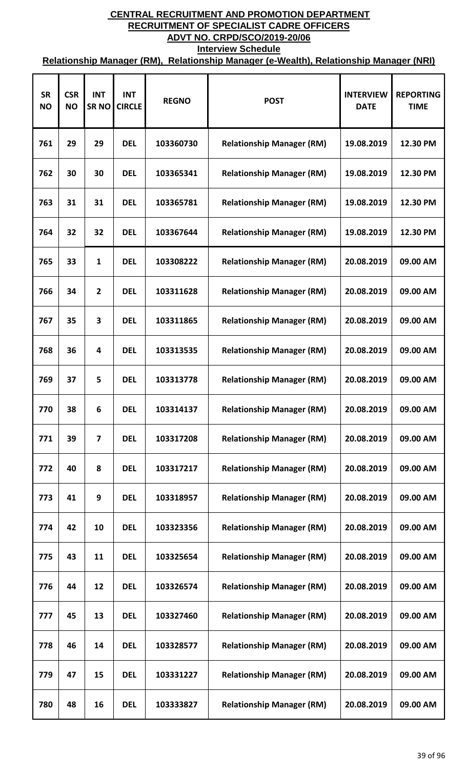**CENTRAL RECRUITMENT AND PROMOTION DEPARTMENT**

**RECRUITMENT OF SPECIALIST CADRE OFFICERS**

**ADVT NO. CRPD/SCO/2019-20/06**

**Interview Schedule**

**Relationship Manager (RM), Relationship Manager (e-Wealth), Relationship Manager (NRI)**

| SR NO | CSR NO | INT SR NO | INT CIRCLE | REGNO | POST | INTERVIEW DATE | REPORTING TIME |
|---|---|---|---|---|---|---|---|
| 761 | 29 | 29 | DEL | 103360730 | Relationship Manager (RM) | 19.08.2019 | 12.30 PM |
| 762 | 30 | 30 | DEL | 103365341 | Relationship Manager (RM) | 19.08.2019 | 12.30 PM |
| 763 | 31 | 31 | DEL | 103365781 | Relationship Manager (RM) | 19.08.2019 | 12.30 PM |
| 764 | 32 | 32 | DEL | 103367644 | Relationship Manager (RM) | 19.08.2019 | 12.30 PM |
| 765 | 33 | 1 | DEL | 103308222 | Relationship Manager (RM) | 20.08.2019 | 09.00 AM |
| 766 | 34 | 2 | DEL | 103311628 | Relationship Manager (RM) | 20.08.2019 | 09.00 AM |
| 767 | 35 | 3 | DEL | 103311865 | Relationship Manager (RM) | 20.08.2019 | 09.00 AM |
| 768 | 36 | 4 | DEL | 103313535 | Relationship Manager (RM) | 20.08.2019 | 09.00 AM |
| 769 | 37 | 5 | DEL | 103313778 | Relationship Manager (RM) | 20.08.2019 | 09.00 AM |
| 770 | 38 | 6 | DEL | 103314137 | Relationship Manager (RM) | 20.08.2019 | 09.00 AM |
| 771 | 39 | 7 | DEL | 103317208 | Relationship Manager (RM) | 20.08.2019 | 09.00 AM |
| 772 | 40 | 8 | DEL | 103317217 | Relationship Manager (RM) | 20.08.2019 | 09.00 AM |
| 773 | 41 | 9 | DEL | 103318957 | Relationship Manager (RM) | 20.08.2019 | 09.00 AM |
| 774 | 42 | 10 | DEL | 103323356 | Relationship Manager (RM) | 20.08.2019 | 09.00 AM |
| 775 | 43 | 11 | DEL | 103325654 | Relationship Manager (RM) | 20.08.2019 | 09.00 AM |
| 776 | 44 | 12 | DEL | 103326574 | Relationship Manager (RM) | 20.08.2019 | 09.00 AM |
| 777 | 45 | 13 | DEL | 103327460 | Relationship Manager (RM) | 20.08.2019 | 09.00 AM |
| 778 | 46 | 14 | DEL | 103328577 | Relationship Manager (RM) | 20.08.2019 | 09.00 AM |
| 779 | 47 | 15 | DEL | 103331227 | Relationship Manager (RM) | 20.08.2019 | 09.00 AM |
| 780 | 48 | 16 | DEL | 103333827 | Relationship Manager (RM) | 20.08.2019 | 09.00 AM |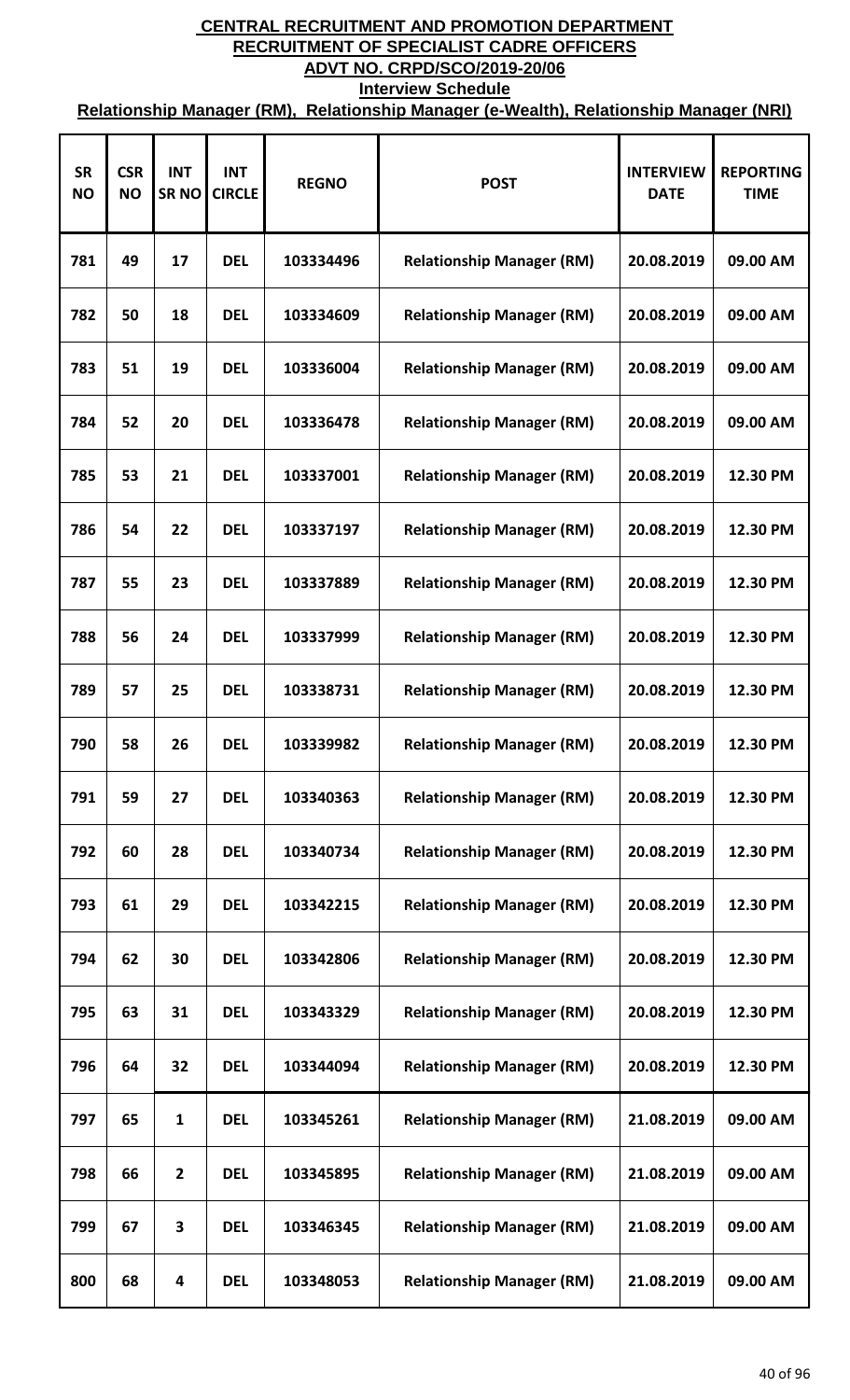# CENTRAL RECRUITMENT AND PROMOTION DEPARTMENT

## RECRUITMENT OF SPECIALIST CADRE OFFICERS

## ADVT NO. CRPD/SCO/2019-20/06

### Interview Schedule

### Relationship Manager (RM), Relationship Manager (e-Wealth), Relationship Manager (NRI)

| SR NO | CSR NO | INT SR NO | INT CIRCLE | REGNO | POST | INTERVIEW DATE | REPORTING TIME |
|---|---|---|---|---|---|---|---|
| 781 | 49 | 17 | DEL | 103334496 | Relationship Manager (RM) | 20.08.2019 | 09.00 AM |
| 782 | 50 | 18 | DEL | 103334609 | Relationship Manager (RM) | 20.08.2019 | 09.00 AM |
| 783 | 51 | 19 | DEL | 103336004 | Relationship Manager (RM) | 20.08.2019 | 09.00 AM |
| 784 | 52 | 20 | DEL | 103336478 | Relationship Manager (RM) | 20.08.2019 | 09.00 AM |
| 785 | 53 | 21 | DEL | 103337001 | Relationship Manager (RM) | 20.08.2019 | 12.30 PM |
| 786 | 54 | 22 | DEL | 103337197 | Relationship Manager (RM) | 20.08.2019 | 12.30 PM |
| 787 | 55 | 23 | DEL | 103337889 | Relationship Manager (RM) | 20.08.2019 | 12.30 PM |
| 788 | 56 | 24 | DEL | 103337999 | Relationship Manager (RM) | 20.08.2019 | 12.30 PM |
| 789 | 57 | 25 | DEL | 103338731 | Relationship Manager (RM) | 20.08.2019 | 12.30 PM |
| 790 | 58 | 26 | DEL | 103339982 | Relationship Manager (RM) | 20.08.2019 | 12.30 PM |
| 791 | 59 | 27 | DEL | 103340363 | Relationship Manager (RM) | 20.08.2019 | 12.30 PM |
| 792 | 60 | 28 | DEL | 103340734 | Relationship Manager (RM) | 20.08.2019 | 12.30 PM |
| 793 | 61 | 29 | DEL | 103342215 | Relationship Manager (RM) | 20.08.2019 | 12.30 PM |
| 794 | 62 | 30 | DEL | 103342806 | Relationship Manager (RM) | 20.08.2019 | 12.30 PM |
| 795 | 63 | 31 | DEL | 103343329 | Relationship Manager (RM) | 20.08.2019 | 12.30 PM |
| 796 | 64 | 32 | DEL | 103344094 | Relationship Manager (RM) | 20.08.2019 | 12.30 PM |
| 797 | 65 | 1 | DEL | 103345261 | Relationship Manager (RM) | 21.08.2019 | 09.00 AM |
| 798 | 66 | 2 | DEL | 103345895 | Relationship Manager (RM) | 21.08.2019 | 09.00 AM |
| 799 | 67 | 3 | DEL | 103346345 | Relationship Manager (RM) | 21.08.2019 | 09.00 AM |
| 800 | 68 | 4 | DEL | 103348053 | Relationship Manager (RM) | 21.08.2019 | 09.00 AM |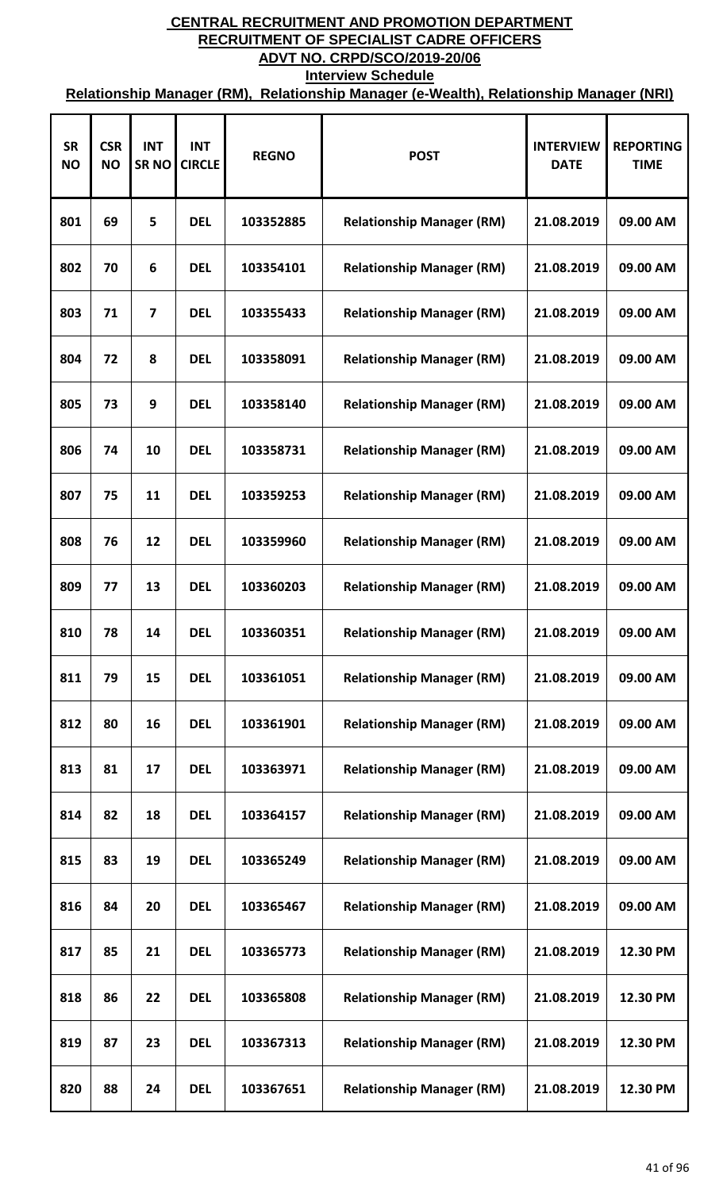**CENTRAL RECRUITMENT AND PROMOTION DEPARTMENT**

**RECRUITMENT OF SPECIALIST CADRE OFFICERS**

**ADVT NO. CRPD/SCO/2019-20/06**

**Interview Schedule**

**Relationship Manager (RM), Relationship Manager (e-Wealth), Relationship Manager (NRI)**

| SR NO | CSR NO | INT SR NO | INT CIRCLE | REGNO | POST | INTERVIEW DATE | REPORTING TIME |
|---|---|---|---|---|---|---|---|
| 801 | 69 | 5 | DEL | 103352885 | Relationship Manager (RM) | 21.08.2019 | 09.00 AM |
| 802 | 70 | 6 | DEL | 103354101 | Relationship Manager (RM) | 21.08.2019 | 09.00 AM |
| 803 | 71 | 7 | DEL | 103355433 | Relationship Manager (RM) | 21.08.2019 | 09.00 AM |
| 804 | 72 | 8 | DEL | 103358091 | Relationship Manager (RM) | 21.08.2019 | 09.00 AM |
| 805 | 73 | 9 | DEL | 103358140 | Relationship Manager (RM) | 21.08.2019 | 09.00 AM |
| 806 | 74 | 10 | DEL | 103358731 | Relationship Manager (RM) | 21.08.2019 | 09.00 AM |
| 807 | 75 | 11 | DEL | 103359253 | Relationship Manager (RM) | 21.08.2019 | 09.00 AM |
| 808 | 76 | 12 | DEL | 103359960 | Relationship Manager (RM) | 21.08.2019 | 09.00 AM |
| 809 | 77 | 13 | DEL | 103360203 | Relationship Manager (RM) | 21.08.2019 | 09.00 AM |
| 810 | 78 | 14 | DEL | 103360351 | Relationship Manager (RM) | 21.08.2019 | 09.00 AM |
| 811 | 79 | 15 | DEL | 103361051 | Relationship Manager (RM) | 21.08.2019 | 09.00 AM |
| 812 | 80 | 16 | DEL | 103361901 | Relationship Manager (RM) | 21.08.2019 | 09.00 AM |
| 813 | 81 | 17 | DEL | 103363971 | Relationship Manager (RM) | 21.08.2019 | 09.00 AM |
| 814 | 82 | 18 | DEL | 103364157 | Relationship Manager (RM) | 21.08.2019 | 09.00 AM |
| 815 | 83 | 19 | DEL | 103365249 | Relationship Manager (RM) | 21.08.2019 | 09.00 AM |
| 816 | 84 | 20 | DEL | 103365467 | Relationship Manager (RM) | 21.08.2019 | 09.00 AM |
| 817 | 85 | 21 | DEL | 103365773 | Relationship Manager (RM) | 21.08.2019 | 12.30 PM |
| 818 | 86 | 22 | DEL | 103365808 | Relationship Manager (RM) | 21.08.2019 | 12.30 PM |
| 819 | 87 | 23 | DEL | 103367313 | Relationship Manager (RM) | 21.08.2019 | 12.30 PM |
| 820 | 88 | 24 | DEL | 103367651 | Relationship Manager (RM) | 21.08.2019 | 12.30 PM |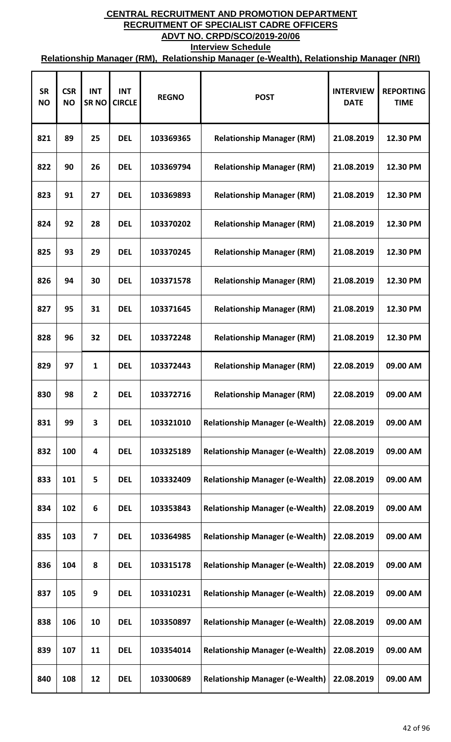# CENTRAL RECRUITMENT AND PROMOTION DEPARTMENT

## RECRUITMENT OF SPECIALIST CADRE OFFICERS

## ADVT NO. CRPD/SCO/2019-20/06

### Interview Schedule

### Relationship Manager (RM), Relationship Manager (e-Wealth), Relationship Manager (NRI)

| SR NO | CSR NO | INT SR NO | INT CIRCLE | REGNO | POST | INTERVIEW DATE | REPORTING TIME |
|---|---|---|---|---|---|---|---|
| 821 | 89 | 25 | DEL | 103369365 | Relationship Manager (RM) | 21.08.2019 | 12.30 PM |
| 822 | 90 | 26 | DEL | 103369794 | Relationship Manager (RM) | 21.08.2019 | 12.30 PM |
| 823 | 91 | 27 | DEL | 103369893 | Relationship Manager (RM) | 21.08.2019 | 12.30 PM |
| 824 | 92 | 28 | DEL | 103370202 | Relationship Manager (RM) | 21.08.2019 | 12.30 PM |
| 825 | 93 | 29 | DEL | 103370245 | Relationship Manager (RM) | 21.08.2019 | 12.30 PM |
| 826 | 94 | 30 | DEL | 103371578 | Relationship Manager (RM) | 21.08.2019 | 12.30 PM |
| 827 | 95 | 31 | DEL | 103371645 | Relationship Manager (RM) | 21.08.2019 | 12.30 PM |
| 828 | 96 | 32 | DEL | 103372248 | Relationship Manager (RM) | 21.08.2019 | 12.30 PM |
| 829 | 97 | 1 | DEL | 103372443 | Relationship Manager (RM) | 22.08.2019 | 09.00 AM |
| 830 | 98 | 2 | DEL | 103372716 | Relationship Manager (RM) | 22.08.2019 | 09.00 AM |
| 831 | 99 | 3 | DEL | 103321010 | Relationship Manager (e-Wealth) | 22.08.2019 | 09.00 AM |
| 832 | 100 | 4 | DEL | 103325189 | Relationship Manager (e-Wealth) | 22.08.2019 | 09.00 AM |
| 833 | 101 | 5 | DEL | 103332409 | Relationship Manager (e-Wealth) | 22.08.2019 | 09.00 AM |
| 834 | 102 | 6 | DEL | 103353843 | Relationship Manager (e-Wealth) | 22.08.2019 | 09.00 AM |
| 835 | 103 | 7 | DEL | 103364985 | Relationship Manager (e-Wealth) | 22.08.2019 | 09.00 AM |
| 836 | 104 | 8 | DEL | 103315178 | Relationship Manager (e-Wealth) | 22.08.2019 | 09.00 AM |
| 837 | 105 | 9 | DEL | 103310231 | Relationship Manager (e-Wealth) | 22.08.2019 | 09.00 AM |
| 838 | 106 | 10 | DEL | 103350897 | Relationship Manager (e-Wealth) | 22.08.2019 | 09.00 AM |
| 839 | 107 | 11 | DEL | 103354014 | Relationship Manager (e-Wealth) | 22.08.2019 | 09.00 AM |
| 840 | 108 | 12 | DEL | 103300689 | Relationship Manager (e-Wealth) | 22.08.2019 | 09.00 AM |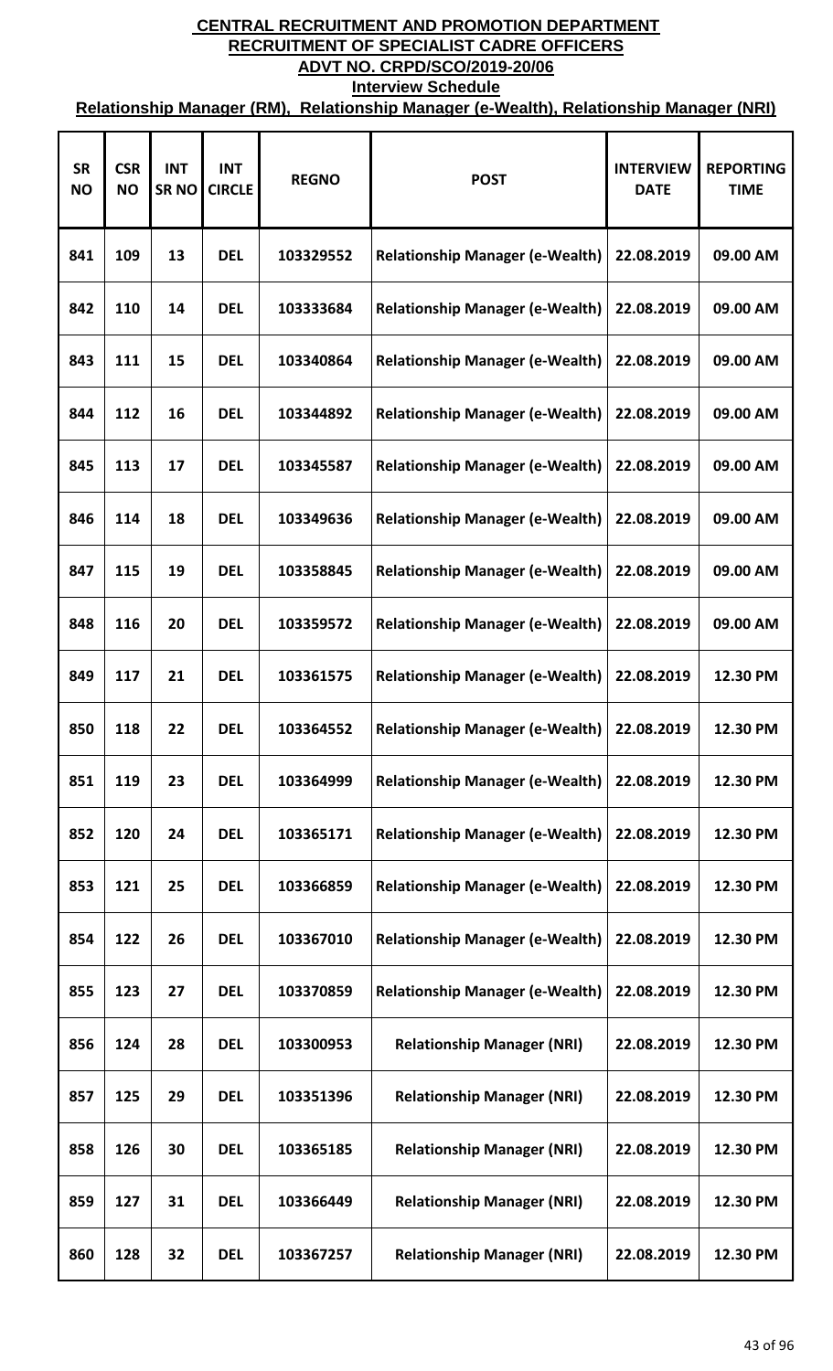# CENTRAL RECRUITMENT AND PROMOTION DEPARTMENT

## RECRUITMENT OF SPECIALIST CADRE OFFICERS

## ADVT NO. CRPD/SCO/2019-20/06

### Interview Schedule

### Relationship Manager (RM), Relationship Manager (e-Wealth), Relationship Manager (NRI)

| SR NO | CSR NO | INT SR NO | INT CIRCLE | REGNO | POST | INTERVIEW DATE | REPORTING TIME |
|---|---|---|---|---|---|---|---|
| 841 | 109 | 13 | DEL | 103329552 | Relationship Manager (e-Wealth) | 22.08.2019 | 09.00 AM |
| 842 | 110 | 14 | DEL | 103333684 | Relationship Manager (e-Wealth) | 22.08.2019 | 09.00 AM |
| 843 | 111 | 15 | DEL | 103340864 | Relationship Manager (e-Wealth) | 22.08.2019 | 09.00 AM |
| 844 | 112 | 16 | DEL | 103344892 | Relationship Manager (e-Wealth) | 22.08.2019 | 09.00 AM |
| 845 | 113 | 17 | DEL | 103345587 | Relationship Manager (e-Wealth) | 22.08.2019 | 09.00 AM |
| 846 | 114 | 18 | DEL | 103349636 | Relationship Manager (e-Wealth) | 22.08.2019 | 09.00 AM |
| 847 | 115 | 19 | DEL | 103358845 | Relationship Manager (e-Wealth) | 22.08.2019 | 09.00 AM |
| 848 | 116 | 20 | DEL | 103359572 | Relationship Manager (e-Wealth) | 22.08.2019 | 09.00 AM |
| 849 | 117 | 21 | DEL | 103361575 | Relationship Manager (e-Wealth) | 22.08.2019 | 12.30 PM |
| 850 | 118 | 22 | DEL | 103364552 | Relationship Manager (e-Wealth) | 22.08.2019 | 12.30 PM |
| 851 | 119 | 23 | DEL | 103364999 | Relationship Manager (e-Wealth) | 22.08.2019 | 12.30 PM |
| 852 | 120 | 24 | DEL | 103365171 | Relationship Manager (e-Wealth) | 22.08.2019 | 12.30 PM |
| 853 | 121 | 25 | DEL | 103366859 | Relationship Manager (e-Wealth) | 22.08.2019 | 12.30 PM |
| 854 | 122 | 26 | DEL | 103367010 | Relationship Manager (e-Wealth) | 22.08.2019 | 12.30 PM |
| 855 | 123 | 27 | DEL | 103370859 | Relationship Manager (e-Wealth) | 22.08.2019 | 12.30 PM |
| 856 | 124 | 28 | DEL | 103300953 | Relationship Manager (NRI) | 22.08.2019 | 12.30 PM |
| 857 | 125 | 29 | DEL | 103351396 | Relationship Manager (NRI) | 22.08.2019 | 12.30 PM |
| 858 | 126 | 30 | DEL | 103365185 | Relationship Manager (NRI) | 22.08.2019 | 12.30 PM |
| 859 | 127 | 31 | DEL | 103366449 | Relationship Manager (NRI) | 22.08.2019 | 12.30 PM |
| 860 | 128 | 32 | DEL | 103367257 | Relationship Manager (NRI) | 22.08.2019 | 12.30 PM |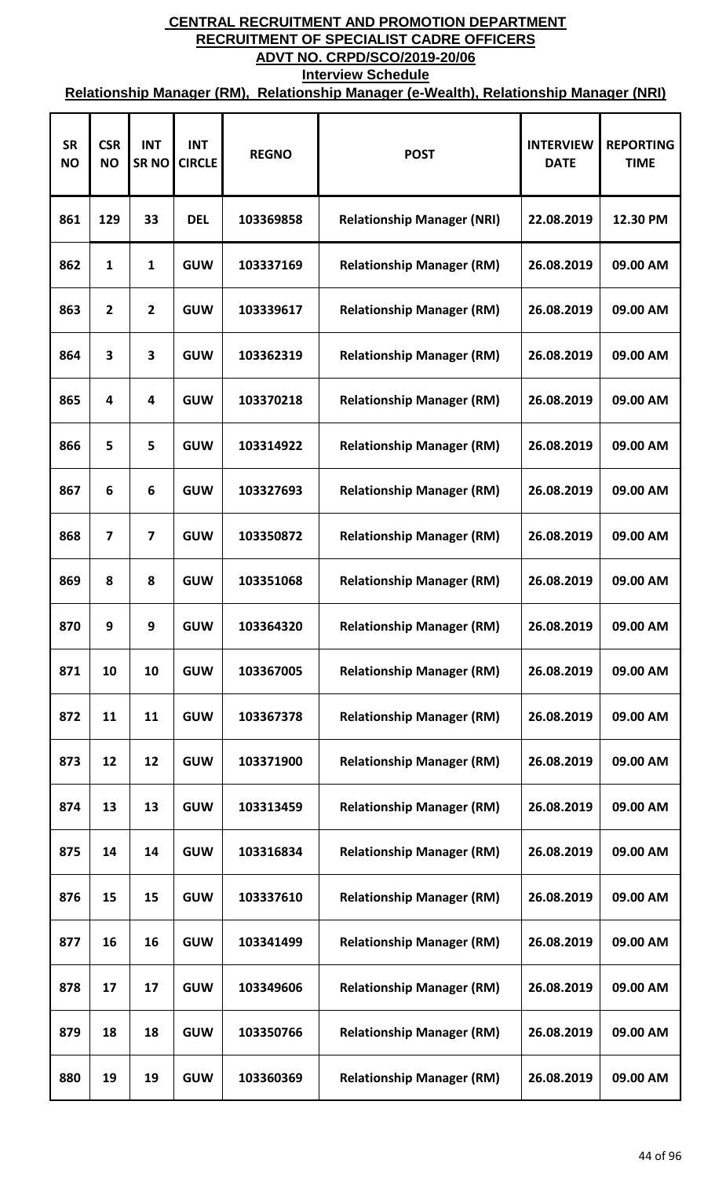# CENTRAL RECRUITMENT AND PROMOTION DEPARTMENT
## RECRUITMENT OF SPECIALIST CADRE OFFICERS
## ADVT NO. CRPD/SCO/2019-20/06
### Interview Schedule
### Relationship Manager (RM), Relationship Manager (e-Wealth), Relationship Manager (NRI)

| SR NO | CSR NO | INT SR NO | INT CIRCLE | REGNO | POST | INTERVIEW DATE | REPORTING TIME |
|---|---|---|---|---|---|---|---|
| 861 | 129 | 33 | DEL | 103369858 | Relationship Manager (NRI) | 22.08.2019 | 12.30 PM |
| 862 | 1 | 1 | GUW | 103337169 | Relationship Manager (RM) | 26.08.2019 | 09.00 AM |
| 863 | 2 | 2 | GUW | 103339617 | Relationship Manager (RM) | 26.08.2019 | 09.00 AM |
| 864 | 3 | 3 | GUW | 103362319 | Relationship Manager (RM) | 26.08.2019 | 09.00 AM |
| 865 | 4 | 4 | GUW | 103370218 | Relationship Manager (RM) | 26.08.2019 | 09.00 AM |
| 866 | 5 | 5 | GUW | 103314922 | Relationship Manager (RM) | 26.08.2019 | 09.00 AM |
| 867 | 6 | 6 | GUW | 103327693 | Relationship Manager (RM) | 26.08.2019 | 09.00 AM |
| 868 | 7 | 7 | GUW | 103350872 | Relationship Manager (RM) | 26.08.2019 | 09.00 AM |
| 869 | 8 | 8 | GUW | 103351068 | Relationship Manager (RM) | 26.08.2019 | 09.00 AM |
| 870 | 9 | 9 | GUW | 103364320 | Relationship Manager (RM) | 26.08.2019 | 09.00 AM |
| 871 | 10 | 10 | GUW | 103367005 | Relationship Manager (RM) | 26.08.2019 | 09.00 AM |
| 872 | 11 | 11 | GUW | 103367378 | Relationship Manager (RM) | 26.08.2019 | 09.00 AM |
| 873 | 12 | 12 | GUW | 103371900 | Relationship Manager (RM) | 26.08.2019 | 09.00 AM |
| 874 | 13 | 13 | GUW | 103313459 | Relationship Manager (RM) | 26.08.2019 | 09.00 AM |
| 875 | 14 | 14 | GUW | 103316834 | Relationship Manager (RM) | 26.08.2019 | 09.00 AM |
| 876 | 15 | 15 | GUW | 103337610 | Relationship Manager (RM) | 26.08.2019 | 09.00 AM |
| 877 | 16 | 16 | GUW | 103341499 | Relationship Manager (RM) | 26.08.2019 | 09.00 AM |
| 878 | 17 | 17 | GUW | 103349606 | Relationship Manager (RM) | 26.08.2019 | 09.00 AM |
| 879 | 18 | 18 | GUW | 103350766 | Relationship Manager (RM) | 26.08.2019 | 09.00 AM |
| 880 | 19 | 19 | GUW | 103360369 | Relationship Manager (RM) | 26.08.2019 | 09.00 AM |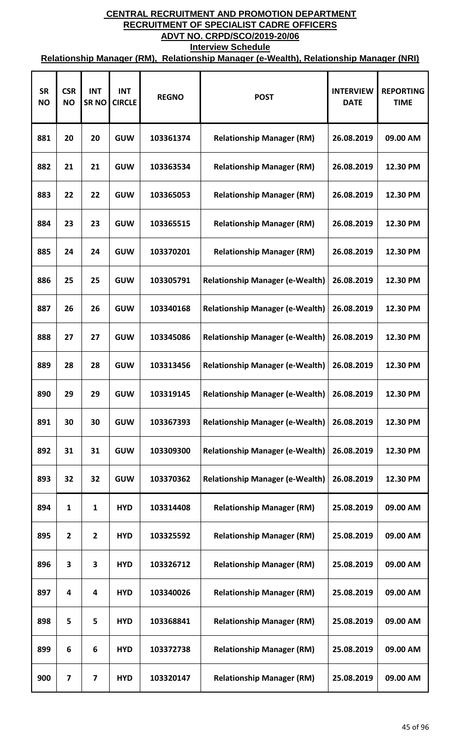# CENTRAL RECRUITMENT AND PROMOTION DEPARTMENT

## RECRUITMENT OF SPECIALIST CADRE OFFICERS

## ADVT NO. CRPD/SCO/2019-20/06

### Interview Schedule

### Relationship Manager (RM), Relationship Manager (e-Wealth), Relationship Manager (NRI)

| SR NO | CSR NO | INT SR NO | INT CIRCLE | REGNO | POST | INTERVIEW DATE | REPORTING TIME |
|---|---|---|---|---|---|---|---|
| 881 | 20 | 20 | GUW | 103361374 | Relationship Manager (RM) | 26.08.2019 | 09.00 AM |
| 882 | 21 | 21 | GUW | 103363534 | Relationship Manager (RM) | 26.08.2019 | 12.30 PM |
| 883 | 22 | 22 | GUW | 103365053 | Relationship Manager (RM) | 26.08.2019 | 12.30 PM |
| 884 | 23 | 23 | GUW | 103365515 | Relationship Manager (RM) | 26.08.2019 | 12.30 PM |
| 885 | 24 | 24 | GUW | 103370201 | Relationship Manager (RM) | 26.08.2019 | 12.30 PM |
| 886 | 25 | 25 | GUW | 103305791 | Relationship Manager (e-Wealth) | 26.08.2019 | 12.30 PM |
| 887 | 26 | 26 | GUW | 103340168 | Relationship Manager (e-Wealth) | 26.08.2019 | 12.30 PM |
| 888 | 27 | 27 | GUW | 103345086 | Relationship Manager (e-Wealth) | 26.08.2019 | 12.30 PM |
| 889 | 28 | 28 | GUW | 103313456 | Relationship Manager (e-Wealth) | 26.08.2019 | 12.30 PM |
| 890 | 29 | 29 | GUW | 103319145 | Relationship Manager (e-Wealth) | 26.08.2019 | 12.30 PM |
| 891 | 30 | 30 | GUW | 103367393 | Relationship Manager (e-Wealth) | 26.08.2019 | 12.30 PM |
| 892 | 31 | 31 | GUW | 103309300 | Relationship Manager (e-Wealth) | 26.08.2019 | 12.30 PM |
| 893 | 32 | 32 | GUW | 103370362 | Relationship Manager (e-Wealth) | 26.08.2019 | 12.30 PM |
| 894 | 1 | 1 | HYD | 103314408 | Relationship Manager (RM) | 25.08.2019 | 09.00 AM |
| 895 | 2 | 2 | HYD | 103325592 | Relationship Manager (RM) | 25.08.2019 | 09.00 AM |
| 896 | 3 | 3 | HYD | 103326712 | Relationship Manager (RM) | 25.08.2019 | 09.00 AM |
| 897 | 4 | 4 | HYD | 103340026 | Relationship Manager (RM) | 25.08.2019 | 09.00 AM |
| 898 | 5 | 5 | HYD | 103368841 | Relationship Manager (RM) | 25.08.2019 | 09.00 AM |
| 899 | 6 | 6 | HYD | 103372738 | Relationship Manager (RM) | 25.08.2019 | 09.00 AM |
| 900 | 7 | 7 | HYD | 103320147 | Relationship Manager (RM) | 25.08.2019 | 09.00 AM |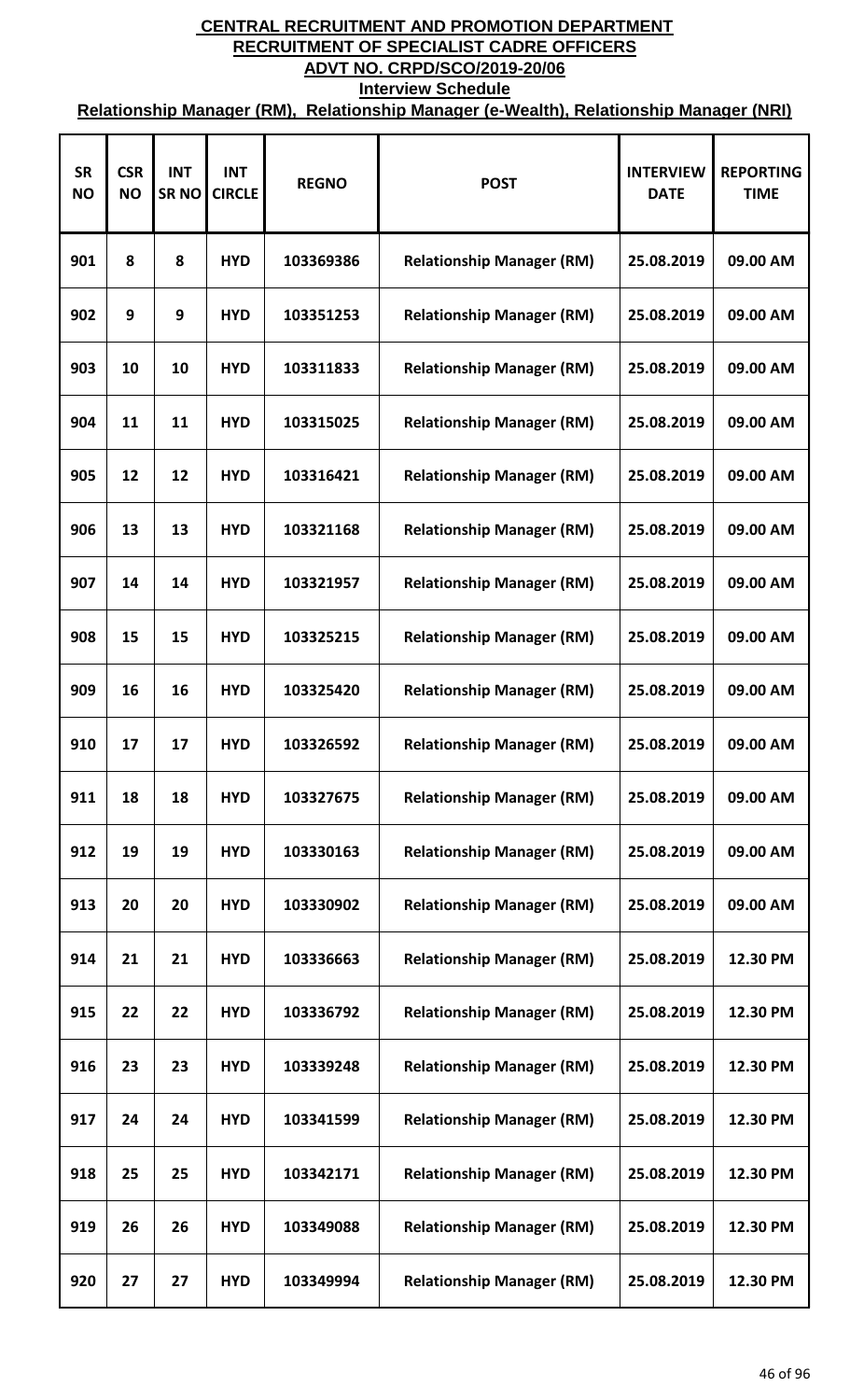# CENTRAL RECRUITMENT AND PROMOTION DEPARTMENT

## RECRUITMENT OF SPECIALIST CADRE OFFICERS

## ADVT NO. CRPD/SCO/2019-20/06

### Interview Schedule

### Relationship Manager (RM), Relationship Manager (e-Wealth), Relationship Manager (NRI)

| SR NO | CSR NO | INT SR NO | INT CIRCLE | REGNO | POST | INTERVIEW DATE | REPORTING TIME |
|---|---|---|---|---|---|---|---|
| 901 | 8 | 8 | HYD | 103369386 | Relationship Manager (RM) | 25.08.2019 | 09.00 AM |
| 902 | 9 | 9 | HYD | 103351253 | Relationship Manager (RM) | 25.08.2019 | 09.00 AM |
| 903 | 10 | 10 | HYD | 103311833 | Relationship Manager (RM) | 25.08.2019 | 09.00 AM |
| 904 | 11 | 11 | HYD | 103315025 | Relationship Manager (RM) | 25.08.2019 | 09.00 AM |
| 905 | 12 | 12 | HYD | 103316421 | Relationship Manager (RM) | 25.08.2019 | 09.00 AM |
| 906 | 13 | 13 | HYD | 103321168 | Relationship Manager (RM) | 25.08.2019 | 09.00 AM |
| 907 | 14 | 14 | HYD | 103321957 | Relationship Manager (RM) | 25.08.2019 | 09.00 AM |
| 908 | 15 | 15 | HYD | 103325215 | Relationship Manager (RM) | 25.08.2019 | 09.00 AM |
| 909 | 16 | 16 | HYD | 103325420 | Relationship Manager (RM) | 25.08.2019 | 09.00 AM |
| 910 | 17 | 17 | HYD | 103326592 | Relationship Manager (RM) | 25.08.2019 | 09.00 AM |
| 911 | 18 | 18 | HYD | 103327675 | Relationship Manager (RM) | 25.08.2019 | 09.00 AM |
| 912 | 19 | 19 | HYD | 103330163 | Relationship Manager (RM) | 25.08.2019 | 09.00 AM |
| 913 | 20 | 20 | HYD | 103330902 | Relationship Manager (RM) | 25.08.2019 | 09.00 AM |
| 914 | 21 | 21 | HYD | 103336663 | Relationship Manager (RM) | 25.08.2019 | 12.30 PM |
| 915 | 22 | 22 | HYD | 103336792 | Relationship Manager (RM) | 25.08.2019 | 12.30 PM |
| 916 | 23 | 23 | HYD | 103339248 | Relationship Manager (RM) | 25.08.2019 | 12.30 PM |
| 917 | 24 | 24 | HYD | 103341599 | Relationship Manager (RM) | 25.08.2019 | 12.30 PM |
| 918 | 25 | 25 | HYD | 103342171 | Relationship Manager (RM) | 25.08.2019 | 12.30 PM |
| 919 | 26 | 26 | HYD | 103349088 | Relationship Manager (RM) | 25.08.2019 | 12.30 PM |
| 920 | 27 | 27 | HYD | 103349994 | Relationship Manager (RM) | 25.08.2019 | 12.30 PM |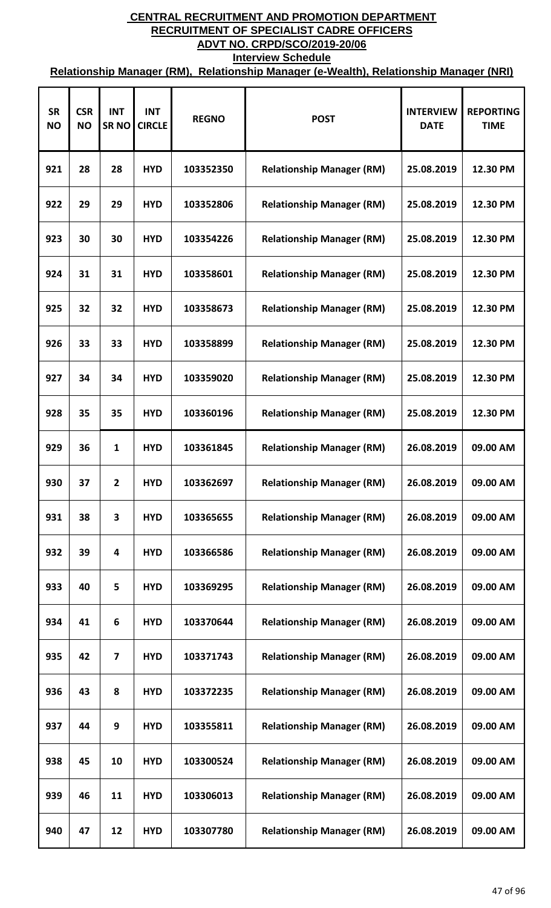# CENTRAL RECRUITMENT AND PROMOTION DEPARTMENT

## RECRUITMENT OF SPECIALIST CADRE OFFICERS

## ADVT NO. CRPD/SCO/2019-20/06

### Interview Schedule

### Relationship Manager (RM), Relationship Manager (e-Wealth), Relationship Manager (NRI)

| SR NO | CSR NO | INT SR NO | INT CIRCLE | REGNO | POST | INTERVIEW DATE | REPORTING TIME |
|---|---|---|---|---|---|---|---|
| 921 | 28 | 28 | HYD | 103352350 | Relationship Manager (RM) | 25.08.2019 | 12.30 PM |
| 922 | 29 | 29 | HYD | 103352806 | Relationship Manager (RM) | 25.08.2019 | 12.30 PM |
| 923 | 30 | 30 | HYD | 103354226 | Relationship Manager (RM) | 25.08.2019 | 12.30 PM |
| 924 | 31 | 31 | HYD | 103358601 | Relationship Manager (RM) | 25.08.2019 | 12.30 PM |
| 925 | 32 | 32 | HYD | 103358673 | Relationship Manager (RM) | 25.08.2019 | 12.30 PM |
| 926 | 33 | 33 | HYD | 103358899 | Relationship Manager (RM) | 25.08.2019 | 12.30 PM |
| 927 | 34 | 34 | HYD | 103359020 | Relationship Manager (RM) | 25.08.2019 | 12.30 PM |
| 928 | 35 | 35 | HYD | 103360196 | Relationship Manager (RM) | 25.08.2019 | 12.30 PM |
| 929 | 36 | 1 | HYD | 103361845 | Relationship Manager (RM) | 26.08.2019 | 09.00 AM |
| 930 | 37 | 2 | HYD | 103362697 | Relationship Manager (RM) | 26.08.2019 | 09.00 AM |
| 931 | 38 | 3 | HYD | 103365655 | Relationship Manager (RM) | 26.08.2019 | 09.00 AM |
| 932 | 39 | 4 | HYD | 103366586 | Relationship Manager (RM) | 26.08.2019 | 09.00 AM |
| 933 | 40 | 5 | HYD | 103369295 | Relationship Manager (RM) | 26.08.2019 | 09.00 AM |
| 934 | 41 | 6 | HYD | 103370644 | Relationship Manager (RM) | 26.08.2019 | 09.00 AM |
| 935 | 42 | 7 | HYD | 103371743 | Relationship Manager (RM) | 26.08.2019 | 09.00 AM |
| 936 | 43 | 8 | HYD | 103372235 | Relationship Manager (RM) | 26.08.2019 | 09.00 AM |
| 937 | 44 | 9 | HYD | 103355811 | Relationship Manager (RM) | 26.08.2019 | 09.00 AM |
| 938 | 45 | 10 | HYD | 103300524 | Relationship Manager (RM) | 26.08.2019 | 09.00 AM |
| 939 | 46 | 11 | HYD | 103306013 | Relationship Manager (RM) | 26.08.2019 | 09.00 AM |
| 940 | 47 | 12 | HYD | 103307780 | Relationship Manager (RM) | 26.08.2019 | 09.00 AM |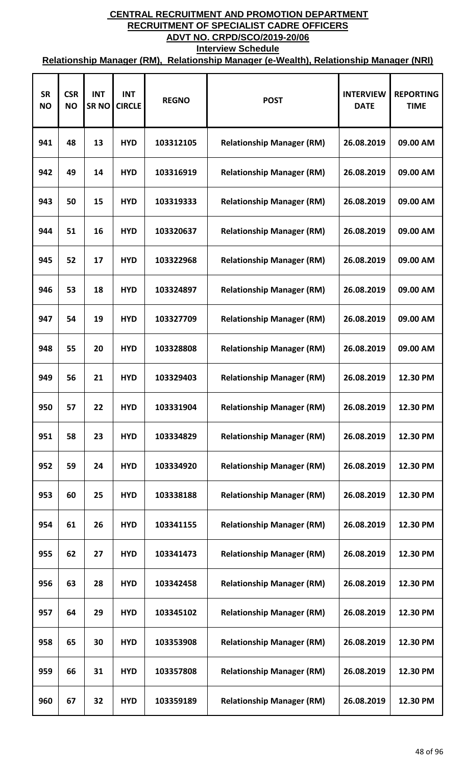# CENTRAL RECRUITMENT AND PROMOTION DEPARTMENT

## RECRUITMENT OF SPECIALIST CADRE OFFICERS

## ADVT NO. CRPD/SCO/2019-20/06

### Interview Schedule

### Relationship Manager (RM), Relationship Manager (e-Wealth), Relationship Manager (NRI)

| SR NO | CSR NO | INT SR NO | INT CIRCLE | REGNO | POST | INTERVIEW DATE | REPORTING TIME |
|---|---|---|---|---|---|---|---|
| 941 | 48 | 13 | HYD | 103312105 | Relationship Manager (RM) | 26.08.2019 | 09.00 AM |
| 942 | 49 | 14 | HYD | 103316919 | Relationship Manager (RM) | 26.08.2019 | 09.00 AM |
| 943 | 50 | 15 | HYD | 103319333 | Relationship Manager (RM) | 26.08.2019 | 09.00 AM |
| 944 | 51 | 16 | HYD | 103320637 | Relationship Manager (RM) | 26.08.2019 | 09.00 AM |
| 945 | 52 | 17 | HYD | 103322968 | Relationship Manager (RM) | 26.08.2019 | 09.00 AM |
| 946 | 53 | 18 | HYD | 103324897 | Relationship Manager (RM) | 26.08.2019 | 09.00 AM |
| 947 | 54 | 19 | HYD | 103327709 | Relationship Manager (RM) | 26.08.2019 | 09.00 AM |
| 948 | 55 | 20 | HYD | 103328808 | Relationship Manager (RM) | 26.08.2019 | 09.00 AM |
| 949 | 56 | 21 | HYD | 103329403 | Relationship Manager (RM) | 26.08.2019 | 12.30 PM |
| 950 | 57 | 22 | HYD | 103331904 | Relationship Manager (RM) | 26.08.2019 | 12.30 PM |
| 951 | 58 | 23 | HYD | 103334829 | Relationship Manager (RM) | 26.08.2019 | 12.30 PM |
| 952 | 59 | 24 | HYD | 103334920 | Relationship Manager (RM) | 26.08.2019 | 12.30 PM |
| 953 | 60 | 25 | HYD | 103338188 | Relationship Manager (RM) | 26.08.2019 | 12.30 PM |
| 954 | 61 | 26 | HYD | 103341155 | Relationship Manager (RM) | 26.08.2019 | 12.30 PM |
| 955 | 62 | 27 | HYD | 103341473 | Relationship Manager (RM) | 26.08.2019 | 12.30 PM |
| 956 | 63 | 28 | HYD | 103342458 | Relationship Manager (RM) | 26.08.2019 | 12.30 PM |
| 957 | 64 | 29 | HYD | 103345102 | Relationship Manager (RM) | 26.08.2019 | 12.30 PM |
| 958 | 65 | 30 | HYD | 103353908 | Relationship Manager (RM) | 26.08.2019 | 12.30 PM |
| 959 | 66 | 31 | HYD | 103357808 | Relationship Manager (RM) | 26.08.2019 | 12.30 PM |
| 960 | 67 | 32 | HYD | 103359189 | Relationship Manager (RM) | 26.08.2019 | 12.30 PM |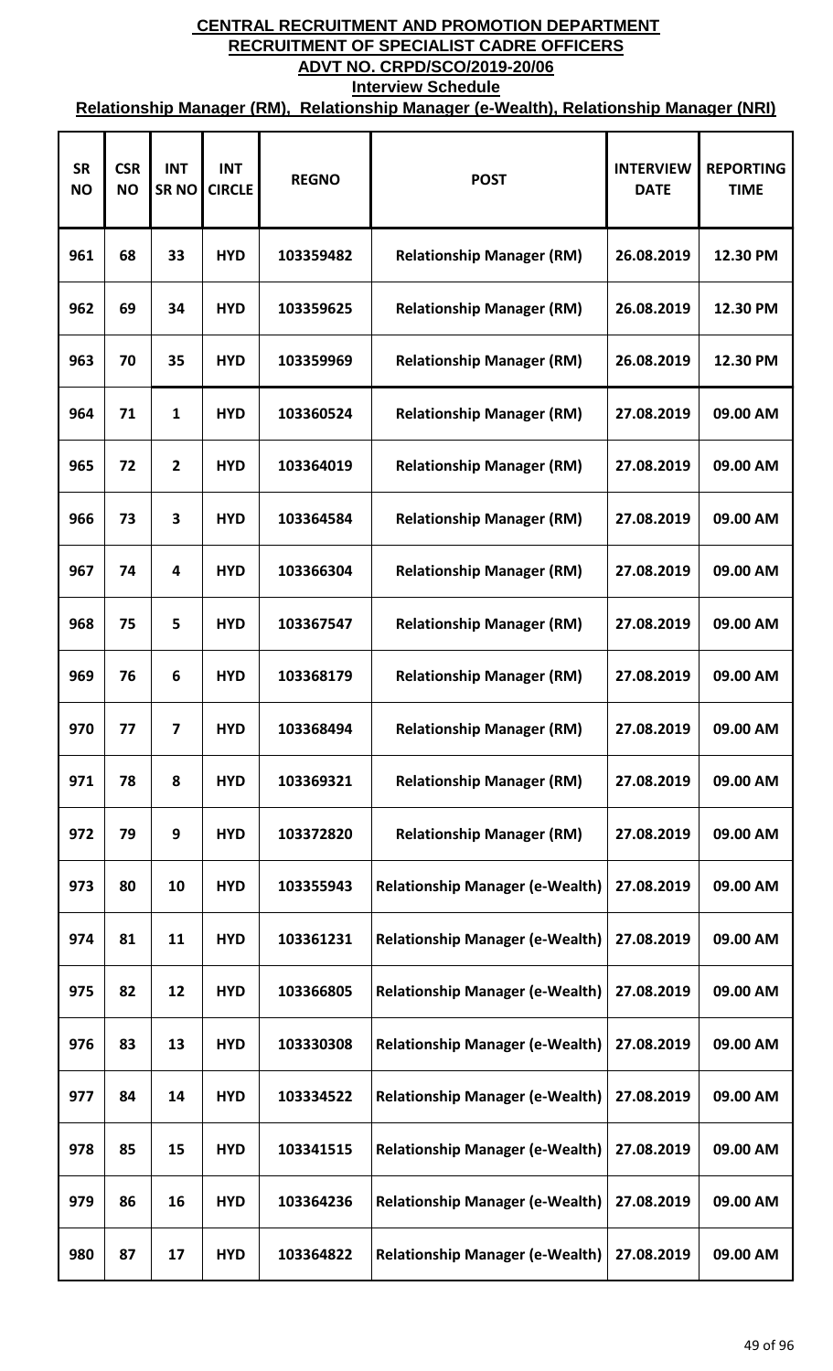# CENTRAL RECRUITMENT AND PROMOTION DEPARTMENT

## RECRUITMENT OF SPECIALIST CADRE OFFICERS

## ADVT NO. CRPD/SCO/2019-20/06

### Interview Schedule

### Relationship Manager (RM), Relationship Manager (e-Wealth), Relationship Manager (NRI)

| SR NO | CSR NO | INT SR NO | INT CIRCLE | REGNO | POST | INTERVIEW DATE | REPORTING TIME |
|---|---|---|---|---|---|---|---|
| 961 | 68 | 33 | HYD | 103359482 | Relationship Manager (RM) | 26.08.2019 | 12.30 PM |
| 962 | 69 | 34 | HYD | 103359625 | Relationship Manager (RM) | 26.08.2019 | 12.30 PM |
| 963 | 70 | 35 | HYD | 103359969 | Relationship Manager (RM) | 26.08.2019 | 12.30 PM |
| 964 | 71 | 1 | HYD | 103360524 | Relationship Manager (RM) | 27.08.2019 | 09.00 AM |
| 965 | 72 | 2 | HYD | 103364019 | Relationship Manager (RM) | 27.08.2019 | 09.00 AM |
| 966 | 73 | 3 | HYD | 103364584 | Relationship Manager (RM) | 27.08.2019 | 09.00 AM |
| 967 | 74 | 4 | HYD | 103366304 | Relationship Manager (RM) | 27.08.2019 | 09.00 AM |
| 968 | 75 | 5 | HYD | 103367547 | Relationship Manager (RM) | 27.08.2019 | 09.00 AM |
| 969 | 76 | 6 | HYD | 103368179 | Relationship Manager (RM) | 27.08.2019 | 09.00 AM |
| 970 | 77 | 7 | HYD | 103368494 | Relationship Manager (RM) | 27.08.2019 | 09.00 AM |
| 971 | 78 | 8 | HYD | 103369321 | Relationship Manager (RM) | 27.08.2019 | 09.00 AM |
| 972 | 79 | 9 | HYD | 103372820 | Relationship Manager (RM) | 27.08.2019 | 09.00 AM |
| 973 | 80 | 10 | HYD | 103355943 | Relationship Manager (e-Wealth) | 27.08.2019 | 09.00 AM |
| 974 | 81 | 11 | HYD | 103361231 | Relationship Manager (e-Wealth) | 27.08.2019 | 09.00 AM |
| 975 | 82 | 12 | HYD | 103366805 | Relationship Manager (e-Wealth) | 27.08.2019 | 09.00 AM |
| 976 | 83 | 13 | HYD | 103330308 | Relationship Manager (e-Wealth) | 27.08.2019 | 09.00 AM |
| 977 | 84 | 14 | HYD | 103334522 | Relationship Manager (e-Wealth) | 27.08.2019 | 09.00 AM |
| 978 | 85 | 15 | HYD | 103341515 | Relationship Manager (e-Wealth) | 27.08.2019 | 09.00 AM |
| 979 | 86 | 16 | HYD | 103364236 | Relationship Manager (e-Wealth) | 27.08.2019 | 09.00 AM |
| 980 | 87 | 17 | HYD | 103364822 | Relationship Manager (e-Wealth) | 27.08.2019 | 09.00 AM |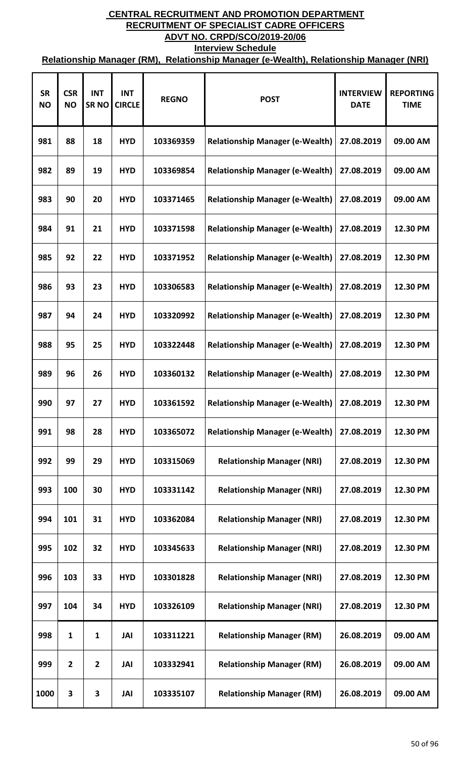# CENTRAL RECRUITMENT AND PROMOTION DEPARTMENT

## RECRUITMENT OF SPECIALIST CADRE OFFICERS

## ADVT NO. CRPD/SCO/2019-20/06

### Interview Schedule

### Relationship Manager (RM), Relationship Manager (e-Wealth), Relationship Manager (NRI)

| SR NO | CSR NO | INT SR NO | INT CIRCLE | REGNO | POST | INTERVIEW DATE | REPORTING TIME |
|---|---|---|---|---|---|---|---|
| 981 | 88 | 18 | HYD | 103369359 | Relationship Manager (e-Wealth) | 27.08.2019 | 09.00 AM |
| 982 | 89 | 19 | HYD | 103369854 | Relationship Manager (e-Wealth) | 27.08.2019 | 09.00 AM |
| 983 | 90 | 20 | HYD | 103371465 | Relationship Manager (e-Wealth) | 27.08.2019 | 09.00 AM |
| 984 | 91 | 21 | HYD | 103371598 | Relationship Manager (e-Wealth) | 27.08.2019 | 12.30 PM |
| 985 | 92 | 22 | HYD | 103371952 | Relationship Manager (e-Wealth) | 27.08.2019 | 12.30 PM |
| 986 | 93 | 23 | HYD | 103306583 | Relationship Manager (e-Wealth) | 27.08.2019 | 12.30 PM |
| 987 | 94 | 24 | HYD | 103320992 | Relationship Manager (e-Wealth) | 27.08.2019 | 12.30 PM |
| 988 | 95 | 25 | HYD | 103322448 | Relationship Manager (e-Wealth) | 27.08.2019 | 12.30 PM |
| 989 | 96 | 26 | HYD | 103360132 | Relationship Manager (e-Wealth) | 27.08.2019 | 12.30 PM |
| 990 | 97 | 27 | HYD | 103361592 | Relationship Manager (e-Wealth) | 27.08.2019 | 12.30 PM |
| 991 | 98 | 28 | HYD | 103365072 | Relationship Manager (e-Wealth) | 27.08.2019 | 12.30 PM |
| 992 | 99 | 29 | HYD | 103315069 | Relationship Manager (NRI) | 27.08.2019 | 12.30 PM |
| 993 | 100 | 30 | HYD | 103331142 | Relationship Manager (NRI) | 27.08.2019 | 12.30 PM |
| 994 | 101 | 31 | HYD | 103362084 | Relationship Manager (NRI) | 27.08.2019 | 12.30 PM |
| 995 | 102 | 32 | HYD | 103345633 | Relationship Manager (NRI) | 27.08.2019 | 12.30 PM |
| 996 | 103 | 33 | HYD | 103301828 | Relationship Manager (NRI) | 27.08.2019 | 12.30 PM |
| 997 | 104 | 34 | HYD | 103326109 | Relationship Manager (NRI) | 27.08.2019 | 12.30 PM |
| 998 | 1 | 1 | JAI | 103311221 | Relationship Manager (RM) | 26.08.2019 | 09.00 AM |
| 999 | 2 | 2 | JAI | 103332941 | Relationship Manager (RM) | 26.08.2019 | 09.00 AM |
| 1000 | 3 | 3 | JAI | 103335107 | Relationship Manager (RM) | 26.08.2019 | 09.00 AM |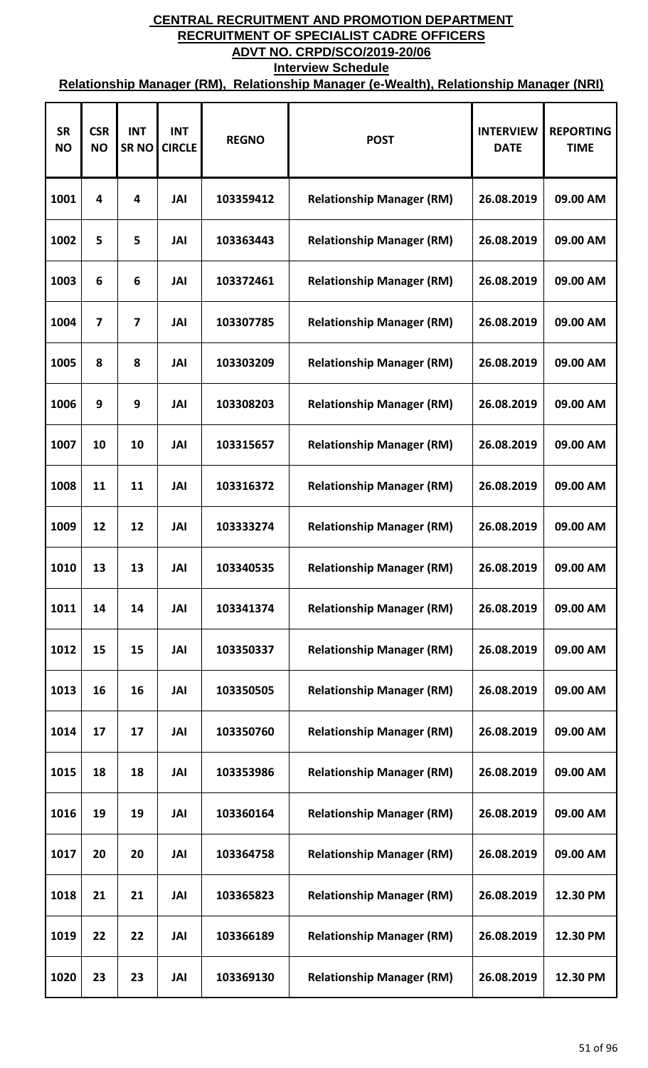**CENTRAL RECRUITMENT AND PROMOTION DEPARTMENT**
**RECRUITMENT OF SPECIALIST CADRE OFFICERS**
**ADVT NO. CRPD/SCO/2019-20/06**
**Interview Schedule**
**Relationship Manager (RM), Relationship Manager (e-Wealth), Relationship Manager (NRI)**

| SR NO | CSR NO | INT SR NO | INT CIRCLE | REGNO | POST | INTERVIEW DATE | REPORTING TIME |
|---|---|---|---|---|---|---|---|
| 1001 | 4 | 4 | JAI | 103359412 | Relationship Manager (RM) | 26.08.2019 | 09.00 AM |
| 1002 | 5 | 5 | JAI | 103363443 | Relationship Manager (RM) | 26.08.2019 | 09.00 AM |
| 1003 | 6 | 6 | JAI | 103372461 | Relationship Manager (RM) | 26.08.2019 | 09.00 AM |
| 1004 | 7 | 7 | JAI | 103307785 | Relationship Manager (RM) | 26.08.2019 | 09.00 AM |
| 1005 | 8 | 8 | JAI | 103303209 | Relationship Manager (RM) | 26.08.2019 | 09.00 AM |
| 1006 | 9 | 9 | JAI | 103308203 | Relationship Manager (RM) | 26.08.2019 | 09.00 AM |
| 1007 | 10 | 10 | JAI | 103315657 | Relationship Manager (RM) | 26.08.2019 | 09.00 AM |
| 1008 | 11 | 11 | JAI | 103316372 | Relationship Manager (RM) | 26.08.2019 | 09.00 AM |
| 1009 | 12 | 12 | JAI | 103333274 | Relationship Manager (RM) | 26.08.2019 | 09.00 AM |
| 1010 | 13 | 13 | JAI | 103340535 | Relationship Manager (RM) | 26.08.2019 | 09.00 AM |
| 1011 | 14 | 14 | JAI | 103341374 | Relationship Manager (RM) | 26.08.2019 | 09.00 AM |
| 1012 | 15 | 15 | JAI | 103350337 | Relationship Manager (RM) | 26.08.2019 | 09.00 AM |
| 1013 | 16 | 16 | JAI | 103350505 | Relationship Manager (RM) | 26.08.2019 | 09.00 AM |
| 1014 | 17 | 17 | JAI | 103350760 | Relationship Manager (RM) | 26.08.2019 | 09.00 AM |
| 1015 | 18 | 18 | JAI | 103353986 | Relationship Manager (RM) | 26.08.2019 | 09.00 AM |
| 1016 | 19 | 19 | JAI | 103360164 | Relationship Manager (RM) | 26.08.2019 | 09.00 AM |
| 1017 | 20 | 20 | JAI | 103364758 | Relationship Manager (RM) | 26.08.2019 | 09.00 AM |
| 1018 | 21 | 21 | JAI | 103365823 | Relationship Manager (RM) | 26.08.2019 | 12.30 PM |
| 1019 | 22 | 22 | JAI | 103366189 | Relationship Manager (RM) | 26.08.2019 | 12.30 PM |
| 1020 | 23 | 23 | JAI | 103369130 | Relationship Manager (RM) | 26.08.2019 | 12.30 PM |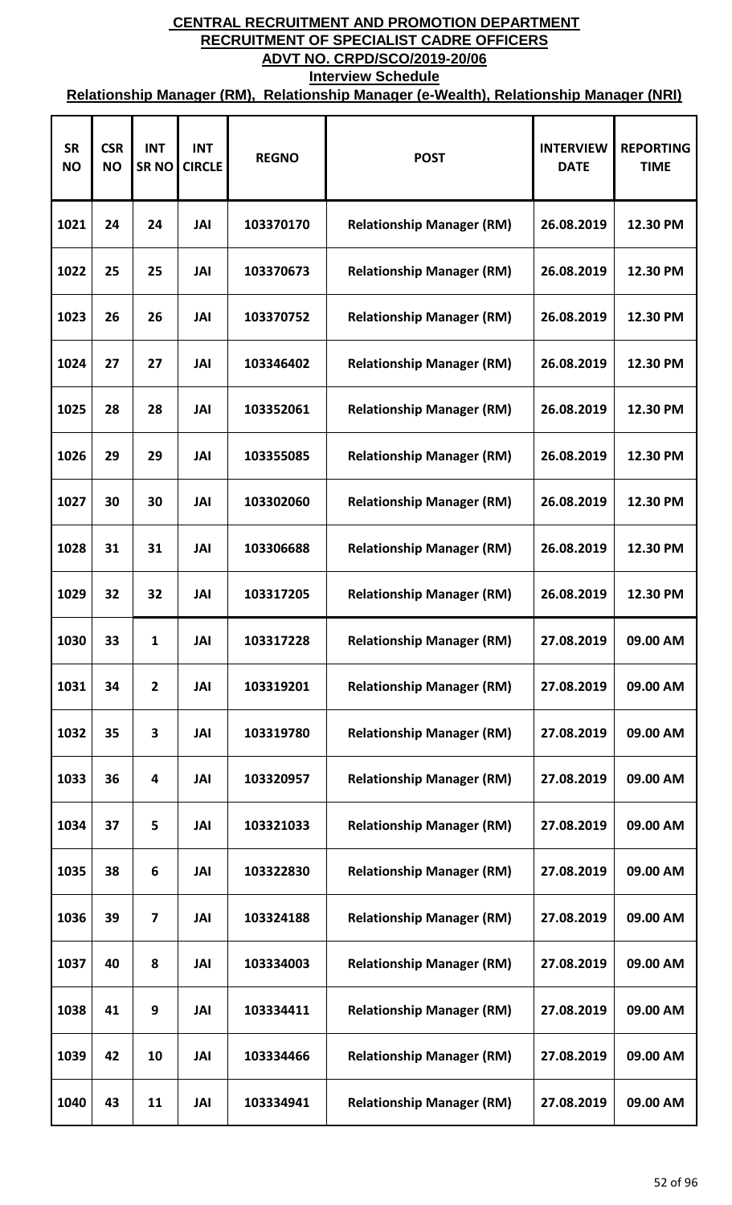# CENTRAL RECRUITMENT AND PROMOTION DEPARTMENT

## RECRUITMENT OF SPECIALIST CADRE OFFICERS

## ADVT NO. CRPD/SCO/2019-20/06

### Interview Schedule

### Relationship Manager (RM), Relationship Manager (e-Wealth), Relationship Manager (NRI)

| SR NO | CSR NO | INT SR NO | INT CIRCLE | REGNO | POST | INTERVIEW DATE | REPORTING TIME |
|---|---|---|---|---|---|---|---|
| 1021 | 24 | 24 | JAI | 103370170 | Relationship Manager (RM) | 26.08.2019 | 12.30 PM |
| 1022 | 25 | 25 | JAI | 103370673 | Relationship Manager (RM) | 26.08.2019 | 12.30 PM |
| 1023 | 26 | 26 | JAI | 103370752 | Relationship Manager (RM) | 26.08.2019 | 12.30 PM |
| 1024 | 27 | 27 | JAI | 103346402 | Relationship Manager (RM) | 26.08.2019 | 12.30 PM |
| 1025 | 28 | 28 | JAI | 103352061 | Relationship Manager (RM) | 26.08.2019 | 12.30 PM |
| 1026 | 29 | 29 | JAI | 103355085 | Relationship Manager (RM) | 26.08.2019 | 12.30 PM |
| 1027 | 30 | 30 | JAI | 103302060 | Relationship Manager (RM) | 26.08.2019 | 12.30 PM |
| 1028 | 31 | 31 | JAI | 103306688 | Relationship Manager (RM) | 26.08.2019 | 12.30 PM |
| 1029 | 32 | 32 | JAI | 103317205 | Relationship Manager (RM) | 26.08.2019 | 12.30 PM |
| 1030 | 33 | 1 | JAI | 103317228 | Relationship Manager (RM) | 27.08.2019 | 09.00 AM |
| 1031 | 34 | 2 | JAI | 103319201 | Relationship Manager (RM) | 27.08.2019 | 09.00 AM |
| 1032 | 35 | 3 | JAI | 103319780 | Relationship Manager (RM) | 27.08.2019 | 09.00 AM |
| 1033 | 36 | 4 | JAI | 103320957 | Relationship Manager (RM) | 27.08.2019 | 09.00 AM |
| 1034 | 37 | 5 | JAI | 103321033 | Relationship Manager (RM) | 27.08.2019 | 09.00 AM |
| 1035 | 38 | 6 | JAI | 103322830 | Relationship Manager (RM) | 27.08.2019 | 09.00 AM |
| 1036 | 39 | 7 | JAI | 103324188 | Relationship Manager (RM) | 27.08.2019 | 09.00 AM |
| 1037 | 40 | 8 | JAI | 103334003 | Relationship Manager (RM) | 27.08.2019 | 09.00 AM |
| 1038 | 41 | 9 | JAI | 103334411 | Relationship Manager (RM) | 27.08.2019 | 09.00 AM |
| 1039 | 42 | 10 | JAI | 103334466 | Relationship Manager (RM) | 27.08.2019 | 09.00 AM |
| 1040 | 43 | 11 | JAI | 103334941 | Relationship Manager (RM) | 27.08.2019 | 09.00 AM |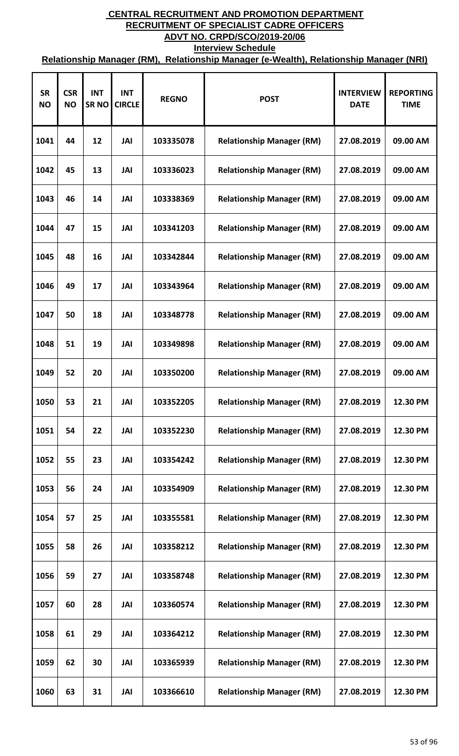**CENTRAL RECRUITMENT AND PROMOTION DEPARTMENT**
**RECRUITMENT OF SPECIALIST CADRE OFFICERS**
**ADVT NO. CRPD/SCO/2019-20/06**
**Interview Schedule**
**Relationship Manager (RM), Relationship Manager (e-Wealth), Relationship Manager (NRI)**

| SR NO | CSR NO | INT SR NO | INT CIRCLE | REGNO | POST | INTERVIEW DATE | REPORTING TIME |
|---|---|---|---|---|---|---|---|
| 1041 | 44 | 12 | JAI | 103335078 | Relationship Manager (RM) | 27.08.2019 | 09.00 AM |
| 1042 | 45 | 13 | JAI | 103336023 | Relationship Manager (RM) | 27.08.2019 | 09.00 AM |
| 1043 | 46 | 14 | JAI | 103338369 | Relationship Manager (RM) | 27.08.2019 | 09.00 AM |
| 1044 | 47 | 15 | JAI | 103341203 | Relationship Manager (RM) | 27.08.2019 | 09.00 AM |
| 1045 | 48 | 16 | JAI | 103342844 | Relationship Manager (RM) | 27.08.2019 | 09.00 AM |
| 1046 | 49 | 17 | JAI | 103343964 | Relationship Manager (RM) | 27.08.2019 | 09.00 AM |
| 1047 | 50 | 18 | JAI | 103348778 | Relationship Manager (RM) | 27.08.2019 | 09.00 AM |
| 1048 | 51 | 19 | JAI | 103349898 | Relationship Manager (RM) | 27.08.2019 | 09.00 AM |
| 1049 | 52 | 20 | JAI | 103350200 | Relationship Manager (RM) | 27.08.2019 | 09.00 AM |
| 1050 | 53 | 21 | JAI | 103352205 | Relationship Manager (RM) | 27.08.2019 | 12.30 PM |
| 1051 | 54 | 22 | JAI | 103352230 | Relationship Manager (RM) | 27.08.2019 | 12.30 PM |
| 1052 | 55 | 23 | JAI | 103354242 | Relationship Manager (RM) | 27.08.2019 | 12.30 PM |
| 1053 | 56 | 24 | JAI | 103354909 | Relationship Manager (RM) | 27.08.2019 | 12.30 PM |
| 1054 | 57 | 25 | JAI | 103355581 | Relationship Manager (RM) | 27.08.2019 | 12.30 PM |
| 1055 | 58 | 26 | JAI | 103358212 | Relationship Manager (RM) | 27.08.2019 | 12.30 PM |
| 1056 | 59 | 27 | JAI | 103358748 | Relationship Manager (RM) | 27.08.2019 | 12.30 PM |
| 1057 | 60 | 28 | JAI | 103360574 | Relationship Manager (RM) | 27.08.2019 | 12.30 PM |
| 1058 | 61 | 29 | JAI | 103364212 | Relationship Manager (RM) | 27.08.2019 | 12.30 PM |
| 1059 | 62 | 30 | JAI | 103365939 | Relationship Manager (RM) | 27.08.2019 | 12.30 PM |
| 1060 | 63 | 31 | JAI | 103366610 | Relationship Manager (RM) | 27.08.2019 | 12.30 PM |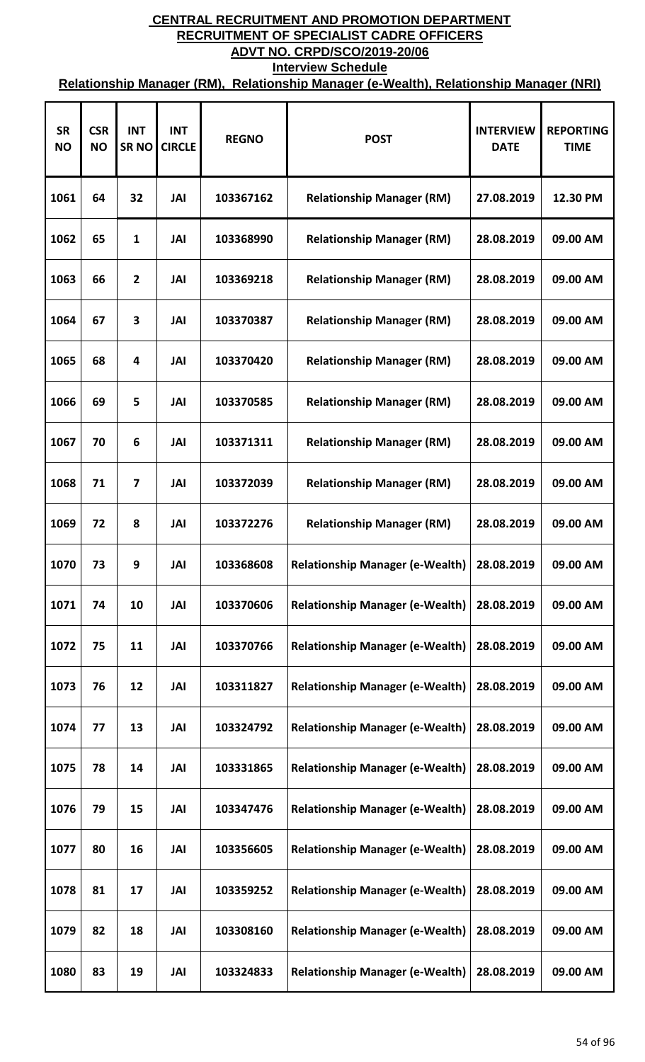**CENTRAL RECRUITMENT AND PROMOTION DEPARTMENT**
**RECRUITMENT OF SPECIALIST CADRE OFFICERS**
**ADVT NO. CRPD/SCO/2019-20/06**
**Interview Schedule**
**Relationship Manager (RM), Relationship Manager (e-Wealth), Relationship Manager (NRI)**

| SR NO | CSR NO | INT SR NO | INT CIRCLE | REGNO | POST | INTERVIEW DATE | REPORTING TIME |
|---|---|---|---|---|---|---|---|
| 1061 | 64 | 32 | JAI | 103367162 | Relationship Manager (RM) | 27.08.2019 | 12.30 PM |
| 1062 | 65 | 1 | JAI | 103368990 | Relationship Manager (RM) | 28.08.2019 | 09.00 AM |
| 1063 | 66 | 2 | JAI | 103369218 | Relationship Manager (RM) | 28.08.2019 | 09.00 AM |
| 1064 | 67 | 3 | JAI | 103370387 | Relationship Manager (RM) | 28.08.2019 | 09.00 AM |
| 1065 | 68 | 4 | JAI | 103370420 | Relationship Manager (RM) | 28.08.2019 | 09.00 AM |
| 1066 | 69 | 5 | JAI | 103370585 | Relationship Manager (RM) | 28.08.2019 | 09.00 AM |
| 1067 | 70 | 6 | JAI | 103371311 | Relationship Manager (RM) | 28.08.2019 | 09.00 AM |
| 1068 | 71 | 7 | JAI | 103372039 | Relationship Manager (RM) | 28.08.2019 | 09.00 AM |
| 1069 | 72 | 8 | JAI | 103372276 | Relationship Manager (RM) | 28.08.2019 | 09.00 AM |
| 1070 | 73 | 9 | JAI | 103368608 | Relationship Manager (e-Wealth) | 28.08.2019 | 09.00 AM |
| 1071 | 74 | 10 | JAI | 103370606 | Relationship Manager (e-Wealth) | 28.08.2019 | 09.00 AM |
| 1072 | 75 | 11 | JAI | 103370766 | Relationship Manager (e-Wealth) | 28.08.2019 | 09.00 AM |
| 1073 | 76 | 12 | JAI | 103311827 | Relationship Manager (e-Wealth) | 28.08.2019 | 09.00 AM |
| 1074 | 77 | 13 | JAI | 103324792 | Relationship Manager (e-Wealth) | 28.08.2019 | 09.00 AM |
| 1075 | 78 | 14 | JAI | 103331865 | Relationship Manager (e-Wealth) | 28.08.2019 | 09.00 AM |
| 1076 | 79 | 15 | JAI | 103347476 | Relationship Manager (e-Wealth) | 28.08.2019 | 09.00 AM |
| 1077 | 80 | 16 | JAI | 103356605 | Relationship Manager (e-Wealth) | 28.08.2019 | 09.00 AM |
| 1078 | 81 | 17 | JAI | 103359252 | Relationship Manager (e-Wealth) | 28.08.2019 | 09.00 AM |
| 1079 | 82 | 18 | JAI | 103308160 | Relationship Manager (e-Wealth) | 28.08.2019 | 09.00 AM |
| 1080 | 83 | 19 | JAI | 103324833 | Relationship Manager (e-Wealth) | 28.08.2019 | 09.00 AM |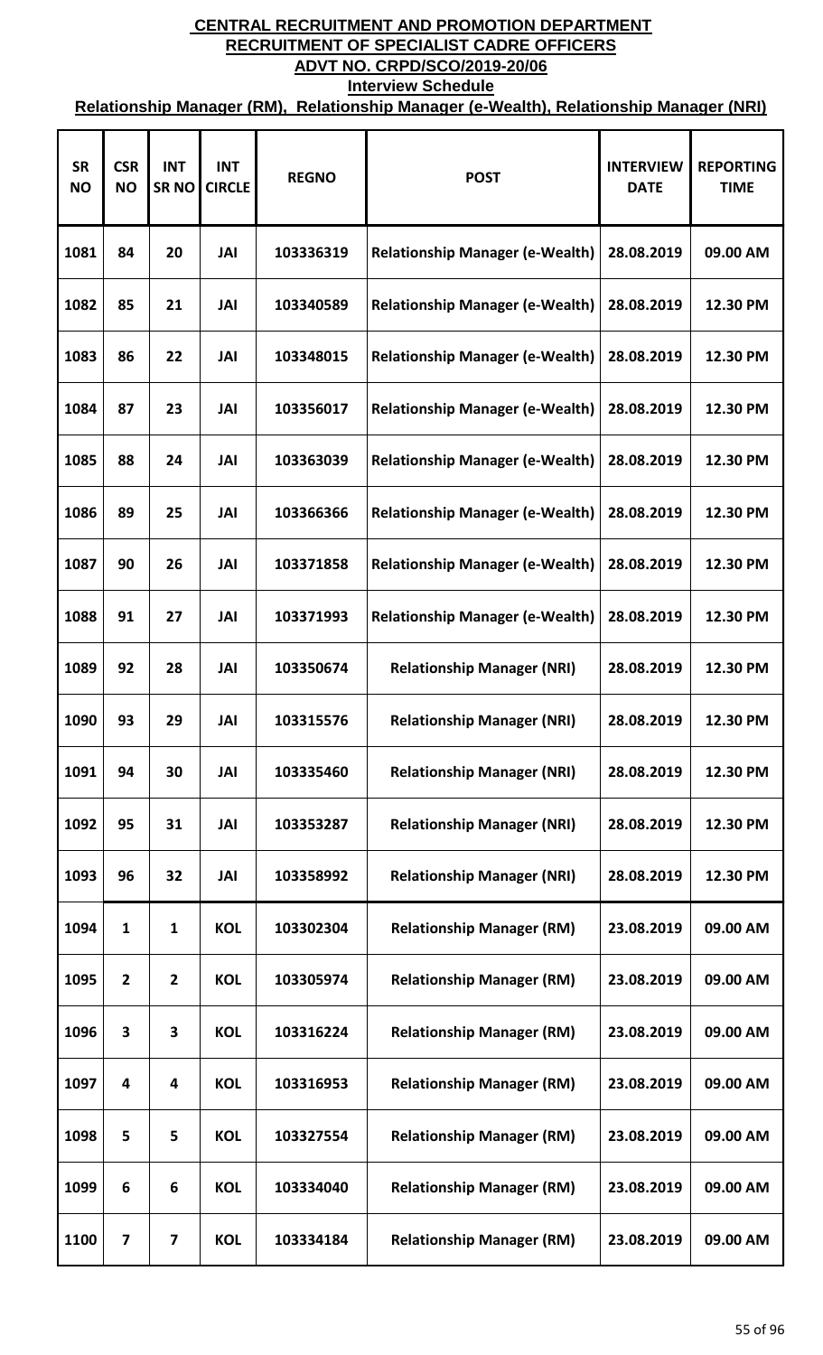**CENTRAL RECRUITMENT AND PROMOTION DEPARTMENT**
**RECRUITMENT OF SPECIALIST CADRE OFFICERS**
**ADVT NO. CRPD/SCO/2019-20/06**
**Interview Schedule**
**Relationship Manager (RM), Relationship Manager (e-Wealth), Relationship Manager (NRI)**

| SR NO | CSR NO | INT SR NO | INT CIRCLE | REGNO | POST | INTERVIEW DATE | REPORTING TIME |
|---|---|---|---|---|---|---|---|
| 1081 | 84 | 20 | JAI | 103336319 | Relationship Manager (e-Wealth) | 28.08.2019 | 09.00 AM |
| 1082 | 85 | 21 | JAI | 103340589 | Relationship Manager (e-Wealth) | 28.08.2019 | 12.30 PM |
| 1083 | 86 | 22 | JAI | 103348015 | Relationship Manager (e-Wealth) | 28.08.2019 | 12.30 PM |
| 1084 | 87 | 23 | JAI | 103356017 | Relationship Manager (e-Wealth) | 28.08.2019 | 12.30 PM |
| 1085 | 88 | 24 | JAI | 103363039 | Relationship Manager (e-Wealth) | 28.08.2019 | 12.30 PM |
| 1086 | 89 | 25 | JAI | 103366366 | Relationship Manager (e-Wealth) | 28.08.2019 | 12.30 PM |
| 1087 | 90 | 26 | JAI | 103371858 | Relationship Manager (e-Wealth) | 28.08.2019 | 12.30 PM |
| 1088 | 91 | 27 | JAI | 103371993 | Relationship Manager (e-Wealth) | 28.08.2019 | 12.30 PM |
| 1089 | 92 | 28 | JAI | 103350674 | Relationship Manager (NRI) | 28.08.2019 | 12.30 PM |
| 1090 | 93 | 29 | JAI | 103315576 | Relationship Manager (NRI) | 28.08.2019 | 12.30 PM |
| 1091 | 94 | 30 | JAI | 103335460 | Relationship Manager (NRI) | 28.08.2019 | 12.30 PM |
| 1092 | 95 | 31 | JAI | 103353287 | Relationship Manager (NRI) | 28.08.2019 | 12.30 PM |
| 1093 | 96 | 32 | JAI | 103358992 | Relationship Manager (NRI) | 28.08.2019 | 12.30 PM |
| 1094 | 1 | 1 | KOL | 103302304 | Relationship Manager (RM) | 23.08.2019 | 09.00 AM |
| 1095 | 2 | 2 | KOL | 103305974 | Relationship Manager (RM) | 23.08.2019 | 09.00 AM |
| 1096 | 3 | 3 | KOL | 103316224 | Relationship Manager (RM) | 23.08.2019 | 09.00 AM |
| 1097 | 4 | 4 | KOL | 103316953 | Relationship Manager (RM) | 23.08.2019 | 09.00 AM |
| 1098 | 5 | 5 | KOL | 103327554 | Relationship Manager (RM) | 23.08.2019 | 09.00 AM |
| 1099 | 6 | 6 | KOL | 103334040 | Relationship Manager (RM) | 23.08.2019 | 09.00 AM |
| 1100 | 7 | 7 | KOL | 103334184 | Relationship Manager (RM) | 23.08.2019 | 09.00 AM |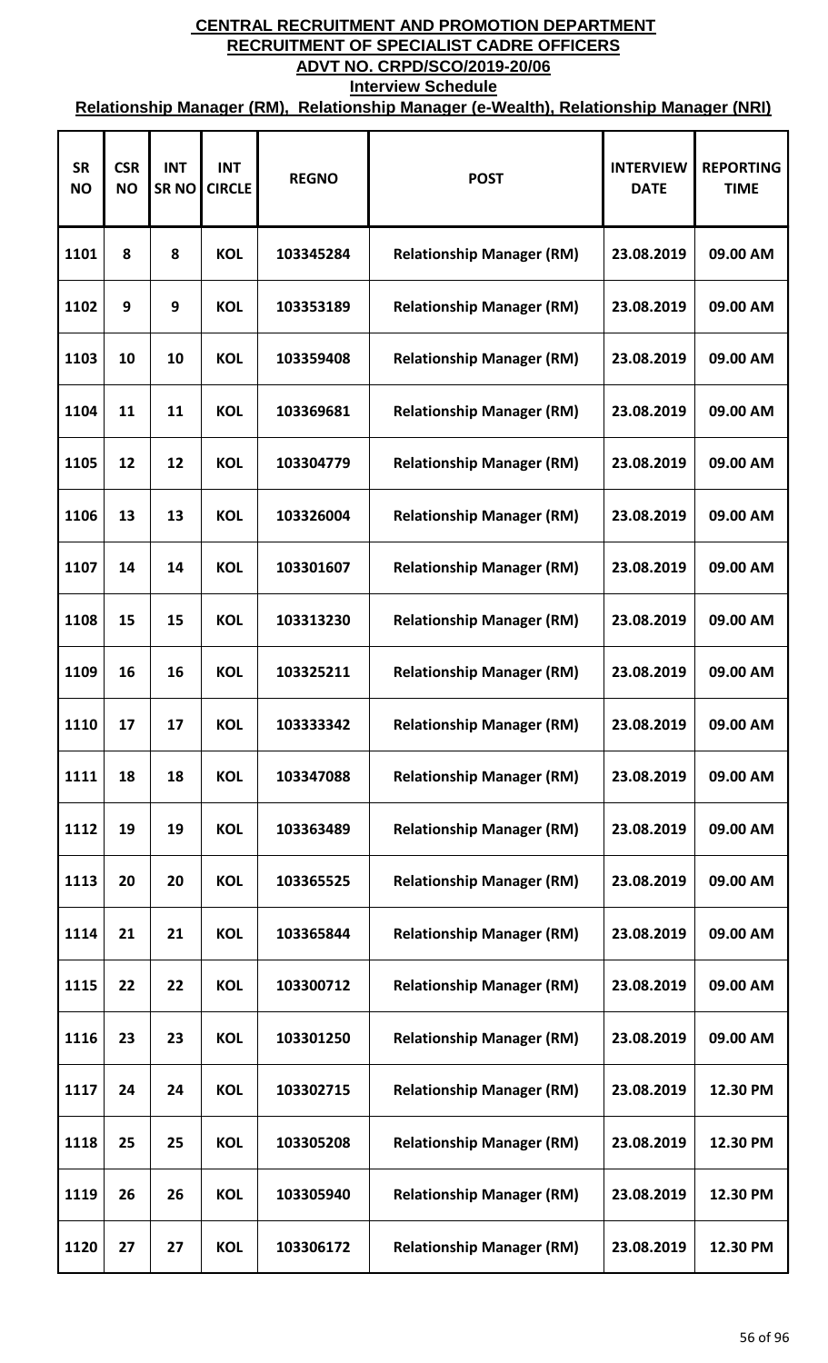**CENTRAL RECRUITMENT AND PROMOTION DEPARTMENT**

**RECRUITMENT OF SPECIALIST CADRE OFFICERS**

**ADVT NO. CRPD/SCO/2019-20/06**

**Interview Schedule**

**Relationship Manager (RM), Relationship Manager (e-Wealth), Relationship Manager (NRI)**

| SR NO | CSR NO | INT SR NO | INT CIRCLE | REGNO | POST | INTERVIEW DATE | REPORTING TIME |
|---|---|---|---|---|---|---|---|
| 1101 | 8 | 8 | KOL | 103345284 | Relationship Manager (RM) | 23.08.2019 | 09.00 AM |
| 1102 | 9 | 9 | KOL | 103353189 | Relationship Manager (RM) | 23.08.2019 | 09.00 AM |
| 1103 | 10 | 10 | KOL | 103359408 | Relationship Manager (RM) | 23.08.2019 | 09.00 AM |
| 1104 | 11 | 11 | KOL | 103369681 | Relationship Manager (RM) | 23.08.2019 | 09.00 AM |
| 1105 | 12 | 12 | KOL | 103304779 | Relationship Manager (RM) | 23.08.2019 | 09.00 AM |
| 1106 | 13 | 13 | KOL | 103326004 | Relationship Manager (RM) | 23.08.2019 | 09.00 AM |
| 1107 | 14 | 14 | KOL | 103301607 | Relationship Manager (RM) | 23.08.2019 | 09.00 AM |
| 1108 | 15 | 15 | KOL | 103313230 | Relationship Manager (RM) | 23.08.2019 | 09.00 AM |
| 1109 | 16 | 16 | KOL | 103325211 | Relationship Manager (RM) | 23.08.2019 | 09.00 AM |
| 1110 | 17 | 17 | KOL | 103333342 | Relationship Manager (RM) | 23.08.2019 | 09.00 AM |
| 1111 | 18 | 18 | KOL | 103347088 | Relationship Manager (RM) | 23.08.2019 | 09.00 AM |
| 1112 | 19 | 19 | KOL | 103363489 | Relationship Manager (RM) | 23.08.2019 | 09.00 AM |
| 1113 | 20 | 20 | KOL | 103365525 | Relationship Manager (RM) | 23.08.2019 | 09.00 AM |
| 1114 | 21 | 21 | KOL | 103365844 | Relationship Manager (RM) | 23.08.2019 | 09.00 AM |
| 1115 | 22 | 22 | KOL | 103300712 | Relationship Manager (RM) | 23.08.2019 | 09.00 AM |
| 1116 | 23 | 23 | KOL | 103301250 | Relationship Manager (RM) | 23.08.2019 | 09.00 AM |
| 1117 | 24 | 24 | KOL | 103302715 | Relationship Manager (RM) | 23.08.2019 | 12.30 PM |
| 1118 | 25 | 25 | KOL | 103305208 | Relationship Manager (RM) | 23.08.2019 | 12.30 PM |
| 1119 | 26 | 26 | KOL | 103305940 | Relationship Manager (RM) | 23.08.2019 | 12.30 PM |
| 1120 | 27 | 27 | KOL | 103306172 | Relationship Manager (RM) | 23.08.2019 | 12.30 PM |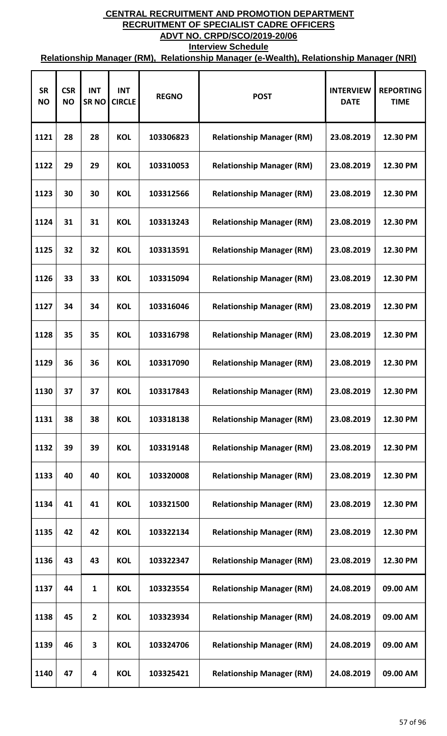# CENTRAL RECRUITMENT AND PROMOTION DEPARTMENT

## RECRUITMENT OF SPECIALIST CADRE OFFICERS

### ADVT NO. CRPD/SCO/2019-20/06

### Interview Schedule

### Relationship Manager (RM), Relationship Manager (e-Wealth), Relationship Manager (NRI)

| SR NO | CSR NO | INT SR NO | INT CIRCLE | REGNO | POST | INTERVIEW DATE | REPORTING TIME |
|---|---|---|---|---|---|---|---|
| 1121 | 28 | 28 | KOL | 103306823 | Relationship Manager (RM) | 23.08.2019 | 12.30 PM |
| 1122 | 29 | 29 | KOL | 103310053 | Relationship Manager (RM) | 23.08.2019 | 12.30 PM |
| 1123 | 30 | 30 | KOL | 103312566 | Relationship Manager (RM) | 23.08.2019 | 12.30 PM |
| 1124 | 31 | 31 | KOL | 103313243 | Relationship Manager (RM) | 23.08.2019 | 12.30 PM |
| 1125 | 32 | 32 | KOL | 103313591 | Relationship Manager (RM) | 23.08.2019 | 12.30 PM |
| 1126 | 33 | 33 | KOL | 103315094 | Relationship Manager (RM) | 23.08.2019 | 12.30 PM |
| 1127 | 34 | 34 | KOL | 103316046 | Relationship Manager (RM) | 23.08.2019 | 12.30 PM |
| 1128 | 35 | 35 | KOL | 103316798 | Relationship Manager (RM) | 23.08.2019 | 12.30 PM |
| 1129 | 36 | 36 | KOL | 103317090 | Relationship Manager (RM) | 23.08.2019 | 12.30 PM |
| 1130 | 37 | 37 | KOL | 103317843 | Relationship Manager (RM) | 23.08.2019 | 12.30 PM |
| 1131 | 38 | 38 | KOL | 103318138 | Relationship Manager (RM) | 23.08.2019 | 12.30 PM |
| 1132 | 39 | 39 | KOL | 103319148 | Relationship Manager (RM) | 23.08.2019 | 12.30 PM |
| 1133 | 40 | 40 | KOL | 103320008 | Relationship Manager (RM) | 23.08.2019 | 12.30 PM |
| 1134 | 41 | 41 | KOL | 103321500 | Relationship Manager (RM) | 23.08.2019 | 12.30 PM |
| 1135 | 42 | 42 | KOL | 103322134 | Relationship Manager (RM) | 23.08.2019 | 12.30 PM |
| 1136 | 43 | 43 | KOL | 103322347 | Relationship Manager (RM) | 23.08.2019 | 12.30 PM |
| 1137 | 44 | 1 | KOL | 103323554 | Relationship Manager (RM) | 24.08.2019 | 09.00 AM |
| 1138 | 45 | 2 | KOL | 103323934 | Relationship Manager (RM) | 24.08.2019 | 09.00 AM |
| 1139 | 46 | 3 | KOL | 103324706 | Relationship Manager (RM) | 24.08.2019 | 09.00 AM |
| 1140 | 47 | 4 | KOL | 103325421 | Relationship Manager (RM) | 24.08.2019 | 09.00 AM |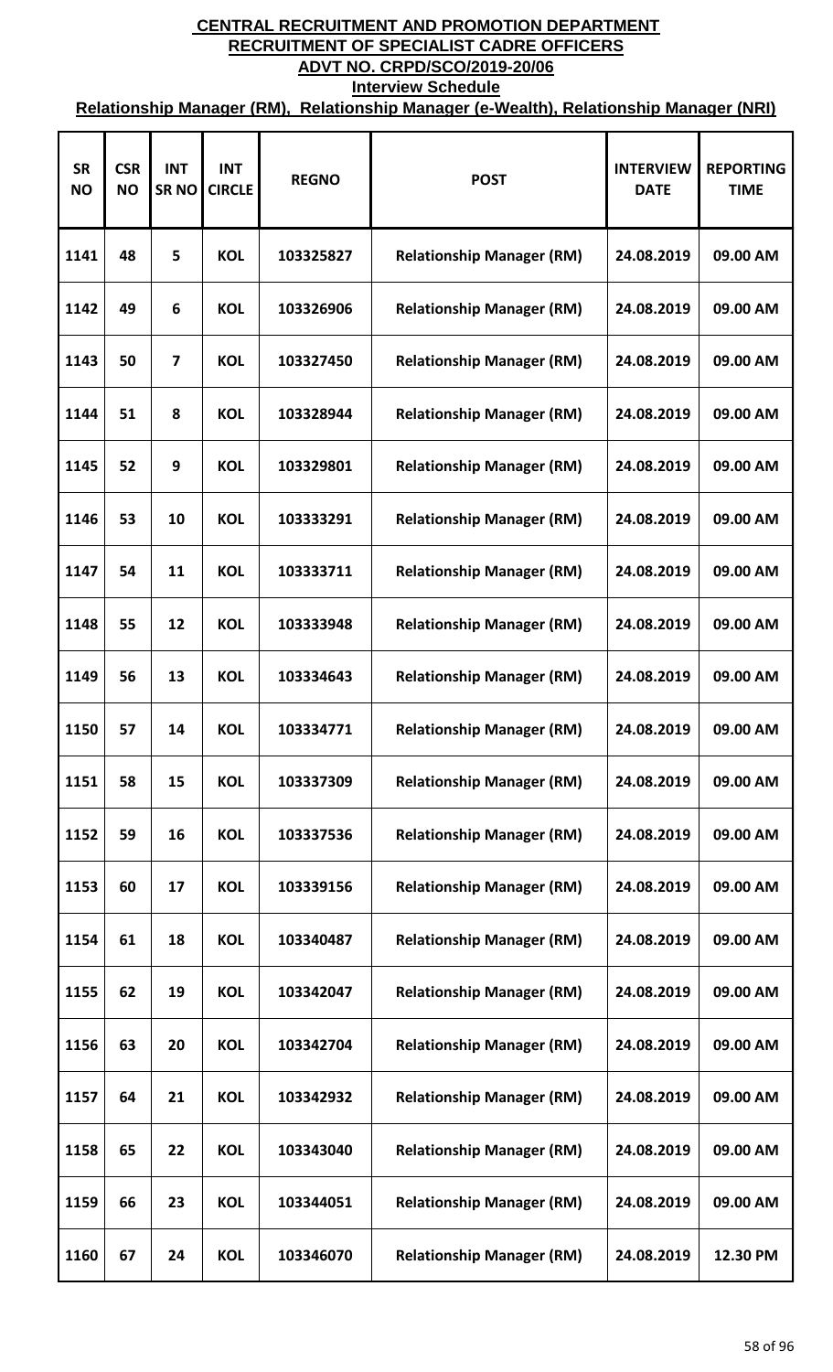# CENTRAL RECRUITMENT AND PROMOTION DEPARTMENT

## RECRUITMENT OF SPECIALIST CADRE OFFICERS

## ADVT NO. CRPD/SCO/2019-20/06

### Interview Schedule

### Relationship Manager (RM), Relationship Manager (e-Wealth), Relationship Manager (NRI)

| SR NO | CSR NO | INT SR NO | INT CIRCLE | REGNO | POST | INTERVIEW DATE | REPORTING TIME |
|---|---|---|---|---|---|---|---|
| 1141 | 48 | 5 | KOL | 103325827 | Relationship Manager (RM) | 24.08.2019 | 09.00 AM |
| 1142 | 49 | 6 | KOL | 103326906 | Relationship Manager (RM) | 24.08.2019 | 09.00 AM |
| 1143 | 50 | 7 | KOL | 103327450 | Relationship Manager (RM) | 24.08.2019 | 09.00 AM |
| 1144 | 51 | 8 | KOL | 103328944 | Relationship Manager (RM) | 24.08.2019 | 09.00 AM |
| 1145 | 52 | 9 | KOL | 103329801 | Relationship Manager (RM) | 24.08.2019 | 09.00 AM |
| 1146 | 53 | 10 | KOL | 103333291 | Relationship Manager (RM) | 24.08.2019 | 09.00 AM |
| 1147 | 54 | 11 | KOL | 103333711 | Relationship Manager (RM) | 24.08.2019 | 09.00 AM |
| 1148 | 55 | 12 | KOL | 103333948 | Relationship Manager (RM) | 24.08.2019 | 09.00 AM |
| 1149 | 56 | 13 | KOL | 103334643 | Relationship Manager (RM) | 24.08.2019 | 09.00 AM |
| 1150 | 57 | 14 | KOL | 103334771 | Relationship Manager (RM) | 24.08.2019 | 09.00 AM |
| 1151 | 58 | 15 | KOL | 103337309 | Relationship Manager (RM) | 24.08.2019 | 09.00 AM |
| 1152 | 59 | 16 | KOL | 103337536 | Relationship Manager (RM) | 24.08.2019 | 09.00 AM |
| 1153 | 60 | 17 | KOL | 103339156 | Relationship Manager (RM) | 24.08.2019 | 09.00 AM |
| 1154 | 61 | 18 | KOL | 103340487 | Relationship Manager (RM) | 24.08.2019 | 09.00 AM |
| 1155 | 62 | 19 | KOL | 103342047 | Relationship Manager (RM) | 24.08.2019 | 09.00 AM |
| 1156 | 63 | 20 | KOL | 103342704 | Relationship Manager (RM) | 24.08.2019 | 09.00 AM |
| 1157 | 64 | 21 | KOL | 103342932 | Relationship Manager (RM) | 24.08.2019 | 09.00 AM |
| 1158 | 65 | 22 | KOL | 103343040 | Relationship Manager (RM) | 24.08.2019 | 09.00 AM |
| 1159 | 66 | 23 | KOL | 103344051 | Relationship Manager (RM) | 24.08.2019 | 09.00 AM |
| 1160 | 67 | 24 | KOL | 103346070 | Relationship Manager (RM) | 24.08.2019 | 12.30 PM |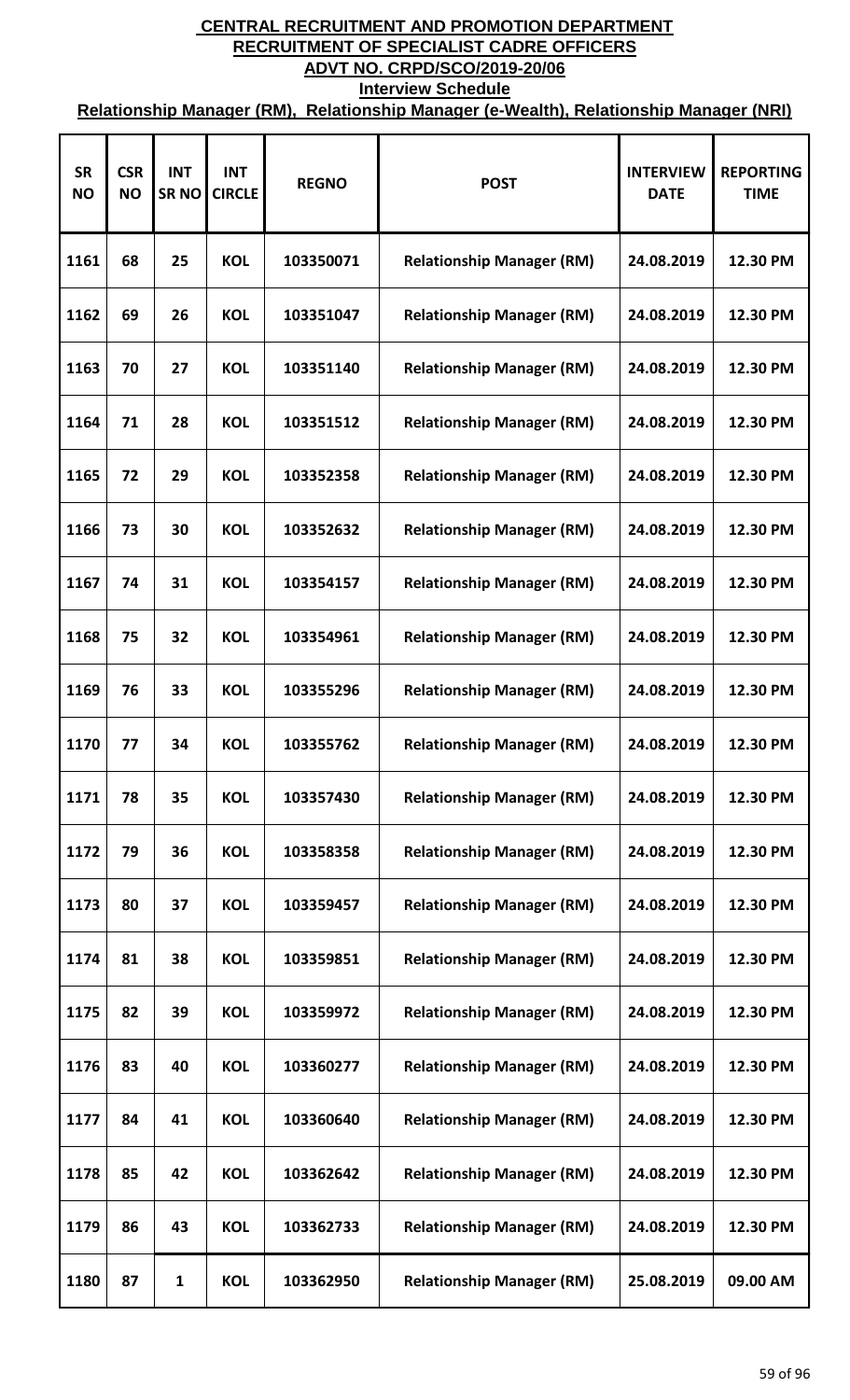# CENTRAL RECRUITMENT AND PROMOTION DEPARTMENT

## RECRUITMENT OF SPECIALIST CADRE OFFICERS

## ADVT NO. CRPD/SCO/2019-20/06

### Interview Schedule

### Relationship Manager (RM), Relationship Manager (e-Wealth), Relationship Manager (NRI)

| SR NO | CSR NO | INT SR NO | INT CIRCLE | REGNO | POST | INTERVIEW DATE | REPORTING TIME |
|---|---|---|---|---|---|---|---|
| 1161 | 68 | 25 | KOL | 103350071 | Relationship Manager (RM) | 24.08.2019 | 12.30 PM |
| 1162 | 69 | 26 | KOL | 103351047 | Relationship Manager (RM) | 24.08.2019 | 12.30 PM |
| 1163 | 70 | 27 | KOL | 103351140 | Relationship Manager (RM) | 24.08.2019 | 12.30 PM |
| 1164 | 71 | 28 | KOL | 103351512 | Relationship Manager (RM) | 24.08.2019 | 12.30 PM |
| 1165 | 72 | 29 | KOL | 103352358 | Relationship Manager (RM) | 24.08.2019 | 12.30 PM |
| 1166 | 73 | 30 | KOL | 103352632 | Relationship Manager (RM) | 24.08.2019 | 12.30 PM |
| 1167 | 74 | 31 | KOL | 103354157 | Relationship Manager (RM) | 24.08.2019 | 12.30 PM |
| 1168 | 75 | 32 | KOL | 103354961 | Relationship Manager (RM) | 24.08.2019 | 12.30 PM |
| 1169 | 76 | 33 | KOL | 103355296 | Relationship Manager (RM) | 24.08.2019 | 12.30 PM |
| 1170 | 77 | 34 | KOL | 103355762 | Relationship Manager (RM) | 24.08.2019 | 12.30 PM |
| 1171 | 78 | 35 | KOL | 103357430 | Relationship Manager (RM) | 24.08.2019 | 12.30 PM |
| 1172 | 79 | 36 | KOL | 103358358 | Relationship Manager (RM) | 24.08.2019 | 12.30 PM |
| 1173 | 80 | 37 | KOL | 103359457 | Relationship Manager (RM) | 24.08.2019 | 12.30 PM |
| 1174 | 81 | 38 | KOL | 103359851 | Relationship Manager (RM) | 24.08.2019 | 12.30 PM |
| 1175 | 82 | 39 | KOL | 103359972 | Relationship Manager (RM) | 24.08.2019 | 12.30 PM |
| 1176 | 83 | 40 | KOL | 103360277 | Relationship Manager (RM) | 24.08.2019 | 12.30 PM |
| 1177 | 84 | 41 | KOL | 103360640 | Relationship Manager (RM) | 24.08.2019 | 12.30 PM |
| 1178 | 85 | 42 | KOL | 103362642 | Relationship Manager (RM) | 24.08.2019 | 12.30 PM |
| 1179 | 86 | 43 | KOL | 103362733 | Relationship Manager (RM) | 24.08.2019 | 12.30 PM |
| 1180 | 87 | 1 | KOL | 103362950 | Relationship Manager (RM) | 25.08.2019 | 09.00 AM |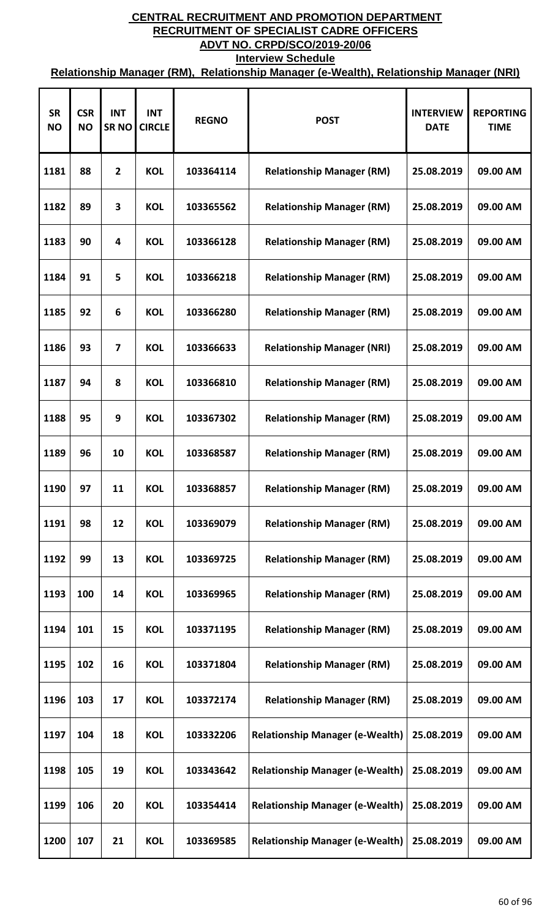**CENTRAL RECRUITMENT AND PROMOTION DEPARTMENT**
**RECRUITMENT OF SPECIALIST CADRE OFFICERS**
**ADVT NO. CRPD/SCO/2019-20/06**
**Interview Schedule**
**Relationship Manager (RM), Relationship Manager (e-Wealth), Relationship Manager (NRI)**

| SR NO | CSR NO | INT SR NO | INT CIRCLE | REGNO | POST | INTERVIEW DATE | REPORTING TIME |
|---|---|---|---|---|---|---|---|
| 1181 | 88 | 2 | KOL | 103364114 | Relationship Manager (RM) | 25.08.2019 | 09.00 AM |
| 1182 | 89 | 3 | KOL | 103365562 | Relationship Manager (RM) | 25.08.2019 | 09.00 AM |
| 1183 | 90 | 4 | KOL | 103366128 | Relationship Manager (RM) | 25.08.2019 | 09.00 AM |
| 1184 | 91 | 5 | KOL | 103366218 | Relationship Manager (RM) | 25.08.2019 | 09.00 AM |
| 1185 | 92 | 6 | KOL | 103366280 | Relationship Manager (RM) | 25.08.2019 | 09.00 AM |
| 1186 | 93 | 7 | KOL | 103366633 | Relationship Manager (NRI) | 25.08.2019 | 09.00 AM |
| 1187 | 94 | 8 | KOL | 103366810 | Relationship Manager (RM) | 25.08.2019 | 09.00 AM |
| 1188 | 95 | 9 | KOL | 103367302 | Relationship Manager (RM) | 25.08.2019 | 09.00 AM |
| 1189 | 96 | 10 | KOL | 103368587 | Relationship Manager (RM) | 25.08.2019 | 09.00 AM |
| 1190 | 97 | 11 | KOL | 103368857 | Relationship Manager (RM) | 25.08.2019 | 09.00 AM |
| 1191 | 98 | 12 | KOL | 103369079 | Relationship Manager (RM) | 25.08.2019 | 09.00 AM |
| 1192 | 99 | 13 | KOL | 103369725 | Relationship Manager (RM) | 25.08.2019 | 09.00 AM |
| 1193 | 100 | 14 | KOL | 103369965 | Relationship Manager (RM) | 25.08.2019 | 09.00 AM |
| 1194 | 101 | 15 | KOL | 103371195 | Relationship Manager (RM) | 25.08.2019 | 09.00 AM |
| 1195 | 102 | 16 | KOL | 103371804 | Relationship Manager (RM) | 25.08.2019 | 09.00 AM |
| 1196 | 103 | 17 | KOL | 103372174 | Relationship Manager (RM) | 25.08.2019 | 09.00 AM |
| 1197 | 104 | 18 | KOL | 103332206 | Relationship Manager (e-Wealth) | 25.08.2019 | 09.00 AM |
| 1198 | 105 | 19 | KOL | 103343642 | Relationship Manager (e-Wealth) | 25.08.2019 | 09.00 AM |
| 1199 | 106 | 20 | KOL | 103354414 | Relationship Manager (e-Wealth) | 25.08.2019 | 09.00 AM |
| 1200 | 107 | 21 | KOL | 103369585 | Relationship Manager (e-Wealth) | 25.08.2019 | 09.00 AM |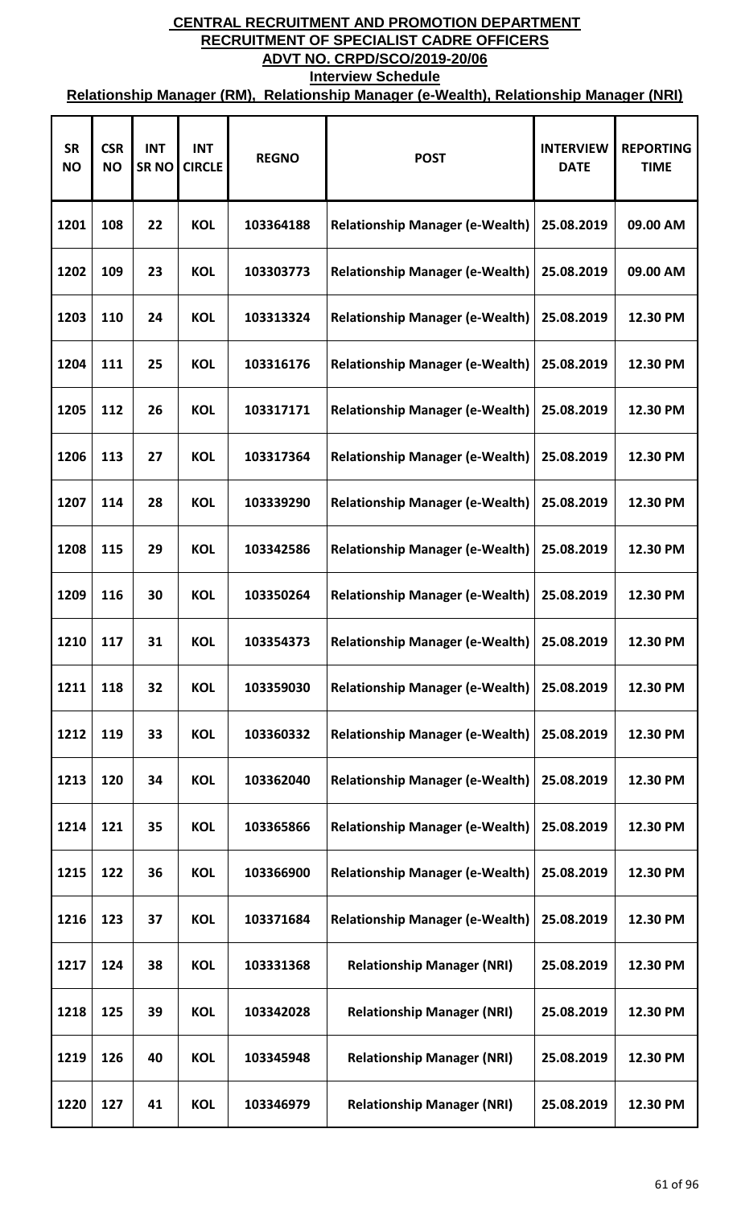**CENTRAL RECRUITMENT AND PROMOTION DEPARTMENT**

**RECRUITMENT OF SPECIALIST CADRE OFFICERS**

**ADVT NO. CRPD/SCO/2019-20/06**

**Interview Schedule**

**Relationship Manager (RM), Relationship Manager (e-Wealth), Relationship Manager (NRI)**

| SR NO | CSR NO | INT SR NO | INT CIRCLE | REGNO | POST | INTERVIEW DATE | REPORTING TIME |
|---|---|---|---|---|---|---|---|
| 1201 | 108 | 22 | KOL | 103364188 | Relationship Manager (e-Wealth) | 25.08.2019 | 09.00 AM |
| 1202 | 109 | 23 | KOL | 103303773 | Relationship Manager (e-Wealth) | 25.08.2019 | 09.00 AM |
| 1203 | 110 | 24 | KOL | 103313324 | Relationship Manager (e-Wealth) | 25.08.2019 | 12.30 PM |
| 1204 | 111 | 25 | KOL | 103316176 | Relationship Manager (e-Wealth) | 25.08.2019 | 12.30 PM |
| 1205 | 112 | 26 | KOL | 103317171 | Relationship Manager (e-Wealth) | 25.08.2019 | 12.30 PM |
| 1206 | 113 | 27 | KOL | 103317364 | Relationship Manager (e-Wealth) | 25.08.2019 | 12.30 PM |
| 1207 | 114 | 28 | KOL | 103339290 | Relationship Manager (e-Wealth) | 25.08.2019 | 12.30 PM |
| 1208 | 115 | 29 | KOL | 103342586 | Relationship Manager (e-Wealth) | 25.08.2019 | 12.30 PM |
| 1209 | 116 | 30 | KOL | 103350264 | Relationship Manager (e-Wealth) | 25.08.2019 | 12.30 PM |
| 1210 | 117 | 31 | KOL | 103354373 | Relationship Manager (e-Wealth) | 25.08.2019 | 12.30 PM |
| 1211 | 118 | 32 | KOL | 103359030 | Relationship Manager (e-Wealth) | 25.08.2019 | 12.30 PM |
| 1212 | 119 | 33 | KOL | 103360332 | Relationship Manager (e-Wealth) | 25.08.2019 | 12.30 PM |
| 1213 | 120 | 34 | KOL | 103362040 | Relationship Manager (e-Wealth) | 25.08.2019 | 12.30 PM |
| 1214 | 121 | 35 | KOL | 103365866 | Relationship Manager (e-Wealth) | 25.08.2019 | 12.30 PM |
| 1215 | 122 | 36 | KOL | 103366900 | Relationship Manager (e-Wealth) | 25.08.2019 | 12.30 PM |
| 1216 | 123 | 37 | KOL | 103371684 | Relationship Manager (e-Wealth) | 25.08.2019 | 12.30 PM |
| 1217 | 124 | 38 | KOL | 103331368 | Relationship Manager (NRI) | 25.08.2019 | 12.30 PM |
| 1218 | 125 | 39 | KOL | 103342028 | Relationship Manager (NRI) | 25.08.2019 | 12.30 PM |
| 1219 | 126 | 40 | KOL | 103345948 | Relationship Manager (NRI) | 25.08.2019 | 12.30 PM |
| 1220 | 127 | 41 | KOL | 103346979 | Relationship Manager (NRI) | 25.08.2019 | 12.30 PM |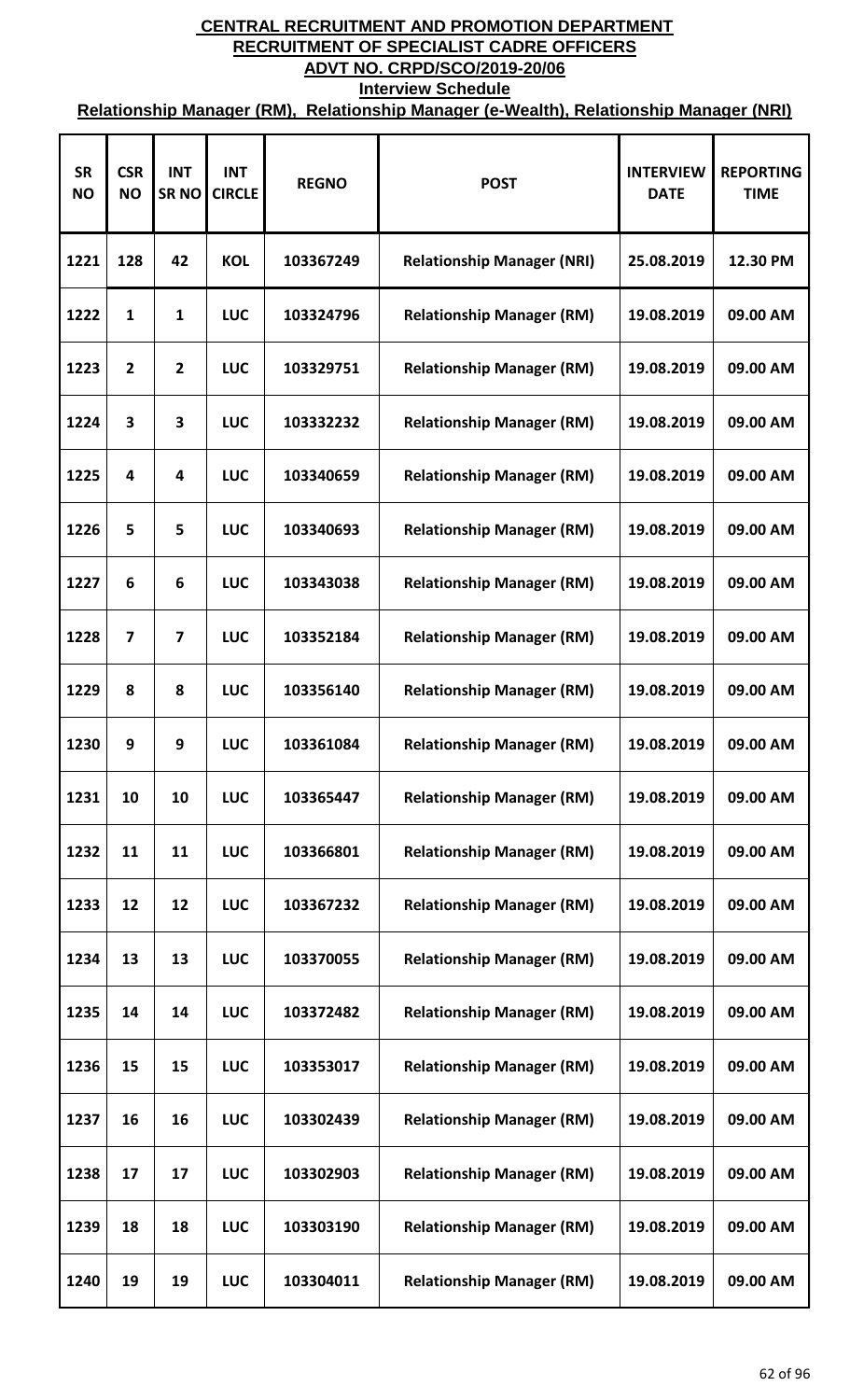# CENTRAL RECRUITMENT AND PROMOTION DEPARTMENT

## RECRUITMENT OF SPECIALIST CADRE OFFICERS

## ADVT NO. CRPD/SCO/2019-20/06

### Interview Schedule

### Relationship Manager (RM), Relationship Manager (e-Wealth), Relationship Manager (NRI)

| SR NO | CSR NO | INT SR NO | INT CIRCLE | REGNO | POST | INTERVIEW DATE | REPORTING TIME |
|---|---|---|---|---|---|---|---|
| 1221 | 128 | 42 | KOL | 103367249 | Relationship Manager (NRI) | 25.08.2019 | 12.30 PM |
| 1222 | 1 | 1 | LUC | 103324796 | Relationship Manager (RM) | 19.08.2019 | 09.00 AM |
| 1223 | 2 | 2 | LUC | 103329751 | Relationship Manager (RM) | 19.08.2019 | 09.00 AM |
| 1224 | 3 | 3 | LUC | 103332232 | Relationship Manager (RM) | 19.08.2019 | 09.00 AM |
| 1225 | 4 | 4 | LUC | 103340659 | Relationship Manager (RM) | 19.08.2019 | 09.00 AM |
| 1226 | 5 | 5 | LUC | 103340693 | Relationship Manager (RM) | 19.08.2019 | 09.00 AM |
| 1227 | 6 | 6 | LUC | 103343038 | Relationship Manager (RM) | 19.08.2019 | 09.00 AM |
| 1228 | 7 | 7 | LUC | 103352184 | Relationship Manager (RM) | 19.08.2019 | 09.00 AM |
| 1229 | 8 | 8 | LUC | 103356140 | Relationship Manager (RM) | 19.08.2019 | 09.00 AM |
| 1230 | 9 | 9 | LUC | 103361084 | Relationship Manager (RM) | 19.08.2019 | 09.00 AM |
| 1231 | 10 | 10 | LUC | 103365447 | Relationship Manager (RM) | 19.08.2019 | 09.00 AM |
| 1232 | 11 | 11 | LUC | 103366801 | Relationship Manager (RM) | 19.08.2019 | 09.00 AM |
| 1233 | 12 | 12 | LUC | 103367232 | Relationship Manager (RM) | 19.08.2019 | 09.00 AM |
| 1234 | 13 | 13 | LUC | 103370055 | Relationship Manager (RM) | 19.08.2019 | 09.00 AM |
| 1235 | 14 | 14 | LUC | 103372482 | Relationship Manager (RM) | 19.08.2019 | 09.00 AM |
| 1236 | 15 | 15 | LUC | 103353017 | Relationship Manager (RM) | 19.08.2019 | 09.00 AM |
| 1237 | 16 | 16 | LUC | 103302439 | Relationship Manager (RM) | 19.08.2019 | 09.00 AM |
| 1238 | 17 | 17 | LUC | 103302903 | Relationship Manager (RM) | 19.08.2019 | 09.00 AM |
| 1239 | 18 | 18 | LUC | 103303190 | Relationship Manager (RM) | 19.08.2019 | 09.00 AM |
| 1240 | 19 | 19 | LUC | 103304011 | Relationship Manager (RM) | 19.08.2019 | 09.00 AM |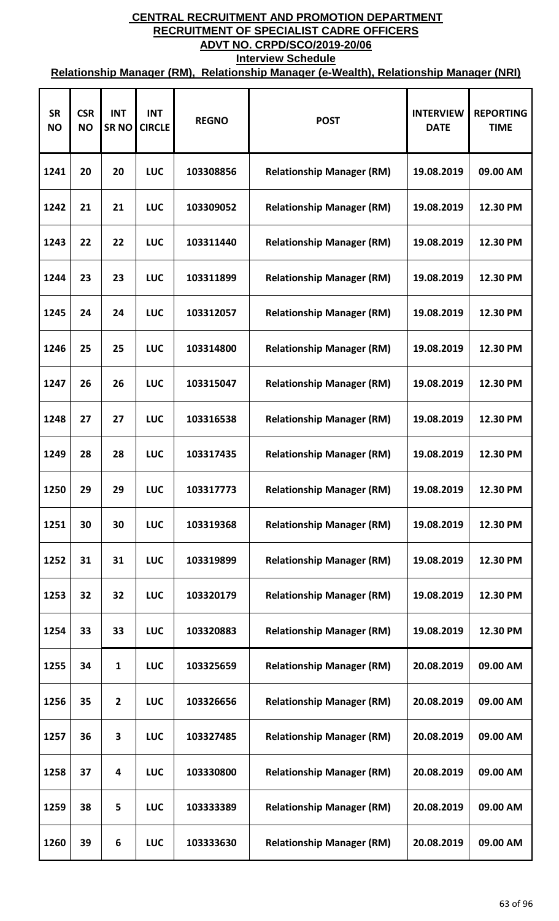**CENTRAL RECRUITMENT AND PROMOTION DEPARTMENT**
**RECRUITMENT OF SPECIALIST CADRE OFFICERS**
**ADVT NO. CRPD/SCO/2019-20/06**
**Interview Schedule**
**Relationship Manager (RM), Relationship Manager (e-Wealth), Relationship Manager (NRI)**

| SR NO | CSR NO | INT SR NO | INT CIRCLE | REGNO | POST | INTERVIEW DATE | REPORTING TIME |
|---|---|---|---|---|---|---|---|
| 1241 | 20 | 20 | LUC | 103308856 | Relationship Manager (RM) | 19.08.2019 | 09.00 AM |
| 1242 | 21 | 21 | LUC | 103309052 | Relationship Manager (RM) | 19.08.2019 | 12.30 PM |
| 1243 | 22 | 22 | LUC | 103311440 | Relationship Manager (RM) | 19.08.2019 | 12.30 PM |
| 1244 | 23 | 23 | LUC | 103311899 | Relationship Manager (RM) | 19.08.2019 | 12.30 PM |
| 1245 | 24 | 24 | LUC | 103312057 | Relationship Manager (RM) | 19.08.2019 | 12.30 PM |
| 1246 | 25 | 25 | LUC | 103314800 | Relationship Manager (RM) | 19.08.2019 | 12.30 PM |
| 1247 | 26 | 26 | LUC | 103315047 | Relationship Manager (RM) | 19.08.2019 | 12.30 PM |
| 1248 | 27 | 27 | LUC | 103316538 | Relationship Manager (RM) | 19.08.2019 | 12.30 PM |
| 1249 | 28 | 28 | LUC | 103317435 | Relationship Manager (RM) | 19.08.2019 | 12.30 PM |
| 1250 | 29 | 29 | LUC | 103317773 | Relationship Manager (RM) | 19.08.2019 | 12.30 PM |
| 1251 | 30 | 30 | LUC | 103319368 | Relationship Manager (RM) | 19.08.2019 | 12.30 PM |
| 1252 | 31 | 31 | LUC | 103319899 | Relationship Manager (RM) | 19.08.2019 | 12.30 PM |
| 1253 | 32 | 32 | LUC | 103320179 | Relationship Manager (RM) | 19.08.2019 | 12.30 PM |
| 1254 | 33 | 33 | LUC | 103320883 | Relationship Manager (RM) | 19.08.2019 | 12.30 PM |
| 1255 | 34 | 1 | LUC | 103325659 | Relationship Manager (RM) | 20.08.2019 | 09.00 AM |
| 1256 | 35 | 2 | LUC | 103326656 | Relationship Manager (RM) | 20.08.2019 | 09.00 AM |
| 1257 | 36 | 3 | LUC | 103327485 | Relationship Manager (RM) | 20.08.2019 | 09.00 AM |
| 1258 | 37 | 4 | LUC | 103330800 | Relationship Manager (RM) | 20.08.2019 | 09.00 AM |
| 1259 | 38 | 5 | LUC | 103333389 | Relationship Manager (RM) | 20.08.2019 | 09.00 AM |
| 1260 | 39 | 6 | LUC | 103333630 | Relationship Manager (RM) | 20.08.2019 | 09.00 AM |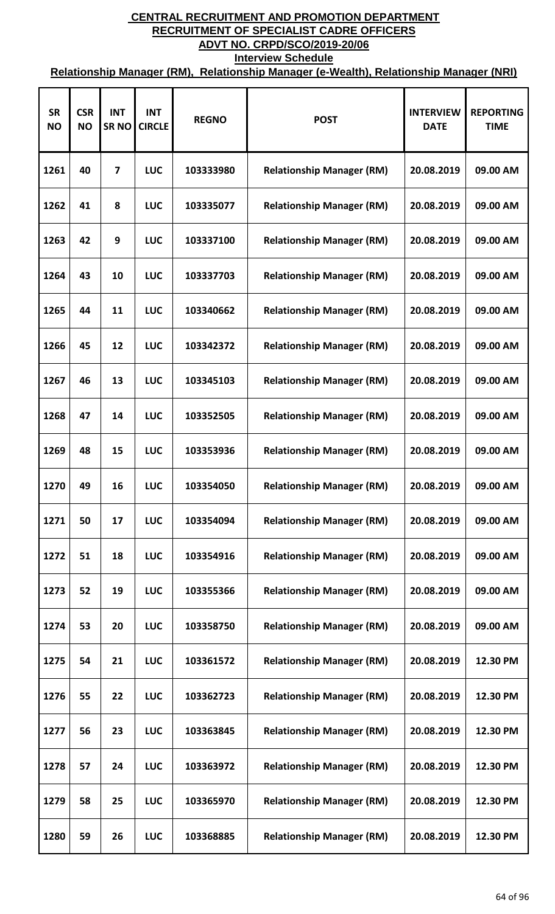# CENTRAL RECRUITMENT AND PROMOTION DEPARTMENT

## RECRUITMENT OF SPECIALIST CADRE OFFICERS

## ADVT NO. CRPD/SCO/2019-20/06

### Interview Schedule

### Relationship Manager (RM), Relationship Manager (e-Wealth), Relationship Manager (NRI)

| SR NO | CSR NO | INT SR NO | INT CIRCLE | REGNO | POST | INTERVIEW DATE | REPORTING TIME |
|---|---|---|---|---|---|---|---|
| 1261 | 40 | 7 | LUC | 103333980 | Relationship Manager (RM) | 20.08.2019 | 09.00 AM |
| 1262 | 41 | 8 | LUC | 103335077 | Relationship Manager (RM) | 20.08.2019 | 09.00 AM |
| 1263 | 42 | 9 | LUC | 103337100 | Relationship Manager (RM) | 20.08.2019 | 09.00 AM |
| 1264 | 43 | 10 | LUC | 103337703 | Relationship Manager (RM) | 20.08.2019 | 09.00 AM |
| 1265 | 44 | 11 | LUC | 103340662 | Relationship Manager (RM) | 20.08.2019 | 09.00 AM |
| 1266 | 45 | 12 | LUC | 103342372 | Relationship Manager (RM) | 20.08.2019 | 09.00 AM |
| 1267 | 46 | 13 | LUC | 103345103 | Relationship Manager (RM) | 20.08.2019 | 09.00 AM |
| 1268 | 47 | 14 | LUC | 103352505 | Relationship Manager (RM) | 20.08.2019 | 09.00 AM |
| 1269 | 48 | 15 | LUC | 103353936 | Relationship Manager (RM) | 20.08.2019 | 09.00 AM |
| 1270 | 49 | 16 | LUC | 103354050 | Relationship Manager (RM) | 20.08.2019 | 09.00 AM |
| 1271 | 50 | 17 | LUC | 103354094 | Relationship Manager (RM) | 20.08.2019 | 09.00 AM |
| 1272 | 51 | 18 | LUC | 103354916 | Relationship Manager (RM) | 20.08.2019 | 09.00 AM |
| 1273 | 52 | 19 | LUC | 103355366 | Relationship Manager (RM) | 20.08.2019 | 09.00 AM |
| 1274 | 53 | 20 | LUC | 103358750 | Relationship Manager (RM) | 20.08.2019 | 09.00 AM |
| 1275 | 54 | 21 | LUC | 103361572 | Relationship Manager (RM) | 20.08.2019 | 12.30 PM |
| 1276 | 55 | 22 | LUC | 103362723 | Relationship Manager (RM) | 20.08.2019 | 12.30 PM |
| 1277 | 56 | 23 | LUC | 103363845 | Relationship Manager (RM) | 20.08.2019 | 12.30 PM |
| 1278 | 57 | 24 | LUC | 103363972 | Relationship Manager (RM) | 20.08.2019 | 12.30 PM |
| 1279 | 58 | 25 | LUC | 103365970 | Relationship Manager (RM) | 20.08.2019 | 12.30 PM |
| 1280 | 59 | 26 | LUC | 103368885 | Relationship Manager (RM) | 20.08.2019 | 12.30 PM |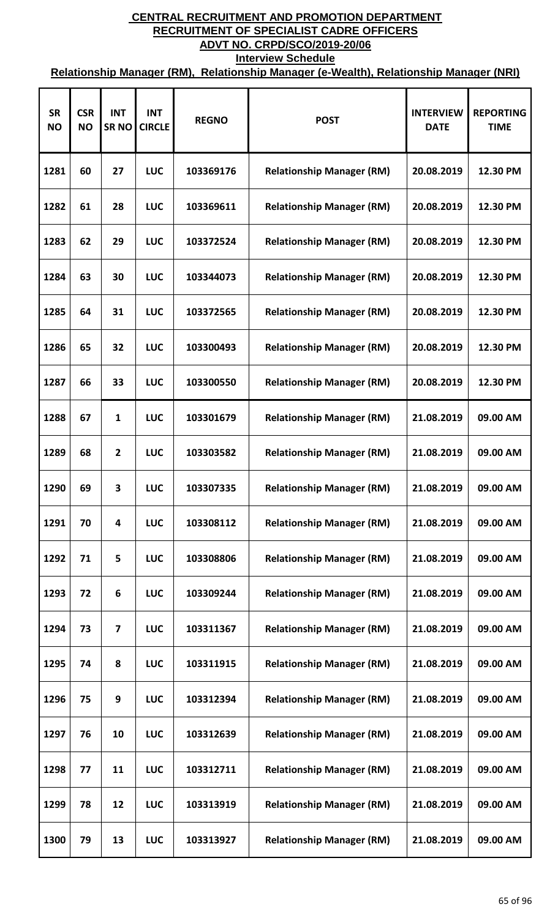**CENTRAL RECRUITMENT AND PROMOTION DEPARTMENT**
**RECRUITMENT OF SPECIALIST CADRE OFFICERS**
**ADVT NO. CRPD/SCO/2019-20/06**
**Interview Schedule**
**Relationship Manager (RM), Relationship Manager (e-Wealth), Relationship Manager (NRI)**

| SR NO | CSR NO | INT SR NO | INT CIRCLE | REGNO | POST | INTERVIEW DATE | REPORTING TIME |
|---|---|---|---|---|---|---|---|
| 1281 | 60 | 27 | LUC | 103369176 | Relationship Manager (RM) | 20.08.2019 | 12.30 PM |
| 1282 | 61 | 28 | LUC | 103369611 | Relationship Manager (RM) | 20.08.2019 | 12.30 PM |
| 1283 | 62 | 29 | LUC | 103372524 | Relationship Manager (RM) | 20.08.2019 | 12.30 PM |
| 1284 | 63 | 30 | LUC | 103344073 | Relationship Manager (RM) | 20.08.2019 | 12.30 PM |
| 1285 | 64 | 31 | LUC | 103372565 | Relationship Manager (RM) | 20.08.2019 | 12.30 PM |
| 1286 | 65 | 32 | LUC | 103300493 | Relationship Manager (RM) | 20.08.2019 | 12.30 PM |
| 1287 | 66 | 33 | LUC | 103300550 | Relationship Manager (RM) | 20.08.2019 | 12.30 PM |
| 1288 | 67 | 1 | LUC | 103301679 | Relationship Manager (RM) | 21.08.2019 | 09.00 AM |
| 1289 | 68 | 2 | LUC | 103303582 | Relationship Manager (RM) | 21.08.2019 | 09.00 AM |
| 1290 | 69 | 3 | LUC | 103307335 | Relationship Manager (RM) | 21.08.2019 | 09.00 AM |
| 1291 | 70 | 4 | LUC | 103308112 | Relationship Manager (RM) | 21.08.2019 | 09.00 AM |
| 1292 | 71 | 5 | LUC | 103308806 | Relationship Manager (RM) | 21.08.2019 | 09.00 AM |
| 1293 | 72 | 6 | LUC | 103309244 | Relationship Manager (RM) | 21.08.2019 | 09.00 AM |
| 1294 | 73 | 7 | LUC | 103311367 | Relationship Manager (RM) | 21.08.2019 | 09.00 AM |
| 1295 | 74 | 8 | LUC | 103311915 | Relationship Manager (RM) | 21.08.2019 | 09.00 AM |
| 1296 | 75 | 9 | LUC | 103312394 | Relationship Manager (RM) | 21.08.2019 | 09.00 AM |
| 1297 | 76 | 10 | LUC | 103312639 | Relationship Manager (RM) | 21.08.2019 | 09.00 AM |
| 1298 | 77 | 11 | LUC | 103312711 | Relationship Manager (RM) | 21.08.2019 | 09.00 AM |
| 1299 | 78 | 12 | LUC | 103313919 | Relationship Manager (RM) | 21.08.2019 | 09.00 AM |
| 1300 | 79 | 13 | LUC | 103313927 | Relationship Manager (RM) | 21.08.2019 | 09.00 AM |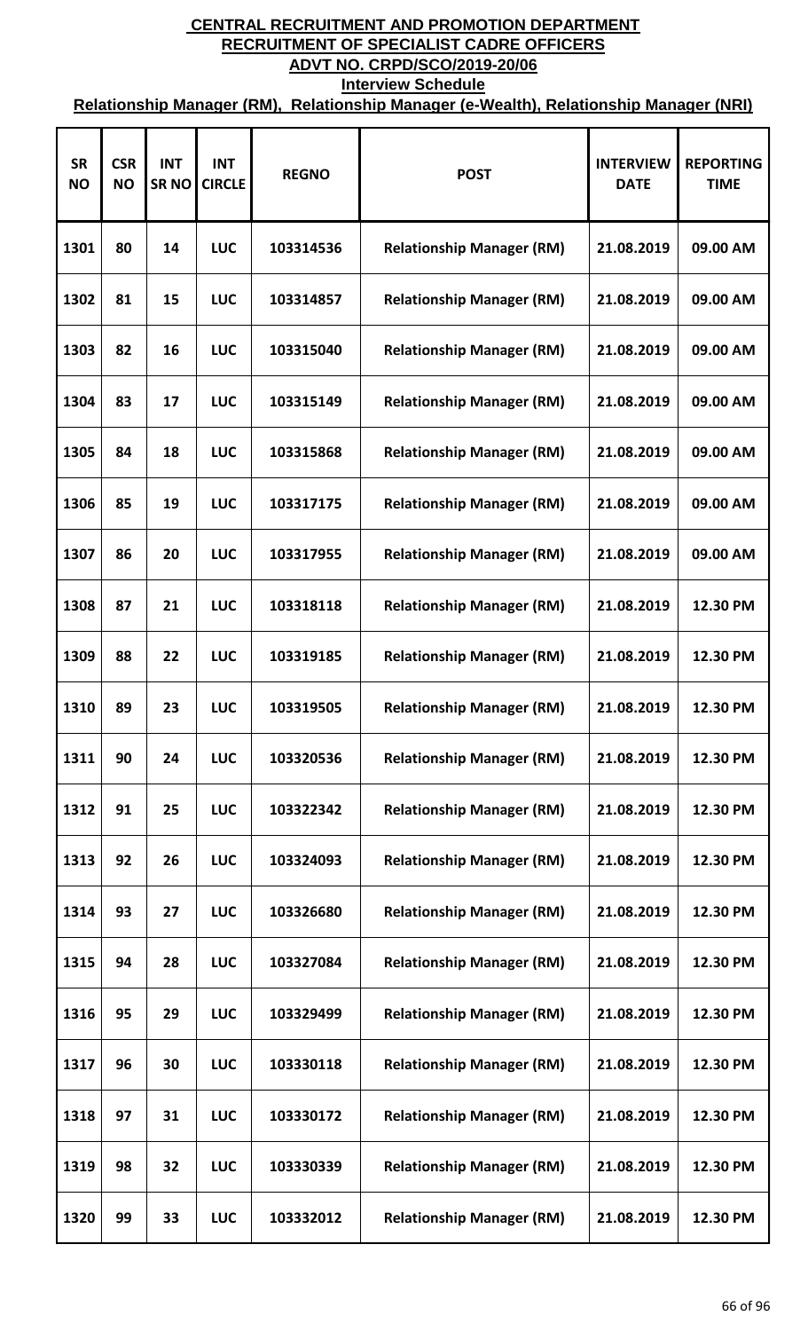**CENTRAL RECRUITMENT AND PROMOTION DEPARTMENT**

**RECRUITMENT OF SPECIALIST CADRE OFFICERS**

**ADVT NO. CRPD/SCO/2019-20/06**

**Interview Schedule**

**Relationship Manager (RM), Relationship Manager (e-Wealth), Relationship Manager (NRI)**

| SR NO | CSR NO | INT SR NO | INT CIRCLE | REGNO | POST | INTERVIEW DATE | REPORTING TIME |
|---|---|---|---|---|---|---|---|
| 1301 | 80 | 14 | LUC | 103314536 | Relationship Manager (RM) | 21.08.2019 | 09.00 AM |
| 1302 | 81 | 15 | LUC | 103314857 | Relationship Manager (RM) | 21.08.2019 | 09.00 AM |
| 1303 | 82 | 16 | LUC | 103315040 | Relationship Manager (RM) | 21.08.2019 | 09.00 AM |
| 1304 | 83 | 17 | LUC | 103315149 | Relationship Manager (RM) | 21.08.2019 | 09.00 AM |
| 1305 | 84 | 18 | LUC | 103315868 | Relationship Manager (RM) | 21.08.2019 | 09.00 AM |
| 1306 | 85 | 19 | LUC | 103317175 | Relationship Manager (RM) | 21.08.2019 | 09.00 AM |
| 1307 | 86 | 20 | LUC | 103317955 | Relationship Manager (RM) | 21.08.2019 | 09.00 AM |
| 1308 | 87 | 21 | LUC | 103318118 | Relationship Manager (RM) | 21.08.2019 | 12.30 PM |
| 1309 | 88 | 22 | LUC | 103319185 | Relationship Manager (RM) | 21.08.2019 | 12.30 PM |
| 1310 | 89 | 23 | LUC | 103319505 | Relationship Manager (RM) | 21.08.2019 | 12.30 PM |
| 1311 | 90 | 24 | LUC | 103320536 | Relationship Manager (RM) | 21.08.2019 | 12.30 PM |
| 1312 | 91 | 25 | LUC | 103322342 | Relationship Manager (RM) | 21.08.2019 | 12.30 PM |
| 1313 | 92 | 26 | LUC | 103324093 | Relationship Manager (RM) | 21.08.2019 | 12.30 PM |
| 1314 | 93 | 27 | LUC | 103326680 | Relationship Manager (RM) | 21.08.2019 | 12.30 PM |
| 1315 | 94 | 28 | LUC | 103327084 | Relationship Manager (RM) | 21.08.2019 | 12.30 PM |
| 1316 | 95 | 29 | LUC | 103329499 | Relationship Manager (RM) | 21.08.2019 | 12.30 PM |
| 1317 | 96 | 30 | LUC | 103330118 | Relationship Manager (RM) | 21.08.2019 | 12.30 PM |
| 1318 | 97 | 31 | LUC | 103330172 | Relationship Manager (RM) | 21.08.2019 | 12.30 PM |
| 1319 | 98 | 32 | LUC | 103330339 | Relationship Manager (RM) | 21.08.2019 | 12.30 PM |
| 1320 | 99 | 33 | LUC | 103332012 | Relationship Manager (RM) | 21.08.2019 | 12.30 PM |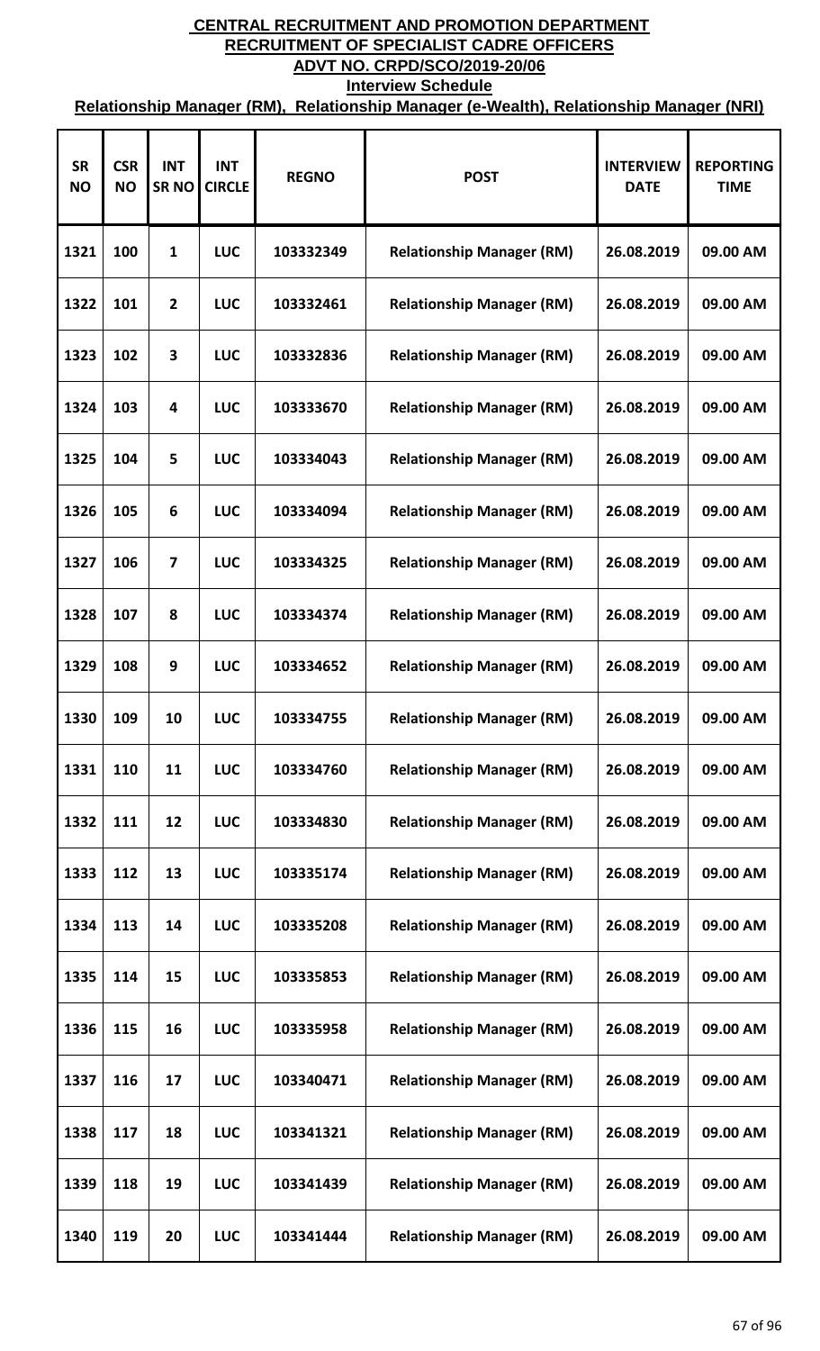**CENTRAL RECRUITMENT AND PROMOTION DEPARTMENT**
**RECRUITMENT OF SPECIALIST CADRE OFFICERS**
**ADVT NO. CRPD/SCO/2019-20/06**
**Interview Schedule**
**Relationship Manager (RM), Relationship Manager (e-Wealth), Relationship Manager (NRI)**

| SR NO | CSR NO | INT SR NO | INT CIRCLE | REGNO | POST | INTERVIEW DATE | REPORTING TIME |
|---|---|---|---|---|---|---|---|
| 1321 | 100 | 1 | LUC | 103332349 | Relationship Manager (RM) | 26.08.2019 | 09.00 AM |
| 1322 | 101 | 2 | LUC | 103332461 | Relationship Manager (RM) | 26.08.2019 | 09.00 AM |
| 1323 | 102 | 3 | LUC | 103332836 | Relationship Manager (RM) | 26.08.2019 | 09.00 AM |
| 1324 | 103 | 4 | LUC | 103333670 | Relationship Manager (RM) | 26.08.2019 | 09.00 AM |
| 1325 | 104 | 5 | LUC | 103334043 | Relationship Manager (RM) | 26.08.2019 | 09.00 AM |
| 1326 | 105 | 6 | LUC | 103334094 | Relationship Manager (RM) | 26.08.2019 | 09.00 AM |
| 1327 | 106 | 7 | LUC | 103334325 | Relationship Manager (RM) | 26.08.2019 | 09.00 AM |
| 1328 | 107 | 8 | LUC | 103334374 | Relationship Manager (RM) | 26.08.2019 | 09.00 AM |
| 1329 | 108 | 9 | LUC | 103334652 | Relationship Manager (RM) | 26.08.2019 | 09.00 AM |
| 1330 | 109 | 10 | LUC | 103334755 | Relationship Manager (RM) | 26.08.2019 | 09.00 AM |
| 1331 | 110 | 11 | LUC | 103334760 | Relationship Manager (RM) | 26.08.2019 | 09.00 AM |
| 1332 | 111 | 12 | LUC | 103334830 | Relationship Manager (RM) | 26.08.2019 | 09.00 AM |
| 1333 | 112 | 13 | LUC | 103335174 | Relationship Manager (RM) | 26.08.2019 | 09.00 AM |
| 1334 | 113 | 14 | LUC | 103335208 | Relationship Manager (RM) | 26.08.2019 | 09.00 AM |
| 1335 | 114 | 15 | LUC | 103335853 | Relationship Manager (RM) | 26.08.2019 | 09.00 AM |
| 1336 | 115 | 16 | LUC | 103335958 | Relationship Manager (RM) | 26.08.2019 | 09.00 AM |
| 1337 | 116 | 17 | LUC | 103340471 | Relationship Manager (RM) | 26.08.2019 | 09.00 AM |
| 1338 | 117 | 18 | LUC | 103341321 | Relationship Manager (RM) | 26.08.2019 | 09.00 AM |
| 1339 | 118 | 19 | LUC | 103341439 | Relationship Manager (RM) | 26.08.2019 | 09.00 AM |
| 1340 | 119 | 20 | LUC | 103341444 | Relationship Manager (RM) | 26.08.2019 | 09.00 AM |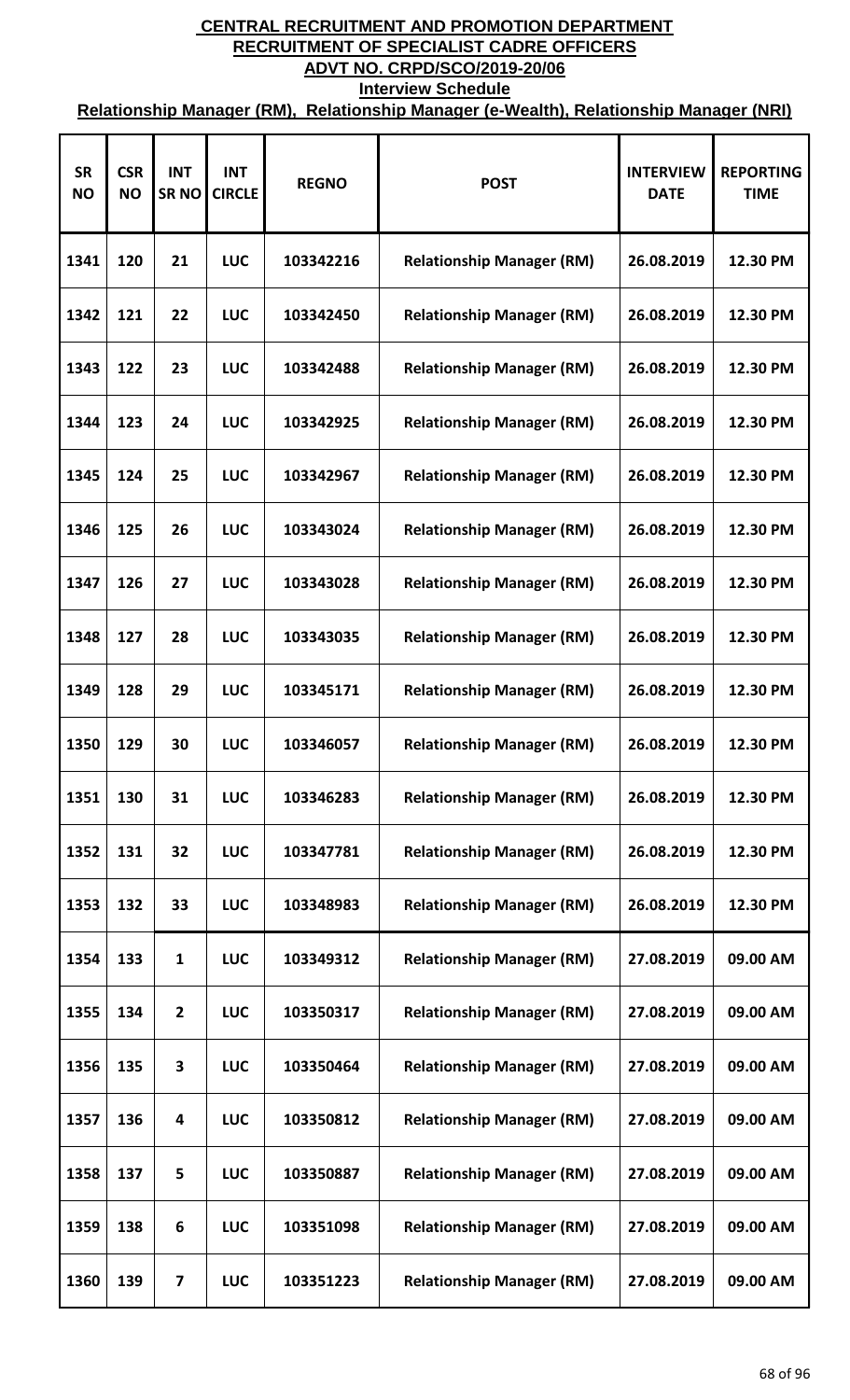# CENTRAL RECRUITMENT AND PROMOTION DEPARTMENT
## RECRUITMENT OF SPECIALIST CADRE OFFICERS
## ADVT NO. CRPD/SCO/2019-20/06
### Interview Schedule
### Relationship Manager (RM), Relationship Manager (e-Wealth), Relationship Manager (NRI)

| SR NO | CSR NO | INT SR NO | INT CIRCLE | REGNO | POST | INTERVIEW DATE | REPORTING TIME |
|---|---|---|---|---|---|---|---|
| 1341 | 120 | 21 | LUC | 103342216 | Relationship Manager (RM) | 26.08.2019 | 12.30 PM |
| 1342 | 121 | 22 | LUC | 103342450 | Relationship Manager (RM) | 26.08.2019 | 12.30 PM |
| 1343 | 122 | 23 | LUC | 103342488 | Relationship Manager (RM) | 26.08.2019 | 12.30 PM |
| 1344 | 123 | 24 | LUC | 103342925 | Relationship Manager (RM) | 26.08.2019 | 12.30 PM |
| 1345 | 124 | 25 | LUC | 103342967 | Relationship Manager (RM) | 26.08.2019 | 12.30 PM |
| 1346 | 125 | 26 | LUC | 103343024 | Relationship Manager (RM) | 26.08.2019 | 12.30 PM |
| 1347 | 126 | 27 | LUC | 103343028 | Relationship Manager (RM) | 26.08.2019 | 12.30 PM |
| 1348 | 127 | 28 | LUC | 103343035 | Relationship Manager (RM) | 26.08.2019 | 12.30 PM |
| 1349 | 128 | 29 | LUC | 103345171 | Relationship Manager (RM) | 26.08.2019 | 12.30 PM |
| 1350 | 129 | 30 | LUC | 103346057 | Relationship Manager (RM) | 26.08.2019 | 12.30 PM |
| 1351 | 130 | 31 | LUC | 103346283 | Relationship Manager (RM) | 26.08.2019 | 12.30 PM |
| 1352 | 131 | 32 | LUC | 103347781 | Relationship Manager (RM) | 26.08.2019 | 12.30 PM |
| 1353 | 132 | 33 | LUC | 103348983 | Relationship Manager (RM) | 26.08.2019 | 12.30 PM |
| 1354 | 133 | 1 | LUC | 103349312 | Relationship Manager (RM) | 27.08.2019 | 09.00 AM |
| 1355 | 134 | 2 | LUC | 103350317 | Relationship Manager (RM) | 27.08.2019 | 09.00 AM |
| 1356 | 135 | 3 | LUC | 103350464 | Relationship Manager (RM) | 27.08.2019 | 09.00 AM |
| 1357 | 136 | 4 | LUC | 103350812 | Relationship Manager (RM) | 27.08.2019 | 09.00 AM |
| 1358 | 137 | 5 | LUC | 103350887 | Relationship Manager (RM) | 27.08.2019 | 09.00 AM |
| 1359 | 138 | 6 | LUC | 103351098 | Relationship Manager (RM) | 27.08.2019 | 09.00 AM |
| 1360 | 139 | 7 | LUC | 103351223 | Relationship Manager (RM) | 27.08.2019 | 09.00 AM |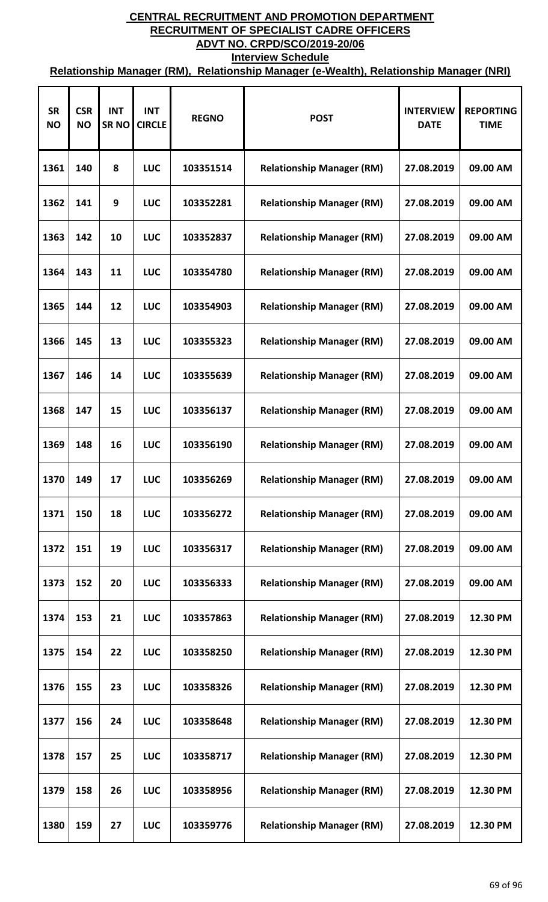# CENTRAL RECRUITMENT AND PROMOTION DEPARTMENT
## RECRUITMENT OF SPECIALIST CADRE OFFICERS
## ADVT NO. CRPD/SCO/2019-20/06
### Interview Schedule
### Relationship Manager (RM), Relationship Manager (e-Wealth), Relationship Manager (NRI)

| SR NO | CSR NO | INT SR NO | INT CIRCLE | REGNO | POST | INTERVIEW DATE | REPORTING TIME |
|---|---|---|---|---|---|---|---|
| 1361 | 140 | 8 | LUC | 103351514 | Relationship Manager (RM) | 27.08.2019 | 09.00 AM |
| 1362 | 141 | 9 | LUC | 103352281 | Relationship Manager (RM) | 27.08.2019 | 09.00 AM |
| 1363 | 142 | 10 | LUC | 103352837 | Relationship Manager (RM) | 27.08.2019 | 09.00 AM |
| 1364 | 143 | 11 | LUC | 103354780 | Relationship Manager (RM) | 27.08.2019 | 09.00 AM |
| 1365 | 144 | 12 | LUC | 103354903 | Relationship Manager (RM) | 27.08.2019 | 09.00 AM |
| 1366 | 145 | 13 | LUC | 103355323 | Relationship Manager (RM) | 27.08.2019 | 09.00 AM |
| 1367 | 146 | 14 | LUC | 103355639 | Relationship Manager (RM) | 27.08.2019 | 09.00 AM |
| 1368 | 147 | 15 | LUC | 103356137 | Relationship Manager (RM) | 27.08.2019 | 09.00 AM |
| 1369 | 148 | 16 | LUC | 103356190 | Relationship Manager (RM) | 27.08.2019 | 09.00 AM |
| 1370 | 149 | 17 | LUC | 103356269 | Relationship Manager (RM) | 27.08.2019 | 09.00 AM |
| 1371 | 150 | 18 | LUC | 103356272 | Relationship Manager (RM) | 27.08.2019 | 09.00 AM |
| 1372 | 151 | 19 | LUC | 103356317 | Relationship Manager (RM) | 27.08.2019 | 09.00 AM |
| 1373 | 152 | 20 | LUC | 103356333 | Relationship Manager (RM) | 27.08.2019 | 09.00 AM |
| 1374 | 153 | 21 | LUC | 103357863 | Relationship Manager (RM) | 27.08.2019 | 12.30 PM |
| 1375 | 154 | 22 | LUC | 103358250 | Relationship Manager (RM) | 27.08.2019 | 12.30 PM |
| 1376 | 155 | 23 | LUC | 103358326 | Relationship Manager (RM) | 27.08.2019 | 12.30 PM |
| 1377 | 156 | 24 | LUC | 103358648 | Relationship Manager (RM) | 27.08.2019 | 12.30 PM |
| 1378 | 157 | 25 | LUC | 103358717 | Relationship Manager (RM) | 27.08.2019 | 12.30 PM |
| 1379 | 158 | 26 | LUC | 103358956 | Relationship Manager (RM) | 27.08.2019 | 12.30 PM |
| 1380 | 159 | 27 | LUC | 103359776 | Relationship Manager (RM) | 27.08.2019 | 12.30 PM |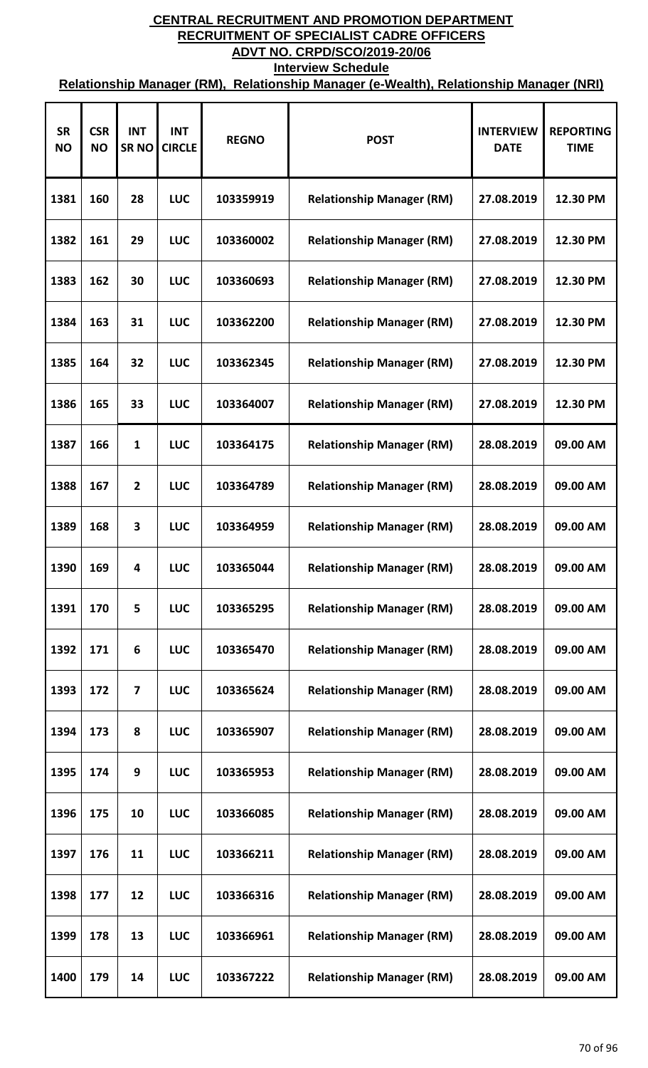**CENTRAL RECRUITMENT AND PROMOTION DEPARTMENT**
**RECRUITMENT OF SPECIALIST CADRE OFFICERS**
**ADVT NO. CRPD/SCO/2019-20/06**
**Interview Schedule**
**Relationship Manager (RM), Relationship Manager (e-Wealth), Relationship Manager (NRI)**

| SR NO | CSR NO | INT SR NO | INT CIRCLE | REGNO | POST | INTERVIEW DATE | REPORTING TIME |
|---|---|---|---|---|---|---|---|
| 1381 | 160 | 28 | LUC | 103359919 | Relationship Manager (RM) | 27.08.2019 | 12.30 PM |
| 1382 | 161 | 29 | LUC | 103360002 | Relationship Manager (RM) | 27.08.2019 | 12.30 PM |
| 1383 | 162 | 30 | LUC | 103360693 | Relationship Manager (RM) | 27.08.2019 | 12.30 PM |
| 1384 | 163 | 31 | LUC | 103362200 | Relationship Manager (RM) | 27.08.2019 | 12.30 PM |
| 1385 | 164 | 32 | LUC | 103362345 | Relationship Manager (RM) | 27.08.2019 | 12.30 PM |
| 1386 | 165 | 33 | LUC | 103364007 | Relationship Manager (RM) | 27.08.2019 | 12.30 PM |
| 1387 | 166 | 1 | LUC | 103364175 | Relationship Manager (RM) | 28.08.2019 | 09.00 AM |
| 1388 | 167 | 2 | LUC | 103364789 | Relationship Manager (RM) | 28.08.2019 | 09.00 AM |
| 1389 | 168 | 3 | LUC | 103364959 | Relationship Manager (RM) | 28.08.2019 | 09.00 AM |
| 1390 | 169 | 4 | LUC | 103365044 | Relationship Manager (RM) | 28.08.2019 | 09.00 AM |
| 1391 | 170 | 5 | LUC | 103365295 | Relationship Manager (RM) | 28.08.2019 | 09.00 AM |
| 1392 | 171 | 6 | LUC | 103365470 | Relationship Manager (RM) | 28.08.2019 | 09.00 AM |
| 1393 | 172 | 7 | LUC | 103365624 | Relationship Manager (RM) | 28.08.2019 | 09.00 AM |
| 1394 | 173 | 8 | LUC | 103365907 | Relationship Manager (RM) | 28.08.2019 | 09.00 AM |
| 1395 | 174 | 9 | LUC | 103365953 | Relationship Manager (RM) | 28.08.2019 | 09.00 AM |
| 1396 | 175 | 10 | LUC | 103366085 | Relationship Manager (RM) | 28.08.2019 | 09.00 AM |
| 1397 | 176 | 11 | LUC | 103366211 | Relationship Manager (RM) | 28.08.2019 | 09.00 AM |
| 1398 | 177 | 12 | LUC | 103366316 | Relationship Manager (RM) | 28.08.2019 | 09.00 AM |
| 1399 | 178 | 13 | LUC | 103366961 | Relationship Manager (RM) | 28.08.2019 | 09.00 AM |
| 1400 | 179 | 14 | LUC | 103367222 | Relationship Manager (RM) | 28.08.2019 | 09.00 AM |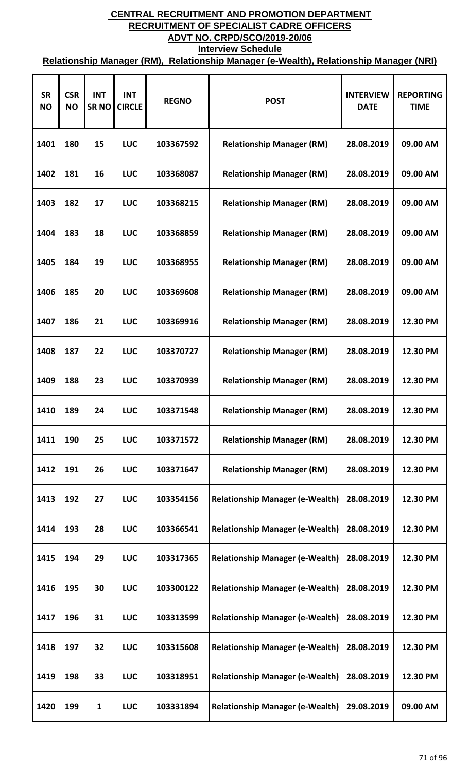**CENTRAL RECRUITMENT AND PROMOTION DEPARTMENT**
**RECRUITMENT OF SPECIALIST CADRE OFFICERS**
**ADVT NO. CRPD/SCO/2019-20/06**
**Interview Schedule**
**Relationship Manager (RM), Relationship Manager (e-Wealth), Relationship Manager (NRI)**

| SR NO | CSR NO | INT SR NO | INT CIRCLE | REGNO | POST | INTERVIEW DATE | REPORTING TIME |
|---|---|---|---|---|---|---|---|
| 1401 | 180 | 15 | LUC | 103367592 | Relationship Manager (RM) | 28.08.2019 | 09.00 AM |
| 1402 | 181 | 16 | LUC | 103368087 | Relationship Manager (RM) | 28.08.2019 | 09.00 AM |
| 1403 | 182 | 17 | LUC | 103368215 | Relationship Manager (RM) | 28.08.2019 | 09.00 AM |
| 1404 | 183 | 18 | LUC | 103368859 | Relationship Manager (RM) | 28.08.2019 | 09.00 AM |
| 1405 | 184 | 19 | LUC | 103368955 | Relationship Manager (RM) | 28.08.2019 | 09.00 AM |
| 1406 | 185 | 20 | LUC | 103369608 | Relationship Manager (RM) | 28.08.2019 | 09.00 AM |
| 1407 | 186 | 21 | LUC | 103369916 | Relationship Manager (RM) | 28.08.2019 | 12.30 PM |
| 1408 | 187 | 22 | LUC | 103370727 | Relationship Manager (RM) | 28.08.2019 | 12.30 PM |
| 1409 | 188 | 23 | LUC | 103370939 | Relationship Manager (RM) | 28.08.2019 | 12.30 PM |
| 1410 | 189 | 24 | LUC | 103371548 | Relationship Manager (RM) | 28.08.2019 | 12.30 PM |
| 1411 | 190 | 25 | LUC | 103371572 | Relationship Manager (RM) | 28.08.2019 | 12.30 PM |
| 1412 | 191 | 26 | LUC | 103371647 | Relationship Manager (RM) | 28.08.2019 | 12.30 PM |
| 1413 | 192 | 27 | LUC | 103354156 | Relationship Manager (e-Wealth) | 28.08.2019 | 12.30 PM |
| 1414 | 193 | 28 | LUC | 103366541 | Relationship Manager (e-Wealth) | 28.08.2019 | 12.30 PM |
| 1415 | 194 | 29 | LUC | 103317365 | Relationship Manager (e-Wealth) | 28.08.2019 | 12.30 PM |
| 1416 | 195 | 30 | LUC | 103300122 | Relationship Manager (e-Wealth) | 28.08.2019 | 12.30 PM |
| 1417 | 196 | 31 | LUC | 103313599 | Relationship Manager (e-Wealth) | 28.08.2019 | 12.30 PM |
| 1418 | 197 | 32 | LUC | 103315608 | Relationship Manager (e-Wealth) | 28.08.2019 | 12.30 PM |
| 1419 | 198 | 33 | LUC | 103318951 | Relationship Manager (e-Wealth) | 28.08.2019 | 12.30 PM |
| 1420 | 199 | 1 | LUC | 103331894 | Relationship Manager (e-Wealth) | 29.08.2019 | 09.00 AM |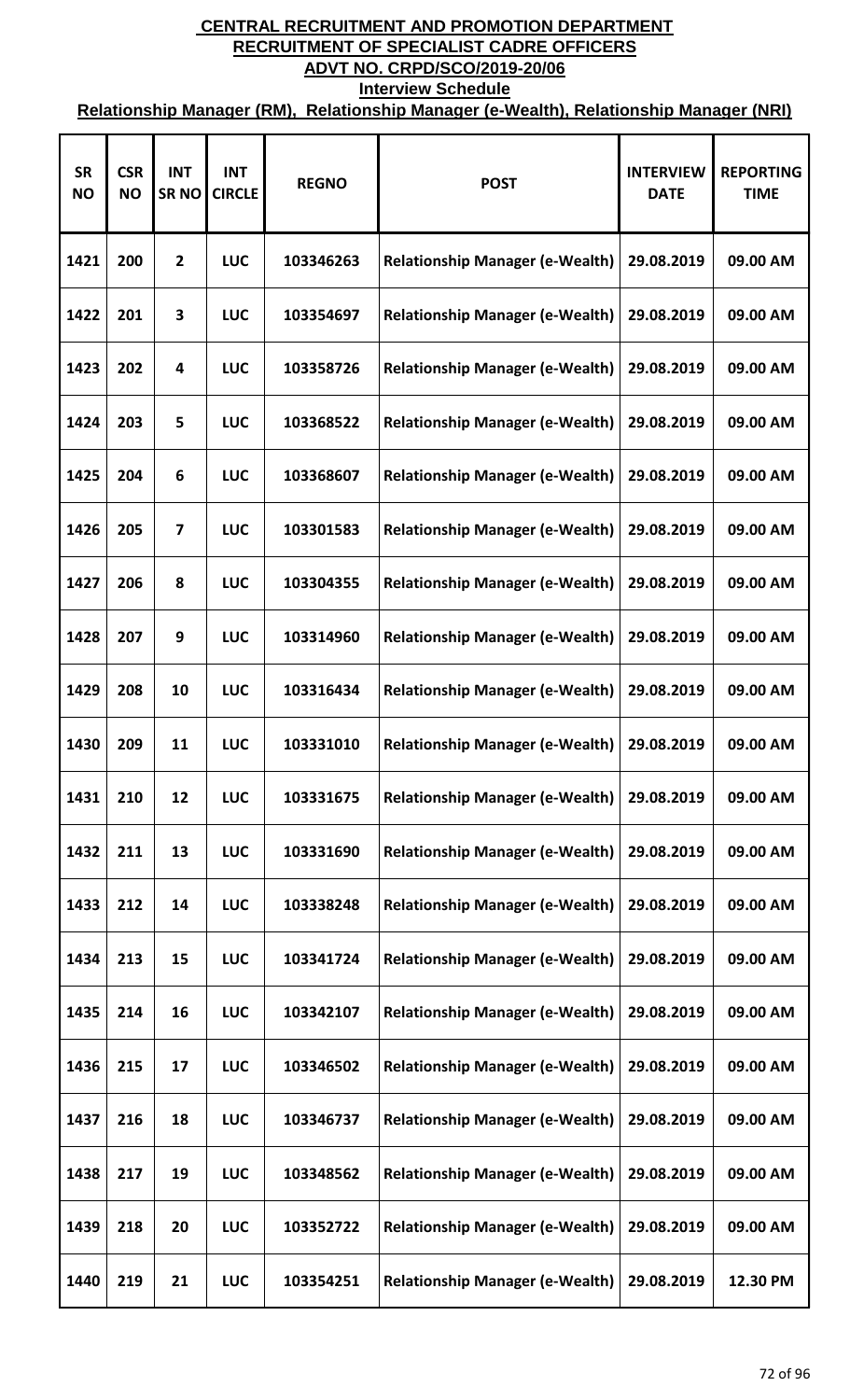**CENTRAL RECRUITMENT AND PROMOTION DEPARTMENT**
**RECRUITMENT OF SPECIALIST CADRE OFFICERS**
**ADVT NO. CRPD/SCO/2019-20/06**
**Interview Schedule**
**Relationship Manager (RM), Relationship Manager (e-Wealth), Relationship Manager (NRI)**

| SR NO | CSR NO | INT SR NO | INT CIRCLE | REGNO | POST | INTERVIEW DATE | REPORTING TIME |
|---|---|---|---|---|---|---|---|
| 1421 | 200 | 2 | LUC | 103346263 | Relationship Manager (e-Wealth) | 29.08.2019 | 09.00 AM |
| 1422 | 201 | 3 | LUC | 103354697 | Relationship Manager (e-Wealth) | 29.08.2019 | 09.00 AM |
| 1423 | 202 | 4 | LUC | 103358726 | Relationship Manager (e-Wealth) | 29.08.2019 | 09.00 AM |
| 1424 | 203 | 5 | LUC | 103368522 | Relationship Manager (e-Wealth) | 29.08.2019 | 09.00 AM |
| 1425 | 204 | 6 | LUC | 103368607 | Relationship Manager (e-Wealth) | 29.08.2019 | 09.00 AM |
| 1426 | 205 | 7 | LUC | 103301583 | Relationship Manager (e-Wealth) | 29.08.2019 | 09.00 AM |
| 1427 | 206 | 8 | LUC | 103304355 | Relationship Manager (e-Wealth) | 29.08.2019 | 09.00 AM |
| 1428 | 207 | 9 | LUC | 103314960 | Relationship Manager (e-Wealth) | 29.08.2019 | 09.00 AM |
| 1429 | 208 | 10 | LUC | 103316434 | Relationship Manager (e-Wealth) | 29.08.2019 | 09.00 AM |
| 1430 | 209 | 11 | LUC | 103331010 | Relationship Manager (e-Wealth) | 29.08.2019 | 09.00 AM |
| 1431 | 210 | 12 | LUC | 103331675 | Relationship Manager (e-Wealth) | 29.08.2019 | 09.00 AM |
| 1432 | 211 | 13 | LUC | 103331690 | Relationship Manager (e-Wealth) | 29.08.2019 | 09.00 AM |
| 1433 | 212 | 14 | LUC | 103338248 | Relationship Manager (e-Wealth) | 29.08.2019 | 09.00 AM |
| 1434 | 213 | 15 | LUC | 103341724 | Relationship Manager (e-Wealth) | 29.08.2019 | 09.00 AM |
| 1435 | 214 | 16 | LUC | 103342107 | Relationship Manager (e-Wealth) | 29.08.2019 | 09.00 AM |
| 1436 | 215 | 17 | LUC | 103346502 | Relationship Manager (e-Wealth) | 29.08.2019 | 09.00 AM |
| 1437 | 216 | 18 | LUC | 103346737 | Relationship Manager (e-Wealth) | 29.08.2019 | 09.00 AM |
| 1438 | 217 | 19 | LUC | 103348562 | Relationship Manager (e-Wealth) | 29.08.2019 | 09.00 AM |
| 1439 | 218 | 20 | LUC | 103352722 | Relationship Manager (e-Wealth) | 29.08.2019 | 09.00 AM |
| 1440 | 219 | 21 | LUC | 103354251 | Relationship Manager (e-Wealth) | 29.08.2019 | 12.30 PM |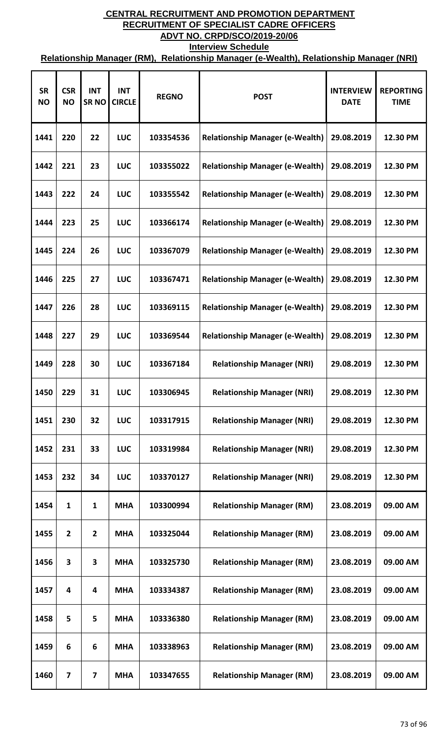# CENTRAL RECRUITMENT AND PROMOTION DEPARTMENT
## RECRUITMENT OF SPECIALIST CADRE OFFICERS
## ADVT NO. CRPD/SCO/2019-20/06
### Interview Schedule
### Relationship Manager (RM), Relationship Manager (e-Wealth), Relationship Manager (NRI)

| SR NO | CSR NO | INT SR NO | INT CIRCLE | REGNO | POST | INTERVIEW DATE | REPORTING TIME |
|---|---|---|---|---|---|---|---|
| 1441 | 220 | 22 | LUC | 103354536 | Relationship Manager (e-Wealth) | 29.08.2019 | 12.30 PM |
| 1442 | 221 | 23 | LUC | 103355022 | Relationship Manager (e-Wealth) | 29.08.2019 | 12.30 PM |
| 1443 | 222 | 24 | LUC | 103355542 | Relationship Manager (e-Wealth) | 29.08.2019 | 12.30 PM |
| 1444 | 223 | 25 | LUC | 103366174 | Relationship Manager (e-Wealth) | 29.08.2019 | 12.30 PM |
| 1445 | 224 | 26 | LUC | 103367079 | Relationship Manager (e-Wealth) | 29.08.2019 | 12.30 PM |
| 1446 | 225 | 27 | LUC | 103367471 | Relationship Manager (e-Wealth) | 29.08.2019 | 12.30 PM |
| 1447 | 226 | 28 | LUC | 103369115 | Relationship Manager (e-Wealth) | 29.08.2019 | 12.30 PM |
| 1448 | 227 | 29 | LUC | 103369544 | Relationship Manager (e-Wealth) | 29.08.2019 | 12.30 PM |
| 1449 | 228 | 30 | LUC | 103367184 | Relationship Manager (NRI) | 29.08.2019 | 12.30 PM |
| 1450 | 229 | 31 | LUC | 103306945 | Relationship Manager (NRI) | 29.08.2019 | 12.30 PM |
| 1451 | 230 | 32 | LUC | 103317915 | Relationship Manager (NRI) | 29.08.2019 | 12.30 PM |
| 1452 | 231 | 33 | LUC | 103319984 | Relationship Manager (NRI) | 29.08.2019 | 12.30 PM |
| 1453 | 232 | 34 | LUC | 103370127 | Relationship Manager (NRI) | 29.08.2019 | 12.30 PM |
| 1454 | 1 | 1 | MHA | 103300994 | Relationship Manager (RM) | 23.08.2019 | 09.00 AM |
| 1455 | 2 | 2 | MHA | 103325044 | Relationship Manager (RM) | 23.08.2019 | 09.00 AM |
| 1456 | 3 | 3 | MHA | 103325730 | Relationship Manager (RM) | 23.08.2019 | 09.00 AM |
| 1457 | 4 | 4 | MHA | 103334387 | Relationship Manager (RM) | 23.08.2019 | 09.00 AM |
| 1458 | 5 | 5 | MHA | 103336380 | Relationship Manager (RM) | 23.08.2019 | 09.00 AM |
| 1459 | 6 | 6 | MHA | 103338963 | Relationship Manager (RM) | 23.08.2019 | 09.00 AM |
| 1460 | 7 | 7 | MHA | 103347655 | Relationship Manager (RM) | 23.08.2019 | 09.00 AM |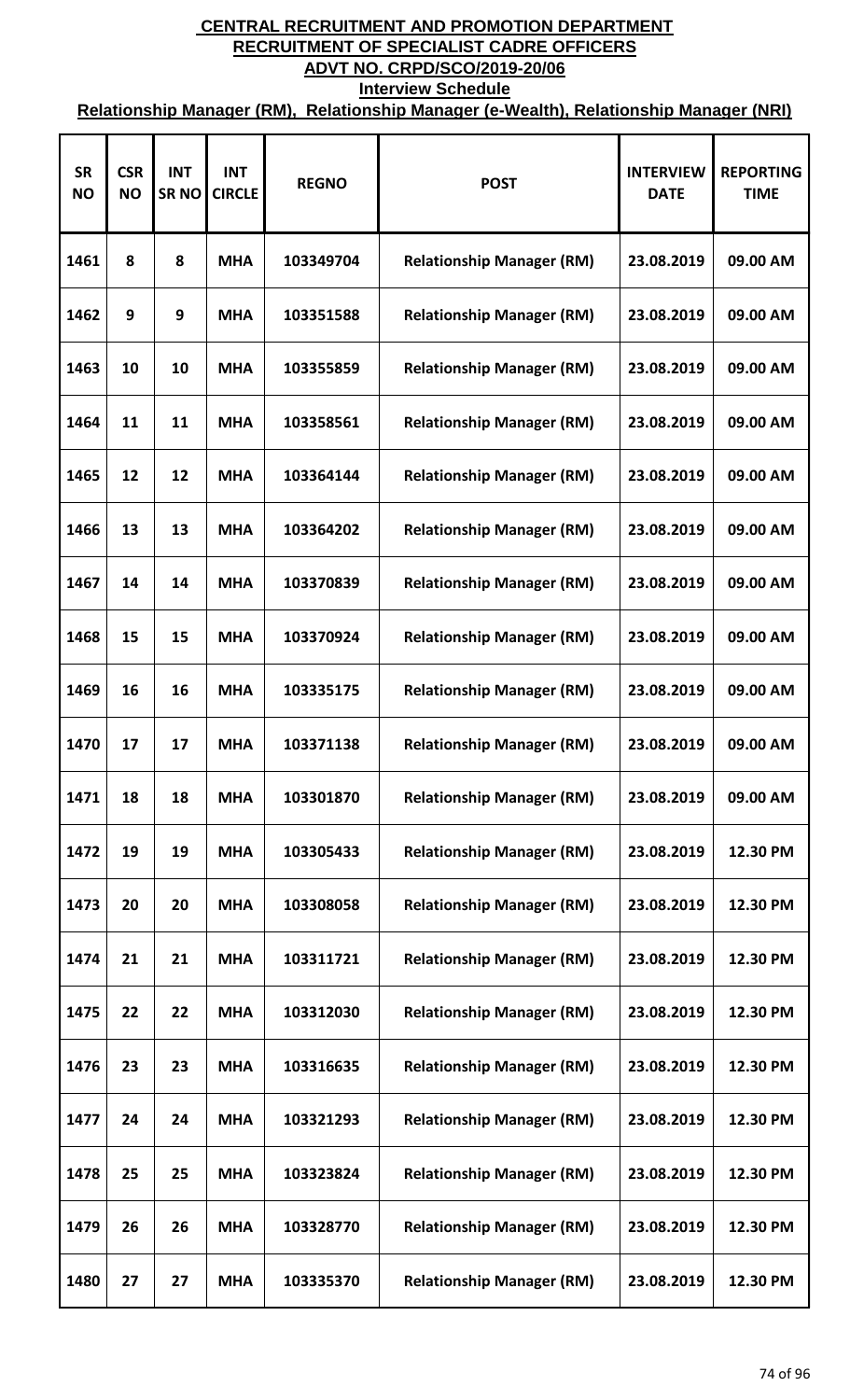**CENTRAL RECRUITMENT AND PROMOTION DEPARTMENT**

**RECRUITMENT OF SPECIALIST CADRE OFFICERS**

**ADVT NO. CRPD/SCO/2019-20/06**

**Interview Schedule**

**Relationship Manager (RM), Relationship Manager (e-Wealth), Relationship Manager (NRI)**

| SR NO | CSR NO | INT SR NO | INT CIRCLE | REGNO | POST | INTERVIEW DATE | REPORTING TIME |
|---|---|---|---|---|---|---|---|
| 1461 | 8 | 8 | MHA | 103349704 | Relationship Manager (RM) | 23.08.2019 | 09.00 AM |
| 1462 | 9 | 9 | MHA | 103351588 | Relationship Manager (RM) | 23.08.2019 | 09.00 AM |
| 1463 | 10 | 10 | MHA | 103355859 | Relationship Manager (RM) | 23.08.2019 | 09.00 AM |
| 1464 | 11 | 11 | MHA | 103358561 | Relationship Manager (RM) | 23.08.2019 | 09.00 AM |
| 1465 | 12 | 12 | MHA | 103364144 | Relationship Manager (RM) | 23.08.2019 | 09.00 AM |
| 1466 | 13 | 13 | MHA | 103364202 | Relationship Manager (RM) | 23.08.2019 | 09.00 AM |
| 1467 | 14 | 14 | MHA | 103370839 | Relationship Manager (RM) | 23.08.2019 | 09.00 AM |
| 1468 | 15 | 15 | MHA | 103370924 | Relationship Manager (RM) | 23.08.2019 | 09.00 AM |
| 1469 | 16 | 16 | MHA | 103335175 | Relationship Manager (RM) | 23.08.2019 | 09.00 AM |
| 1470 | 17 | 17 | MHA | 103371138 | Relationship Manager (RM) | 23.08.2019 | 09.00 AM |
| 1471 | 18 | 18 | MHA | 103301870 | Relationship Manager (RM) | 23.08.2019 | 09.00 AM |
| 1472 | 19 | 19 | MHA | 103305433 | Relationship Manager (RM) | 23.08.2019 | 12.30 PM |
| 1473 | 20 | 20 | MHA | 103308058 | Relationship Manager (RM) | 23.08.2019 | 12.30 PM |
| 1474 | 21 | 21 | MHA | 103311721 | Relationship Manager (RM) | 23.08.2019 | 12.30 PM |
| 1475 | 22 | 22 | MHA | 103312030 | Relationship Manager (RM) | 23.08.2019 | 12.30 PM |
| 1476 | 23 | 23 | MHA | 103316635 | Relationship Manager (RM) | 23.08.2019 | 12.30 PM |
| 1477 | 24 | 24 | MHA | 103321293 | Relationship Manager (RM) | 23.08.2019 | 12.30 PM |
| 1478 | 25 | 25 | MHA | 103323824 | Relationship Manager (RM) | 23.08.2019 | 12.30 PM |
| 1479 | 26 | 26 | MHA | 103328770 | Relationship Manager (RM) | 23.08.2019 | 12.30 PM |
| 1480 | 27 | 27 | MHA | 103335370 | Relationship Manager (RM) | 23.08.2019 | 12.30 PM |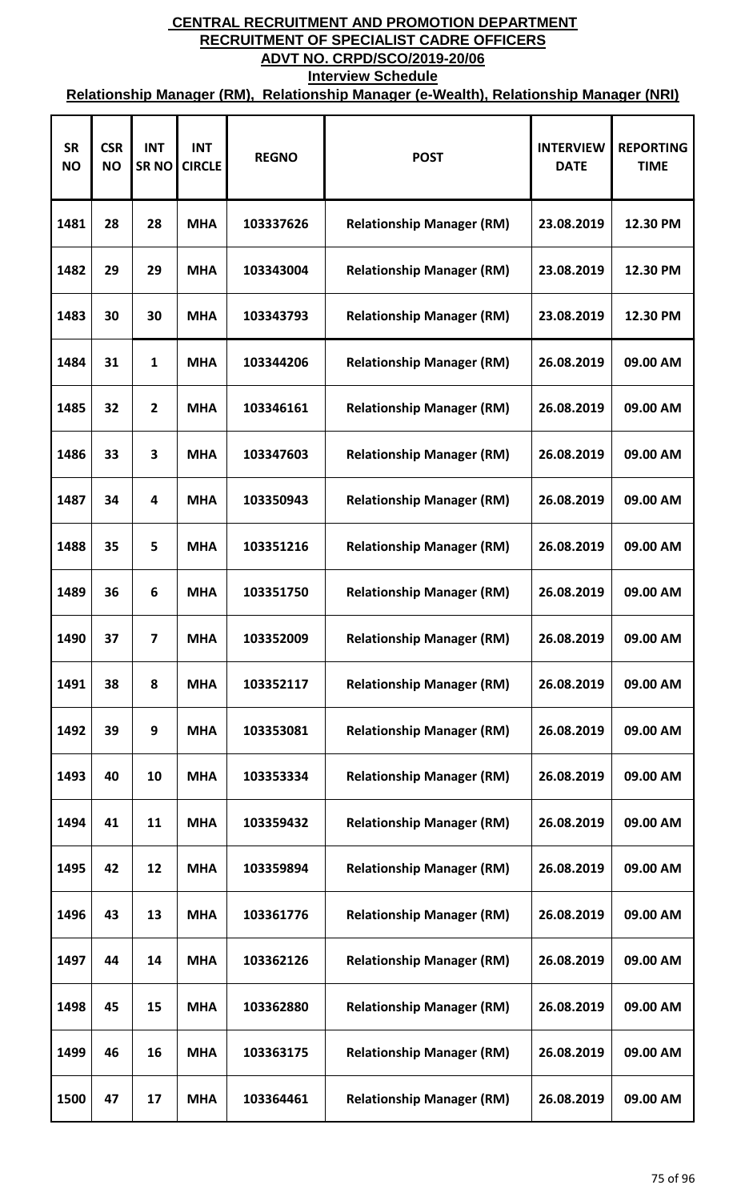# CENTRAL RECRUITMENT AND PROMOTION DEPARTMENT
## RECRUITMENT OF SPECIALIST CADRE OFFICERS
## ADVT NO. CRPD/SCO/2019-20/06
### Interview Schedule
### Relationship Manager (RM), Relationship Manager (e-Wealth), Relationship Manager (NRI)

| SR NO | CSR NO | INT SR NO | INT CIRCLE | REGNO | POST | INTERVIEW DATE | REPORTING TIME |
|---|---|---|---|---|---|---|---|
| 1481 | 28 | 28 | MHA | 103337626 | Relationship Manager (RM) | 23.08.2019 | 12.30 PM |
| 1482 | 29 | 29 | MHA | 103343004 | Relationship Manager (RM) | 23.08.2019 | 12.30 PM |
| 1483 | 30 | 30 | MHA | 103343793 | Relationship Manager (RM) | 23.08.2019 | 12.30 PM |
| 1484 | 31 | 1 | MHA | 103344206 | Relationship Manager (RM) | 26.08.2019 | 09.00 AM |
| 1485 | 32 | 2 | MHA | 103346161 | Relationship Manager (RM) | 26.08.2019 | 09.00 AM |
| 1486 | 33 | 3 | MHA | 103347603 | Relationship Manager (RM) | 26.08.2019 | 09.00 AM |
| 1487 | 34 | 4 | MHA | 103350943 | Relationship Manager (RM) | 26.08.2019 | 09.00 AM |
| 1488 | 35 | 5 | MHA | 103351216 | Relationship Manager (RM) | 26.08.2019 | 09.00 AM |
| 1489 | 36 | 6 | MHA | 103351750 | Relationship Manager (RM) | 26.08.2019 | 09.00 AM |
| 1490 | 37 | 7 | MHA | 103352009 | Relationship Manager (RM) | 26.08.2019 | 09.00 AM |
| 1491 | 38 | 8 | MHA | 103352117 | Relationship Manager (RM) | 26.08.2019 | 09.00 AM |
| 1492 | 39 | 9 | MHA | 103353081 | Relationship Manager (RM) | 26.08.2019 | 09.00 AM |
| 1493 | 40 | 10 | MHA | 103353334 | Relationship Manager (RM) | 26.08.2019 | 09.00 AM |
| 1494 | 41 | 11 | MHA | 103359432 | Relationship Manager (RM) | 26.08.2019 | 09.00 AM |
| 1495 | 42 | 12 | MHA | 103359894 | Relationship Manager (RM) | 26.08.2019 | 09.00 AM |
| 1496 | 43 | 13 | MHA | 103361776 | Relationship Manager (RM) | 26.08.2019 | 09.00 AM |
| 1497 | 44 | 14 | MHA | 103362126 | Relationship Manager (RM) | 26.08.2019 | 09.00 AM |
| 1498 | 45 | 15 | MHA | 103362880 | Relationship Manager (RM) | 26.08.2019 | 09.00 AM |
| 1499 | 46 | 16 | MHA | 103363175 | Relationship Manager (RM) | 26.08.2019 | 09.00 AM |
| 1500 | 47 | 17 | MHA | 103364461 | Relationship Manager (RM) | 26.08.2019 | 09.00 AM |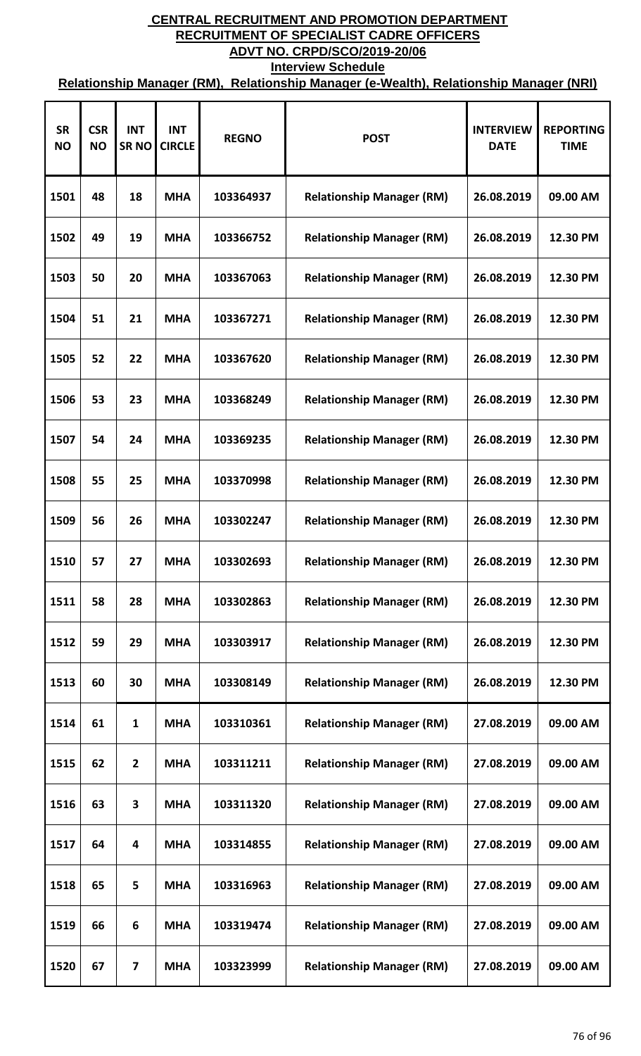# CENTRAL RECRUITMENT AND PROMOTION DEPARTMENT

## RECRUITMENT OF SPECIALIST CADRE OFFICERS

## ADVT NO. CRPD/SCO/2019-20/06

### Interview Schedule

### Relationship Manager (RM), Relationship Manager (e-Wealth), Relationship Manager (NRI)

| SR NO | CSR NO | INT SR NO | INT CIRCLE | REGNO | POST | INTERVIEW DATE | REPORTING TIME |
|---|---|---|---|---|---|---|---|
| 1501 | 48 | 18 | MHA | 103364937 | Relationship Manager (RM) | 26.08.2019 | 09.00 AM |
| 1502 | 49 | 19 | MHA | 103366752 | Relationship Manager (RM) | 26.08.2019 | 12.30 PM |
| 1503 | 50 | 20 | MHA | 103367063 | Relationship Manager (RM) | 26.08.2019 | 12.30 PM |
| 1504 | 51 | 21 | MHA | 103367271 | Relationship Manager (RM) | 26.08.2019 | 12.30 PM |
| 1505 | 52 | 22 | MHA | 103367620 | Relationship Manager (RM) | 26.08.2019 | 12.30 PM |
| 1506 | 53 | 23 | MHA | 103368249 | Relationship Manager (RM) | 26.08.2019 | 12.30 PM |
| 1507 | 54 | 24 | MHA | 103369235 | Relationship Manager (RM) | 26.08.2019 | 12.30 PM |
| 1508 | 55 | 25 | MHA | 103370998 | Relationship Manager (RM) | 26.08.2019 | 12.30 PM |
| 1509 | 56 | 26 | MHA | 103302247 | Relationship Manager (RM) | 26.08.2019 | 12.30 PM |
| 1510 | 57 | 27 | MHA | 103302693 | Relationship Manager (RM) | 26.08.2019 | 12.30 PM |
| 1511 | 58 | 28 | MHA | 103302863 | Relationship Manager (RM) | 26.08.2019 | 12.30 PM |
| 1512 | 59 | 29 | MHA | 103303917 | Relationship Manager (RM) | 26.08.2019 | 12.30 PM |
| 1513 | 60 | 30 | MHA | 103308149 | Relationship Manager (RM) | 26.08.2019 | 12.30 PM |
| 1514 | 61 | 1 | MHA | 103310361 | Relationship Manager (RM) | 27.08.2019 | 09.00 AM |
| 1515 | 62 | 2 | MHA | 103311211 | Relationship Manager (RM) | 27.08.2019 | 09.00 AM |
| 1516 | 63 | 3 | MHA | 103311320 | Relationship Manager (RM) | 27.08.2019 | 09.00 AM |
| 1517 | 64 | 4 | MHA | 103314855 | Relationship Manager (RM) | 27.08.2019 | 09.00 AM |
| 1518 | 65 | 5 | MHA | 103316963 | Relationship Manager (RM) | 27.08.2019 | 09.00 AM |
| 1519 | 66 | 6 | MHA | 103319474 | Relationship Manager (RM) | 27.08.2019 | 09.00 AM |
| 1520 | 67 | 7 | MHA | 103323999 | Relationship Manager (RM) | 27.08.2019 | 09.00 AM |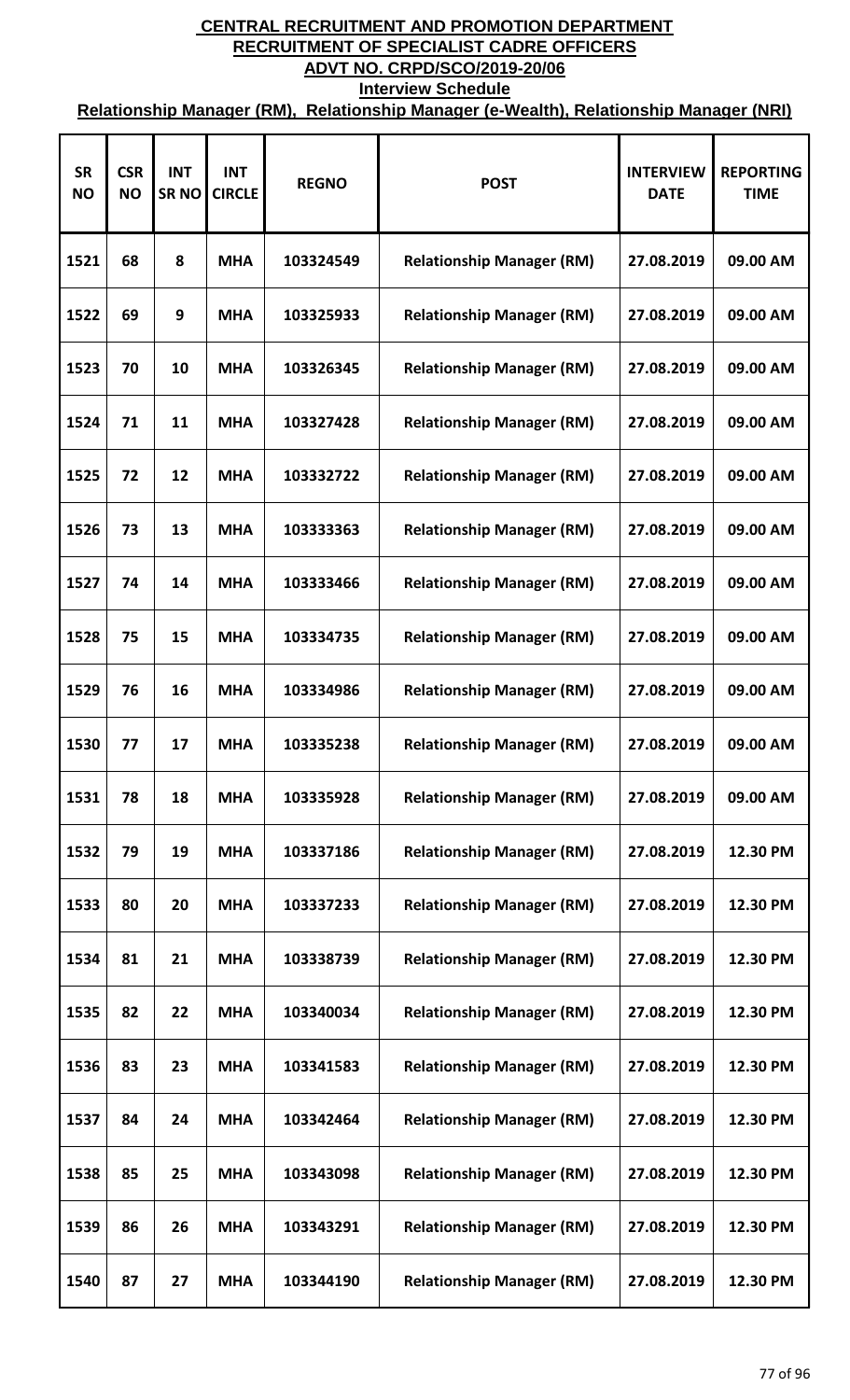**CENTRAL RECRUITMENT AND PROMOTION DEPARTMENT**
**RECRUITMENT OF SPECIALIST CADRE OFFICERS**
**ADVT NO. CRPD/SCO/2019-20/06**
**Interview Schedule**
**Relationship Manager (RM), Relationship Manager (e-Wealth), Relationship Manager (NRI)**

| SR NO | CSR NO | INT SR NO | INT CIRCLE | REGNO | POST | INTERVIEW DATE | REPORTING TIME |
|---|---|---|---|---|---|---|---|
| 1521 | 68 | 8 | MHA | 103324549 | Relationship Manager (RM) | 27.08.2019 | 09.00 AM |
| 1522 | 69 | 9 | MHA | 103325933 | Relationship Manager (RM) | 27.08.2019 | 09.00 AM |
| 1523 | 70 | 10 | MHA | 103326345 | Relationship Manager (RM) | 27.08.2019 | 09.00 AM |
| 1524 | 71 | 11 | MHA | 103327428 | Relationship Manager (RM) | 27.08.2019 | 09.00 AM |
| 1525 | 72 | 12 | MHA | 103332722 | Relationship Manager (RM) | 27.08.2019 | 09.00 AM |
| 1526 | 73 | 13 | MHA | 103333363 | Relationship Manager (RM) | 27.08.2019 | 09.00 AM |
| 1527 | 74 | 14 | MHA | 103333466 | Relationship Manager (RM) | 27.08.2019 | 09.00 AM |
| 1528 | 75 | 15 | MHA | 103334735 | Relationship Manager (RM) | 27.08.2019 | 09.00 AM |
| 1529 | 76 | 16 | MHA | 103334986 | Relationship Manager (RM) | 27.08.2019 | 09.00 AM |
| 1530 | 77 | 17 | MHA | 103335238 | Relationship Manager (RM) | 27.08.2019 | 09.00 AM |
| 1531 | 78 | 18 | MHA | 103335928 | Relationship Manager (RM) | 27.08.2019 | 09.00 AM |
| 1532 | 79 | 19 | MHA | 103337186 | Relationship Manager (RM) | 27.08.2019 | 12.30 PM |
| 1533 | 80 | 20 | MHA | 103337233 | Relationship Manager (RM) | 27.08.2019 | 12.30 PM |
| 1534 | 81 | 21 | MHA | 103338739 | Relationship Manager (RM) | 27.08.2019 | 12.30 PM |
| 1535 | 82 | 22 | MHA | 103340034 | Relationship Manager (RM) | 27.08.2019 | 12.30 PM |
| 1536 | 83 | 23 | MHA | 103341583 | Relationship Manager (RM) | 27.08.2019 | 12.30 PM |
| 1537 | 84 | 24 | MHA | 103342464 | Relationship Manager (RM) | 27.08.2019 | 12.30 PM |
| 1538 | 85 | 25 | MHA | 103343098 | Relationship Manager (RM) | 27.08.2019 | 12.30 PM |
| 1539 | 86 | 26 | MHA | 103343291 | Relationship Manager (RM) | 27.08.2019 | 12.30 PM |
| 1540 | 87 | 27 | MHA | 103344190 | Relationship Manager (RM) | 27.08.2019 | 12.30 PM |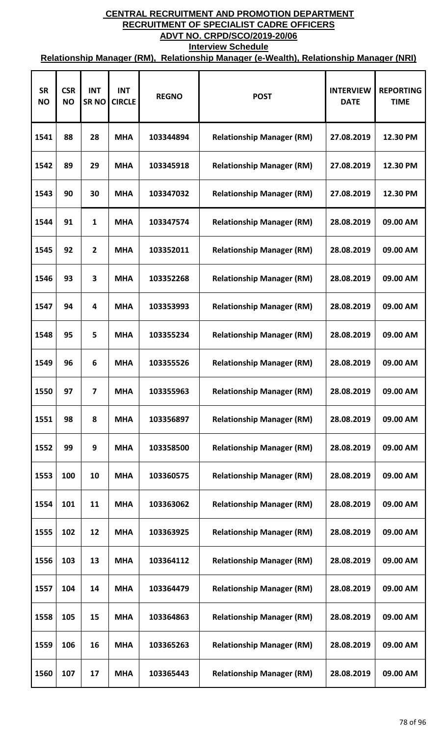**CENTRAL RECRUITMENT AND PROMOTION DEPARTMENT**

**RECRUITMENT OF SPECIALIST CADRE OFFICERS**

**ADVT NO. CRPD/SCO/2019-20/06**

**Interview Schedule**

**Relationship Manager (RM), Relationship Manager (e-Wealth), Relationship Manager (NRI)**

| SR NO | CSR NO | INT SR NO | INT CIRCLE | REGNO | POST | INTERVIEW DATE | REPORTING TIME |
|---|---|---|---|---|---|---|---|
| 1541 | 88 | 28 | MHA | 103344894 | Relationship Manager (RM) | 27.08.2019 | 12.30 PM |
| 1542 | 89 | 29 | MHA | 103345918 | Relationship Manager (RM) | 27.08.2019 | 12.30 PM |
| 1543 | 90 | 30 | MHA | 103347032 | Relationship Manager (RM) | 27.08.2019 | 12.30 PM |
| 1544 | 91 | 1 | MHA | 103347574 | Relationship Manager (RM) | 28.08.2019 | 09.00 AM |
| 1545 | 92 | 2 | MHA | 103352011 | Relationship Manager (RM) | 28.08.2019 | 09.00 AM |
| 1546 | 93 | 3 | MHA | 103352268 | Relationship Manager (RM) | 28.08.2019 | 09.00 AM |
| 1547 | 94 | 4 | MHA | 103353993 | Relationship Manager (RM) | 28.08.2019 | 09.00 AM |
| 1548 | 95 | 5 | MHA | 103355234 | Relationship Manager (RM) | 28.08.2019 | 09.00 AM |
| 1549 | 96 | 6 | MHA | 103355526 | Relationship Manager (RM) | 28.08.2019 | 09.00 AM |
| 1550 | 97 | 7 | MHA | 103355963 | Relationship Manager (RM) | 28.08.2019 | 09.00 AM |
| 1551 | 98 | 8 | MHA | 103356897 | Relationship Manager (RM) | 28.08.2019 | 09.00 AM |
| 1552 | 99 | 9 | MHA | 103358500 | Relationship Manager (RM) | 28.08.2019 | 09.00 AM |
| 1553 | 100 | 10 | MHA | 103360575 | Relationship Manager (RM) | 28.08.2019 | 09.00 AM |
| 1554 | 101 | 11 | MHA | 103363062 | Relationship Manager (RM) | 28.08.2019 | 09.00 AM |
| 1555 | 102 | 12 | MHA | 103363925 | Relationship Manager (RM) | 28.08.2019 | 09.00 AM |
| 1556 | 103 | 13 | MHA | 103364112 | Relationship Manager (RM) | 28.08.2019 | 09.00 AM |
| 1557 | 104 | 14 | MHA | 103364479 | Relationship Manager (RM) | 28.08.2019 | 09.00 AM |
| 1558 | 105 | 15 | MHA | 103364863 | Relationship Manager (RM) | 28.08.2019 | 09.00 AM |
| 1559 | 106 | 16 | MHA | 103365263 | Relationship Manager (RM) | 28.08.2019 | 09.00 AM |
| 1560 | 107 | 17 | MHA | 103365443 | Relationship Manager (RM) | 28.08.2019 | 09.00 AM |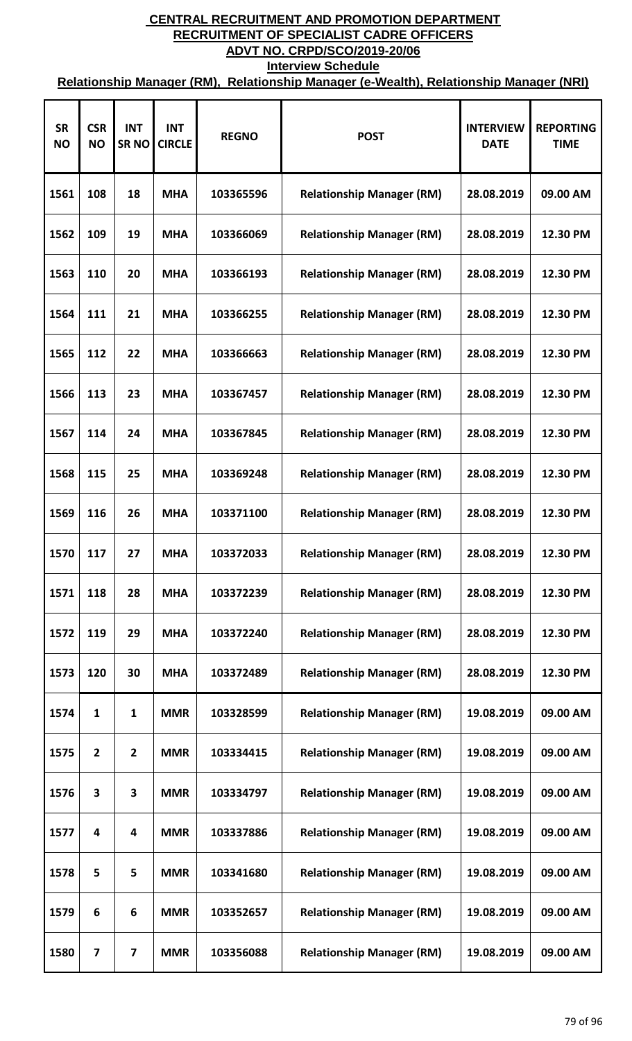# CENTRAL RECRUITMENT AND PROMOTION DEPARTMENT

## RECRUITMENT OF SPECIALIST CADRE OFFICERS

## ADVT NO. CRPD/SCO/2019-20/06

### Interview Schedule

### Relationship Manager (RM), Relationship Manager (e-Wealth), Relationship Manager (NRI)

| SR NO | CSR NO | INT SR NO | INT CIRCLE | REGNO | POST | INTERVIEW DATE | REPORTING TIME |
|---|---|---|---|---|---|---|---|
| 1561 | 108 | 18 | MHA | 103365596 | Relationship Manager (RM) | 28.08.2019 | 09.00 AM |
| 1562 | 109 | 19 | MHA | 103366069 | Relationship Manager (RM) | 28.08.2019 | 12.30 PM |
| 1563 | 110 | 20 | MHA | 103366193 | Relationship Manager (RM) | 28.08.2019 | 12.30 PM |
| 1564 | 111 | 21 | MHA | 103366255 | Relationship Manager (RM) | 28.08.2019 | 12.30 PM |
| 1565 | 112 | 22 | MHA | 103366663 | Relationship Manager (RM) | 28.08.2019 | 12.30 PM |
| 1566 | 113 | 23 | MHA | 103367457 | Relationship Manager (RM) | 28.08.2019 | 12.30 PM |
| 1567 | 114 | 24 | MHA | 103367845 | Relationship Manager (RM) | 28.08.2019 | 12.30 PM |
| 1568 | 115 | 25 | MHA | 103369248 | Relationship Manager (RM) | 28.08.2019 | 12.30 PM |
| 1569 | 116 | 26 | MHA | 103371100 | Relationship Manager (RM) | 28.08.2019 | 12.30 PM |
| 1570 | 117 | 27 | MHA | 103372033 | Relationship Manager (RM) | 28.08.2019 | 12.30 PM |
| 1571 | 118 | 28 | MHA | 103372239 | Relationship Manager (RM) | 28.08.2019 | 12.30 PM |
| 1572 | 119 | 29 | MHA | 103372240 | Relationship Manager (RM) | 28.08.2019 | 12.30 PM |
| 1573 | 120 | 30 | MHA | 103372489 | Relationship Manager (RM) | 28.08.2019 | 12.30 PM |
| 1574 | 1 | 1 | MMR | 103328599 | Relationship Manager (RM) | 19.08.2019 | 09.00 AM |
| 1575 | 2 | 2 | MMR | 103334415 | Relationship Manager (RM) | 19.08.2019 | 09.00 AM |
| 1576 | 3 | 3 | MMR | 103334797 | Relationship Manager (RM) | 19.08.2019 | 09.00 AM |
| 1577 | 4 | 4 | MMR | 103337886 | Relationship Manager (RM) | 19.08.2019 | 09.00 AM |
| 1578 | 5 | 5 | MMR | 103341680 | Relationship Manager (RM) | 19.08.2019 | 09.00 AM |
| 1579 | 6 | 6 | MMR | 103352657 | Relationship Manager (RM) | 19.08.2019 | 09.00 AM |
| 1580 | 7 | 7 | MMR | 103356088 | Relationship Manager (RM) | 19.08.2019 | 09.00 AM |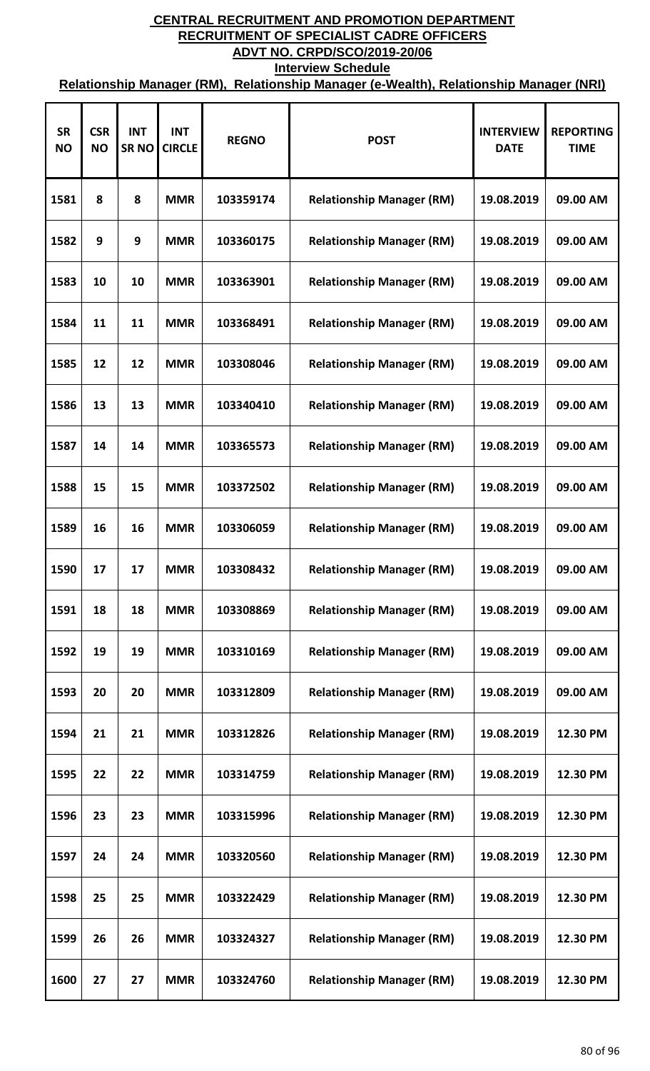# CENTRAL RECRUITMENT AND PROMOTION DEPARTMENT

## RECRUITMENT OF SPECIALIST CADRE OFFICERS

## ADVT NO. CRPD/SCO/2019-20/06

### Interview Schedule

### Relationship Manager (RM), Relationship Manager (e-Wealth), Relationship Manager (NRI)

| SR NO | CSR NO | INT SR NO | INT CIRCLE | REGNO | POST | INTERVIEW DATE | REPORTING TIME |
|---|---|---|---|---|---|---|---|
| 1581 | 8 | 8 | MMR | 103359174 | Relationship Manager (RM) | 19.08.2019 | 09.00 AM |
| 1582 | 9 | 9 | MMR | 103360175 | Relationship Manager (RM) | 19.08.2019 | 09.00 AM |
| 1583 | 10 | 10 | MMR | 103363901 | Relationship Manager (RM) | 19.08.2019 | 09.00 AM |
| 1584 | 11 | 11 | MMR | 103368491 | Relationship Manager (RM) | 19.08.2019 | 09.00 AM |
| 1585 | 12 | 12 | MMR | 103308046 | Relationship Manager (RM) | 19.08.2019 | 09.00 AM |
| 1586 | 13 | 13 | MMR | 103340410 | Relationship Manager (RM) | 19.08.2019 | 09.00 AM |
| 1587 | 14 | 14 | MMR | 103365573 | Relationship Manager (RM) | 19.08.2019 | 09.00 AM |
| 1588 | 15 | 15 | MMR | 103372502 | Relationship Manager (RM) | 19.08.2019 | 09.00 AM |
| 1589 | 16 | 16 | MMR | 103306059 | Relationship Manager (RM) | 19.08.2019 | 09.00 AM |
| 1590 | 17 | 17 | MMR | 103308432 | Relationship Manager (RM) | 19.08.2019 | 09.00 AM |
| 1591 | 18 | 18 | MMR | 103308869 | Relationship Manager (RM) | 19.08.2019 | 09.00 AM |
| 1592 | 19 | 19 | MMR | 103310169 | Relationship Manager (RM) | 19.08.2019 | 09.00 AM |
| 1593 | 20 | 20 | MMR | 103312809 | Relationship Manager (RM) | 19.08.2019 | 09.00 AM |
| 1594 | 21 | 21 | MMR | 103312826 | Relationship Manager (RM) | 19.08.2019 | 12.30 PM |
| 1595 | 22 | 22 | MMR | 103314759 | Relationship Manager (RM) | 19.08.2019 | 12.30 PM |
| 1596 | 23 | 23 | MMR | 103315996 | Relationship Manager (RM) | 19.08.2019 | 12.30 PM |
| 1597 | 24 | 24 | MMR | 103320560 | Relationship Manager (RM) | 19.08.2019 | 12.30 PM |
| 1598 | 25 | 25 | MMR | 103322429 | Relationship Manager (RM) | 19.08.2019 | 12.30 PM |
| 1599 | 26 | 26 | MMR | 103324327 | Relationship Manager (RM) | 19.08.2019 | 12.30 PM |
| 1600 | 27 | 27 | MMR | 103324760 | Relationship Manager (RM) | 19.08.2019 | 12.30 PM |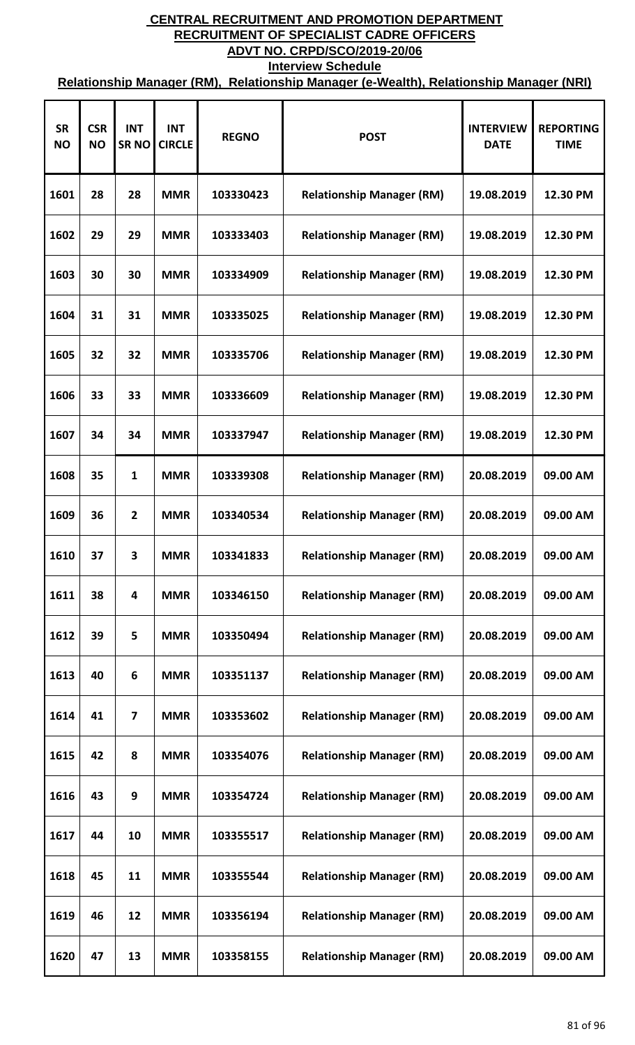**CENTRAL RECRUITMENT AND PROMOTION DEPARTMENT**
**RECRUITMENT OF SPECIALIST CADRE OFFICERS**
**ADVT NO. CRPD/SCO/2019-20/06**
**Interview Schedule**
**Relationship Manager (RM), Relationship Manager (e-Wealth), Relationship Manager (NRI)**

| SR NO | CSR NO | INT SR NO | INT CIRCLE | REGNO | POST | INTERVIEW DATE | REPORTING TIME |
|---|---|---|---|---|---|---|---|
| 1601 | 28 | 28 | MMR | 103330423 | Relationship Manager (RM) | 19.08.2019 | 12.30 PM |
| 1602 | 29 | 29 | MMR | 103333403 | Relationship Manager (RM) | 19.08.2019 | 12.30 PM |
| 1603 | 30 | 30 | MMR | 103334909 | Relationship Manager (RM) | 19.08.2019 | 12.30 PM |
| 1604 | 31 | 31 | MMR | 103335025 | Relationship Manager (RM) | 19.08.2019 | 12.30 PM |
| 1605 | 32 | 32 | MMR | 103335706 | Relationship Manager (RM) | 19.08.2019 | 12.30 PM |
| 1606 | 33 | 33 | MMR | 103336609 | Relationship Manager (RM) | 19.08.2019 | 12.30 PM |
| 1607 | 34 | 34 | MMR | 103337947 | Relationship Manager (RM) | 19.08.2019 | 12.30 PM |
| 1608 | 35 | 1 | MMR | 103339308 | Relationship Manager (RM) | 20.08.2019 | 09.00 AM |
| 1609 | 36 | 2 | MMR | 103340534 | Relationship Manager (RM) | 20.08.2019 | 09.00 AM |
| 1610 | 37 | 3 | MMR | 103341833 | Relationship Manager (RM) | 20.08.2019 | 09.00 AM |
| 1611 | 38 | 4 | MMR | 103346150 | Relationship Manager (RM) | 20.08.2019 | 09.00 AM |
| 1612 | 39 | 5 | MMR | 103350494 | Relationship Manager (RM) | 20.08.2019 | 09.00 AM |
| 1613 | 40 | 6 | MMR | 103351137 | Relationship Manager (RM) | 20.08.2019 | 09.00 AM |
| 1614 | 41 | 7 | MMR | 103353602 | Relationship Manager (RM) | 20.08.2019 | 09.00 AM |
| 1615 | 42 | 8 | MMR | 103354076 | Relationship Manager (RM) | 20.08.2019 | 09.00 AM |
| 1616 | 43 | 9 | MMR | 103354724 | Relationship Manager (RM) | 20.08.2019 | 09.00 AM |
| 1617 | 44 | 10 | MMR | 103355517 | Relationship Manager (RM) | 20.08.2019 | 09.00 AM |
| 1618 | 45 | 11 | MMR | 103355544 | Relationship Manager (RM) | 20.08.2019 | 09.00 AM |
| 1619 | 46 | 12 | MMR | 103356194 | Relationship Manager (RM) | 20.08.2019 | 09.00 AM |
| 1620 | 47 | 13 | MMR | 103358155 | Relationship Manager (RM) | 20.08.2019 | 09.00 AM |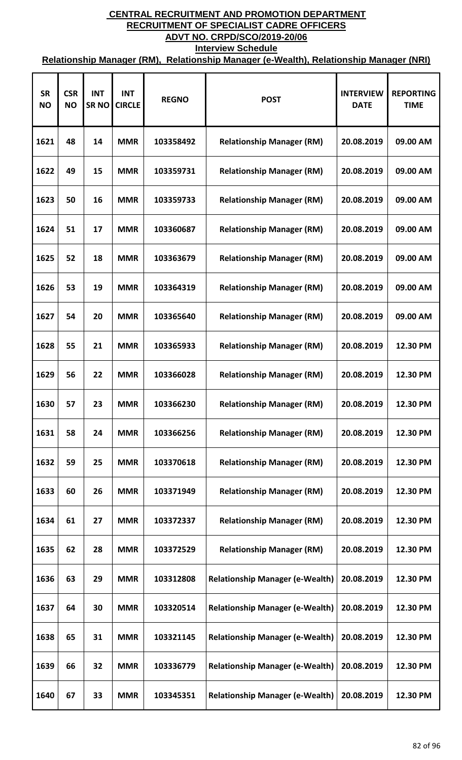# CENTRAL RECRUITMENT AND PROMOTION DEPARTMENT
## RECRUITMENT OF SPECIALIST CADRE OFFICERS
## ADVT NO. CRPD/SCO/2019-20/06
### Interview Schedule
### Relationship Manager (RM), Relationship Manager (e-Wealth), Relationship Manager (NRI)

| SR NO | CSR NO | INT SR NO | INT CIRCLE | REGNO | POST | INTERVIEW DATE | REPORTING TIME |
|---|---|---|---|---|---|---|---|
| 1621 | 48 | 14 | MMR | 103358492 | Relationship Manager (RM) | 20.08.2019 | 09.00 AM |
| 1622 | 49 | 15 | MMR | 103359731 | Relationship Manager (RM) | 20.08.2019 | 09.00 AM |
| 1623 | 50 | 16 | MMR | 103359733 | Relationship Manager (RM) | 20.08.2019 | 09.00 AM |
| 1624 | 51 | 17 | MMR | 103360687 | Relationship Manager (RM) | 20.08.2019 | 09.00 AM |
| 1625 | 52 | 18 | MMR | 103363679 | Relationship Manager (RM) | 20.08.2019 | 09.00 AM |
| 1626 | 53 | 19 | MMR | 103364319 | Relationship Manager (RM) | 20.08.2019 | 09.00 AM |
| 1627 | 54 | 20 | MMR | 103365640 | Relationship Manager (RM) | 20.08.2019 | 09.00 AM |
| 1628 | 55 | 21 | MMR | 103365933 | Relationship Manager (RM) | 20.08.2019 | 12.30 PM |
| 1629 | 56 | 22 | MMR | 103366028 | Relationship Manager (RM) | 20.08.2019 | 12.30 PM |
| 1630 | 57 | 23 | MMR | 103366230 | Relationship Manager (RM) | 20.08.2019 | 12.30 PM |
| 1631 | 58 | 24 | MMR | 103366256 | Relationship Manager (RM) | 20.08.2019 | 12.30 PM |
| 1632 | 59 | 25 | MMR | 103370618 | Relationship Manager (RM) | 20.08.2019 | 12.30 PM |
| 1633 | 60 | 26 | MMR | 103371949 | Relationship Manager (RM) | 20.08.2019 | 12.30 PM |
| 1634 | 61 | 27 | MMR | 103372337 | Relationship Manager (RM) | 20.08.2019 | 12.30 PM |
| 1635 | 62 | 28 | MMR | 103372529 | Relationship Manager (RM) | 20.08.2019 | 12.30 PM |
| 1636 | 63 | 29 | MMR | 103312808 | Relationship Manager (e-Wealth) | 20.08.2019 | 12.30 PM |
| 1637 | 64 | 30 | MMR | 103320514 | Relationship Manager (e-Wealth) | 20.08.2019 | 12.30 PM |
| 1638 | 65 | 31 | MMR | 103321145 | Relationship Manager (e-Wealth) | 20.08.2019 | 12.30 PM |
| 1639 | 66 | 32 | MMR | 103336779 | Relationship Manager (e-Wealth) | 20.08.2019 | 12.30 PM |
| 1640 | 67 | 33 | MMR | 103345351 | Relationship Manager (e-Wealth) | 20.08.2019 | 12.30 PM |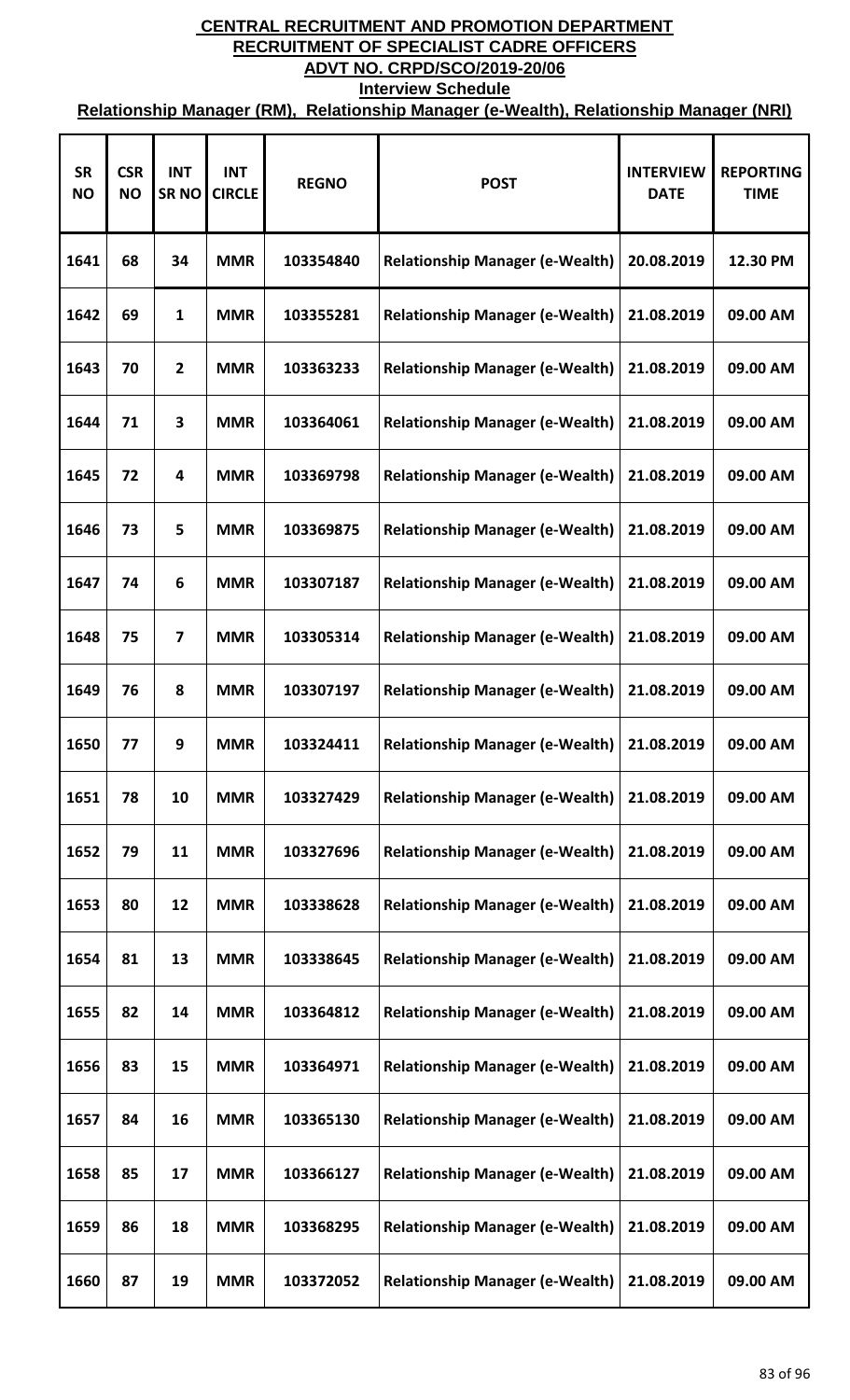# CENTRAL RECRUITMENT AND PROMOTION DEPARTMENT

## RECRUITMENT OF SPECIALIST CADRE OFFICERS

## ADVT NO. CRPD/SCO/2019-20/06

### Interview Schedule

### Relationship Manager (RM), Relationship Manager (e-Wealth), Relationship Manager (NRI)

| SR NO | CSR NO | INT SR NO | INT CIRCLE | REGNO | POST | INTERVIEW DATE | REPORTING TIME |
|---|---|---|---|---|---|---|---|
| 1641 | 68 | 34 | MMR | 103354840 | Relationship Manager (e-Wealth) | 20.08.2019 | 12.30 PM |
| 1642 | 69 | 1 | MMR | 103355281 | Relationship Manager (e-Wealth) | 21.08.2019 | 09.00 AM |
| 1643 | 70 | 2 | MMR | 103363233 | Relationship Manager (e-Wealth) | 21.08.2019 | 09.00 AM |
| 1644 | 71 | 3 | MMR | 103364061 | Relationship Manager (e-Wealth) | 21.08.2019 | 09.00 AM |
| 1645 | 72 | 4 | MMR | 103369798 | Relationship Manager (e-Wealth) | 21.08.2019 | 09.00 AM |
| 1646 | 73 | 5 | MMR | 103369875 | Relationship Manager (e-Wealth) | 21.08.2019 | 09.00 AM |
| 1647 | 74 | 6 | MMR | 103307187 | Relationship Manager (e-Wealth) | 21.08.2019 | 09.00 AM |
| 1648 | 75 | 7 | MMR | 103305314 | Relationship Manager (e-Wealth) | 21.08.2019 | 09.00 AM |
| 1649 | 76 | 8 | MMR | 103307197 | Relationship Manager (e-Wealth) | 21.08.2019 | 09.00 AM |
| 1650 | 77 | 9 | MMR | 103324411 | Relationship Manager (e-Wealth) | 21.08.2019 | 09.00 AM |
| 1651 | 78 | 10 | MMR | 103327429 | Relationship Manager (e-Wealth) | 21.08.2019 | 09.00 AM |
| 1652 | 79 | 11 | MMR | 103327696 | Relationship Manager (e-Wealth) | 21.08.2019 | 09.00 AM |
| 1653 | 80 | 12 | MMR | 103338628 | Relationship Manager (e-Wealth) | 21.08.2019 | 09.00 AM |
| 1654 | 81 | 13 | MMR | 103338645 | Relationship Manager (e-Wealth) | 21.08.2019 | 09.00 AM |
| 1655 | 82 | 14 | MMR | 103364812 | Relationship Manager (e-Wealth) | 21.08.2019 | 09.00 AM |
| 1656 | 83 | 15 | MMR | 103364971 | Relationship Manager (e-Wealth) | 21.08.2019 | 09.00 AM |
| 1657 | 84 | 16 | MMR | 103365130 | Relationship Manager (e-Wealth) | 21.08.2019 | 09.00 AM |
| 1658 | 85 | 17 | MMR | 103366127 | Relationship Manager (e-Wealth) | 21.08.2019 | 09.00 AM |
| 1659 | 86 | 18 | MMR | 103368295 | Relationship Manager (e-Wealth) | 21.08.2019 | 09.00 AM |
| 1660 | 87 | 19 | MMR | 103372052 | Relationship Manager (e-Wealth) | 21.08.2019 | 09.00 AM |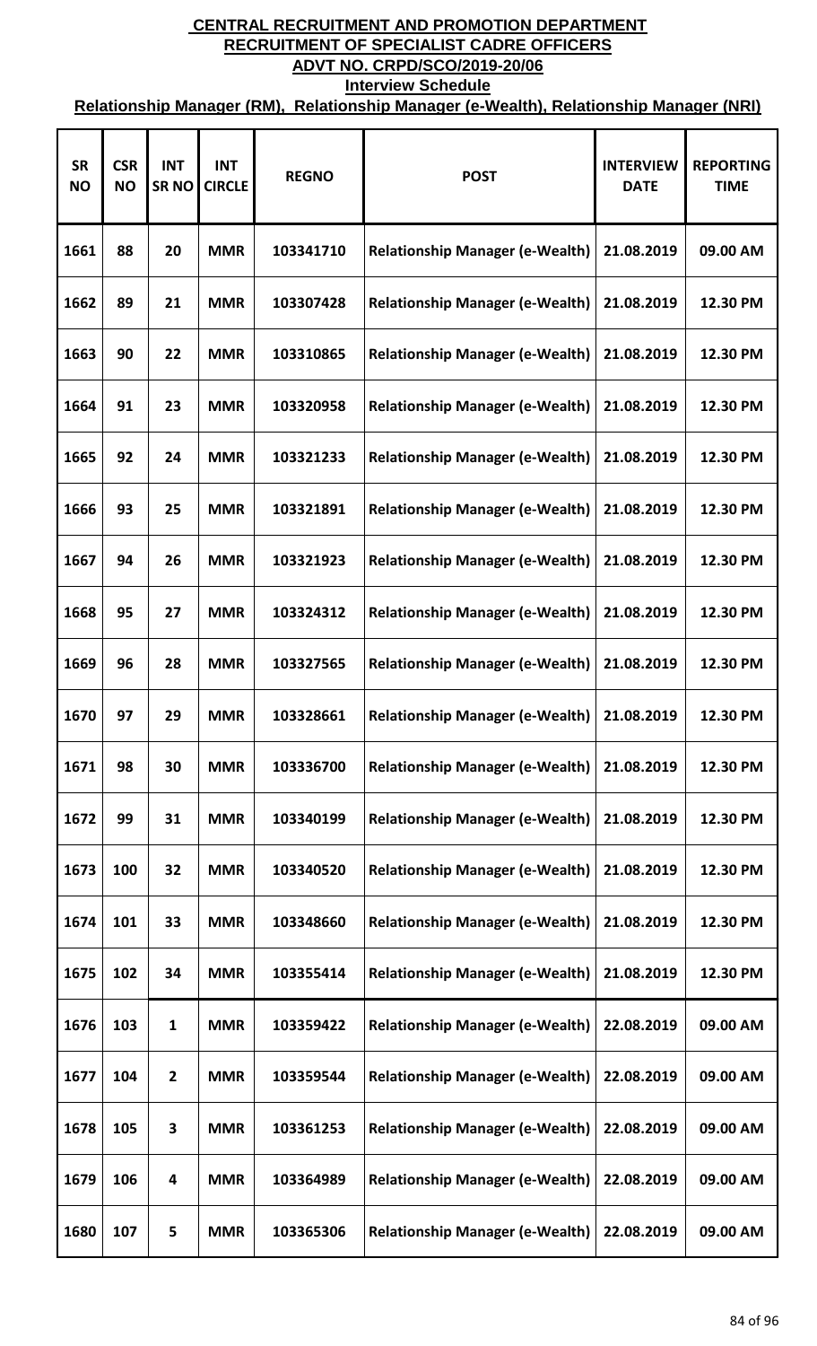# CENTRAL RECRUITMENT AND PROMOTION DEPARTMENT

## RECRUITMENT OF SPECIALIST CADRE OFFICERS

### ADVT NO. CRPD/SCO/2019-20/06

### Interview Schedule

### Relationship Manager (RM), Relationship Manager (e-Wealth), Relationship Manager (NRI)

| SR NO | CSR NO | INT SR NO | INT CIRCLE | REGNO | POST | INTERVIEW DATE | REPORTING TIME |
|---|---|---|---|---|---|---|---|
| 1661 | 88 | 20 | MMR | 103341710 | Relationship Manager (e-Wealth) | 21.08.2019 | 09.00 AM |
| 1662 | 89 | 21 | MMR | 103307428 | Relationship Manager (e-Wealth) | 21.08.2019 | 12.30 PM |
| 1663 | 90 | 22 | MMR | 103310865 | Relationship Manager (e-Wealth) | 21.08.2019 | 12.30 PM |
| 1664 | 91 | 23 | MMR | 103320958 | Relationship Manager (e-Wealth) | 21.08.2019 | 12.30 PM |
| 1665 | 92 | 24 | MMR | 103321233 | Relationship Manager (e-Wealth) | 21.08.2019 | 12.30 PM |
| 1666 | 93 | 25 | MMR | 103321891 | Relationship Manager (e-Wealth) | 21.08.2019 | 12.30 PM |
| 1667 | 94 | 26 | MMR | 103321923 | Relationship Manager (e-Wealth) | 21.08.2019 | 12.30 PM |
| 1668 | 95 | 27 | MMR | 103324312 | Relationship Manager (e-Wealth) | 21.08.2019 | 12.30 PM |
| 1669 | 96 | 28 | MMR | 103327565 | Relationship Manager (e-Wealth) | 21.08.2019 | 12.30 PM |
| 1670 | 97 | 29 | MMR | 103328661 | Relationship Manager (e-Wealth) | 21.08.2019 | 12.30 PM |
| 1671 | 98 | 30 | MMR | 103336700 | Relationship Manager (e-Wealth) | 21.08.2019 | 12.30 PM |
| 1672 | 99 | 31 | MMR | 103340199 | Relationship Manager (e-Wealth) | 21.08.2019 | 12.30 PM |
| 1673 | 100 | 32 | MMR | 103340520 | Relationship Manager (e-Wealth) | 21.08.2019 | 12.30 PM |
| 1674 | 101 | 33 | MMR | 103348660 | Relationship Manager (e-Wealth) | 21.08.2019 | 12.30 PM |
| 1675 | 102 | 34 | MMR | 103355414 | Relationship Manager (e-Wealth) | 21.08.2019 | 12.30 PM |
| 1676 | 103 | 1 | MMR | 103359422 | Relationship Manager (e-Wealth) | 22.08.2019 | 09.00 AM |
| 1677 | 104 | 2 | MMR | 103359544 | Relationship Manager (e-Wealth) | 22.08.2019 | 09.00 AM |
| 1678 | 105 | 3 | MMR | 103361253 | Relationship Manager (e-Wealth) | 22.08.2019 | 09.00 AM |
| 1679 | 106 | 4 | MMR | 103364989 | Relationship Manager (e-Wealth) | 22.08.2019 | 09.00 AM |
| 1680 | 107 | 5 | MMR | 103365306 | Relationship Manager (e-Wealth) | 22.08.2019 | 09.00 AM |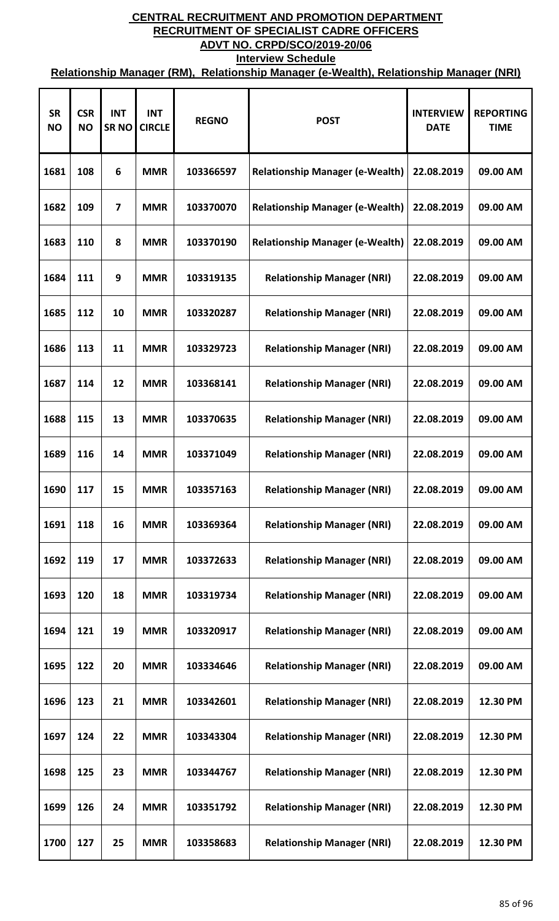# CENTRAL RECRUITMENT AND PROMOTION DEPARTMENT
## RECRUITMENT OF SPECIALIST CADRE OFFICERS
## ADVT NO. CRPD/SCO/2019-20/06
### Interview Schedule
### Relationship Manager (RM), Relationship Manager (e-Wealth), Relationship Manager (NRI)

| SR NO | CSR NO | INT SR NO | INT CIRCLE | REGNO | POST | INTERVIEW DATE | REPORTING TIME |
|---|---|---|---|---|---|---|---|
| 1681 | 108 | 6 | MMR | 103366597 | Relationship Manager (e-Wealth) | 22.08.2019 | 09.00 AM |
| 1682 | 109 | 7 | MMR | 103370070 | Relationship Manager (e-Wealth) | 22.08.2019 | 09.00 AM |
| 1683 | 110 | 8 | MMR | 103370190 | Relationship Manager (e-Wealth) | 22.08.2019 | 09.00 AM |
| 1684 | 111 | 9 | MMR | 103319135 | Relationship Manager (NRI) | 22.08.2019 | 09.00 AM |
| 1685 | 112 | 10 | MMR | 103320287 | Relationship Manager (NRI) | 22.08.2019 | 09.00 AM |
| 1686 | 113 | 11 | MMR | 103329723 | Relationship Manager (NRI) | 22.08.2019 | 09.00 AM |
| 1687 | 114 | 12 | MMR | 103368141 | Relationship Manager (NRI) | 22.08.2019 | 09.00 AM |
| 1688 | 115 | 13 | MMR | 103370635 | Relationship Manager (NRI) | 22.08.2019 | 09.00 AM |
| 1689 | 116 | 14 | MMR | 103371049 | Relationship Manager (NRI) | 22.08.2019 | 09.00 AM |
| 1690 | 117 | 15 | MMR | 103357163 | Relationship Manager (NRI) | 22.08.2019 | 09.00 AM |
| 1691 | 118 | 16 | MMR | 103369364 | Relationship Manager (NRI) | 22.08.2019 | 09.00 AM |
| 1692 | 119 | 17 | MMR | 103372633 | Relationship Manager (NRI) | 22.08.2019 | 09.00 AM |
| 1693 | 120 | 18 | MMR | 103319734 | Relationship Manager (NRI) | 22.08.2019 | 09.00 AM |
| 1694 | 121 | 19 | MMR | 103320917 | Relationship Manager (NRI) | 22.08.2019 | 09.00 AM |
| 1695 | 122 | 20 | MMR | 103334646 | Relationship Manager (NRI) | 22.08.2019 | 09.00 AM |
| 1696 | 123 | 21 | MMR | 103342601 | Relationship Manager (NRI) | 22.08.2019 | 12.30 PM |
| 1697 | 124 | 22 | MMR | 103343304 | Relationship Manager (NRI) | 22.08.2019 | 12.30 PM |
| 1698 | 125 | 23 | MMR | 103344767 | Relationship Manager (NRI) | 22.08.2019 | 12.30 PM |
| 1699 | 126 | 24 | MMR | 103351792 | Relationship Manager (NRI) | 22.08.2019 | 12.30 PM |
| 1700 | 127 | 25 | MMR | 103358683 | Relationship Manager (NRI) | 22.08.2019 | 12.30 PM |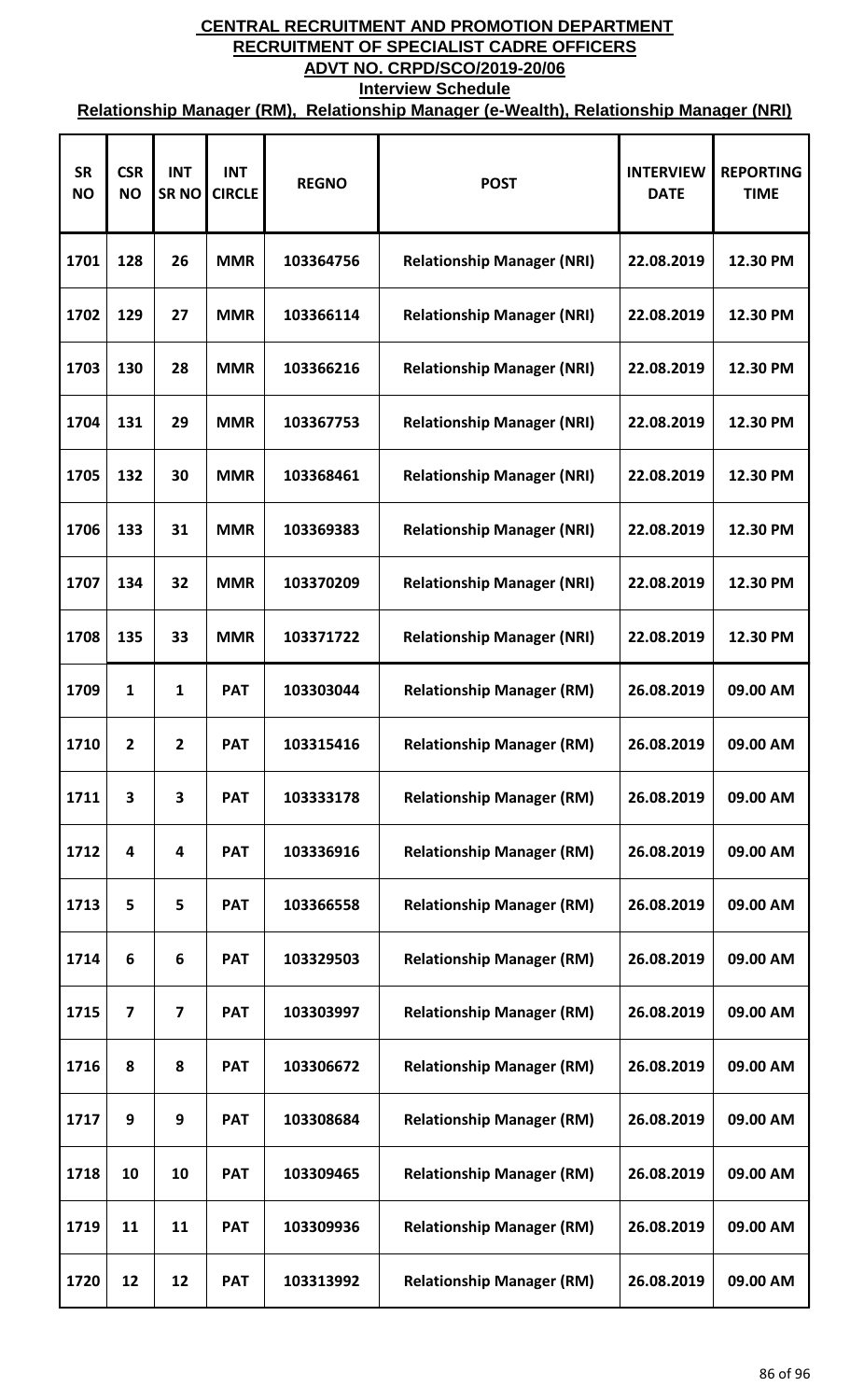**CENTRAL RECRUITMENT AND PROMOTION DEPARTMENT**
**RECRUITMENT OF SPECIALIST CADRE OFFICERS**
**ADVT NO. CRPD/SCO/2019-20/06**
**Interview Schedule**
**Relationship Manager (RM), Relationship Manager (e-Wealth), Relationship Manager (NRI)**

| SR NO | CSR NO | INT SR NO | INT CIRCLE | REGNO | POST | INTERVIEW DATE | REPORTING TIME |
|---|---|---|---|---|---|---|---|
| 1701 | 128 | 26 | MMR | 103364756 | Relationship Manager (NRI) | 22.08.2019 | 12.30 PM |
| 1702 | 129 | 27 | MMR | 103366114 | Relationship Manager (NRI) | 22.08.2019 | 12.30 PM |
| 1703 | 130 | 28 | MMR | 103366216 | Relationship Manager (NRI) | 22.08.2019 | 12.30 PM |
| 1704 | 131 | 29 | MMR | 103367753 | Relationship Manager (NRI) | 22.08.2019 | 12.30 PM |
| 1705 | 132 | 30 | MMR | 103368461 | Relationship Manager (NRI) | 22.08.2019 | 12.30 PM |
| 1706 | 133 | 31 | MMR | 103369383 | Relationship Manager (NRI) | 22.08.2019 | 12.30 PM |
| 1707 | 134 | 32 | MMR | 103370209 | Relationship Manager (NRI) | 22.08.2019 | 12.30 PM |
| 1708 | 135 | 33 | MMR | 103371722 | Relationship Manager (NRI) | 22.08.2019 | 12.30 PM |
| 1709 | 1 | 1 | PAT | 103303044 | Relationship Manager (RM) | 26.08.2019 | 09.00 AM |
| 1710 | 2 | 2 | PAT | 103315416 | Relationship Manager (RM) | 26.08.2019 | 09.00 AM |
| 1711 | 3 | 3 | PAT | 103333178 | Relationship Manager (RM) | 26.08.2019 | 09.00 AM |
| 1712 | 4 | 4 | PAT | 103336916 | Relationship Manager (RM) | 26.08.2019 | 09.00 AM |
| 1713 | 5 | 5 | PAT | 103366558 | Relationship Manager (RM) | 26.08.2019 | 09.00 AM |
| 1714 | 6 | 6 | PAT | 103329503 | Relationship Manager (RM) | 26.08.2019 | 09.00 AM |
| 1715 | 7 | 7 | PAT | 103303997 | Relationship Manager (RM) | 26.08.2019 | 09.00 AM |
| 1716 | 8 | 8 | PAT | 103306672 | Relationship Manager (RM) | 26.08.2019 | 09.00 AM |
| 1717 | 9 | 9 | PAT | 103308684 | Relationship Manager (RM) | 26.08.2019 | 09.00 AM |
| 1718 | 10 | 10 | PAT | 103309465 | Relationship Manager (RM) | 26.08.2019 | 09.00 AM |
| 1719 | 11 | 11 | PAT | 103309936 | Relationship Manager (RM) | 26.08.2019 | 09.00 AM |
| 1720 | 12 | 12 | PAT | 103313992 | Relationship Manager (RM) | 26.08.2019 | 09.00 AM |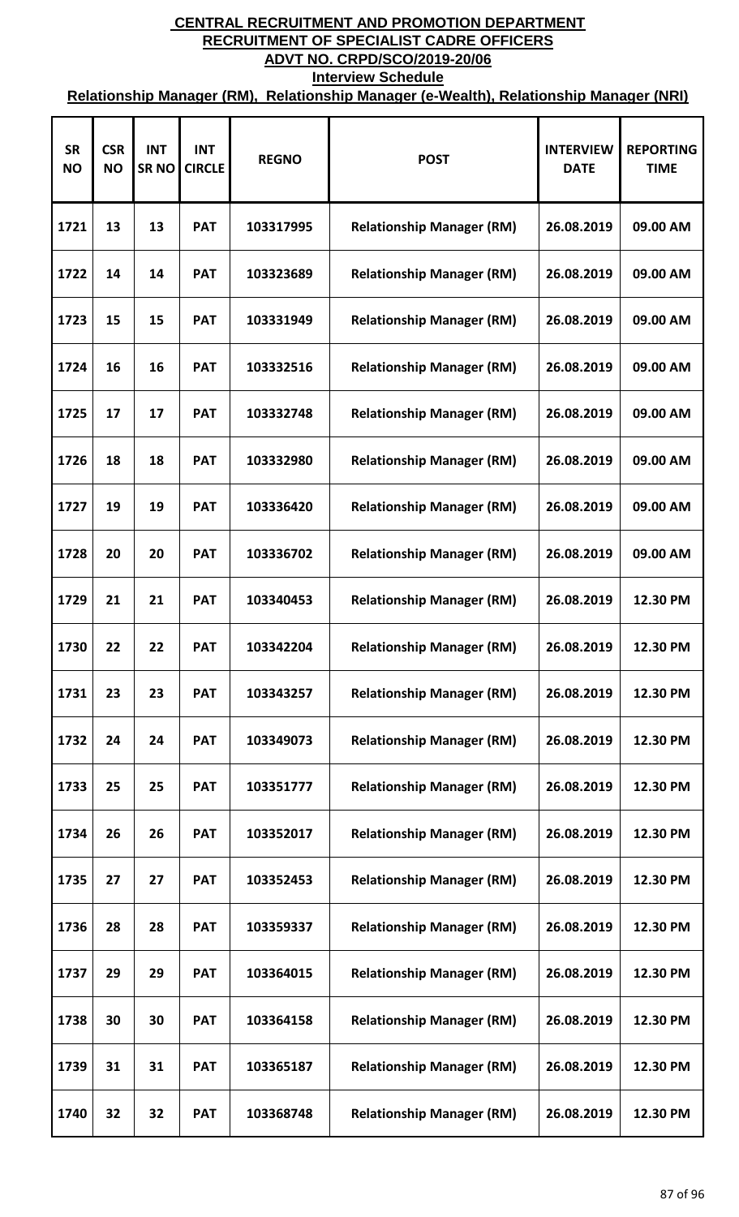**CENTRAL RECRUITMENT AND PROMOTION DEPARTMENT**

**RECRUITMENT OF SPECIALIST CADRE OFFICERS**

**ADVT NO. CRPD/SCO/2019-20/06**

**Interview Schedule**

**Relationship Manager (RM), Relationship Manager (e-Wealth), Relationship Manager (NRI)**

| SR NO | CSR NO | INT SR NO | INT CIRCLE | REGNO | POST | INTERVIEW DATE | REPORTING TIME |
|---|---|---|---|---|---|---|---|
| 1721 | 13 | 13 | PAT | 103317995 | Relationship Manager (RM) | 26.08.2019 | 09.00 AM |
| 1722 | 14 | 14 | PAT | 103323689 | Relationship Manager (RM) | 26.08.2019 | 09.00 AM |
| 1723 | 15 | 15 | PAT | 103331949 | Relationship Manager (RM) | 26.08.2019 | 09.00 AM |
| 1724 | 16 | 16 | PAT | 103332516 | Relationship Manager (RM) | 26.08.2019 | 09.00 AM |
| 1725 | 17 | 17 | PAT | 103332748 | Relationship Manager (RM) | 26.08.2019 | 09.00 AM |
| 1726 | 18 | 18 | PAT | 103332980 | Relationship Manager (RM) | 26.08.2019 | 09.00 AM |
| 1727 | 19 | 19 | PAT | 103336420 | Relationship Manager (RM) | 26.08.2019 | 09.00 AM |
| 1728 | 20 | 20 | PAT | 103336702 | Relationship Manager (RM) | 26.08.2019 | 09.00 AM |
| 1729 | 21 | 21 | PAT | 103340453 | Relationship Manager (RM) | 26.08.2019 | 12.30 PM |
| 1730 | 22 | 22 | PAT | 103342204 | Relationship Manager (RM) | 26.08.2019 | 12.30 PM |
| 1731 | 23 | 23 | PAT | 103343257 | Relationship Manager (RM) | 26.08.2019 | 12.30 PM |
| 1732 | 24 | 24 | PAT | 103349073 | Relationship Manager (RM) | 26.08.2019 | 12.30 PM |
| 1733 | 25 | 25 | PAT | 103351777 | Relationship Manager (RM) | 26.08.2019 | 12.30 PM |
| 1734 | 26 | 26 | PAT | 103352017 | Relationship Manager (RM) | 26.08.2019 | 12.30 PM |
| 1735 | 27 | 27 | PAT | 103352453 | Relationship Manager (RM) | 26.08.2019 | 12.30 PM |
| 1736 | 28 | 28 | PAT | 103359337 | Relationship Manager (RM) | 26.08.2019 | 12.30 PM |
| 1737 | 29 | 29 | PAT | 103364015 | Relationship Manager (RM) | 26.08.2019 | 12.30 PM |
| 1738 | 30 | 30 | PAT | 103364158 | Relationship Manager (RM) | 26.08.2019 | 12.30 PM |
| 1739 | 31 | 31 | PAT | 103365187 | Relationship Manager (RM) | 26.08.2019 | 12.30 PM |
| 1740 | 32 | 32 | PAT | 103368748 | Relationship Manager (RM) | 26.08.2019 | 12.30 PM |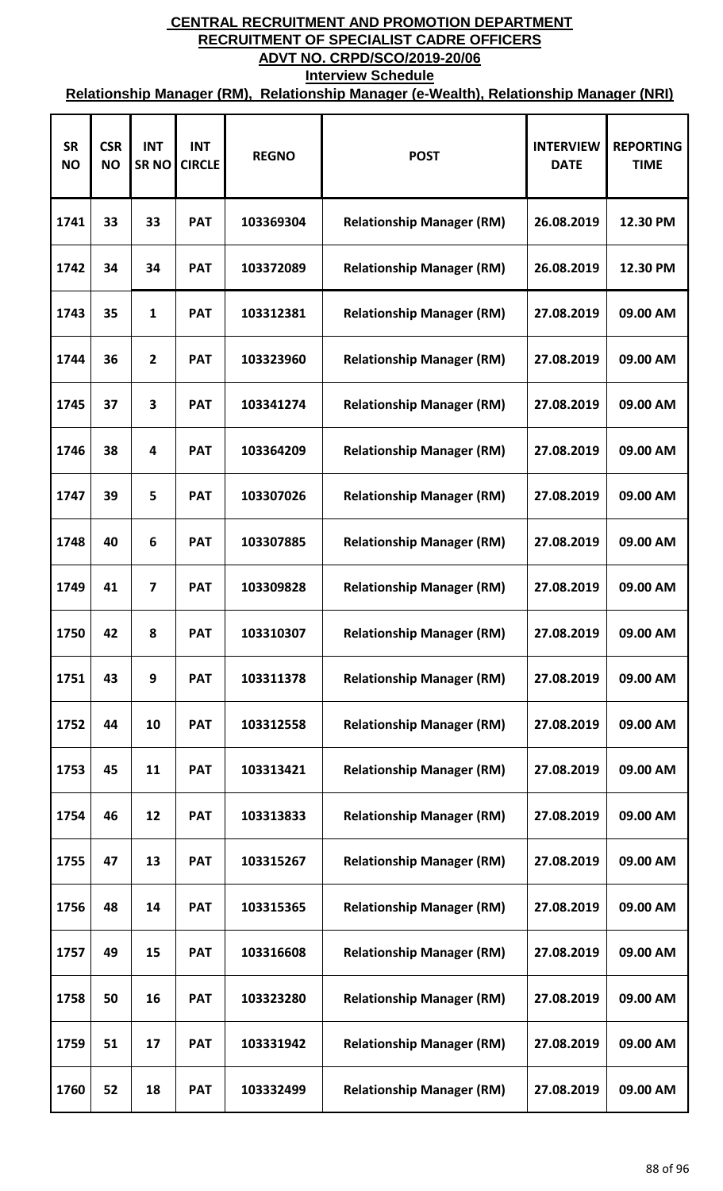**CENTRAL RECRUITMENT AND PROMOTION DEPARTMENT**

**RECRUITMENT OF SPECIALIST CADRE OFFICERS**

**ADVT NO. CRPD/SCO/2019-20/06**

**Interview Schedule**

**Relationship Manager (RM), Relationship Manager (e-Wealth), Relationship Manager (NRI)**

| SR NO | CSR NO | INT SR NO | INT CIRCLE | REGNO | POST | INTERVIEW DATE | REPORTING TIME |
|---|---|---|---|---|---|---|---|
| 1741 | 33 | 33 | PAT | 103369304 | Relationship Manager (RM) | 26.08.2019 | 12.30 PM |
| 1742 | 34 | 34 | PAT | 103372089 | Relationship Manager (RM) | 26.08.2019 | 12.30 PM |
| 1743 | 35 | 1 | PAT | 103312381 | Relationship Manager (RM) | 27.08.2019 | 09.00 AM |
| 1744 | 36 | 2 | PAT | 103323960 | Relationship Manager (RM) | 27.08.2019 | 09.00 AM |
| 1745 | 37 | 3 | PAT | 103341274 | Relationship Manager (RM) | 27.08.2019 | 09.00 AM |
| 1746 | 38 | 4 | PAT | 103364209 | Relationship Manager (RM) | 27.08.2019 | 09.00 AM |
| 1747 | 39 | 5 | PAT | 103307026 | Relationship Manager (RM) | 27.08.2019 | 09.00 AM |
| 1748 | 40 | 6 | PAT | 103307885 | Relationship Manager (RM) | 27.08.2019 | 09.00 AM |
| 1749 | 41 | 7 | PAT | 103309828 | Relationship Manager (RM) | 27.08.2019 | 09.00 AM |
| 1750 | 42 | 8 | PAT | 103310307 | Relationship Manager (RM) | 27.08.2019 | 09.00 AM |
| 1751 | 43 | 9 | PAT | 103311378 | Relationship Manager (RM) | 27.08.2019 | 09.00 AM |
| 1752 | 44 | 10 | PAT | 103312558 | Relationship Manager (RM) | 27.08.2019 | 09.00 AM |
| 1753 | 45 | 11 | PAT | 103313421 | Relationship Manager (RM) | 27.08.2019 | 09.00 AM |
| 1754 | 46 | 12 | PAT | 103313833 | Relationship Manager (RM) | 27.08.2019 | 09.00 AM |
| 1755 | 47 | 13 | PAT | 103315267 | Relationship Manager (RM) | 27.08.2019 | 09.00 AM |
| 1756 | 48 | 14 | PAT | 103315365 | Relationship Manager (RM) | 27.08.2019 | 09.00 AM |
| 1757 | 49 | 15 | PAT | 103316608 | Relationship Manager (RM) | 27.08.2019 | 09.00 AM |
| 1758 | 50 | 16 | PAT | 103323280 | Relationship Manager (RM) | 27.08.2019 | 09.00 AM |
| 1759 | 51 | 17 | PAT | 103331942 | Relationship Manager (RM) | 27.08.2019 | 09.00 AM |
| 1760 | 52 | 18 | PAT | 103332499 | Relationship Manager (RM) | 27.08.2019 | 09.00 AM |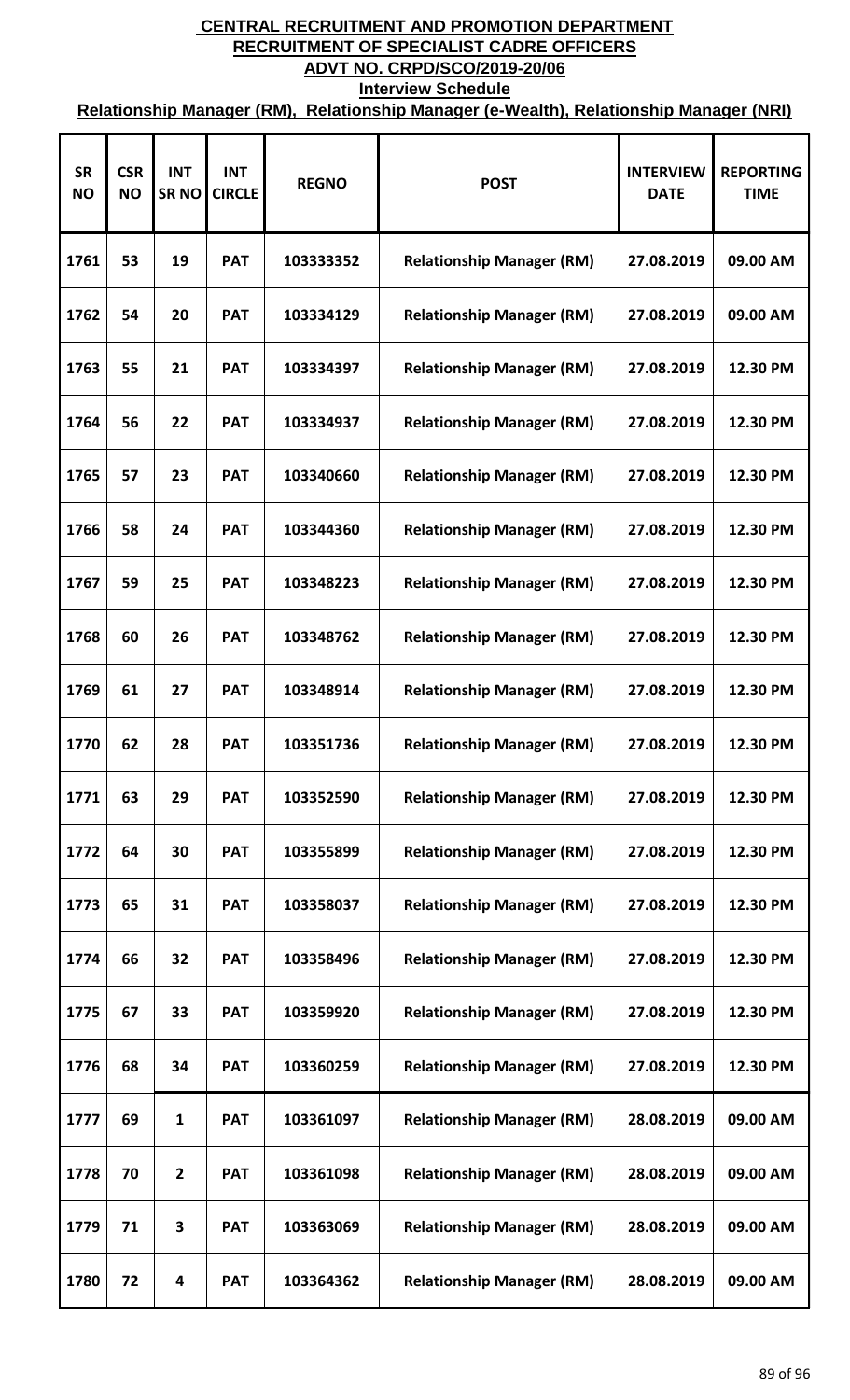**CENTRAL RECRUITMENT AND PROMOTION DEPARTMENT**
**RECRUITMENT OF SPECIALIST CADRE OFFICERS**
**ADVT NO. CRPD/SCO/2019-20/06**
**Interview Schedule**
**Relationship Manager (RM), Relationship Manager (e-Wealth), Relationship Manager (NRI)**

| SR NO | CSR NO | INT SR NO | INT CIRCLE | REGNO | POST | INTERVIEW DATE | REPORTING TIME |
|---|---|---|---|---|---|---|---|
| 1761 | 53 | 19 | PAT | 103333352 | Relationship Manager (RM) | 27.08.2019 | 09.00 AM |
| 1762 | 54 | 20 | PAT | 103334129 | Relationship Manager (RM) | 27.08.2019 | 09.00 AM |
| 1763 | 55 | 21 | PAT | 103334397 | Relationship Manager (RM) | 27.08.2019 | 12.30 PM |
| 1764 | 56 | 22 | PAT | 103334937 | Relationship Manager (RM) | 27.08.2019 | 12.30 PM |
| 1765 | 57 | 23 | PAT | 103340660 | Relationship Manager (RM) | 27.08.2019 | 12.30 PM |
| 1766 | 58 | 24 | PAT | 103344360 | Relationship Manager (RM) | 27.08.2019 | 12.30 PM |
| 1767 | 59 | 25 | PAT | 103348223 | Relationship Manager (RM) | 27.08.2019 | 12.30 PM |
| 1768 | 60 | 26 | PAT | 103348762 | Relationship Manager (RM) | 27.08.2019 | 12.30 PM |
| 1769 | 61 | 27 | PAT | 103348914 | Relationship Manager (RM) | 27.08.2019 | 12.30 PM |
| 1770 | 62 | 28 | PAT | 103351736 | Relationship Manager (RM) | 27.08.2019 | 12.30 PM |
| 1771 | 63 | 29 | PAT | 103352590 | Relationship Manager (RM) | 27.08.2019 | 12.30 PM |
| 1772 | 64 | 30 | PAT | 103355899 | Relationship Manager (RM) | 27.08.2019 | 12.30 PM |
| 1773 | 65 | 31 | PAT | 103358037 | Relationship Manager (RM) | 27.08.2019 | 12.30 PM |
| 1774 | 66 | 32 | PAT | 103358496 | Relationship Manager (RM) | 27.08.2019 | 12.30 PM |
| 1775 | 67 | 33 | PAT | 103359920 | Relationship Manager (RM) | 27.08.2019 | 12.30 PM |
| 1776 | 68 | 34 | PAT | 103360259 | Relationship Manager (RM) | 27.08.2019 | 12.30 PM |
| 1777 | 69 | 1 | PAT | 103361097 | Relationship Manager (RM) | 28.08.2019 | 09.00 AM |
| 1778 | 70 | 2 | PAT | 103361098 | Relationship Manager (RM) | 28.08.2019 | 09.00 AM |
| 1779 | 71 | 3 | PAT | 103363069 | Relationship Manager (RM) | 28.08.2019 | 09.00 AM |
| 1780 | 72 | 4 | PAT | 103364362 | Relationship Manager (RM) | 28.08.2019 | 09.00 AM |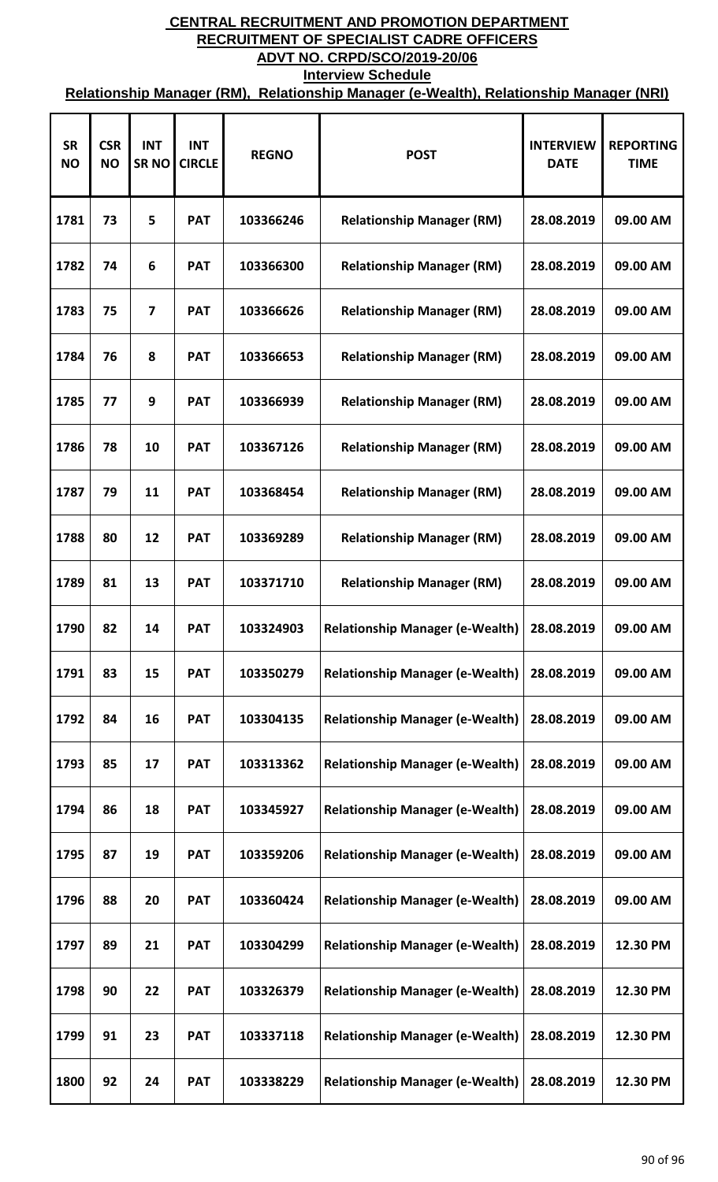# CENTRAL RECRUITMENT AND PROMOTION DEPARTMENT

## RECRUITMENT OF SPECIALIST CADRE OFFICERS

## ADVT NO. CRPD/SCO/2019-20/06

### Interview Schedule

### Relationship Manager (RM), Relationship Manager (e-Wealth), Relationship Manager (NRI)

| SR NO | CSR NO | INT SR NO | INT CIRCLE | REGNO | POST | INTERVIEW DATE | REPORTING TIME |
|---|---|---|---|---|---|---|---|
| 1781 | 73 | 5 | PAT | 103366246 | Relationship Manager (RM) | 28.08.2019 | 09.00 AM |
| 1782 | 74 | 6 | PAT | 103366300 | Relationship Manager (RM) | 28.08.2019 | 09.00 AM |
| 1783 | 75 | 7 | PAT | 103366626 | Relationship Manager (RM) | 28.08.2019 | 09.00 AM |
| 1784 | 76 | 8 | PAT | 103366653 | Relationship Manager (RM) | 28.08.2019 | 09.00 AM |
| 1785 | 77 | 9 | PAT | 103366939 | Relationship Manager (RM) | 28.08.2019 | 09.00 AM |
| 1786 | 78 | 10 | PAT | 103367126 | Relationship Manager (RM) | 28.08.2019 | 09.00 AM |
| 1787 | 79 | 11 | PAT | 103368454 | Relationship Manager (RM) | 28.08.2019 | 09.00 AM |
| 1788 | 80 | 12 | PAT | 103369289 | Relationship Manager (RM) | 28.08.2019 | 09.00 AM |
| 1789 | 81 | 13 | PAT | 103371710 | Relationship Manager (RM) | 28.08.2019 | 09.00 AM |
| 1790 | 82 | 14 | PAT | 103324903 | Relationship Manager (e-Wealth) | 28.08.2019 | 09.00 AM |
| 1791 | 83 | 15 | PAT | 103350279 | Relationship Manager (e-Wealth) | 28.08.2019 | 09.00 AM |
| 1792 | 84 | 16 | PAT | 103304135 | Relationship Manager (e-Wealth) | 28.08.2019 | 09.00 AM |
| 1793 | 85 | 17 | PAT | 103313362 | Relationship Manager (e-Wealth) | 28.08.2019 | 09.00 AM |
| 1794 | 86 | 18 | PAT | 103345927 | Relationship Manager (e-Wealth) | 28.08.2019 | 09.00 AM |
| 1795 | 87 | 19 | PAT | 103359206 | Relationship Manager (e-Wealth) | 28.08.2019 | 09.00 AM |
| 1796 | 88 | 20 | PAT | 103360424 | Relationship Manager (e-Wealth) | 28.08.2019 | 09.00 AM |
| 1797 | 89 | 21 | PAT | 103304299 | Relationship Manager (e-Wealth) | 28.08.2019 | 12.30 PM |
| 1798 | 90 | 22 | PAT | 103326379 | Relationship Manager (e-Wealth) | 28.08.2019 | 12.30 PM |
| 1799 | 91 | 23 | PAT | 103337118 | Relationship Manager (e-Wealth) | 28.08.2019 | 12.30 PM |
| 1800 | 92 | 24 | PAT | 103338229 | Relationship Manager (e-Wealth) | 28.08.2019 | 12.30 PM |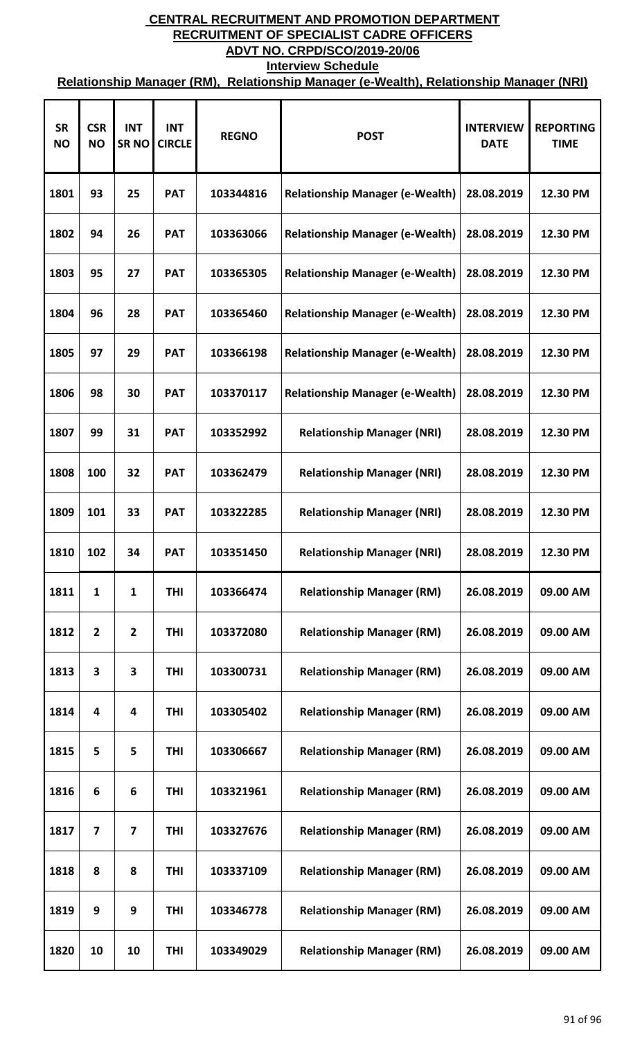# CENTRAL RECRUITMENT AND PROMOTION DEPARTMENT
## RECRUITMENT OF SPECIALIST CADRE OFFICERS
## ADVT NO. CRPD/SCO/2019-20/06
### Interview Schedule
### Relationship Manager (RM), Relationship Manager (e-Wealth), Relationship Manager (NRI)

| SR NO | CSR NO | INT SR NO | INT CIRCLE | REGNO | POST | INTERVIEW DATE | REPORTING TIME |
|---|---|---|---|---|---|---|---|
| 1801 | 93 | 25 | PAT | 103344816 | Relationship Manager (e-Wealth) | 28.08.2019 | 12.30 PM |
| 1802 | 94 | 26 | PAT | 103363066 | Relationship Manager (e-Wealth) | 28.08.2019 | 12.30 PM |
| 1803 | 95 | 27 | PAT | 103365305 | Relationship Manager (e-Wealth) | 28.08.2019 | 12.30 PM |
| 1804 | 96 | 28 | PAT | 103365460 | Relationship Manager (e-Wealth) | 28.08.2019 | 12.30 PM |
| 1805 | 97 | 29 | PAT | 103366198 | Relationship Manager (e-Wealth) | 28.08.2019 | 12.30 PM |
| 1806 | 98 | 30 | PAT | 103370117 | Relationship Manager (e-Wealth) | 28.08.2019 | 12.30 PM |
| 1807 | 99 | 31 | PAT | 103352992 | Relationship Manager (NRI) | 28.08.2019 | 12.30 PM |
| 1808 | 100 | 32 | PAT | 103362479 | Relationship Manager (NRI) | 28.08.2019 | 12.30 PM |
| 1809 | 101 | 33 | PAT | 103322285 | Relationship Manager (NRI) | 28.08.2019 | 12.30 PM |
| 1810 | 102 | 34 | PAT | 103351450 | Relationship Manager (NRI) | 28.08.2019 | 12.30 PM |
| 1811 | 1 | 1 | THI | 103366474 | Relationship Manager (RM) | 26.08.2019 | 09.00 AM |
| 1812 | 2 | 2 | THI | 103372080 | Relationship Manager (RM) | 26.08.2019 | 09.00 AM |
| 1813 | 3 | 3 | THI | 103300731 | Relationship Manager (RM) | 26.08.2019 | 09.00 AM |
| 1814 | 4 | 4 | THI | 103305402 | Relationship Manager (RM) | 26.08.2019 | 09.00 AM |
| 1815 | 5 | 5 | THI | 103306667 | Relationship Manager (RM) | 26.08.2019 | 09.00 AM |
| 1816 | 6 | 6 | THI | 103321961 | Relationship Manager (RM) | 26.08.2019 | 09.00 AM |
| 1817 | 7 | 7 | THI | 103327676 | Relationship Manager (RM) | 26.08.2019 | 09.00 AM |
| 1818 | 8 | 8 | THI | 103337109 | Relationship Manager (RM) | 26.08.2019 | 09.00 AM |
| 1819 | 9 | 9 | THI | 103346778 | Relationship Manager (RM) | 26.08.2019 | 09.00 AM |
| 1820 | 10 | 10 | THI | 103349029 | Relationship Manager (RM) | 26.08.2019 | 09.00 AM |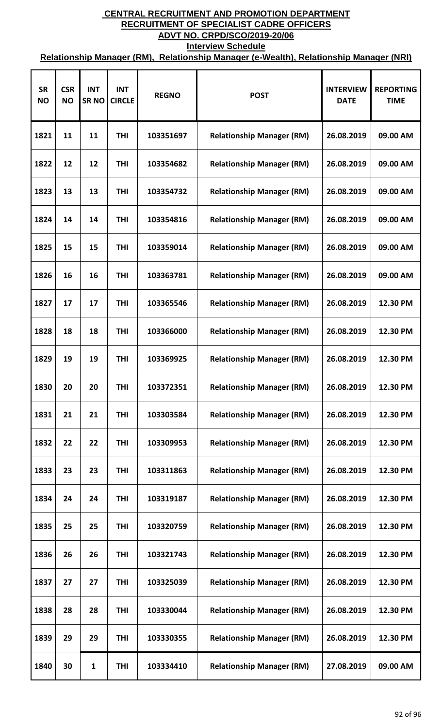# CENTRAL RECRUITMENT AND PROMOTION DEPARTMENT

## RECRUITMENT OF SPECIALIST CADRE OFFICERS

## ADVT NO. CRPD/SCO/2019-20/06

### Interview Schedule

### Relationship Manager (RM), Relationship Manager (e-Wealth), Relationship Manager (NRI)

| SR NO | CSR NO | INT SR NO | INT CIRCLE | REGNO | POST | INTERVIEW DATE | REPORTING TIME |
|---|---|---|---|---|---|---|---|
| 1821 | 11 | 11 | THI | 103351697 | Relationship Manager (RM) | 26.08.2019 | 09.00 AM |
| 1822 | 12 | 12 | THI | 103354682 | Relationship Manager (RM) | 26.08.2019 | 09.00 AM |
| 1823 | 13 | 13 | THI | 103354732 | Relationship Manager (RM) | 26.08.2019 | 09.00 AM |
| 1824 | 14 | 14 | THI | 103354816 | Relationship Manager (RM) | 26.08.2019 | 09.00 AM |
| 1825 | 15 | 15 | THI | 103359014 | Relationship Manager (RM) | 26.08.2019 | 09.00 AM |
| 1826 | 16 | 16 | THI | 103363781 | Relationship Manager (RM) | 26.08.2019 | 09.00 AM |
| 1827 | 17 | 17 | THI | 103365546 | Relationship Manager (RM) | 26.08.2019 | 12.30 PM |
| 1828 | 18 | 18 | THI | 103366000 | Relationship Manager (RM) | 26.08.2019 | 12.30 PM |
| 1829 | 19 | 19 | THI | 103369925 | Relationship Manager (RM) | 26.08.2019 | 12.30 PM |
| 1830 | 20 | 20 | THI | 103372351 | Relationship Manager (RM) | 26.08.2019 | 12.30 PM |
| 1831 | 21 | 21 | THI | 103303584 | Relationship Manager (RM) | 26.08.2019 | 12.30 PM |
| 1832 | 22 | 22 | THI | 103309953 | Relationship Manager (RM) | 26.08.2019 | 12.30 PM |
| 1833 | 23 | 23 | THI | 103311863 | Relationship Manager (RM) | 26.08.2019 | 12.30 PM |
| 1834 | 24 | 24 | THI | 103319187 | Relationship Manager (RM) | 26.08.2019 | 12.30 PM |
| 1835 | 25 | 25 | THI | 103320759 | Relationship Manager (RM) | 26.08.2019 | 12.30 PM |
| 1836 | 26 | 26 | THI | 103321743 | Relationship Manager (RM) | 26.08.2019 | 12.30 PM |
| 1837 | 27 | 27 | THI | 103325039 | Relationship Manager (RM) | 26.08.2019 | 12.30 PM |
| 1838 | 28 | 28 | THI | 103330044 | Relationship Manager (RM) | 26.08.2019 | 12.30 PM |
| 1839 | 29 | 29 | THI | 103330355 | Relationship Manager (RM) | 26.08.2019 | 12.30 PM |
| 1840 | 30 | 1 | THI | 103334410 | Relationship Manager (RM) | 27.08.2019 | 09.00 AM |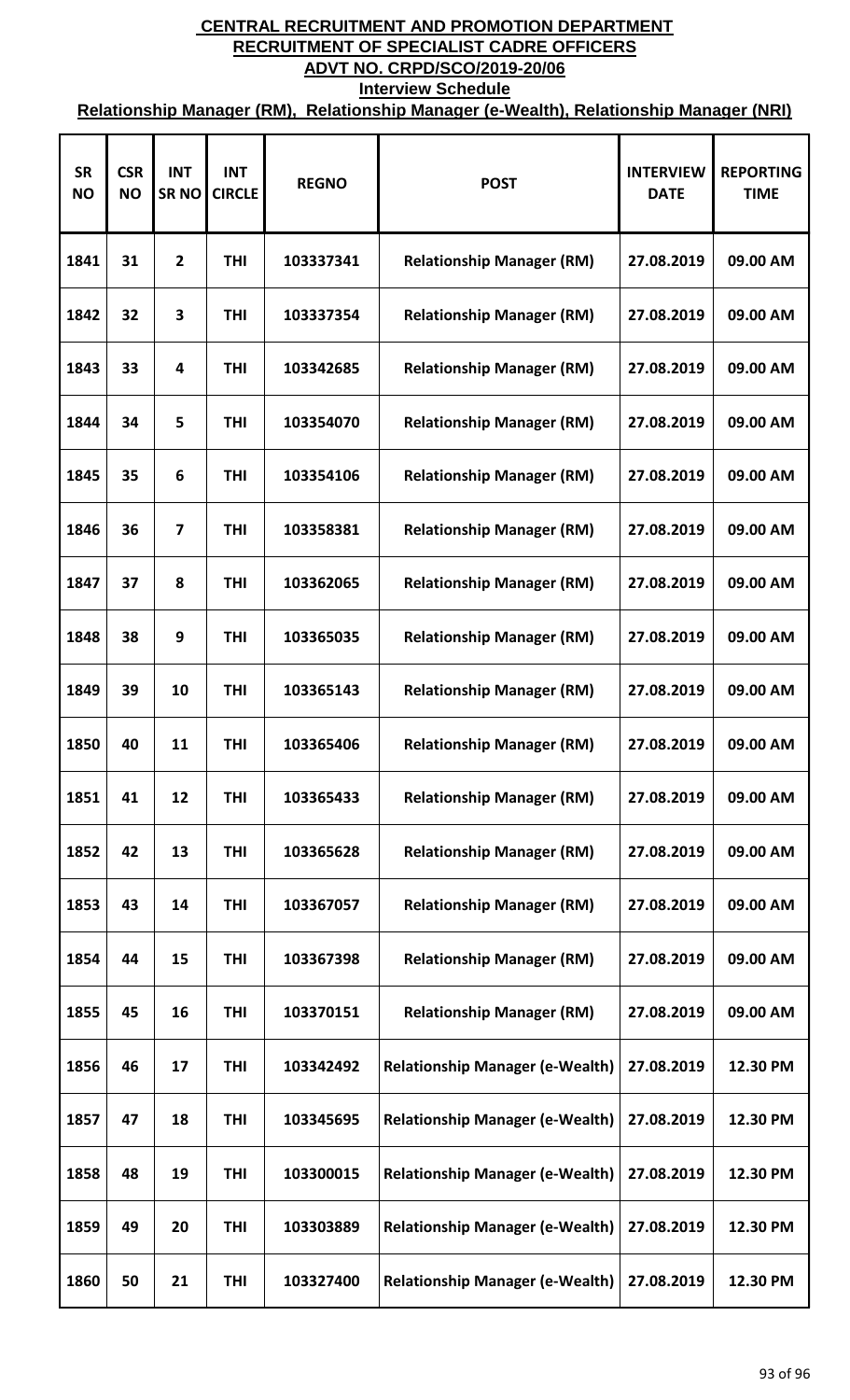# CENTRAL RECRUITMENT AND PROMOTION DEPARTMENT

## RECRUITMENT OF SPECIALIST CADRE OFFICERS

## ADVT NO. CRPD/SCO/2019-20/06

### Interview Schedule

### Relationship Manager (RM), Relationship Manager (e-Wealth), Relationship Manager (NRI)

| SR NO | CSR NO | INT SR NO | INT CIRCLE | REGNO | POST | INTERVIEW DATE | REPORTING TIME |
|---|---|---|---|---|---|---|---|
| 1841 | 31 | 2 | THI | 103337341 | Relationship Manager (RM) | 27.08.2019 | 09.00 AM |
| 1842 | 32 | 3 | THI | 103337354 | Relationship Manager (RM) | 27.08.2019 | 09.00 AM |
| 1843 | 33 | 4 | THI | 103342685 | Relationship Manager (RM) | 27.08.2019 | 09.00 AM |
| 1844 | 34 | 5 | THI | 103354070 | Relationship Manager (RM) | 27.08.2019 | 09.00 AM |
| 1845 | 35 | 6 | THI | 103354106 | Relationship Manager (RM) | 27.08.2019 | 09.00 AM |
| 1846 | 36 | 7 | THI | 103358381 | Relationship Manager (RM) | 27.08.2019 | 09.00 AM |
| 1847 | 37 | 8 | THI | 103362065 | Relationship Manager (RM) | 27.08.2019 | 09.00 AM |
| 1848 | 38 | 9 | THI | 103365035 | Relationship Manager (RM) | 27.08.2019 | 09.00 AM |
| 1849 | 39 | 10 | THI | 103365143 | Relationship Manager (RM) | 27.08.2019 | 09.00 AM |
| 1850 | 40 | 11 | THI | 103365406 | Relationship Manager (RM) | 27.08.2019 | 09.00 AM |
| 1851 | 41 | 12 | THI | 103365433 | Relationship Manager (RM) | 27.08.2019 | 09.00 AM |
| 1852 | 42 | 13 | THI | 103365628 | Relationship Manager (RM) | 27.08.2019 | 09.00 AM |
| 1853 | 43 | 14 | THI | 103367057 | Relationship Manager (RM) | 27.08.2019 | 09.00 AM |
| 1854 | 44 | 15 | THI | 103367398 | Relationship Manager (RM) | 27.08.2019 | 09.00 AM |
| 1855 | 45 | 16 | THI | 103370151 | Relationship Manager (RM) | 27.08.2019 | 09.00 AM |
| 1856 | 46 | 17 | THI | 103342492 | Relationship Manager (e-Wealth) | 27.08.2019 | 12.30 PM |
| 1857 | 47 | 18 | THI | 103345695 | Relationship Manager (e-Wealth) | 27.08.2019 | 12.30 PM |
| 1858 | 48 | 19 | THI | 103300015 | Relationship Manager (e-Wealth) | 27.08.2019 | 12.30 PM |
| 1859 | 49 | 20 | THI | 103303889 | Relationship Manager (e-Wealth) | 27.08.2019 | 12.30 PM |
| 1860 | 50 | 21 | THI | 103327400 | Relationship Manager (e-Wealth) | 27.08.2019 | 12.30 PM |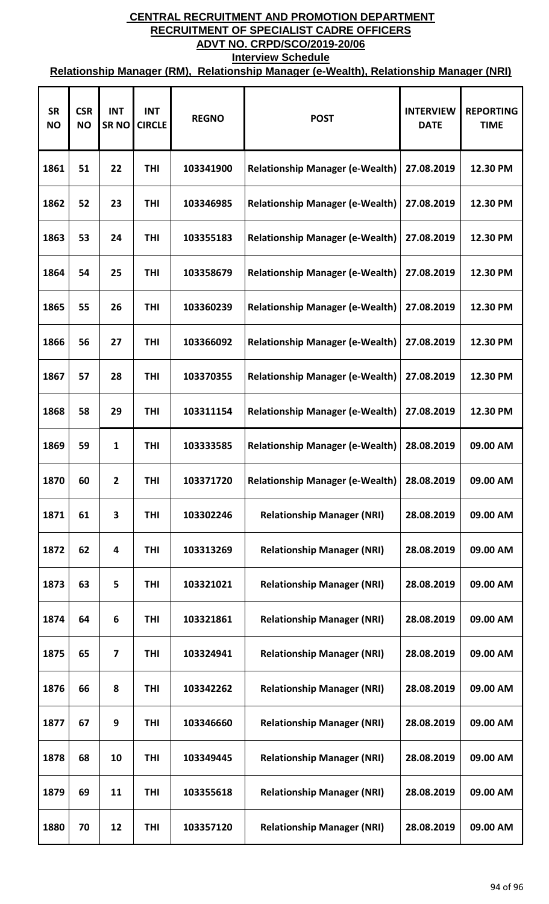**CENTRAL RECRUITMENT AND PROMOTION DEPARTMENT**
**RECRUITMENT OF SPECIALIST CADRE OFFICERS**
**ADVT NO. CRPD/SCO/2019-20/06**
**Interview Schedule**
**Relationship Manager (RM), Relationship Manager (e-Wealth), Relationship Manager (NRI)**

| SR NO | CSR NO | INT SR NO | INT CIRCLE | REGNO | POST | INTERVIEW DATE | REPORTING TIME |
|---|---|---|---|---|---|---|---|
| 1861 | 51 | 22 | THI | 103341900 | Relationship Manager (e-Wealth) | 27.08.2019 | 12.30 PM |
| 1862 | 52 | 23 | THI | 103346985 | Relationship Manager (e-Wealth) | 27.08.2019 | 12.30 PM |
| 1863 | 53 | 24 | THI | 103355183 | Relationship Manager (e-Wealth) | 27.08.2019 | 12.30 PM |
| 1864 | 54 | 25 | THI | 103358679 | Relationship Manager (e-Wealth) | 27.08.2019 | 12.30 PM |
| 1865 | 55 | 26 | THI | 103360239 | Relationship Manager (e-Wealth) | 27.08.2019 | 12.30 PM |
| 1866 | 56 | 27 | THI | 103366092 | Relationship Manager (e-Wealth) | 27.08.2019 | 12.30 PM |
| 1867 | 57 | 28 | THI | 103370355 | Relationship Manager (e-Wealth) | 27.08.2019 | 12.30 PM |
| 1868 | 58 | 29 | THI | 103311154 | Relationship Manager (e-Wealth) | 27.08.2019 | 12.30 PM |
| 1869 | 59 | 1 | THI | 103333585 | Relationship Manager (e-Wealth) | 28.08.2019 | 09.00 AM |
| 1870 | 60 | 2 | THI | 103371720 | Relationship Manager (e-Wealth) | 28.08.2019 | 09.00 AM |
| 1871 | 61 | 3 | THI | 103302246 | Relationship Manager (NRI) | 28.08.2019 | 09.00 AM |
| 1872 | 62 | 4 | THI | 103313269 | Relationship Manager (NRI) | 28.08.2019 | 09.00 AM |
| 1873 | 63 | 5 | THI | 103321021 | Relationship Manager (NRI) | 28.08.2019 | 09.00 AM |
| 1874 | 64 | 6 | THI | 103321861 | Relationship Manager (NRI) | 28.08.2019 | 09.00 AM |
| 1875 | 65 | 7 | THI | 103324941 | Relationship Manager (NRI) | 28.08.2019 | 09.00 AM |
| 1876 | 66 | 8 | THI | 103342262 | Relationship Manager (NRI) | 28.08.2019 | 09.00 AM |
| 1877 | 67 | 9 | THI | 103346660 | Relationship Manager (NRI) | 28.08.2019 | 09.00 AM |
| 1878 | 68 | 10 | THI | 103349445 | Relationship Manager (NRI) | 28.08.2019 | 09.00 AM |
| 1879 | 69 | 11 | THI | 103355618 | Relationship Manager (NRI) | 28.08.2019 | 09.00 AM |
| 1880 | 70 | 12 | THI | 103357120 | Relationship Manager (NRI) | 28.08.2019 | 09.00 AM |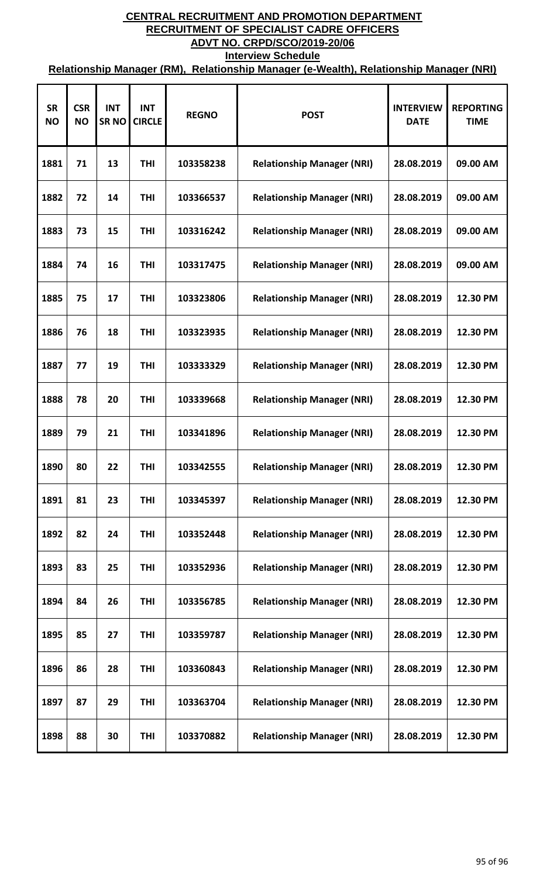**CENTRAL RECRUITMENT AND PROMOTION DEPARTMENT**

**RECRUITMENT OF SPECIALIST CADRE OFFICERS**

**ADVT NO. CRPD/SCO/2019-20/06**

**Interview Schedule**

**Relationship Manager (RM), Relationship Manager (e-Wealth), Relationship Manager (NRI)**

| SR NO | CSR NO | INT SR NO | INT CIRCLE | REGNO | POST | INTERVIEW DATE | REPORTING TIME |
|---|---|---|---|---|---|---|---|
| 1881 | 71 | 13 | THI | 103358238 | Relationship Manager (NRI) | 28.08.2019 | 09.00 AM |
| 1882 | 72 | 14 | THI | 103366537 | Relationship Manager (NRI) | 28.08.2019 | 09.00 AM |
| 1883 | 73 | 15 | THI | 103316242 | Relationship Manager (NRI) | 28.08.2019 | 09.00 AM |
| 1884 | 74 | 16 | THI | 103317475 | Relationship Manager (NRI) | 28.08.2019 | 09.00 AM |
| 1885 | 75 | 17 | THI | 103323806 | Relationship Manager (NRI) | 28.08.2019 | 12.30 PM |
| 1886 | 76 | 18 | THI | 103323935 | Relationship Manager (NRI) | 28.08.2019 | 12.30 PM |
| 1887 | 77 | 19 | THI | 103333329 | Relationship Manager (NRI) | 28.08.2019 | 12.30 PM |
| 1888 | 78 | 20 | THI | 103339668 | Relationship Manager (NRI) | 28.08.2019 | 12.30 PM |
| 1889 | 79 | 21 | THI | 103341896 | Relationship Manager (NRI) | 28.08.2019 | 12.30 PM |
| 1890 | 80 | 22 | THI | 103342555 | Relationship Manager (NRI) | 28.08.2019 | 12.30 PM |
| 1891 | 81 | 23 | THI | 103345397 | Relationship Manager (NRI) | 28.08.2019 | 12.30 PM |
| 1892 | 82 | 24 | THI | 103352448 | Relationship Manager (NRI) | 28.08.2019 | 12.30 PM |
| 1893 | 83 | 25 | THI | 103352936 | Relationship Manager (NRI) | 28.08.2019 | 12.30 PM |
| 1894 | 84 | 26 | THI | 103356785 | Relationship Manager (NRI) | 28.08.2019 | 12.30 PM |
| 1895 | 85 | 27 | THI | 103359787 | Relationship Manager (NRI) | 28.08.2019 | 12.30 PM |
| 1896 | 86 | 28 | THI | 103360843 | Relationship Manager (NRI) | 28.08.2019 | 12.30 PM |
| 1897 | 87 | 29 | THI | 103363704 | Relationship Manager (NRI) | 28.08.2019 | 12.30 PM |
| 1898 | 88 | 30 | THI | 103370882 | Relationship Manager (NRI) | 28.08.2019 | 12.30 PM |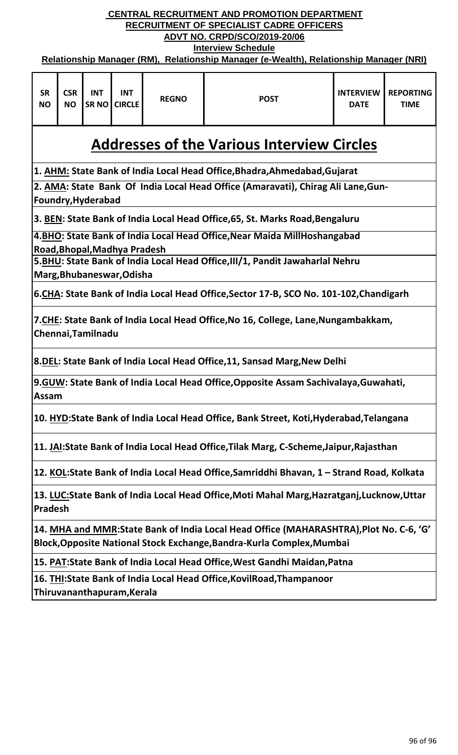**CENTRAL RECRUITMENT AND PROMOTION DEPARTMENT**
**RECRUITMENT OF SPECIALIST CADRE OFFICERS**
**ADVT NO. CRPD/SCO/2019-20/06**
**Interview Schedule**
**Relationship Manager (RM), Relationship Manager (e-Wealth), Relationship Manager (NRI)**

| SR NO | CSR NO | INT SR NO | INT CIRCLE | REGNO | POST | INTERVIEW DATE | REPORTING TIME |
|---|---|---|---|---|---|---|---|

# Addresses of the Various Interview Circles

1. **AHM: State Bank of India Local Head Office,Bhadra,Ahmedabad,Gujarat**

2. **AMA: State Bank Of India Local Head Office (Amaravati), Chirag Ali Lane,Gun-Foundry,Hyderabad**

3. **BEN: State Bank of India Local Head Office,65, St. Marks Road,Bengaluru**

4. **BHO: State Bank of India Local Head Office,Near Maida MillHoshangabad Road,Bhopal,Madhya Pradesh**

5. **BHU: State Bank of India Local Head Office,III/1, Pandit Jawaharlal Nehru Marg,Bhubaneswar,Odisha**

6. **CHA: State Bank of India Local Head Office,Sector 17-B, SCO No. 101-102,Chandigarh**

7. **CHE: State Bank of India Local Head Office,No 16, College, Lane,Nungambakkam, Chennai,Tamilnadu**

8. **DEL: State Bank of India Local Head Office,11, Sansad Marg,New Delhi**

9. **GUW: State Bank of India Local Head Office,Opposite Assam Sachivalaya,Guwahati, Assam**

10. **HYD:State Bank of India Local Head Office, Bank Street, Koti,Hyderabad,Telangana**

11. **JAI:State Bank of India Local Head Office,Tilak Marg, C-Scheme,Jaipur,Rajasthan**

12. **KOL:State Bank of India Local Head Office,Samriddhi Bhavan, 1 – Strand Road, Kolkata**

13. **LUC:State Bank of India Local Head Office,Moti Mahal Marg,Hazratganj,Lucknow,Uttar Pradesh**

14. **MHA and MMR:State Bank of India Local Head Office (MAHARASHTRA),Plot No. C-6, 'G' Block,Opposite National Stock Exchange,Bandra-Kurla Complex,Mumbai**

15. **PAT:State Bank of India Local Head Office,West Gandhi Maidan,Patna**

16. **THI:State Bank of India Local Head Office,KovilRoad,Thampanoor Thiruvananthapuram,Kerala**